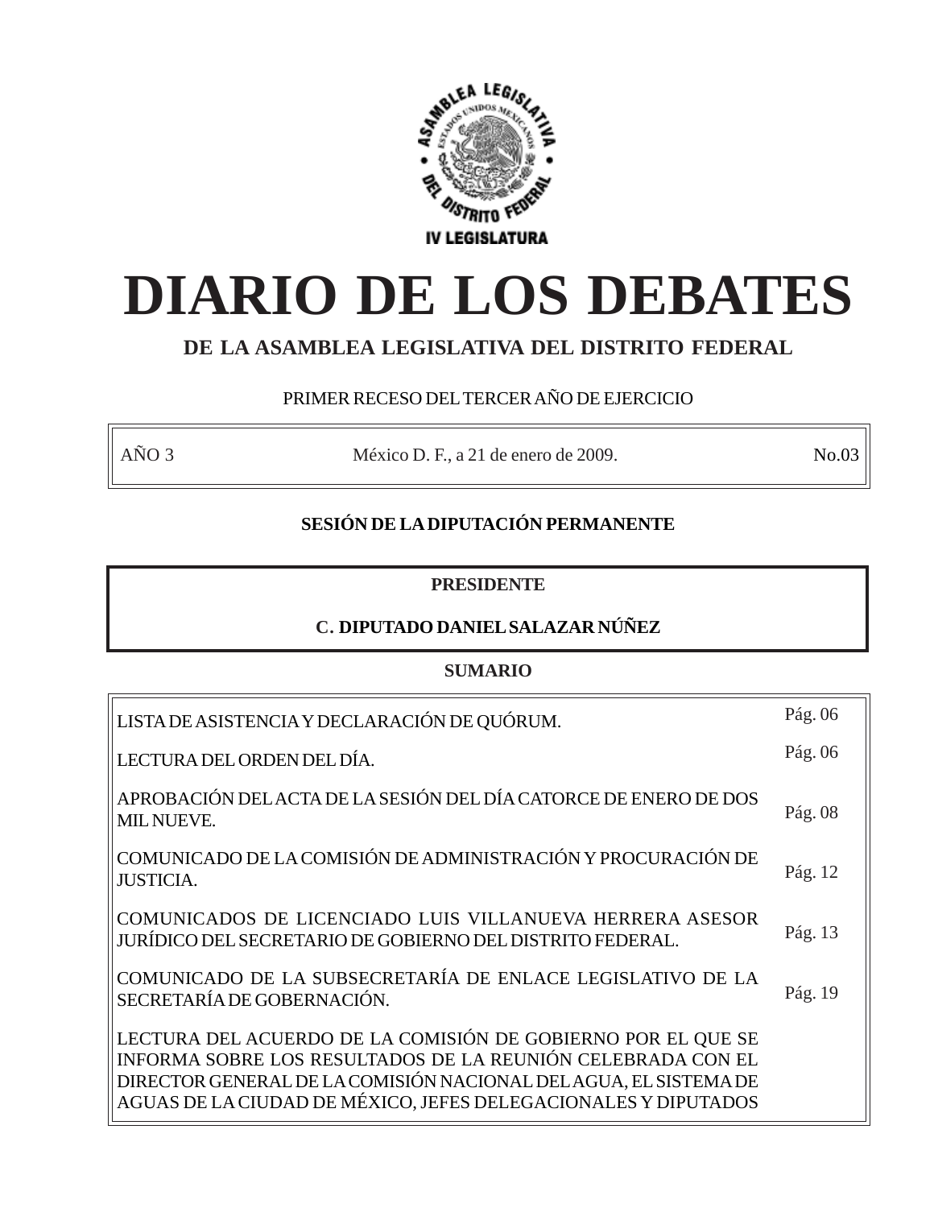ASAMBLEA LEGISLATIVA DEL DISTRITO FEDERAL

IV LEGISLATURA

# DIARIO DE LOS DEBATES

## DE LA ASAMBLEA LEGISLATIVA DEL DISTRITO FEDERAL

PRIMER RECESO DEL TERCER AÑO DE EJERCICIO

| AÑO 3 | México D. F., a 21 de enero de 2009. | No.03 |
|---|---|---|

**SESIÓN DE LA DIPUTACIÓN PERMANENTE**

**PRESIDENTE**

**C. DIPUTADO DANIEL SALAZAR NÚÑEZ**

**SUMARIO**

| | |
|---|---|
| LISTA DE ASISTENCIA Y DECLARACIÓN DE QUÓRUM. | Pág. 06 |
| LECTURA DEL ORDEN DEL DÍA. | Pág. 06 |
| APROBACIÓN DEL ACTA DE LA SESIÓN DEL DÍA CATORCE DE ENERO DE DOS MIL NUEVE. | Pág. 08 |
| COMUNICADO DE LA COMISIÓN DE ADMINISTRACIÓN Y PROCURACIÓN DE JUSTICIA. | Pág. 12 |
| COMUNICADOS DE LICENCIADO LUIS VILLANUEVA HERRERA ASESOR JURÍDICO DEL SECRETARIO DE GOBIERNO DEL DISTRITO FEDERAL. | Pág. 13 |
| COMUNICADO DE LA SUBSECRETARÍA DE ENLACE LEGISLATIVO DE LA SECRETARÍA DE GOBERNACIÓN. | Pág. 19 |
| LECTURA DEL ACUERDO DE LA COMISIÓN DE GOBIERNO POR EL QUE SE INFORMA SOBRE LOS RESULTADOS DE LA REUNIÓN CELEBRADA CON EL DIRECTOR GENERAL DE LA COMISIÓN NACIONAL DEL AGUA, EL SISTEMA DE AGUAS DE LA CIUDAD DE MÉXICO, JEFES DELEGACIONALES Y DIPUTADOS | |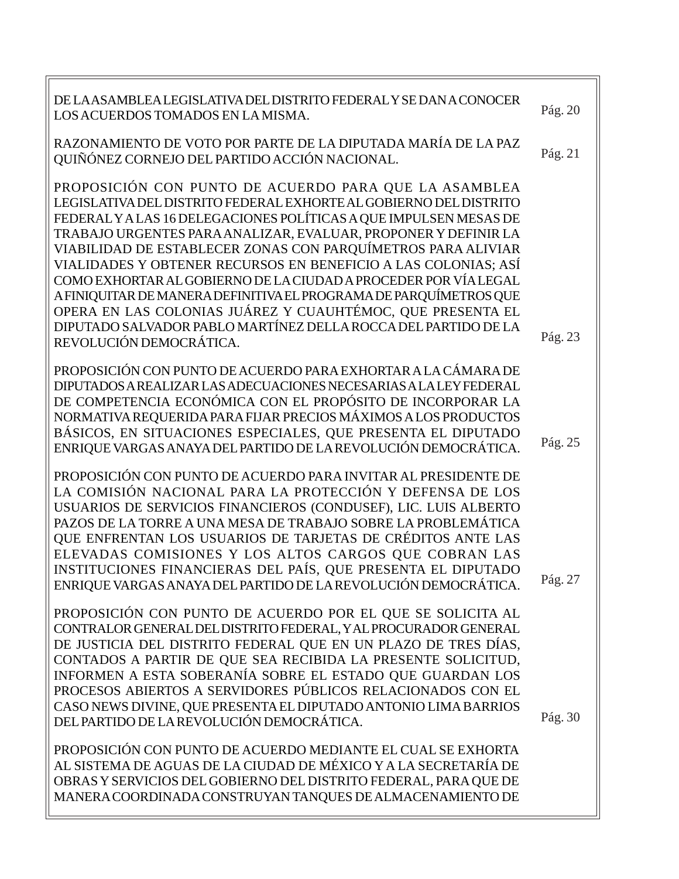DE LA ASAMBLEA LEGISLATIVA DEL DISTRITO FEDERAL Y SE DAN A CONOCER LOS ACUERDOS TOMADOS EN LA MISMA. Pág. 20

RAZONAMIENTO DE VOTO POR PARTE DE LA DIPUTADA MARÍA DE LA PAZ QUIÑÓNEZ CORNEJO DEL PARTIDO ACCIÓN NACIONAL. Pág. 21

PROPOSICIÓN CON PUNTO DE ACUERDO PARA QUE LA ASAMBLEA LEGISLATIVA DEL DISTRITO FEDERAL EXHORTE AL GOBIERNO DEL DISTRITO FEDERAL Y A LAS 16 DELEGACIONES POLÍTICAS A QUE IMPULSEN MESAS DE TRABAJO URGENTES PARA ANALIZAR, EVALUAR, PROPONER Y DEFINIR LA VIABILIDAD DE ESTABLECER ZONAS CON PARQUÍMETROS PARA ALIVIAR VIALIDADES Y OBTENER RECURSOS EN BENEFICIO A LAS COLONIAS; ASÍ COMO EXHORTAR AL GOBIERNO DE LA CIUDAD A PROCEDER POR VÍA LEGAL A FINIQUITAR DE MANERA DEFINITIVA EL PROGRAMA DE PARQUÍMETROS QUE OPERA EN LAS COLONIAS JUÁREZ Y CUAUHTÉMOC, QUE PRESENTA EL DIPUTADO SALVADOR PABLO MARTÍNEZ DELLA ROCCA DEL PARTIDO DE LA REVOLUCIÓN DEMOCRÁTICA. Pág. 23

PROPOSICIÓN CON PUNTO DE ACUERDO PARA EXHORTAR A LA CÁMARA DE DIPUTADOS A REALIZAR LAS ADECUACIONES NECESARIAS A LA LEY FEDERAL DE COMPETENCIA ECONÓMICA CON EL PROPÓSITO DE INCORPORAR LA NORMATIVA REQUERIDA PARA FIJAR PRECIOS MÁXIMOS A LOS PRODUCTOS BÁSICOS, EN SITUACIONES ESPECIALES, QUE PRESENTA EL DIPUTADO ENRIQUE VARGAS ANAYA DEL PARTIDO DE LA REVOLUCIÓN DEMOCRÁTICA. Pág. 25

PROPOSICIÓN CON PUNTO DE ACUERDO PARA INVITAR AL PRESIDENTE DE LA COMISIÓN NACIONAL PARA LA PROTECCIÓN Y DEFENSA DE LOS USUARIOS DE SERVICIOS FINANCIEROS (CONDUSEF), LIC. LUIS ALBERTO PAZOS DE LA TORRE A UNA MESA DE TRABAJO SOBRE LA PROBLEMÁTICA QUE ENFRENTAN LOS USUARIOS DE TARJETAS DE CRÉDITOS ANTE LAS ELEVADAS COMISIONES Y LOS ALTOS CARGOS QUE COBRAN LAS INSTITUCIONES FINANCIERAS DEL PAÍS, QUE PRESENTA EL DIPUTADO ENRIQUE VARGAS ANAYA DEL PARTIDO DE LA REVOLUCIÓN DEMOCRÁTICA. Pág. 27

PROPOSICIÓN CON PUNTO DE ACUERDO POR EL QUE SE SOLICITA AL CONTRALOR GENERAL DEL DISTRITO FEDERAL, Y AL PROCURADOR GENERAL DE JUSTICIA DEL DISTRITO FEDERAL QUE EN UN PLAZO DE TRES DÍAS, CONTADOS A PARTIR DE QUE SEA RECIBIDA LA PRESENTE SOLICITUD, INFORMEN A ESTA SOBERANÍA SOBRE EL ESTADO QUE GUARDAN LOS PROCESOS ABIERTOS A SERVIDORES PÚBLICOS RELACIONADOS CON EL CASO NEWS DIVINE, QUE PRESENTA EL DIPUTADO ANTONIO LIMA BARRIOS DEL PARTIDO DE LA REVOLUCIÓN DEMOCRÁTICA. Pág. 30

PROPOSICIÓN CON PUNTO DE ACUERDO MEDIANTE EL CUAL SE EXHORTA AL SISTEMA DE AGUAS DE LA CIUDAD DE MÉXICO Y A LA SECRETARÍA DE OBRAS Y SERVICIOS DEL GOBIERNO DEL DISTRITO FEDERAL, PARA QUE DE MANERA COORDINADA CONSTRUYAN TANQUES DE ALMACENAMIENTO DE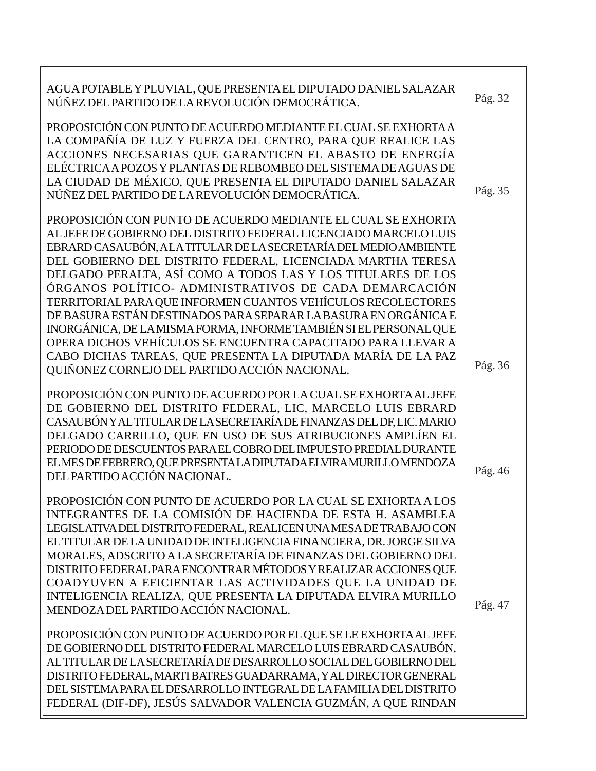| | |
|---|---|
| AGUA POTABLE Y PLUVIAL, QUE PRESENTA EL DIPUTADO DANIEL SALAZAR NÚÑEZ DEL PARTIDO DE LA REVOLUCIÓN DEMOCRÁTICA. | Pág. 32 |
| PROPOSICIÓN CON PUNTO DE ACUERDO MEDIANTE EL CUAL SE EXHORTA A LA COMPAÑÍA DE LUZ Y FUERZA DEL CENTRO, PARA QUE REALICE LAS ACCIONES NECESARIAS QUE GARANTICEN EL ABASTO DE ENERGÍA ELÉCTRICA A POZOS Y PLANTAS DE REBOMBEO DEL SISTEMA DE AGUAS DE LA CIUDAD DE MÉXICO, QUE PRESENTA EL DIPUTADO DANIEL SALAZAR NÚÑEZ DEL PARTIDO DE LA REVOLUCIÓN DEMOCRÁTICA. | Pág. 35 |
| PROPOSICIÓN CON PUNTO DE ACUERDO MEDIANTE EL CUAL SE EXHORTA AL JEFE DE GOBIERNO DEL DISTRITO FEDERAL LICENCIADO MARCELO LUIS EBRARD CASAUBÓN, A LA TITULAR DE LA SECRETARÍA DEL MEDIO AMBIENTE DEL GOBIERNO DEL DISTRITO FEDERAL, LICENCIADA MARTHA TERESA DELGADO PERALTA, ASÍ COMO A TODOS LAS Y LOS TITULARES DE LOS ÓRGANOS POLÍTICO- ADMINISTRATIVOS DE CADA DEMARCACIÓN TERRITORIAL PARA QUE INFORMEN CUANTOS VEHÍCULOS RECOLECTORES DE BASURA ESTÁN DESTINADOS PARA SEPARAR LA BASURA EN ORGÁNICA E INORGÁNICA, DE LA MISMA FORMA, INFORME TAMBIÉN SI EL PERSONAL QUE OPERA DICHOS VEHÍCULOS SE ENCUENTRA CAPACITADO PARA LLEVAR A CABO DICHAS TAREAS, QUE PRESENTA LA DIPUTADA MARÍA DE LA PAZ QUIÑONEZ CORNEJO DEL PARTIDO ACCIÓN NACIONAL. | Pág. 36 |
| PROPOSICIÓN CON PUNTO DE ACUERDO POR LA CUAL SE EXHORTA AL JEFE DE GOBIERNO DEL DISTRITO FEDERAL, LIC, MARCELO LUIS EBRARD CASAUBÓN Y AL TITULAR DE LA SECRETARÍA DE FINANZAS DEL DF, LIC. MARIO DELGADO CARRILLO, QUE EN USO DE SUS ATRIBUCIONES AMPLÍEN EL PERIODO DE DESCUENTOS PARA EL COBRO DEL IMPUESTO PREDIAL DURANTE EL MES DE FEBRERO, QUE PRESENTA LA DIPUTADA ELVIRA MURILLO MENDOZA DEL PARTIDO ACCIÓN NACIONAL. | Pág. 46 |
| PROPOSICIÓN CON PUNTO DE ACUERDO POR LA CUAL SE EXHORTA A LOS INTEGRANTES DE LA COMISIÓN DE HACIENDA DE ESTA H. ASAMBLEA LEGISLATIVA DEL DISTRITO FEDERAL, REALICEN UNA MESA DE TRABAJO CON EL TITULAR DE LA UNIDAD DE INTELIGENCIA FINANCIERA, DR. JORGE SILVA MORALES, ADSCRITO A LA SECRETARÍA DE FINANZAS DEL GOBIERNO DEL DISTRITO FEDERAL PARA ENCONTRAR MÉTODOS Y REALIZAR ACCIONES QUE COADYUVEN A EFICIENTAR LAS ACTIVIDADES QUE LA UNIDAD DE INTELIGENCIA REALIZA, QUE PRESENTA LA DIPUTADA ELVIRA MURILLO MENDOZA DEL PARTIDO ACCIÓN NACIONAL. | Pág. 47 |
| PROPOSICIÓN CON PUNTO DE ACUERDO POR EL QUE SE LE EXHORTA AL JEFE DE GOBIERNO DEL DISTRITO FEDERAL MARCELO LUIS EBRARD CASAUBÓN, AL TITULAR DE LA SECRETARÍA DE DESARROLLO SOCIAL DEL GOBIERNO DEL DISTRITO FEDERAL, MARTI BATRES GUADARRAMA, Y AL DIRECTOR GENERAL DEL SISTEMA PARA EL DESARROLLO INTEGRAL DE LA FAMILIA DEL DISTRITO FEDERAL (DIF-DF), JESÚS SALVADOR VALENCIA GUZMÁN, A QUE RINDAN | |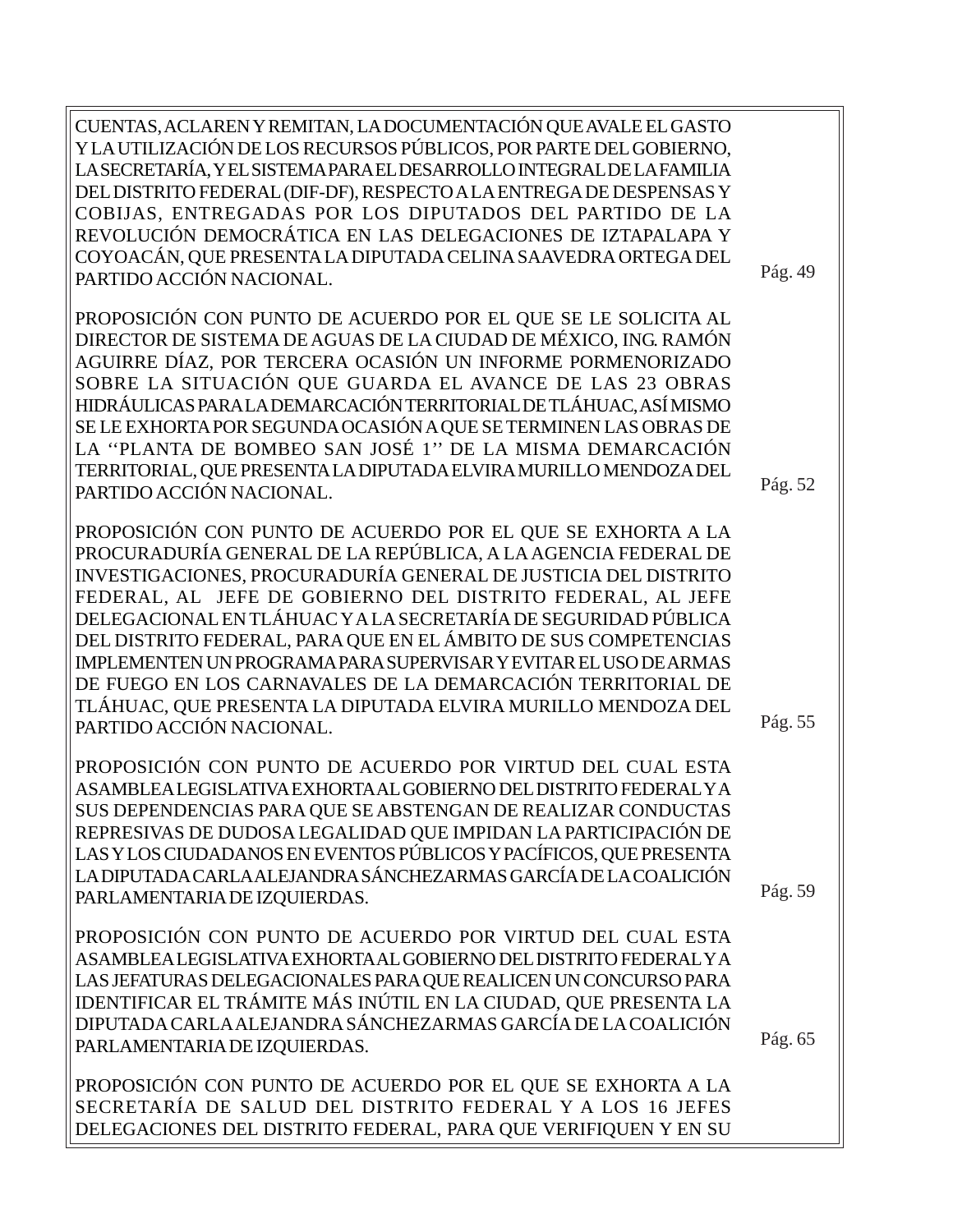| | |
|---|---|
| CUENTAS, ACLAREN Y REMITAN, LA DOCUMENTACIÓN QUE AVALE EL GASTO Y LA UTILIZACIÓN DE LOS RECURSOS PÚBLICOS, POR PARTE DEL GOBIERNO, LA SECRETARÍA, Y EL SISTEMA PARA EL DESARROLLO INTEGRAL DE LA FAMILIA DEL DISTRITO FEDERAL (DIF-DF), RESPECTO A LA ENTREGA DE DESPENSAS Y COBIJAS, ENTREGADAS POR LOS DIPUTADOS DEL PARTIDO DE LA REVOLUCIÓN DEMOCRÁTICA EN LAS DELEGACIONES DE IZTAPALAPA Y COYOACÁN, QUE PRESENTA LA DIPUTADA CELINA SAAVEDRA ORTEGA DEL PARTIDO ACCIÓN NACIONAL. | Pág. 49 |
| PROPOSICIÓN CON PUNTO DE ACUERDO POR EL QUE SE LE SOLICITA AL DIRECTOR DE SISTEMA DE AGUAS DE LA CIUDAD DE MÉXICO, ING. RAMÓN AGUIRRE DÍAZ, POR TERCERA OCASIÓN UN INFORME PORMENORIZADO SOBRE LA SITUACIÓN QUE GUARDA EL AVANCE DE LAS 23 OBRAS HIDRÁULICAS PARA LA DEMARCACIÓN TERRITORIAL DE TLÁHUAC, ASÍ MISMO SE LE EXHORTA POR SEGUNDA OCASIÓN A QUE SE TERMINEN LAS OBRAS DE LA ''PLANTA DE BOMBEO SAN JOSÉ 1'' DE LA MISMA DEMARCACIÓN TERRITORIAL, QUE PRESENTA LA DIPUTADA ELVIRA MURILLO MENDOZA DEL PARTIDO ACCIÓN NACIONAL. | Pág. 52 |
| PROPOSICIÓN CON PUNTO DE ACUERDO POR EL QUE SE EXHORTA A LA PROCURADURÍA GENERAL DE LA REPÚBLICA, A LA AGENCIA FEDERAL DE INVESTIGACIONES, PROCURADURÍA GENERAL DE JUSTICIA DEL DISTRITO FEDERAL, AL JEFE DE GOBIERNO DEL DISTRITO FEDERAL, AL JEFE DELEGACIONAL EN TLÁHUAC Y A LA SECRETARÍA DE SEGURIDAD PÚBLICA DEL DISTRITO FEDERAL, PARA QUE EN EL ÁMBITO DE SUS COMPETENCIAS IMPLEMENTEN UN PROGRAMA PARA SUPERVISAR Y EVITAR EL USO DE ARMAS DE FUEGO EN LOS CARNAVALES DE LA DEMARCACIÓN TERRITORIAL DE TLÁHUAC, QUE PRESENTA LA DIPUTADA ELVIRA MURILLO MENDOZA DEL PARTIDO ACCIÓN NACIONAL. | Pág. 55 |
| PROPOSICIÓN CON PUNTO DE ACUERDO POR VIRTUD DEL CUAL ESTA ASAMBLEA LEGISLATIVA EXHORTA AL GOBIERNO DEL DISTRITO FEDERAL Y A SUS DEPENDENCIAS PARA QUE SE ABSTENGAN DE REALIZAR CONDUCTAS REPRESIVAS DE DUDOSA LEGALIDAD QUE IMPIDAN LA PARTICIPACIÓN DE LAS Y LOS CIUDADANOS EN EVENTOS PÚBLICOS Y PACÍFICOS, QUE PRESENTA LA DIPUTADA CARLA ALEJANDRA SÁNCHEZARMAS GARCÍA DE LA COALICIÓN PARLAMENTARIA DE IZQUIERDAS. | Pág. 59 |
| PROPOSICIÓN CON PUNTO DE ACUERDO POR VIRTUD DEL CUAL ESTA ASAMBLEA LEGISLATIVA EXHORTA AL GOBIERNO DEL DISTRITO FEDERAL Y A LAS JEFATURAS DELEGACIONALES PARA QUE REALICEN UN CONCURSO PARA IDENTIFICAR EL TRÁMITE MÁS INÚTIL EN LA CIUDAD, QUE PRESENTA LA DIPUTADA CARLA ALEJANDRA SÁNCHEZARMAS GARCÍA DE LA COALICIÓN PARLAMENTARIA DE IZQUIERDAS. | Pág. 65 |
| PROPOSICIÓN CON PUNTO DE ACUERDO POR EL QUE SE EXHORTA A LA SECRETARÍA DE SALUD DEL DISTRITO FEDERAL Y A LOS 16 JEFES DELEGACIONES DEL DISTRITO FEDERAL, PARA QUE VERIFIQUEN Y EN SU | |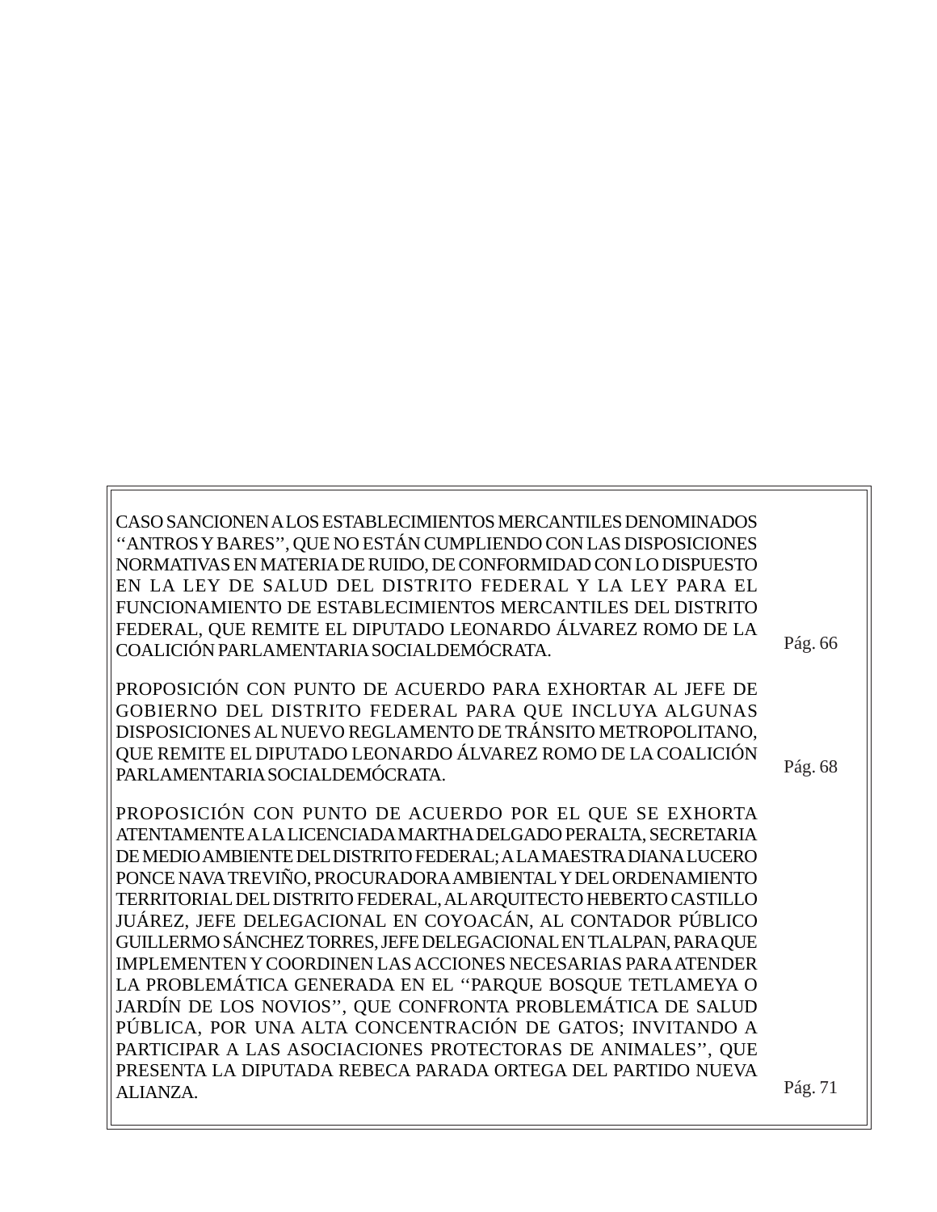| | |
|---|---|
| CASO SANCIONEN A LOS ESTABLECIMIENTOS MERCANTILES DENOMINADOS ''ANTROS Y BARES'', QUE NO ESTÁN CUMPLIENDO CON LAS DISPOSICIONES NORMATIVAS EN MATERIA DE RUIDO, DE CONFORMIDAD CON LO DISPUESTO EN LA LEY DE SALUD DEL DISTRITO FEDERAL Y LA LEY PARA EL FUNCIONAMIENTO DE ESTABLECIMIENTOS MERCANTILES DEL DISTRITO FEDERAL, QUE REMITE EL DIPUTADO LEONARDO ÁLVAREZ ROMO DE LA COALICIÓN PARLAMENTARIA SOCIALDEMÓCRATA. | Pág. 66 |
| PROPOSICIÓN CON PUNTO DE ACUERDO PARA EXHORTAR AL JEFE DE GOBIERNO DEL DISTRITO FEDERAL PARA QUE INCLUYA ALGUNAS DISPOSICIONES AL NUEVO REGLAMENTO DE TRÁNSITO METROPOLITANO, QUE REMITE EL DIPUTADO LEONARDO ÁLVAREZ ROMO DE LA COALICIÓN PARLAMENTARIA SOCIALDEMÓCRATA. | Pág. 68 |
| PROPOSICIÓN CON PUNTO DE ACUERDO POR EL QUE SE EXHORTA ATENTAMENTE A LA LICENCIADA MARTHA DELGADO PERALTA, SECRETARIA DE MEDIO AMBIENTE DEL DISTRITO FEDERAL; A LA MAESTRA DIANA LUCERO PONCE NAVA TREVIÑO, PROCURADORA AMBIENTAL Y DEL ORDENAMIENTO TERRITORIAL DEL DISTRITO FEDERAL, AL ARQUITECTO HEBERTO CASTILLO JUÁREZ, JEFE DELEGACIONAL EN COYOACÁN, AL CONTADOR PÚBLICO GUILLERMO SÁNCHEZ TORRES, JEFE DELEGACIONAL EN TLALPAN, PARA QUE IMPLEMENTEN Y COORDINEN LAS ACCIONES NECESARIAS PARA ATENDER LA PROBLEMÁTICA GENERADA EN EL ''PARQUE BOSQUE TETLAMEYA O JARDÍN DE LOS NOVIOS'', QUE CONFRONTA PROBLEMÁTICA DE SALUD PÚBLICA, POR UNA ALTA CONCENTRACIÓN DE GATOS; INVITANDO A PARTICIPAR A LAS ASOCIACIONES PROTECTORAS DE ANIMALES'', QUE PRESENTA LA DIPUTADA REBECA PARADA ORTEGA DEL PARTIDO NUEVA ALIANZA. | Pág. 71 |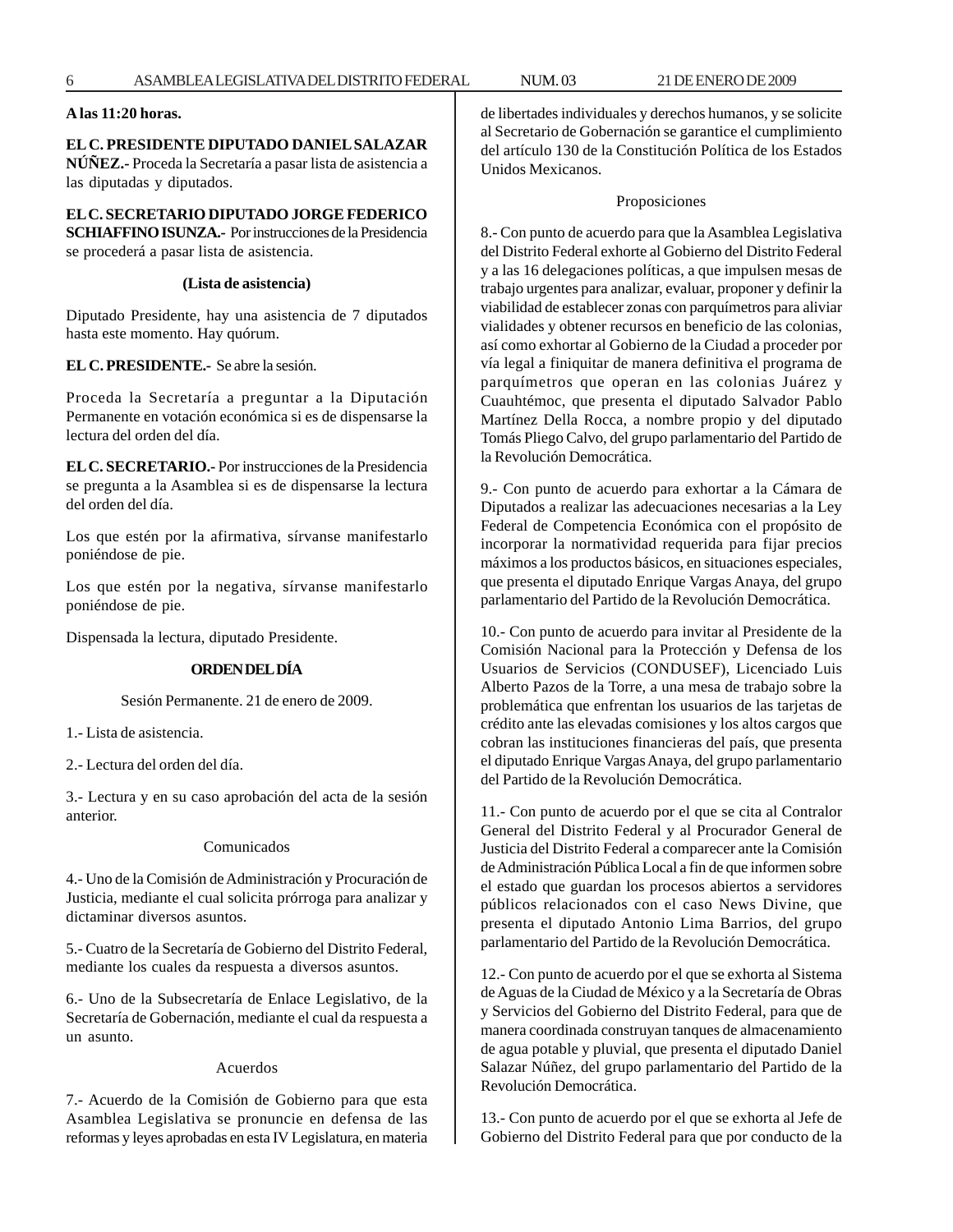**A las 11:20 horas.**

**EL C. PRESIDENTE DIPUTADO DANIEL SALAZAR NÚÑEZ.-** Proceda la Secretaría a pasar lista de asistencia a las diputadas y diputados.

**EL C. SECRETARIO DIPUTADO JORGE FEDERICO SCHIAFFINO ISUNZA.-** Por instrucciones de la Presidencia se procederá a pasar lista de asistencia.

**(Lista de asistencia)**

Diputado Presidente, hay una asistencia de 7 diputados hasta este momento. Hay quórum.

**EL C. PRESIDENTE.-** Se abre la sesión.

Proceda la Secretaría a preguntar a la Diputación Permanente en votación económica si es de dispensarse la lectura del orden del día.

**EL C. SECRETARIO.-** Por instrucciones de la Presidencia se pregunta a la Asamblea si es de dispensarse la lectura del orden del día.

Los que estén por la afirmativa, sírvanse manifestarlo poniéndose de pie.

Los que estén por la negativa, sírvanse manifestarlo poniéndose de pie.

Dispensada la lectura, diputado Presidente.

**ORDEN DEL DÍA**

Sesión Permanente. 21 de enero de 2009.

1.- Lista de asistencia.

2.- Lectura del orden del día.

3.- Lectura y en su caso aprobación del acta de la sesión anterior.

Comunicados

4.- Uno de la Comisión de Administración y Procuración de Justicia, mediante el cual solicita prórroga para analizar y dictaminar diversos asuntos.

5.- Cuatro de la Secretaría de Gobierno del Distrito Federal, mediante los cuales da respuesta a diversos asuntos.

6.- Uno de la Subsecretaría de Enlace Legislativo, de la Secretaría de Gobernación, mediante el cual da respuesta a un asunto.

Acuerdos

7.- Acuerdo de la Comisión de Gobierno para que esta Asamblea Legislativa se pronuncie en defensa de las reformas y leyes aprobadas en esta IV Legislatura, en materia de libertades individuales y derechos humanos, y se solicite al Secretario de Gobernación se garantice el cumplimiento del artículo 130 de la Constitución Política de los Estados Unidos Mexicanos.

Proposiciones

8.- Con punto de acuerdo para que la Asamblea Legislativa del Distrito Federal exhorte al Gobierno del Distrito Federal y a las 16 delegaciones políticas, a que impulsen mesas de trabajo urgentes para analizar, evaluar, proponer y definir la viabilidad de establecer zonas con parquímetros para aliviar vialidades y obtener recursos en beneficio de las colonias, así como exhortar al Gobierno de la Ciudad a proceder por vía legal a finiquitar de manera definitiva el programa de parquímetros que operan en las colonias Juárez y Cuauhtémoc, que presenta el diputado Salvador Pablo Martínez Della Rocca, a nombre propio y del diputado Tomás Pliego Calvo, del grupo parlamentario del Partido de la Revolución Democrática.

9.- Con punto de acuerdo para exhortar a la Cámara de Diputados a realizar las adecuaciones necesarias a la Ley Federal de Competencia Económica con el propósito de incorporar la normatividad requerida para fijar precios máximos a los productos básicos, en situaciones especiales, que presenta el diputado Enrique Vargas Anaya, del grupo parlamentario del Partido de la Revolución Democrática.

10.- Con punto de acuerdo para invitar al Presidente de la Comisión Nacional para la Protección y Defensa de los Usuarios de Servicios (CONDUSEF), Licenciado Luis Alberto Pazos de la Torre, a una mesa de trabajo sobre la problemática que enfrentan los usuarios de las tarjetas de crédito ante las elevadas comisiones y los altos cargos que cobran las instituciones financieras del país, que presenta el diputado Enrique Vargas Anaya, del grupo parlamentario del Partido de la Revolución Democrática.

11.- Con punto de acuerdo por el que se cita al Contralor General del Distrito Federal y al Procurador General de Justicia del Distrito Federal a comparecer ante la Comisión de Administración Pública Local a fin de que informen sobre el estado que guardan los procesos abiertos a servidores públicos relacionados con el caso News Divine, que presenta el diputado Antonio Lima Barrios, del grupo parlamentario del Partido de la Revolución Democrática.

12.- Con punto de acuerdo por el que se exhorta al Sistema de Aguas de la Ciudad de México y a la Secretaría de Obras y Servicios del Gobierno del Distrito Federal, para que de manera coordinada construyan tanques de almacenamiento de agua potable y pluvial, que presenta el diputado Daniel Salazar Núñez, del grupo parlamentario del Partido de la Revolución Democrática.

13.- Con punto de acuerdo por el que se exhorta al Jefe de Gobierno del Distrito Federal para que por conducto de la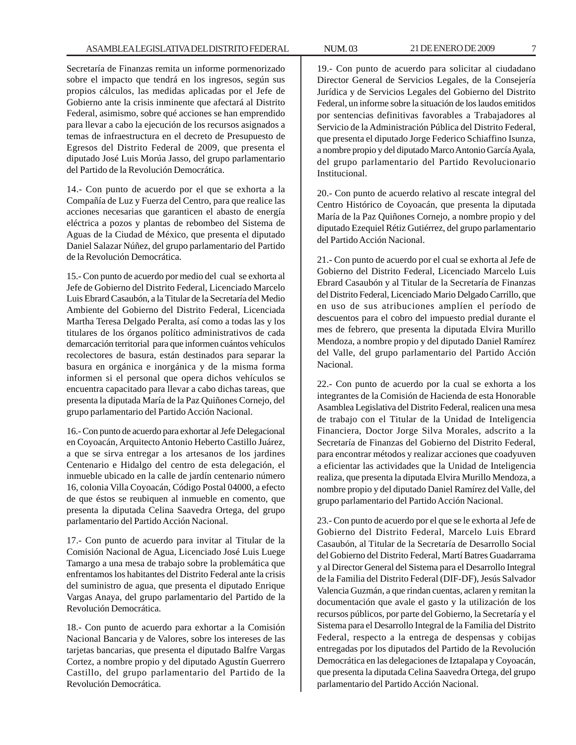Secretaría de Finanzas remita un informe pormenorizado sobre el impacto que tendrá en los ingresos, según sus propios cálculos, las medidas aplicadas por el Jefe de Gobierno ante la crisis inminente que afectará al Distrito Federal, asimismo, sobre qué acciones se han emprendido para llevar a cabo la ejecución de los recursos asignados a temas de infraestructura en el decreto de Presupuesto de Egresos del Distrito Federal de 2009, que presenta el diputado José Luis Morúa Jasso, del grupo parlamentario del Partido de la Revolución Democrática.

14.- Con punto de acuerdo por el que se exhorta a la Compañía de Luz y Fuerza del Centro, para que realice las acciones necesarias que garanticen el abasto de energía eléctrica a pozos y plantas de rebombeo del Sistema de Aguas de la Ciudad de México, que presenta el diputado Daniel Salazar Núñez, del grupo parlamentario del Partido de la Revolución Democrática.

15.- Con punto de acuerdo por medio del cual se exhorta al Jefe de Gobierno del Distrito Federal, Licenciado Marcelo Luis Ebrard Casaubón, a la Titular de la Secretaría del Medio Ambiente del Gobierno del Distrito Federal, Licenciada Martha Teresa Delgado Peralta, así como a todas las y los titulares de los órganos político administrativos de cada demarcación territorial para que informen cuántos vehículos recolectores de basura, están destinados para separar la basura en orgánica e inorgánica y de la misma forma informen si el personal que opera dichos vehículos se encuentra capacitado para llevar a cabo dichas tareas, que presenta la diputada María de la Paz Quiñones Cornejo, del grupo parlamentario del Partido Acción Nacional.

16.- Con punto de acuerdo para exhortar al Jefe Delegacional en Coyoacán, Arquitecto Antonio Heberto Castillo Juárez, a que se sirva entregar a los artesanos de los jardines Centenario e Hidalgo del centro de esta delegación, el inmueble ubicado en la calle de jardín centenario número 16, colonia Villa Coyoacán, Código Postal 04000, a efecto de que éstos se reubiquen al inmueble en comento, que presenta la diputada Celina Saavedra Ortega, del grupo parlamentario del Partido Acción Nacional.

17.- Con punto de acuerdo para invitar al Titular de la Comisión Nacional de Agua, Licenciado José Luis Luege Tamargo a una mesa de trabajo sobre la problemática que enfrentamos los habitantes del Distrito Federal ante la crisis del suministro de agua, que presenta el diputado Enrique Vargas Anaya, del grupo parlamentario del Partido de la Revolución Democrática.

18.- Con punto de acuerdo para exhortar a la Comisión Nacional Bancaria y de Valores, sobre los intereses de las tarjetas bancarias, que presenta el diputado Balfre Vargas Cortez, a nombre propio y del diputado Agustín Guerrero Castillo, del grupo parlamentario del Partido de la Revolución Democrática.

19.- Con punto de acuerdo para solicitar al ciudadano Director General de Servicios Legales, de la Consejería Jurídica y de Servicios Legales del Gobierno del Distrito Federal, un informe sobre la situación de los laudos emitidos por sentencias definitivas favorables a Trabajadores al Servicio de la Administración Pública del Distrito Federal, que presenta el diputado Jorge Federico Schiaffino Isunza, a nombre propio y del diputado Marco Antonio García Ayala, del grupo parlamentario del Partido Revolucionario Institucional.

20.- Con punto de acuerdo relativo al rescate integral del Centro Histórico de Coyoacán, que presenta la diputada María de la Paz Quiñones Cornejo, a nombre propio y del diputado Ezequiel Rétiz Gutiérrez, del grupo parlamentario del Partido Acción Nacional.

21.- Con punto de acuerdo por el cual se exhorta al Jefe de Gobierno del Distrito Federal, Licenciado Marcelo Luis Ebrard Casaubón y al Titular de la Secretaría de Finanzas del Distrito Federal, Licenciado Mario Delgado Carrillo, que en uso de sus atribuciones amplíen el período de descuentos para el cobro del impuesto predial durante el mes de febrero, que presenta la diputada Elvira Murillo Mendoza, a nombre propio y del diputado Daniel Ramírez del Valle, del grupo parlamentario del Partido Acción Nacional.

22.- Con punto de acuerdo por la cual se exhorta a los integrantes de la Comisión de Hacienda de esta Honorable Asamblea Legislativa del Distrito Federal, realicen una mesa de trabajo con el Titular de la Unidad de Inteligencia Financiera, Doctor Jorge Silva Morales, adscrito a la Secretaría de Finanzas del Gobierno del Distrito Federal, para encontrar métodos y realizar acciones que coadyuven a eficientar las actividades que la Unidad de Inteligencia realiza, que presenta la diputada Elvira Murillo Mendoza, a nombre propio y del diputado Daniel Ramírez del Valle, del grupo parlamentario del Partido Acción Nacional.

23.- Con punto de acuerdo por el que se le exhorta al Jefe de Gobierno del Distrito Federal, Marcelo Luis Ebrard Casaubón, al Titular de la Secretaría de Desarrollo Social del Gobierno del Distrito Federal, Martí Batres Guadarrama y al Director General del Sistema para el Desarrollo Integral de la Familia del Distrito Federal (DIF-DF), Jesús Salvador Valencia Guzmán, a que rindan cuentas, aclaren y remitan la documentación que avale el gasto y la utilización de los recursos públicos, por parte del Gobierno, la Secretaría y el Sistema para el Desarrollo Integral de la Familia del Distrito Federal, respecto a la entrega de despensas y cobijas entregadas por los diputados del Partido de la Revolución Democrática en las delegaciones de Iztapalapa y Coyoacán, que presenta la diputada Celina Saavedra Ortega, del grupo parlamentario del Partido Acción Nacional.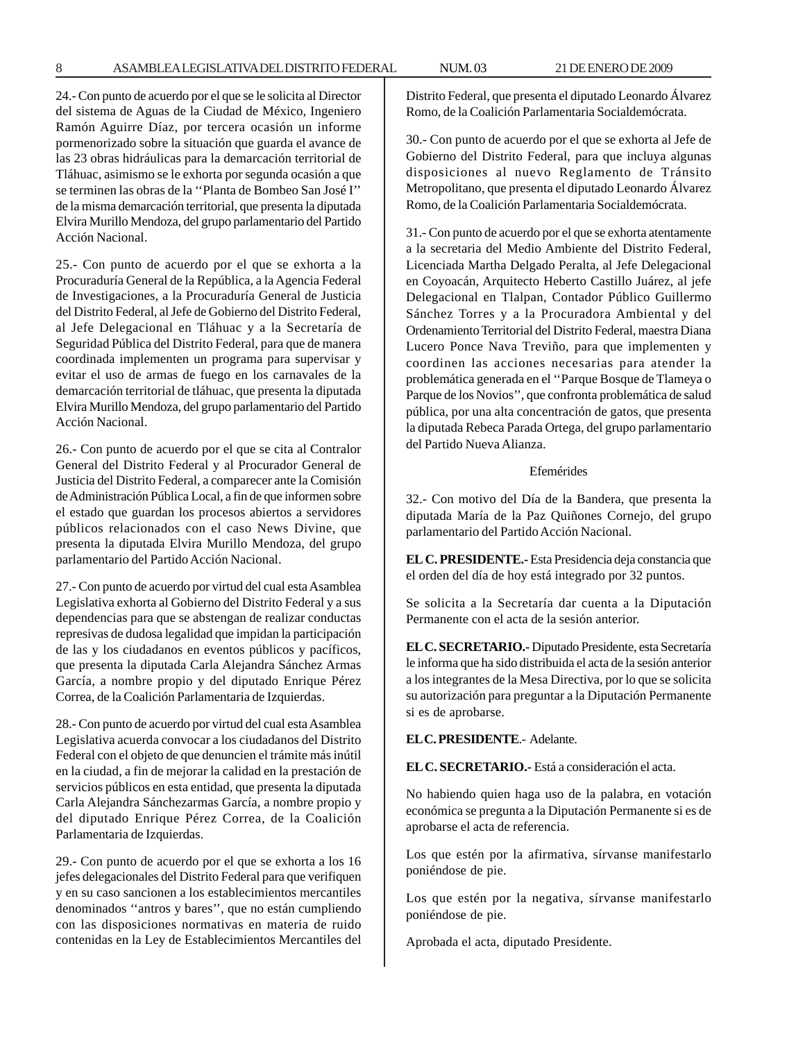24.- Con punto de acuerdo por el que se le solicita al Director del sistema de Aguas de la Ciudad de México, Ingeniero Ramón Aguirre Díaz, por tercera ocasión un informe pormenorizado sobre la situación que guarda el avance de las 23 obras hidráulicas para la demarcación territorial de Tláhuac, asimismo se le exhorta por segunda ocasión a que se terminen las obras de la ''Planta de Bombeo San José I'' de la misma demarcación territorial, que presenta la diputada Elvira Murillo Mendoza, del grupo parlamentario del Partido Acción Nacional.

25.- Con punto de acuerdo por el que se exhorta a la Procuraduría General de la República, a la Agencia Federal de Investigaciones, a la Procuraduría General de Justicia del Distrito Federal, al Jefe de Gobierno del Distrito Federal, al Jefe Delegacional en Tláhuac y a la Secretaría de Seguridad Pública del Distrito Federal, para que de manera coordinada implementen un programa para supervisar y evitar el uso de armas de fuego en los carnavales de la demarcación territorial de tláhuac, que presenta la diputada Elvira Murillo Mendoza, del grupo parlamentario del Partido Acción Nacional.

26.- Con punto de acuerdo por el que se cita al Contralor General del Distrito Federal y al Procurador General de Justicia del Distrito Federal, a comparecer ante la Comisión de Administración Pública Local, a fin de que informen sobre el estado que guardan los procesos abiertos a servidores públicos relacionados con el caso News Divine, que presenta la diputada Elvira Murillo Mendoza, del grupo parlamentario del Partido Acción Nacional.

27.- Con punto de acuerdo por virtud del cual esta Asamblea Legislativa exhorta al Gobierno del Distrito Federal y a sus dependencias para que se abstengan de realizar conductas represivas de dudosa legalidad que impidan la participación de las y los ciudadanos en eventos públicos y pacíficos, que presenta la diputada Carla Alejandra Sánchez Armas García, a nombre propio y del diputado Enrique Pérez Correa, de la Coalición Parlamentaria de Izquierdas.

28.- Con punto de acuerdo por virtud del cual esta Asamblea Legislativa acuerda convocar a los ciudadanos del Distrito Federal con el objeto de que denuncien el trámite más inútil en la ciudad, a fin de mejorar la calidad en la prestación de servicios públicos en esta entidad, que presenta la diputada Carla Alejandra Sánchezarmas García, a nombre propio y del diputado Enrique Pérez Correa, de la Coalición Parlamentaria de Izquierdas.

29.- Con punto de acuerdo por el que se exhorta a los 16 jefes delegacionales del Distrito Federal para que verifiquen y en su caso sancionen a los establecimientos mercantiles denominados ''antros y bares'', que no están cumpliendo con las disposiciones normativas en materia de ruido contenidas en la Ley de Establecimientos Mercantiles del Distrito Federal, que presenta el diputado Leonardo Álvarez Romo, de la Coalición Parlamentaria Socialdemócrata.

30.- Con punto de acuerdo por el que se exhorta al Jefe de Gobierno del Distrito Federal, para que incluya algunas disposiciones al nuevo Reglamento de Tránsito Metropolitano, que presenta el diputado Leonardo Álvarez Romo, de la Coalición Parlamentaria Socialdemócrata.

31.- Con punto de acuerdo por el que se exhorta atentamente a la secretaria del Medio Ambiente del Distrito Federal, Licenciada Martha Delgado Peralta, al Jefe Delegacional en Coyoacán, Arquitecto Heberto Castillo Juárez, al jefe Delegacional en Tlalpan, Contador Público Guillermo Sánchez Torres y a la Procuradora Ambiental y del Ordenamiento Territorial del Distrito Federal, maestra Diana Lucero Ponce Nava Treviño, para que implementen y coordinen las acciones necesarias para atender la problemática generada en el ''Parque Bosque de Tlameya o Parque de los Novios'', que confronta problemática de salud pública, por una alta concentración de gatos, que presenta la diputada Rebeca Parada Ortega, del grupo parlamentario del Partido Nueva Alianza.

Efemérides

32.- Con motivo del Día de la Bandera, que presenta la diputada María de la Paz Quiñones Cornejo, del grupo parlamentario del Partido Acción Nacional.

**EL C. PRESIDENTE.-** Esta Presidencia deja constancia que el orden del día de hoy está integrado por 32 puntos.

Se solicita a la Secretaría dar cuenta a la Diputación Permanente con el acta de la sesión anterior.

**EL C. SECRETARIO.-** Diputado Presidente, esta Secretaría le informa que ha sido distribuida el acta de la sesión anterior a los integrantes de la Mesa Directiva, por lo que se solicita su autorización para preguntar a la Diputación Permanente si es de aprobarse.

**EL C. PRESIDENTE**.- Adelante.

**EL C. SECRETARIO.-** Está a consideración el acta.

No habiendo quien haga uso de la palabra, en votación económica se pregunta a la Diputación Permanente si es de aprobarse el acta de referencia.

Los que estén por la afirmativa, sírvanse manifestarlo poniéndose de pie.

Los que estén por la negativa, sírvanse manifestarlo poniéndose de pie.

Aprobada el acta, diputado Presidente.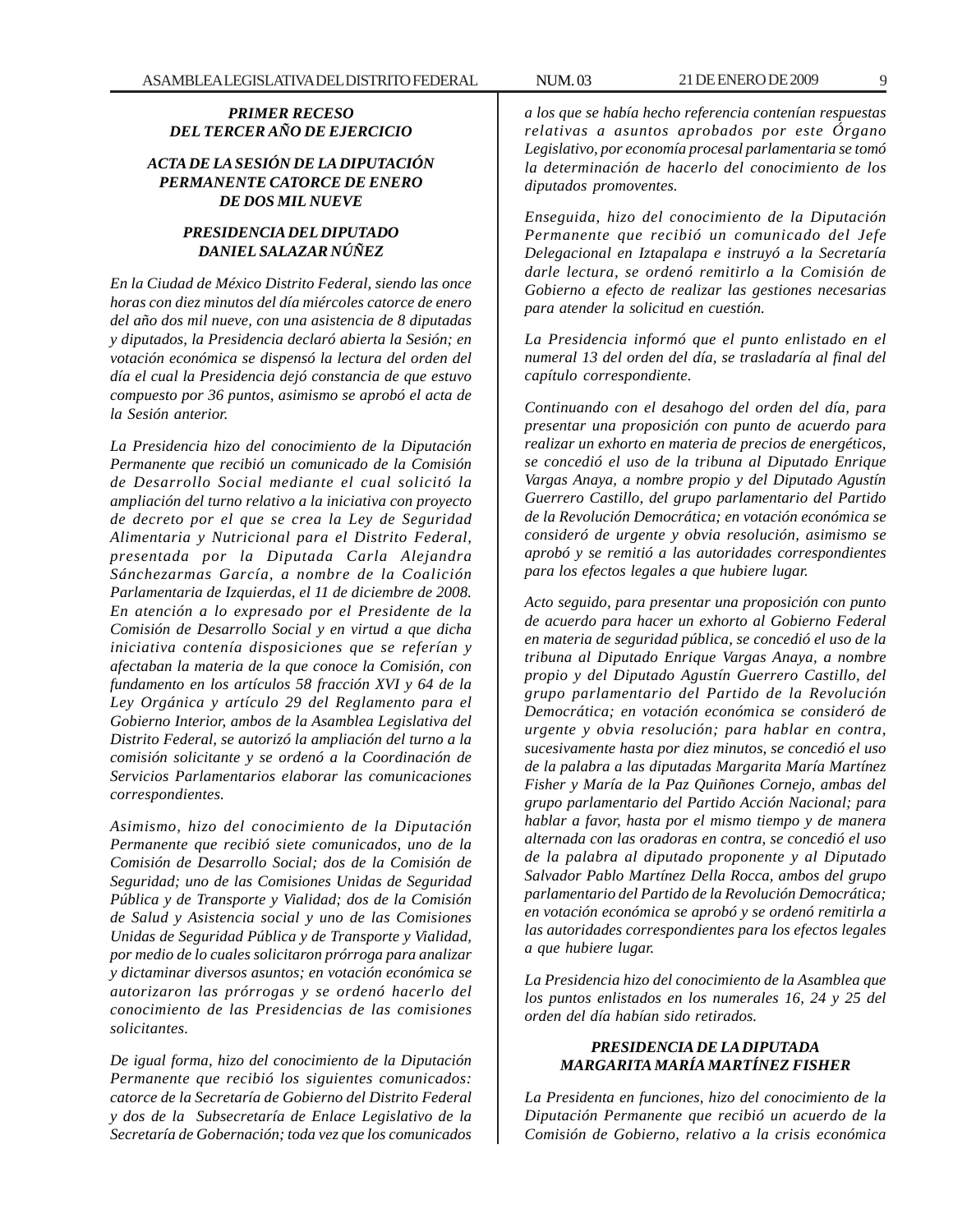***PRIMER RECESO***
***DEL TERCER AÑO DE EJERCICIO***

***ACTA DE LA SESIÓN DE LA DIPUTACIÓN PERMANENTE CATORCE DE ENERO DE DOS MIL NUEVE***

***PRESIDENCIA DEL DIPUTADO DANIEL SALAZAR NÚÑEZ***

*En la Ciudad de México Distrito Federal, siendo las once horas con diez minutos del día miércoles catorce de enero del año dos mil nueve, con una asistencia de 8 diputadas y diputados, la Presidencia declaró abierta la Sesión; en votación económica se dispensó la lectura del orden del día el cual la Presidencia dejó constancia de que estuvo compuesto por 36 puntos, asimismo se aprobó el acta de la Sesión anterior.*

*La Presidencia hizo del conocimiento de la Diputación Permanente que recibió un comunicado de la Comisión de Desarrollo Social mediante el cual solicitó la ampliación del turno relativo a la iniciativa con proyecto de decreto por el que se crea la Ley de Seguridad Alimentaria y Nutricional para el Distrito Federal, presentada por la Diputada Carla Alejandra Sánchezarmas García, a nombre de la Coalición Parlamentaria de Izquierdas, el 11 de diciembre de 2008. En atención a lo expresado por el Presidente de la Comisión de Desarrollo Social y en virtud a que dicha iniciativa contenía disposiciones que se referían y afectaban la materia de la que conoce la Comisión, con fundamento en los artículos 58 fracción XVI y 64 de la Ley Orgánica y artículo 29 del Reglamento para el Gobierno Interior, ambos de la Asamblea Legislativa del Distrito Federal, se autorizó la ampliación del turno a la comisión solicitante y se ordenó a la Coordinación de Servicios Parlamentarios elaborar las comunicaciones correspondientes.*

*Asimismo, hizo del conocimiento de la Diputación Permanente que recibió siete comunicados, uno de la Comisión de Desarrollo Social; dos de la Comisión de Seguridad; uno de las Comisiones Unidas de Seguridad Pública y de Transporte y Vialidad; dos de la Comisión de Salud y Asistencia social y uno de las Comisiones Unidas de Seguridad Pública y de Transporte y Vialidad, por medio de lo cuales solicitaron prórroga para analizar y dictaminar diversos asuntos; en votación económica se autorizaron las prórrogas y se ordenó hacerlo del conocimiento de las Presidencias de las comisiones solicitantes.*

*De igual forma, hizo del conocimiento de la Diputación Permanente que recibió los siguientes comunicados: catorce de la Secretaría de Gobierno del Distrito Federal y dos de la Subsecretaría de Enlace Legislativo de la Secretaría de Gobernación; toda vez que los comunicados a los que se había hecho referencia contenían respuestas relativas a asuntos aprobados por este Órgano Legislativo, por economía procesal parlamentaria se tomó la determinación de hacerlo del conocimiento de los diputados promoventes.*

*Enseguida, hizo del conocimiento de la Diputación Permanente que recibió un comunicado del Jefe Delegacional en Iztapalapa e instruyó a la Secretaría darle lectura, se ordenó remitirlo a la Comisión de Gobierno a efecto de realizar las gestiones necesarias para atender la solicitud en cuestión.*

*La Presidencia informó que el punto enlistado en el numeral 13 del orden del día, se trasladaría al final del capítulo correspondiente.*

*Continuando con el desahogo del orden del día, para presentar una proposición con punto de acuerdo para realizar un exhorto en materia de precios de energéticos, se concedió el uso de la tribuna al Diputado Enrique Vargas Anaya, a nombre propio y del Diputado Agustín Guerrero Castillo, del grupo parlamentario del Partido de la Revolución Democrática; en votación económica se consideró de urgente y obvia resolución, asimismo se aprobó y se remitió a las autoridades correspondientes para los efectos legales a que hubiere lugar.*

*Acto seguido, para presentar una proposición con punto de acuerdo para hacer un exhorto al Gobierno Federal en materia de seguridad pública, se concedió el uso de la tribuna al Diputado Enrique Vargas Anaya, a nombre propio y del Diputado Agustín Guerrero Castillo, del grupo parlamentario del Partido de la Revolución Democrática; en votación económica se consideró de urgente y obvia resolución; para hablar en contra, sucesivamente hasta por diez minutos, se concedió el uso de la palabra a las diputadas Margarita María Martínez Fisher y María de la Paz Quiñones Cornejo, ambas del grupo parlamentario del Partido Acción Nacional; para hablar a favor, hasta por el mismo tiempo y de manera alternada con las oradoras en contra, se concedió el uso de la palabra al diputado proponente y al Diputado Salvador Pablo Martínez Della Rocca, ambos del grupo parlamentario del Partido de la Revolución Democrática; en votación económica se aprobó y se ordenó remitirla a las autoridades correspondientes para los efectos legales a que hubiere lugar.*

*La Presidencia hizo del conocimiento de la Asamblea que los puntos enlistados en los numerales 16, 24 y 25 del orden del día habían sido retirados.*

***PRESIDENCIA DE LA DIPUTADA MARGARITA MARÍA MARTÍNEZ FISHER***

*La Presidenta en funciones, hizo del conocimiento de la Diputación Permanente que recibió un acuerdo de la Comisión de Gobierno, relativo a la crisis económica*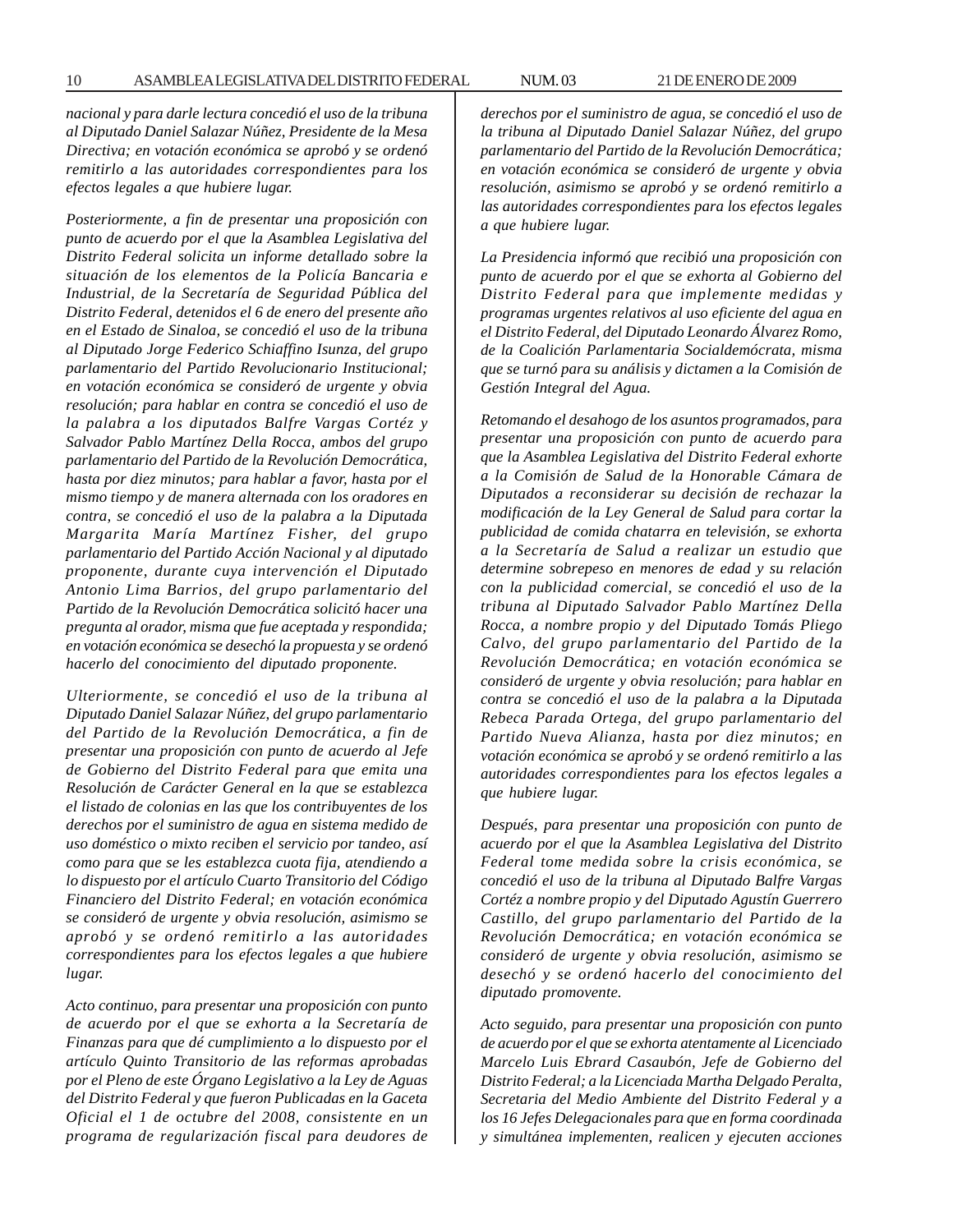*nacional y para darle lectura concedió el uso de la tribuna al Diputado Daniel Salazar Núñez, Presidente de la Mesa Directiva; en votación económica se aprobó y se ordenó remitirlo a las autoridades correspondientes para los efectos legales a que hubiere lugar.*

*Posteriormente, a fin de presentar una proposición con punto de acuerdo por el que la Asamblea Legislativa del Distrito Federal solicita un informe detallado sobre la situación de los elementos de la Policía Bancaria e Industrial, de la Secretaría de Seguridad Pública del Distrito Federal, detenidos el 6 de enero del presente año en el Estado de Sinaloa, se concedió el uso de la tribuna al Diputado Jorge Federico Schiaffino Isunza, del grupo parlamentario del Partido Revolucionario Institucional; en votación económica se consideró de urgente y obvia resolución; para hablar en contra se concedió el uso de la palabra a los diputados Balfre Vargas Cortéz y Salvador Pablo Martínez Della Rocca, ambos del grupo parlamentario del Partido de la Revolución Democrática, hasta por diez minutos; para hablar a favor, hasta por el mismo tiempo y de manera alternada con los oradores en contra, se concedió el uso de la palabra a la Diputada Margarita María Martínez Fisher, del grupo parlamentario del Partido Acción Nacional y al diputado proponente, durante cuya intervención el Diputado Antonio Lima Barrios, del grupo parlamentario del Partido de la Revolución Democrática solicitó hacer una pregunta al orador, misma que fue aceptada y respondida; en votación económica se desechó la propuesta y se ordenó hacerlo del conocimiento del diputado proponente.*

*Ulteriormente, se concedió el uso de la tribuna al Diputado Daniel Salazar Núñez, del grupo parlamentario del Partido de la Revolución Democrática, a fin de presentar una proposición con punto de acuerdo al Jefe de Gobierno del Distrito Federal para que emita una Resolución de Carácter General en la que se establezca el listado de colonias en las que los contribuyentes de los derechos por el suministro de agua en sistema medido de uso doméstico o mixto reciben el servicio por tandeo, así como para que se les establezca cuota fija, atendiendo a lo dispuesto por el artículo Cuarto Transitorio del Código Financiero del Distrito Federal; en votación económica se consideró de urgente y obvia resolución, asimismo se aprobó y se ordenó remitirlo a las autoridades correspondientes para los efectos legales a que hubiere lugar.*

*Acto continuo, para presentar una proposición con punto de acuerdo por el que se exhorta a la Secretaría de Finanzas para que dé cumplimiento a lo dispuesto por el artículo Quinto Transitorio de las reformas aprobadas por el Pleno de este Órgano Legislativo a la Ley de Aguas del Distrito Federal y que fueron Publicadas en la Gaceta Oficial el 1 de octubre del 2008, consistente en un programa de regularización fiscal para deudores de derechos por el suministro de agua, se concedió el uso de la tribuna al Diputado Daniel Salazar Núñez, del grupo parlamentario del Partido de la Revolución Democrática; en votación económica se consideró de urgente y obvia resolución, asimismo se aprobó y se ordenó remitirlo a las autoridades correspondientes para los efectos legales a que hubiere lugar.*

*La Presidencia informó que recibió una proposición con punto de acuerdo por el que se exhorta al Gobierno del Distrito Federal para que implemente medidas y programas urgentes relativos al uso eficiente del agua en el Distrito Federal, del Diputado Leonardo Álvarez Romo, de la Coalición Parlamentaria Socialdemócrata, misma que se turnó para su análisis y dictamen a la Comisión de Gestión Integral del Agua.*

*Retomando el desahogo de los asuntos programados, para presentar una proposición con punto de acuerdo para que la Asamblea Legislativa del Distrito Federal exhorte a la Comisión de Salud de la Honorable Cámara de Diputados a reconsiderar su decisión de rechazar la modificación de la Ley General de Salud para cortar la publicidad de comida chatarra en televisión, se exhorta a la Secretaría de Salud a realizar un estudio que determine sobrepeso en menores de edad y su relación con la publicidad comercial, se concedió el uso de la tribuna al Diputado Salvador Pablo Martínez Della Rocca, a nombre propio y del Diputado Tomás Pliego Calvo, del grupo parlamentario del Partido de la Revolución Democrática; en votación económica se consideró de urgente y obvia resolución; para hablar en contra se concedió el uso de la palabra a la Diputada Rebeca Parada Ortega, del grupo parlamentario del Partido Nueva Alianza, hasta por diez minutos; en votación económica se aprobó y se ordenó remitirlo a las autoridades correspondientes para los efectos legales a que hubiere lugar.*

*Después, para presentar una proposición con punto de acuerdo por el que la Asamblea Legislativa del Distrito Federal tome medida sobre la crisis económica, se concedió el uso de la tribuna al Diputado Balfre Vargas Cortéz a nombre propio y del Diputado Agustín Guerrero Castillo, del grupo parlamentario del Partido de la Revolución Democrática; en votación económica se consideró de urgente y obvia resolución, asimismo se desechó y se ordenó hacerlo del conocimiento del diputado promovente.*

*Acto seguido, para presentar una proposición con punto de acuerdo por el que se exhorta atentamente al Licenciado Marcelo Luis Ebrard Casaubón, Jefe de Gobierno del Distrito Federal; a la Licenciada Martha Delgado Peralta, Secretaria del Medio Ambiente del Distrito Federal y a los 16 Jefes Delegacionales para que en forma coordinada y simultánea implementen, realicen y ejecuten acciones*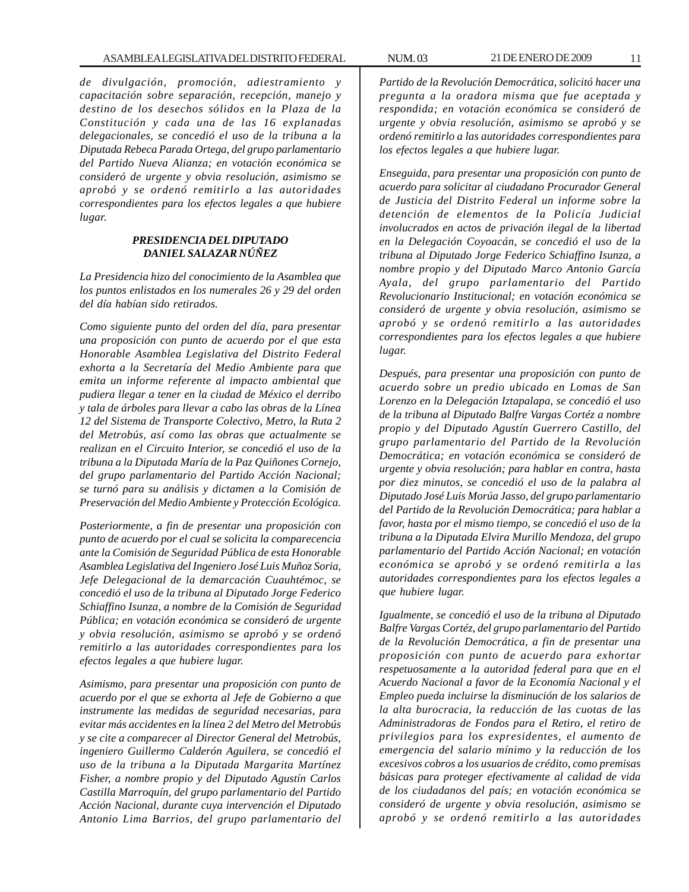*de divulgación, promoción, adiestramiento y capacitación sobre separación, recepción, manejo y destino de los desechos sólidos en la Plaza de la Constitución y cada una de las 16 explanadas delegacionales, se concedió el uso de la tribuna a la Diputada Rebeca Parada Ortega, del grupo parlamentario del Partido Nueva Alianza; en votación económica se consideró de urgente y obvia resolución, asimismo se aprobó y se ordenó remitirlo a las autoridades correspondientes para los efectos legales a que hubiere lugar.*

***PRESIDENCIA DEL DIPUTADO DANIEL SALAZAR NÚÑEZ***

*La Presidencia hizo del conocimiento de la Asamblea que los puntos enlistados en los numerales 26 y 29 del orden del día habían sido retirados.*

*Como siguiente punto del orden del día, para presentar una proposición con punto de acuerdo por el que esta Honorable Asamblea Legislativa del Distrito Federal exhorta a la Secretaría del Medio Ambiente para que emita un informe referente al impacto ambiental que pudiera llegar a tener en la ciudad de México el derribo y tala de árboles para llevar a cabo las obras de la Línea 12 del Sistema de Transporte Colectivo, Metro, la Ruta 2 del Metrobús, así como las obras que actualmente se realizan en el Circuito Interior, se concedió el uso de la tribuna a la Diputada María de la Paz Quiñones Cornejo, del grupo parlamentario del Partido Acción Nacional; se turnó para su análisis y dictamen a la Comisión de Preservación del Medio Ambiente y Protección Ecológica.*

*Posteriormente, a fin de presentar una proposición con punto de acuerdo por el cual se solicita la comparecencia ante la Comisión de Seguridad Pública de esta Honorable Asamblea Legislativa del Ingeniero José Luis Muñoz Soria, Jefe Delegacional de la demarcación Cuauhtémoc, se concedió el uso de la tribuna al Diputado Jorge Federico Schiaffino Isunza, a nombre de la Comisión de Seguridad Pública; en votación económica se consideró de urgente y obvia resolución, asimismo se aprobó y se ordenó remitirlo a las autoridades correspondientes para los efectos legales a que hubiere lugar.*

*Asimismo, para presentar una proposición con punto de acuerdo por el que se exhorta al Jefe de Gobierno a que instrumente las medidas de seguridad necesarias, para evitar más accidentes en la línea 2 del Metro del Metrobús y se cite a comparecer al Director General del Metrobús, ingeniero Guillermo Calderón Aguilera, se concedió el uso de la tribuna a la Diputada Margarita Martínez Fisher, a nombre propio y del Diputado Agustín Carlos Castilla Marroquín, del grupo parlamentario del Partido Acción Nacional, durante cuya intervención el Diputado Antonio Lima Barrios, del grupo parlamentario del Partido de la Revolución Democrática, solicitó hacer una pregunta a la oradora misma que fue aceptada y respondida; en votación económica se consideró de urgente y obvia resolución, asimismo se aprobó y se ordenó remitirlo a las autoridades correspondientes para los efectos legales a que hubiere lugar.*

*Enseguida, para presentar una proposición con punto de acuerdo para solicitar al ciudadano Procurador General de Justicia del Distrito Federal un informe sobre la detención de elementos de la Policía Judicial involucrados en actos de privación ilegal de la libertad en la Delegación Coyoacán, se concedió el uso de la tribuna al Diputado Jorge Federico Schiaffino Isunza, a nombre propio y del Diputado Marco Antonio García Ayala, del grupo parlamentario del Partido Revolucionario Institucional; en votación económica se consideró de urgente y obvia resolución, asimismo se aprobó y se ordenó remitirlo a las autoridades correspondientes para los efectos legales a que hubiere lugar.*

*Después, para presentar una proposición con punto de acuerdo sobre un predio ubicado en Lomas de San Lorenzo en la Delegación Iztapalapa, se concedió el uso de la tribuna al Diputado Balfre Vargas Cortéz a nombre propio y del Diputado Agustín Guerrero Castillo, del grupo parlamentario del Partido de la Revolución Democrática; en votación económica se consideró de urgente y obvia resolución; para hablar en contra, hasta por diez minutos, se concedió el uso de la palabra al Diputado José Luis Morúa Jasso, del grupo parlamentario del Partido de la Revolución Democrática; para hablar a favor, hasta por el mismo tiempo, se concedió el uso de la tribuna a la Diputada Elvira Murillo Mendoza, del grupo parlamentario del Partido Acción Nacional; en votación económica se aprobó y se ordenó remitirla a las autoridades correspondientes para los efectos legales a que hubiere lugar.*

*Igualmente, se concedió el uso de la tribuna al Diputado Balfre Vargas Cortéz, del grupo parlamentario del Partido de la Revolución Democrática, a fin de presentar una proposición con punto de acuerdo para exhortar respetuosamente a la autoridad federal para que en el Acuerdo Nacional a favor de la Economía Nacional y el Empleo pueda incluirse la disminución de los salarios de la alta burocracia, la reducción de las cuotas de las Administradoras de Fondos para el Retiro, el retiro de privilegios para los expresidentes, el aumento de emergencia del salario mínimo y la reducción de los excesivos cobros a los usuarios de crédito, como premisas básicas para proteger efectivamente al calidad de vida de los ciudadanos del país; en votación económica se consideró de urgente y obvia resolución, asimismo se aprobó y se ordenó remitirlo a las autoridades*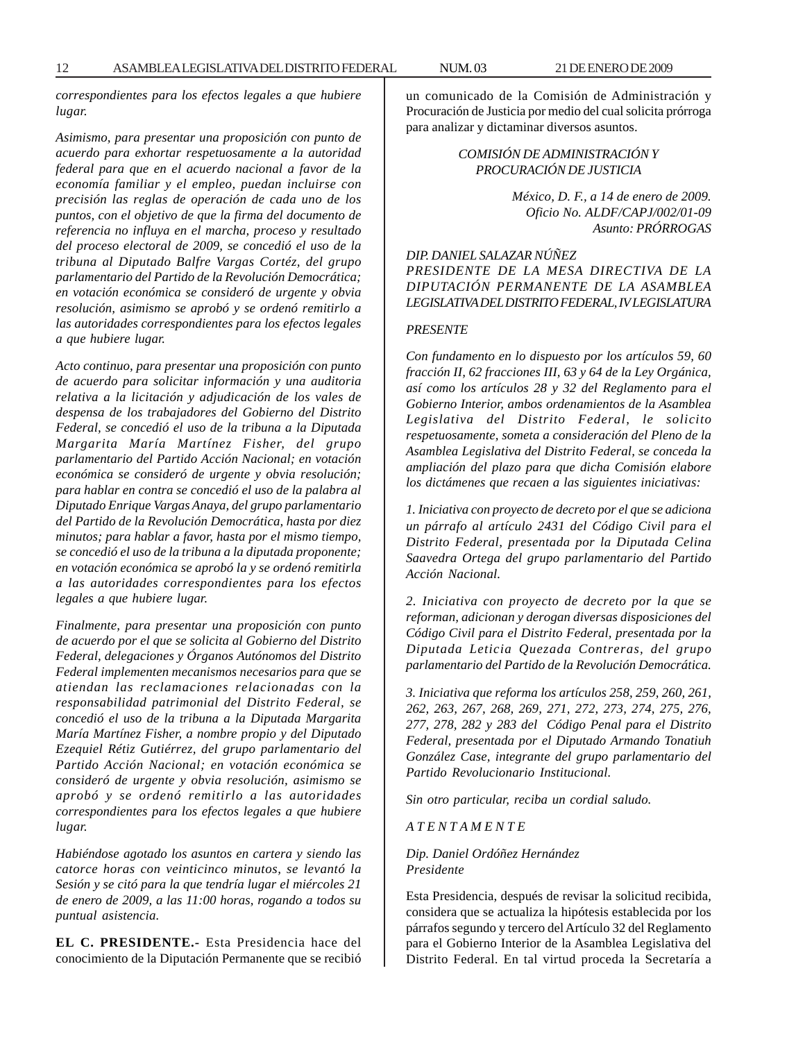*correspondientes para los efectos legales a que hubiere lugar.*

*Asimismo, para presentar una proposición con punto de acuerdo para exhortar respetuosamente a la autoridad federal para que en el acuerdo nacional a favor de la economía familiar y el empleo, puedan incluirse con precisión las reglas de operación de cada uno de los puntos, con el objetivo de que la firma del documento de referencia no influya en el marcha, proceso y resultado del proceso electoral de 2009, se concedió el uso de la tribuna al Diputado Balfre Vargas Cortéz, del grupo parlamentario del Partido de la Revolución Democrática; en votación económica se consideró de urgente y obvia resolución, asimismo se aprobó y se ordenó remitirlo a las autoridades correspondientes para los efectos legales a que hubiere lugar.*

*Acto continuo, para presentar una proposición con punto de acuerdo para solicitar información y una auditoria relativa a la licitación y adjudicación de los vales de despensa de los trabajadores del Gobierno del Distrito Federal, se concedió el uso de la tribuna a la Diputada Margarita María Martínez Fisher, del grupo parlamentario del Partido Acción Nacional; en votación económica se consideró de urgente y obvia resolución; para hablar en contra se concedió el uso de la palabra al Diputado Enrique Vargas Anaya, del grupo parlamentario del Partido de la Revolución Democrática, hasta por diez minutos; para hablar a favor, hasta por el mismo tiempo, se concedió el uso de la tribuna a la diputada proponente; en votación económica se aprobó la y se ordenó remitirla a las autoridades correspondientes para los efectos legales a que hubiere lugar.*

*Finalmente, para presentar una proposición con punto de acuerdo por el que se solicita al Gobierno del Distrito Federal, delegaciones y Órganos Autónomos del Distrito Federal implementen mecanismos necesarios para que se atiendan las reclamaciones relacionadas con la responsabilidad patrimonial del Distrito Federal, se concedió el uso de la tribuna a la Diputada Margarita María Martínez Fisher, a nombre propio y del Diputado Ezequiel Rétiz Gutiérrez, del grupo parlamentario del Partido Acción Nacional; en votación económica se consideró de urgente y obvia resolución, asimismo se aprobó y se ordenó remitirlo a las autoridades correspondientes para los efectos legales a que hubiere lugar.*

*Habiéndose agotado los asuntos en cartera y siendo las catorce horas con veinticinco minutos, se levantó la Sesión y se citó para la que tendría lugar el miércoles 21 de enero de 2009, a las 11:00 horas, rogando a todos su puntual asistencia.*

**EL C. PRESIDENTE.-** Esta Presidencia hace del conocimiento de la Diputación Permanente que se recibió un comunicado de la Comisión de Administración y Procuración de Justicia por medio del cual solicita prórroga para analizar y dictaminar diversos asuntos.

*COMISIÓN DE ADMINISTRACIÓN Y PROCURACIÓN DE JUSTICIA*

*México, D. F., a 14 de enero de 2009.*
*Oficio No. ALDF/CAPJ/002/01-09*
*Asunto: PRÓRROGAS*

*DIP. DANIEL SALAZAR NÚÑEZ*
*PRESIDENTE DE LA MESA DIRECTIVA DE LA DIPUTACIÓN PERMANENTE DE LA ASAMBLEA LEGISLATIVA DEL DISTRITO FEDERAL, IV LEGISLATURA*

*PRESENTE*

*Con fundamento en lo dispuesto por los artículos 59, 60 fracción II, 62 fracciones III, 63 y 64 de la Ley Orgánica, así como los artículos 28 y 32 del Reglamento para el Gobierno Interior, ambos ordenamientos de la Asamblea Legislativa del Distrito Federal, le solicito respetuosamente, someta a consideración del Pleno de la Asamblea Legislativa del Distrito Federal, se conceda la ampliación del plazo para que dicha Comisión elabore los dictámenes que recaen a las siguientes iniciativas:*

*1. Iniciativa con proyecto de decreto por el que se adiciona un párrafo al artículo 2431 del Código Civil para el Distrito Federal, presentada por la Diputada Celina Saavedra Ortega del grupo parlamentario del Partido Acción Nacional.*

*2. Iniciativa con proyecto de decreto por la que se reforman, adicionan y derogan diversas disposiciones del Código Civil para el Distrito Federal, presentada por la Diputada Leticia Quezada Contreras, del grupo parlamentario del Partido de la Revolución Democrática.*

*3. Iniciativa que reforma los artículos 258, 259, 260, 261, 262, 263, 267, 268, 269, 271, 272, 273, 274, 275, 276, 277, 278, 282 y 283 del Código Penal para el Distrito Federal, presentada por el Diputado Armando Tonatiuh González Case, integrante del grupo parlamentario del Partido Revolucionario Institucional.*

*Sin otro particular, reciba un cordial saludo.*

*A T E N T A M E N T E*

*Dip. Daniel Ordóñez Hernández*
*Presidente*

Esta Presidencia, después de revisar la solicitud recibida, considera que se actualiza la hipótesis establecida por los párrafos segundo y tercero del Artículo 32 del Reglamento para el Gobierno Interior de la Asamblea Legislativa del Distrito Federal. En tal virtud proceda la Secretaría a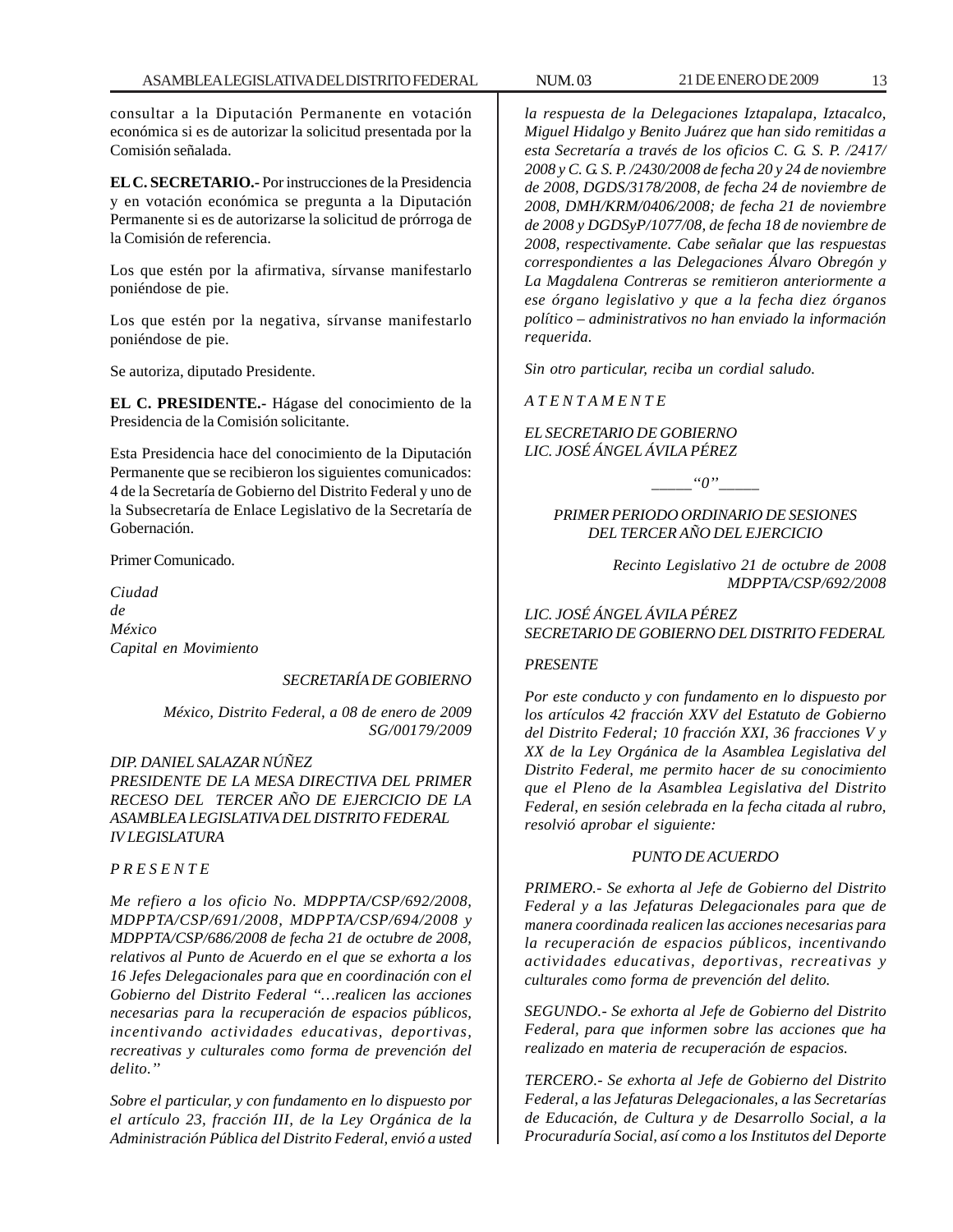consultar a la Diputación Permanente en votación económica si es de autorizar la solicitud presentada por la Comisión señalada.

**EL C. SECRETARIO.-** Por instrucciones de la Presidencia y en votación económica se pregunta a la Diputación Permanente si es de autorizarse la solicitud de prórroga de la Comisión de referencia.

Los que estén por la afirmativa, sírvanse manifestarlo poniéndose de pie.

Los que estén por la negativa, sírvanse manifestarlo poniéndose de pie.

Se autoriza, diputado Presidente.

**EL C. PRESIDENTE.-** Hágase del conocimiento de la Presidencia de la Comisión solicitante.

Esta Presidencia hace del conocimiento de la Diputación Permanente que se recibieron los siguientes comunicados: 4 de la Secretaría de Gobierno del Distrito Federal y uno de la Subsecretaría de Enlace Legislativo de la Secretaría de Gobernación.

Primer Comunicado.

*Ciudad*
*de*
*México*
*Capital en Movimiento*

*SECRETARÍA DE GOBIERNO*

*México, Distrito Federal, a 08 de enero de 2009*
*SG/00179/2009*

*DIP. DANIEL SALAZAR NÚÑEZ*
*PRESIDENTE DE LA MESA DIRECTIVA DEL PRIMER RECESO DEL TERCER AÑO DE EJERCICIO DE LA ASAMBLEA LEGISLATIVA DEL DISTRITO FEDERAL*
*IV LEGISLATURA*

*P R E S E N T E*

*Me refiero a los oficio No. MDPPTA/CSP/692/2008, MDPPTA/CSP/691/2008, MDPPTA/CSP/694/2008 y MDPPTA/CSP/686/2008 de fecha 21 de octubre de 2008, relativos al Punto de Acuerdo en el que se exhorta a los 16 Jefes Delegacionales para que en coordinación con el Gobierno del Distrito Federal "…realicen las acciones necesarias para la recuperación de espacios públicos, incentivando actividades educativas, deportivas, recreativas y culturales como forma de prevención del delito."*

*Sobre el particular, y con fundamento en lo dispuesto por el artículo 23, fracción III, de la Ley Orgánica de la Administración Pública del Distrito Federal, envió a usted la respuesta de la Delegaciones Iztapalapa, Iztacalco, Miguel Hidalgo y Benito Juárez que han sido remitidas a esta Secretaría a través de los oficios C. G. S. P. /2417/2008 y C. G. S. P. /2430/2008 de fecha 20 y 24 de noviembre de 2008, DGDS/3178/2008, de fecha 24 de noviembre de 2008, DMH/KRM/0406/2008; de fecha 21 de noviembre de 2008 y DGDSyP/1077/08, de fecha 18 de noviembre de 2008, respectivamente. Cabe señalar que las respuestas correspondientes a las Delegaciones Álvaro Obregón y La Magdalena Contreras se remitieron anteriormente a ese órgano legislativo y que a la fecha diez órganos político – administrativos no han enviado la información requerida.*

*Sin otro particular, reciba un cordial saludo.*

*A T E N T A M E N T E*

*EL SECRETARIO DE GOBIERNO*
*LIC. JOSÉ ÁNGEL ÁVILA PÉREZ*

*\_\_\_\_\_"0"\_\_\_\_\_*

*PRIMER PERIODO ORDINARIO DE SESIONES DEL TERCER AÑO DEL EJERCICIO*

*Recinto Legislativo 21 de octubre de 2008*
*MDPPTA/CSP/692/2008*

*LIC. JOSÉ ÁNGEL ÁVILA PÉREZ*
*SECRETARIO DE GOBIERNO DEL DISTRITO FEDERAL*

*PRESENTE*

*Por este conducto y con fundamento en lo dispuesto por los artículos 42 fracción XXV del Estatuto de Gobierno del Distrito Federal; 10 fracción XXI, 36 fracciones V y XX de la Ley Orgánica de la Asamblea Legislativa del Distrito Federal, me permito hacer de su conocimiento que el Pleno de la Asamblea Legislativa del Distrito Federal, en sesión celebrada en la fecha citada al rubro, resolvió aprobar el siguiente:*

*PUNTO DE ACUERDO*

*PRIMERO.- Se exhorta al Jefe de Gobierno del Distrito Federal y a las Jefaturas Delegacionales para que de manera coordinada realicen las acciones necesarias para la recuperación de espacios públicos, incentivando actividades educativas, deportivas, recreativas y culturales como forma de prevención del delito.*

*SEGUNDO.- Se exhorta al Jefe de Gobierno del Distrito Federal, para que informen sobre las acciones que ha realizado en materia de recuperación de espacios.*

*TERCERO.- Se exhorta al Jefe de Gobierno del Distrito Federal, a las Jefaturas Delegacionales, a las Secretarías de Educación, de Cultura y de Desarrollo Social, a la Procuraduría Social, así como a los Institutos del Deporte*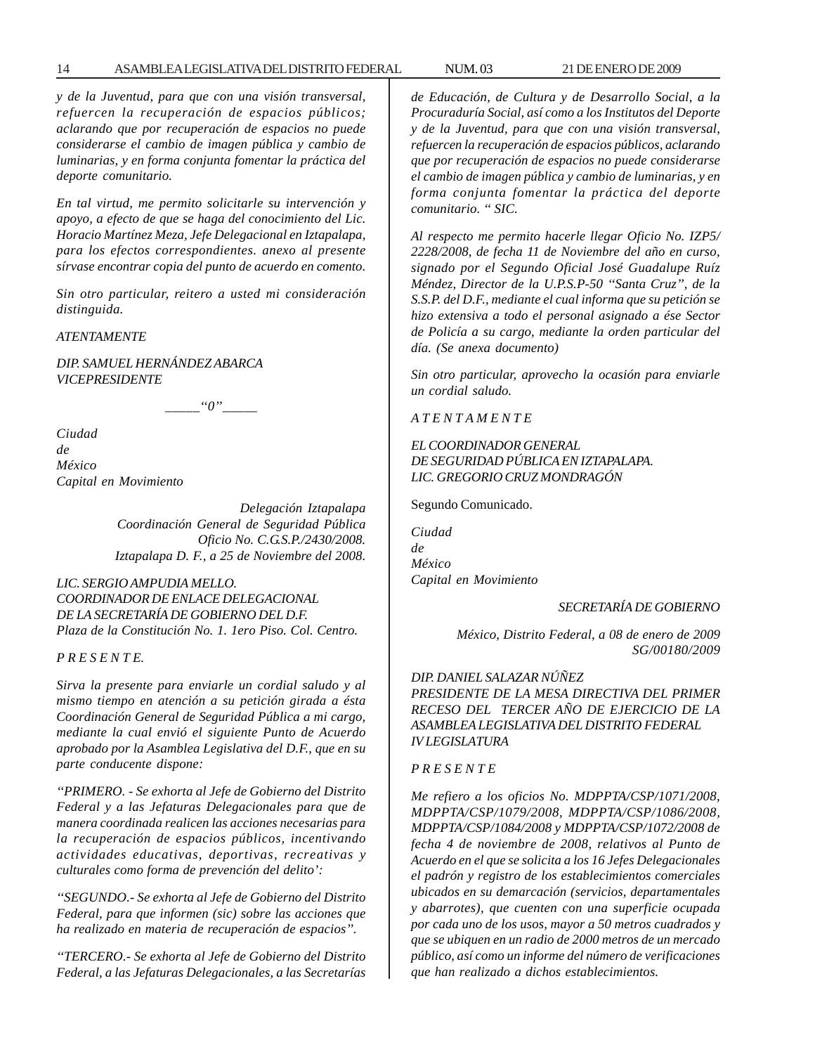*y de la Juventud, para que con una visión transversal, refuercen la recuperación de espacios públicos; aclarando que por recuperación de espacios no puede considerarse el cambio de imagen pública y cambio de luminarias, y en forma conjunta fomentar la práctica del deporte comunitario.*

*En tal virtud, me permito solicitarle su intervención y apoyo, a efecto de que se haga del conocimiento del Lic. Horacio Martínez Meza, Jefe Delegacional en Iztapalapa, para los efectos correspondientes. anexo al presente sírvase encontrar copia del punto de acuerdo en comento.*

*Sin otro particular, reitero a usted mi consideración distinguida.*

*ATENTAMENTE*

*DIP. SAMUEL HERNÁNDEZ ABARCA*
*VICEPRESIDENTE*

_____“0”_____

*Ciudad*
*de*
*México*
*Capital en Movimiento*

*Delegación Iztapalapa*
*Coordinación General de Seguridad Pública*
*Oficio No. C.G.S.P./2430/2008.*
*Iztapalapa D. F., a 25 de Noviembre del 2008.*

*LIC. SERGIO AMPUDIA MELLO.*
*COORDINADOR DE ENLACE DELEGACIONAL*
*DE LA SECRETARÍA DE GOBIERNO DEL D.F.*
*Plaza de la Constitución No. 1. 1ero Piso. Col. Centro.*

*P R E S E N T E.*

*Sirva la presente para enviarle un cordial saludo y al mismo tiempo en atención a su petición girada a ésta Coordinación General de Seguridad Pública a mi cargo, mediante la cual envió el siguiente Punto de Acuerdo aprobado por la Asamblea Legislativa del D.F., que en su parte conducente dispone:*

*“PRIMERO. - Se exhorta al Jefe de Gobierno del Distrito Federal y a las Jefaturas Delegacionales para que de manera coordinada realicen las acciones necesarias para la recuperación de espacios públicos, incentivando actividades educativas, deportivas, recreativas y culturales como forma de prevención del delito’:*

*“SEGUNDO.- Se exhorta al Jefe de Gobierno del Distrito Federal, para que informen (sic) sobre las acciones que ha realizado en materia de recuperación de espacios”.*

*“TERCERO.- Se exhorta al Jefe de Gobierno del Distrito Federal, a las Jefaturas Delegacionales, a las Secretarías de Educación, de Cultura y de Desarrollo Social, a la Procuraduría Social, así como a los Institutos del Deporte y de la Juventud, para que con una visión transversal, refuercen la recuperación de espacios públicos, aclarando que por recuperación de espacios no puede considerarse el cambio de imagen pública y cambio de luminarias, y en forma conjunta fomentar la práctica del deporte comunitario. “ SIC.*

*Al respecto me permito hacerle llegar Oficio No. IZP5/ 2228/2008, de fecha 11 de Noviembre del año en curso, signado por el Segundo Oficial José Guadalupe Ruíz Méndez, Director de la U.P.S.P-50 “Santa Cruz”, de la S.S.P. del D.F., mediante el cual informa que su petición se hizo extensiva a todo el personal asignado a ése Sector de Policía a su cargo, mediante la orden particular del día. (Se anexa documento)*

*Sin otro particular, aprovecho la ocasión para enviarle un cordial saludo.*

*A T E N T A M E N T E*

*EL COORDINADOR GENERAL*
*DE SEGURIDAD PÚBLICA EN IZTAPALAPA.*
*LIC. GREGORIO CRUZ MONDRAGÓN*

Segundo Comunicado.

*Ciudad*
*de*
*México*
*Capital en Movimiento*

*SECRETARÍA DE GOBIERNO*

*México, Distrito Federal, a 08 de enero de 2009*
*SG/00180/2009*

*DIP. DANIEL SALAZAR NÚÑEZ*
*PRESIDENTE DE LA MESA DIRECTIVA DEL PRIMER RECESO DEL TERCER AÑO DE EJERCICIO DE LA ASAMBLEA LEGISLATIVA DEL DISTRITO FEDERAL*
*IV LEGISLATURA*

*P R E S E N T E*

*Me refiero a los oficios No. MDPPTA/CSP/1071/2008, MDPPTA/CSP/1079/2008, MDPPTA/CSP/1086/2008, MDPPTA/CSP/1084/2008 y MDPPTA/CSP/1072/2008 de fecha 4 de noviembre de 2008, relativos al Punto de Acuerdo en el que se solicita a los 16 Jefes Delegacionales el padrón y registro de los establecimientos comerciales ubicados en su demarcación (servicios, departamentales y abarrotes), que cuenten con una superficie ocupada por cada uno de los usos, mayor a 50 metros cuadrados y que se ubiquen en un radio de 2000 metros de un mercado público, así como un informe del número de verificaciones que han realizado a dichos establecimientos.*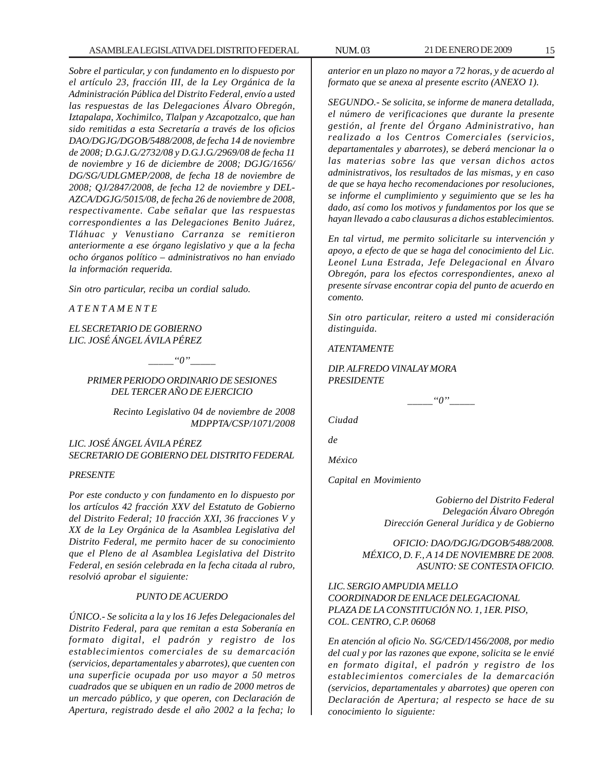*Sobre el particular, y con fundamento en lo dispuesto por el artículo 23, fracción III, de la Ley Orgánica de la Administración Pública del Distrito Federal, envío a usted las respuestas de las Delegaciones Álvaro Obregón, Iztapalapa, Xochimilco, Tlalpan y Azcapotzalco, que han sido remitidas a esta Secretaría a través de los oficios DAO/DGJG/DGOB/5488/2008, de fecha 14 de noviembre de 2008; D.G.J.G./2732/08 y D.G.J.G./2969/08 de fecha 11 de noviembre y 16 de diciembre de 2008; DGJG/1656/DG/SG/UDLGMEP/2008, de fecha 18 de noviembre de 2008; QJ/2847/2008, de fecha 12 de noviembre y DEL-AZCA/DGJG/5015/08, de fecha 26 de noviembre de 2008, respectivamente. Cabe señalar que las respuestas correspondientes a las Delegaciones Benito Juárez, Tláhuac y Venustiano Carranza se remitieron anteriormente a ese órgano legislativo y que a la fecha ocho órganos político – administrativos no han enviado la información requerida.*

*Sin otro particular, reciba un cordial saludo.*

*A T E N T A M E N T E*

*EL SECRETARIO DE GOBIERNO*
*LIC. JOSÉ ÁNGEL ÁVILA PÉREZ*

_____“0”_____

*PRIMER PERIODO ORDINARIO DE SESIONES*
*DEL TERCER AÑO DE EJERCICIO*

*Recinto Legislativo 04 de noviembre de 2008*
*MDPPTA/CSP/1071/2008*

*LIC. JOSÉ ÁNGEL ÁVILA PÉREZ*
*SECRETARIO DE GOBIERNO DEL DISTRITO FEDERAL*

*PRESENTE*

*Por este conducto y con fundamento en lo dispuesto por los artículos 42 fracción XXV del Estatuto de Gobierno del Distrito Federal; 10 fracción XXI, 36 fracciones V y XX de la Ley Orgánica de la Asamblea Legislativa del Distrito Federal, me permito hacer de su conocimiento que el Pleno de al Asamblea Legislativa del Distrito Federal, en sesión celebrada en la fecha citada al rubro, resolvió aprobar el siguiente:*

*PUNTO DE ACUERDO*

*ÚNICO.- Se solicita a la y los 16 Jefes Delegacionales del Distrito Federal, para que remitan a esta Soberanía en formato digital, el padrón y registro de los establecimientos comerciales de su demarcación (servicios, departamentales y abarrotes), que cuenten con una superficie ocupada por uso mayor a 50 metros cuadrados que se ubiquen en un radio de 2000 metros de un mercado público, y que operen, con Declaración de Apertura, registrado desde el año 2002 a la fecha; lo anterior en un plazo no mayor a 72 horas, y de acuerdo al formato que se anexa al presente escrito (ANEXO 1).*

*SEGUNDO.- Se solicita, se informe de manera detallada, el número de verificaciones que durante la presente gestión, al frente del Órgano Administrativo, han realizado a los Centros Comerciales (servicios, departamentales y abarrotes), se deberá mencionar la o las materias sobre las que versan dichos actos administrativos, los resultados de las mismas, y en caso de que se haya hecho recomendaciones por resoluciones, se informe el cumplimiento y seguimiento que se les ha dado, así como los motivos y fundamentos por los que se hayan llevado a cabo clausuras a dichos establecimientos.*

*En tal virtud, me permito solicitarle su intervención y apoyo, a efecto de que se haga del conocimiento del Lic. Leonel Luna Estrada, Jefe Delegacional en Álvaro Obregón, para los efectos correspondientes, anexo al presente sírvase encontrar copia del punto de acuerdo en comento.*

*Sin otro particular, reitero a usted mi consideración distinguida.*

*ATENTAMENTE*

*DIP. ALFREDO VINALAY MORA*
*PRESIDENTE*

_____“0”_____

*Ciudad*

*de*

*México*

*Capital en Movimiento*

*Gobierno del Distrito Federal*
*Delegación Álvaro Obregón*
*Dirección General Jurídica y de Gobierno*

*OFICIO: DAO/DGJG/DGOB/5488/2008.*
*MÉXICO, D. F., A 14 DE NOVIEMBRE DE 2008.*
*ASUNTO: SE CONTESTA OFICIO.*

*LIC. SERGIO AMPUDIA MELLO*
*COORDINADOR DE ENLACE DELEGACIONAL*
*PLAZA DE LA CONSTITUCIÓN NO. 1, 1ER. PISO,*
*COL. CENTRO, C.P. 06068*

*En atención al oficio No. SG/CED/1456/2008, por medio del cual y por las razones que expone, solicita se le envié en formato digital, el padrón y registro de los establecimientos comerciales de la demarcación (servicios, departamentales y abarrotes) que operen con Declaración de Apertura; al respecto se hace de su conocimiento lo siguiente:*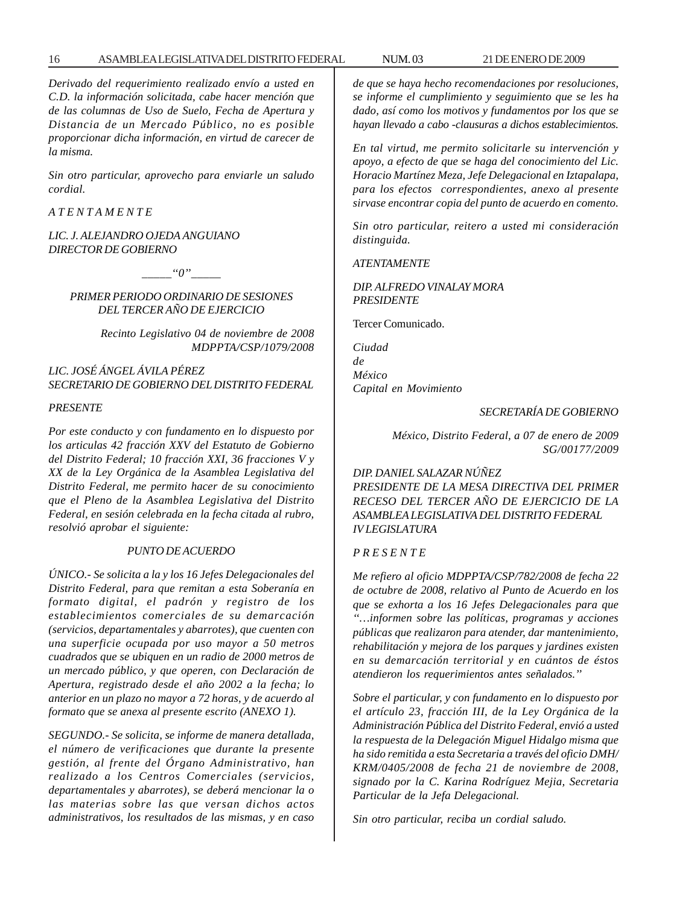*Derivado del requerimiento realizado envío a usted en C.D. la información solicitada, cabe hacer mención que de las columnas de Uso de Suelo, Fecha de Apertura y Distancia de un Mercado Público, no es posible proporcionar dicha información, en virtud de carecer de la misma.*

*Sin otro particular, aprovecho para enviarle un saludo cordial.*

*A T E N T A M E N T E*

*LIC. J. ALEJANDRO OJEDA ANGUIANO*
*DIRECTOR DE GOBIERNO*

*_____"0"_____*

*PRIMER PERIODO ORDINARIO DE SESIONES DEL TERCER AÑO DE EJERCICIO*

*Recinto Legislativo 04 de noviembre de 2008*
*MDPPTA/CSP/1079/2008*

*LIC. JOSÉ ÁNGEL ÁVILA PÉREZ*
*SECRETARIO DE GOBIERNO DEL DISTRITO FEDERAL*

*PRESENTE*

*Por este conducto y con fundamento en lo dispuesto por los articulas 42 fracción XXV del Estatuto de Gobierno del Distrito Federal; 10 fracción XXI, 36 fracciones V y XX de la Ley Orgánica de la Asamblea Legislativa del Distrito Federal, me permito hacer de su conocimiento que el Pleno de la Asamblea Legislativa del Distrito Federal, en sesión celebrada en la fecha citada al rubro, resolvió aprobar el siguiente:*

*PUNTO DE ACUERDO*

*ÚNICO.- Se solicita a la y los 16 Jefes Delegacionales del Distrito Federal, para que remitan a esta Soberanía en formato digital, el padrón y registro de los establecimientos comerciales de su demarcación (servicios, departamentales y abarrotes), que cuenten con una superficie ocupada por uso mayor a 50 metros cuadrados que se ubiquen en un radio de 2000 metros de un mercado público, y que operen, con Declaración de Apertura, registrado desde el año 2002 a la fecha; lo anterior en un plazo no mayor a 72 horas, y de acuerdo al formato que se anexa al presente escrito (ANEXO 1).*

*SEGUNDO.- Se solicita, se informe de manera detallada, el número de verificaciones que durante la presente gestión, al frente del Órgano Administrativo, han realizado a los Centros Comerciales (servicios, departamentales y abarrotes), se deberá mencionar la o las materias sobre las que versan dichos actos administrativos, los resultados de las mismas, y en caso de que se haya hecho recomendaciones por resoluciones, se informe el cumplimiento y seguimiento que se les ha dado, así como los motivos y fundamentos por los que se hayan llevado a cabo -clausuras a dichos establecimientos.*

*En tal virtud, me permito solicitarle su intervención y apoyo, a efecto de que se haga del conocimiento del Lic. Horacio Martínez Meza, Jefe Delegacional en Iztapalapa, para los efectos correspondientes, anexo al presente sirvase encontrar copia del punto de acuerdo en comento.*

*Sin otro particular, reitero a usted mi consideración distinguida.*

*ATENTAMENTE*

*DIP. ALFREDO VINALAY MORA*
*PRESIDENTE*

Tercer Comunicado.

*Ciudad*
*de*
*México*
*Capital en Movimiento*

*SECRETARÍA DE GOBIERNO*

*México, Distrito Federal, a 07 de enero de 2009*
*SG/00177/2009*

*DIP. DANIEL SALAZAR NÚÑEZ*
*PRESIDENTE DE LA MESA DIRECTIVA DEL PRIMER RECESO DEL TERCER AÑO DE EJERCICIO DE LA ASAMBLEA LEGISLATIVA DEL DISTRITO FEDERAL*
*IV LEGISLATURA*

*P R E S E N T E*

*Me refiero al oficio MDPPTA/CSP/782/2008 de fecha 22 de octubre de 2008, relativo al Punto de Acuerdo en los que se exhorta a los 16 Jefes Delegacionales para que "…informen sobre las políticas, programas y acciones públicas que realizaron para atender, dar mantenimiento, rehabilitación y mejora de los parques y jardines existen en su demarcación territorial y en cuántos de éstos atendieron los requerimientos antes señalados."*

*Sobre el particular, y con fundamento en lo dispuesto por el artículo 23, fracción III, de la Ley Orgánica de la Administración Pública del Distrito Federal, envió a usted la respuesta de la Delegación Miguel Hidalgo misma que ha sido remitida a esta Secretaria a través del oficio DMH/KRM/0405/2008 de fecha 21 de noviembre de 2008, signado por la C. Karina Rodríguez Mejia, Secretaria Particular de la Jefa Delegacional.*

*Sin otro particular, reciba un cordial saludo.*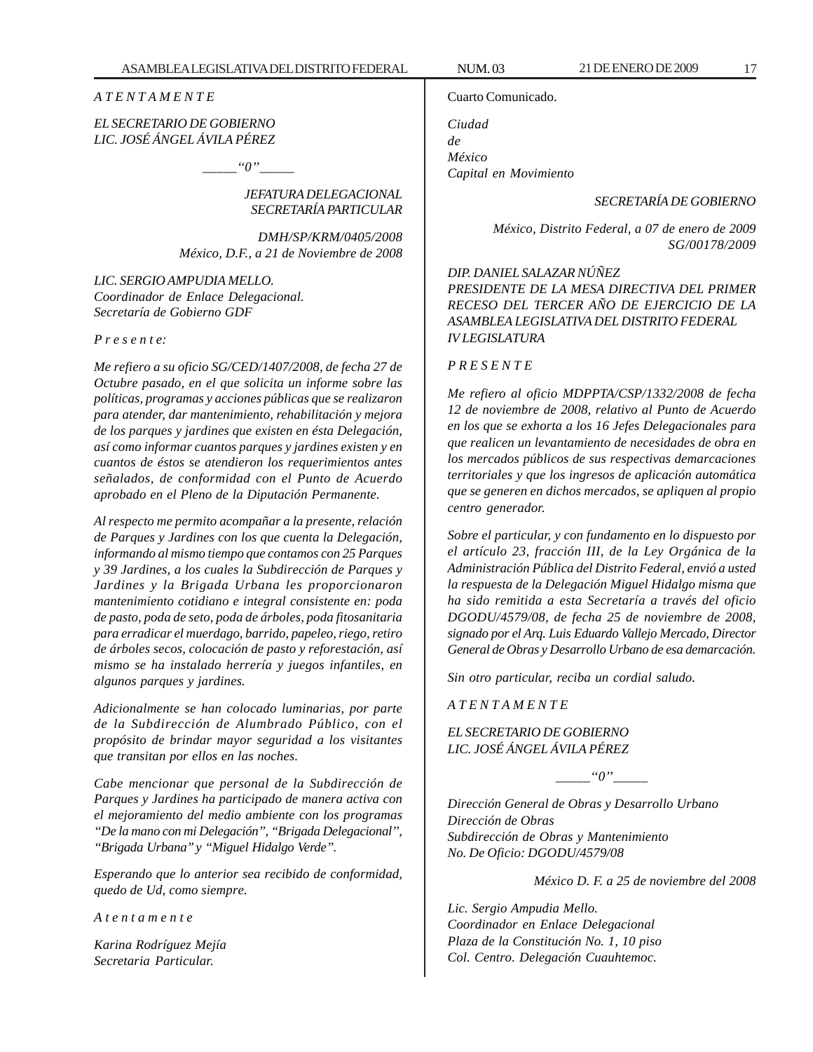*A T E N T A M E N T E*

*EL SECRETARIO DE GOBIERNO*
*LIC. JOSÉ ÁNGEL ÁVILA PÉREZ*

_____"0"_____

*JEFATURA DELEGACIONAL*
*SECRETARÍA PARTICULAR*

*DMH/SP/KRM/0405/2008*
*México, D.F., a 21 de Noviembre de 2008*

*LIC. SERGIO AMPUDIA MELLO.*
*Coordinador de Enlace Delegacional.*
*Secretaría de Gobierno GDF*

*P r e s e n t e:*

*Me refiero a su oficio SG/CED/1407/2008, de fecha 27 de Octubre pasado, en el que solicita un informe sobre las políticas, programas y acciones públicas que se realizaron para atender, dar mantenimiento, rehabilitación y mejora de los parques y jardines que existen en ésta Delegación, así como informar cuantos parques y jardines existen y en cuantos de éstos se atendieron los requerimientos antes señalados, de conformidad con el Punto de Acuerdo aprobado en el Pleno de la Diputación Permanente.*

*Al respecto me permito acompañar a la presente, relación de Parques y Jardines con los que cuenta la Delegación, informando al mismo tiempo que contamos con 25 Parques y 39 Jardines, a los cuales la Subdirección de Parques y Jardines y la Brigada Urbana les proporcionaron mantenimiento cotidiano e integral consistente en: poda de pasto, poda de seto, poda de árboles, poda fitosanitaria para erradicar el muerdago, barrido, papeleo, riego, retiro de árboles secos, colocación de pasto y reforestación, así mismo se ha instalado herrería y juegos infantiles, en algunos parques y jardines.*

*Adicionalmente se han colocado luminarias, por parte de la Subdirección de Alumbrado Público, con el propósito de brindar mayor seguridad a los visitantes que transitan por ellos en las noches.*

*Cabe mencionar que personal de la Subdirección de Parques y Jardines ha participado de manera activa con el mejoramiento del medio ambiente con los programas "De la mano con mi Delegación", "Brigada Delegacional", "Brigada Urbana" y "Miguel Hidalgo Verde".*

*Esperando que lo anterior sea recibido de conformidad, quedo de Ud, como siempre.*

*A t e n t a m e n t e*

*Karina Rodríguez Mejía*
*Secretaria Particular.*

Cuarto Comunicado.

*Ciudad*
*de*
*México*
*Capital en Movimiento*

*SECRETARÍA DE GOBIERNO*

*México, Distrito Federal, a 07 de enero de 2009*
*SG/00178/2009*

*DIP. DANIEL SALAZAR NÚÑEZ*
*PRESIDENTE DE LA MESA DIRECTIVA DEL PRIMER RECESO DEL TERCER AÑO DE EJERCICIO DE LA ASAMBLEA LEGISLATIVA DEL DISTRITO FEDERAL*
*IV LEGISLATURA*

*P R E S E N T E*

*Me refiero al oficio MDPPTA/CSP/1332/2008 de fecha 12 de noviembre de 2008, relativo al Punto de Acuerdo en los que se exhorta a los 16 Jefes Delegacionales para que realicen un levantamiento de necesidades de obra en los mercados públicos de sus respectivas demarcaciones territoriales y que los ingresos de aplicación automática que se generen en dichos mercados, se apliquen al propio centro generador.*

*Sobre el particular, y con fundamento en lo dispuesto por el artículo 23, fracción III, de la Ley Orgánica de la Administración Pública del Distrito Federal, envió a usted la respuesta de la Delegación Miguel Hidalgo misma que ha sido remitida a esta Secretaría a través del oficio DGODU/4579/08, de fecha 25 de noviembre de 2008, signado por el Arq. Luis Eduardo Vallejo Mercado, Director General de Obras y Desarrollo Urbano de esa demarcación.*

*Sin otro particular, reciba un cordial saludo.*

*A T E N T A M E N T E*

*EL SECRETARIO DE GOBIERNO*
*LIC. JOSÉ ÁNGEL ÁVILA PÉREZ*

_____"0"_____

*Dirección General de Obras y Desarrollo Urbano*
*Dirección de Obras*
*Subdirección de Obras y Mantenimiento*
*No. De Oficio: DGODU/4579/08*

*México D. F. a 25 de noviembre del 2008*

*Lic. Sergio Ampudia Mello.*
*Coordinador en Enlace Delegacional*
*Plaza de la Constitución No. 1, 10 piso*
*Col. Centro. Delegación Cuauhtemoc.*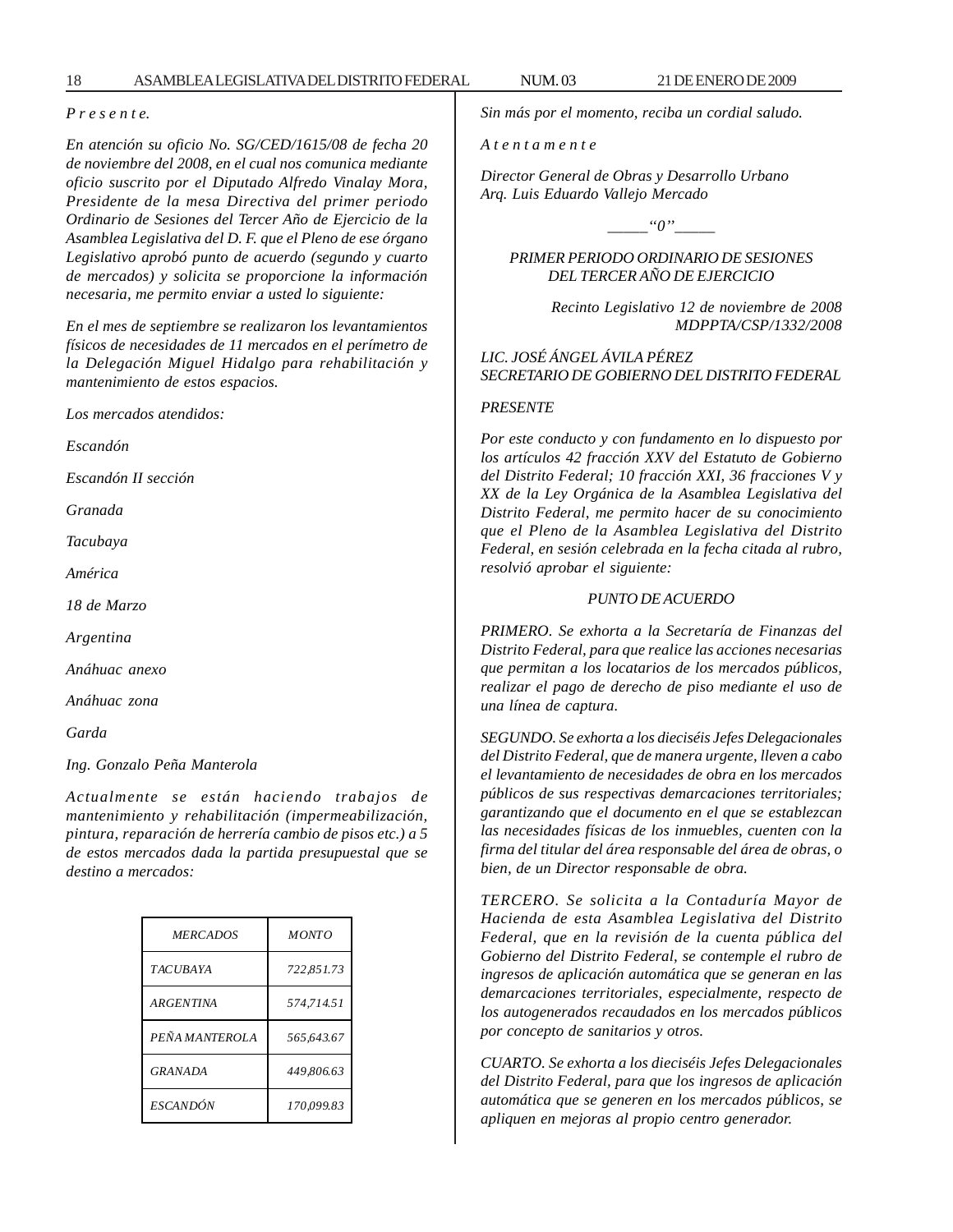*P r e s e n t e.*

*En atención su oficio No. SG/CED/1615/08 de fecha 20 de noviembre del 2008, en el cual nos comunica mediante oficio suscrito por el Diputado Alfredo Vinalay Mora, Presidente de la mesa Directiva del primer periodo Ordinario de Sesiones del Tercer Año de Ejercicio de la Asamblea Legislativa del D. F. que el Pleno de ese órgano Legislativo aprobó punto de acuerdo (segundo y cuarto de mercados) y solicita se proporcione la información necesaria, me permito enviar a usted lo siguiente:*

*En el mes de septiembre se realizaron los levantamientos físicos de necesidades de 11 mercados en el perímetro de la Delegación Miguel Hidalgo para rehabilitación y mantenimiento de estos espacios.*

*Los mercados atendidos:*

*Escandón*

*Escandón II sección*

*Granada*

*Tacubaya*

*América*

*18 de Marzo*

*Argentina*

*Anáhuac anexo*

*Anáhuac zona*

*Garda*

*Ing. Gonzalo Peña Manterola*

*Actualmente se están haciendo trabajos de mantenimiento y rehabilitación (impermeabilización, pintura, reparación de herrería cambio de pisos etc.) a 5 de estos mercados dada la partida presupuestal que se destino a mercados:*

| *MERCADOS* | *MONTO* |
|---|---|
| *TACUBAYA* | *722,851.73* |
| *ARGENTINA* | *574,714.51* |
| *PEÑA MANTEROLA* | *565,643.67* |
| *GRANADA* | *449,806.63* |
| *ESCANDÓN* | *170,099.83* |

*Sin más por el momento, reciba un cordial saludo.*

*A t e n t a m e n t e*

*Director General de Obras y Desarrollo Urbano*
*Arq. Luis Eduardo Vallejo Mercado*

*_____"0"_____*

*PRIMER PERIODO ORDINARIO DE SESIONES DEL TERCER AÑO DE EJERCICIO*

*Recinto Legislativo 12 de noviembre de 2008*
*MDPPTA/CSP/1332/2008*

*LIC. JOSÉ ÁNGEL ÁVILA PÉREZ*
*SECRETARIO DE GOBIERNO DEL DISTRITO FEDERAL*

*PRESENTE*

*Por este conducto y con fundamento en lo dispuesto por los artículos 42 fracción XXV del Estatuto de Gobierno del Distrito Federal; 10 fracción XXI, 36 fracciones V y XX de la Ley Orgánica de la Asamblea Legislativa del Distrito Federal, me permito hacer de su conocimiento que el Pleno de la Asamblea Legislativa del Distrito Federal, en sesión celebrada en la fecha citada al rubro, resolvió aprobar el siguiente:*

*PUNTO DE ACUERDO*

*PRIMERO. Se exhorta a la Secretaría de Finanzas del Distrito Federal, para que realice las acciones necesarias que permitan a los locatarios de los mercados públicos, realizar el pago de derecho de piso mediante el uso de una línea de captura.*

*SEGUNDO. Se exhorta a los dieciséis Jefes Delegacionales del Distrito Federal, que de manera urgente, lleven a cabo el levantamiento de necesidades de obra en los mercados públicos de sus respectivas demarcaciones territoriales; garantizando que el documento en el que se establezcan las necesidades físicas de los inmuebles, cuenten con la firma del titular del área responsable del área de obras, o bien, de un Director responsable de obra.*

*TERCERO. Se solicita a la Contaduría Mayor de Hacienda de esta Asamblea Legislativa del Distrito Federal, que en la revisión de la cuenta pública del Gobierno del Distrito Federal, se contemple el rubro de ingresos de aplicación automática que se generan en las demarcaciones territoriales, especialmente, respecto de los autogenerados recaudados en los mercados públicos por concepto de sanitarios y otros.*

*CUARTO. Se exhorta a los dieciséis Jefes Delegacionales del Distrito Federal, para que los ingresos de aplicación automática que se generen en los mercados públicos, se apliquen en mejoras al propio centro generador.*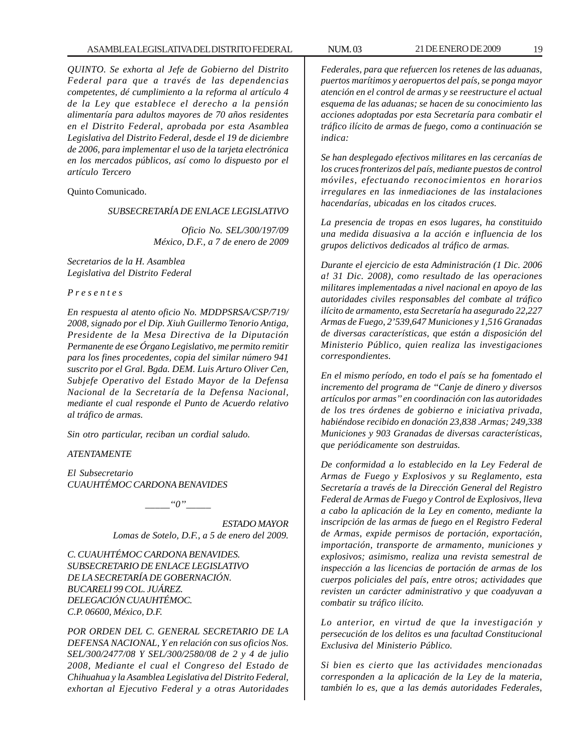*QUINTO. Se exhorta al Jefe de Gobierno del Distrito Federal para que a través de las dependencias competentes, dé cumplimiento a la reforma al artículo 4 de la Ley que establece el derecho a la pensión alimentaría para adultos mayores de 70 años residentes en el Distrito Federal, aprobada por esta Asamblea Legislativa del Distrito Federal, desde el 19 de diciembre de 2006, para implementar el uso de la tarjeta electrónica en los mercados públicos, así como lo dispuesto por el artículo Tercero*

Quinto Comunicado.

*SUBSECRETARÍA DE ENLACE LEGISLATIVO*

*Oficio No. SEL/300/197/09*
*México, D.F., a 7 de enero de 2009*

*Secretarios de la H. Asamblea*
*Legislativa del Distrito Federal*

*P r e s e n t e s*

*En respuesta al atento oficio No. MDDPSRSA/CSP/719/2008, signado por el Dip. Xiuh Guillermo Tenorio Antiga, Presidente de la Mesa Directiva de la Diputación Permanente de ese Órgano Legislativo, me permito remitir para los fines procedentes, copia del similar número 941 suscrito por el Gral. Bgda. DEM. Luis Arturo Oliver Cen, Subjefe Operativo del Estado Mayor de la Defensa Nacional de la Secretaría de la Defensa Nacional, mediante el cual responde el Punto de Acuerdo relativo al tráfico de armas.*

*Sin otro particular, reciban un cordial saludo.*

*ATENTAMENTE*

*El Subsecretario*
*CUAUHTÉMOC CARDONA BENAVIDES*

_____“0”_____

*ESTADO MAYOR*
*Lomas de Sotelo, D.F., a 5 de enero del 2009.*

*C. CUAUHTÉMOC CARDONA BENAVIDES.*
*SUBSECRETARIO DE ENLACE LEGISLATIVO*
*DE LA SECRETARÍA DE GOBERNACIÓN.*
*BUCARELI 99 COL. JUÁREZ.*
*DELEGACIÓN CUAUHTÉMOC.*
*C.P. 06600, México, D.F.*

*POR ORDEN DEL C. GENERAL SECRETARIO DE LA DEFENSA NACIONAL, Y en relación con sus oficios Nos. SEL/300/2477/08 Y SEL/300/2580/08 de 2 y 4 de julio 2008, Mediante el cual el Congreso del Estado de Chihuahua y la Asamblea Legislativa del Distrito Federal, exhortan al Ejecutivo Federal y a otras Autoridades Federales, para que refuercen los retenes de las aduanas, puertos marítimos y aeropuertos del país, se ponga mayor atención en el control de armas y se reestructure el actual esquema de las aduanas; se hacen de su conocimiento las acciones adoptadas por esta Secretaría para combatir el tráfico ilícito de armas de fuego, como a continuación se indica:*

*Se han desplegado efectivos militares en las cercanías de los cruces fronterizos del país, mediante puestos de control móviles, efectuando reconocimientos en horarios irregulares en las inmediaciones de las instalaciones hacendarías, ubicadas en los citados cruces.*

*La presencia de tropas en esos lugares, ha constituido una medida disuasiva a la acción e influencia de los grupos delictivos dedicados al tráfico de armas.*

*Durante el ejercicio de esta Administración (1 Dic. 2006 a! 31 Dic. 2008), como resultado de las operaciones militares implementadas a nivel nacional en apoyo de las autoridades civiles responsables del combate al tráfico ilícito de armamento, esta Secretaría ha asegurado 22,227 Armas de Fuego, 2’539,647 Municiones y 1,516 Granadas de diversas características, que están a disposición del Ministerio Público, quien realiza las investigaciones correspondientes.*

*En el mismo período, en todo el país se ha fomentado el incremento del programa de “Canje de dinero y diversos artículos por armas” en coordinación con las autoridades de los tres órdenes de gobierno e iniciativa privada, habiéndose recibido en donación 23,838 .Armas; 249,338 Municiones y 903 Granadas de diversas características, que periódicamente son destruidas.*

*De conformidad a lo establecido en la Ley Federal de Armas de Fuego y Explosivos y su Reglamento, esta Secretaría a través de la Dirección General del Registro Federal de Armas de Fuego y Control de Explosivos, lleva a cabo la aplicación de la Ley en comento, mediante la inscripción de las armas de fuego en el Registro Federal de Armas, expide permisos de portación, exportación, importación, transporte de armamento, municiones y explosivos; asimismo, realiza una revista semestral de inspección a las licencias de portación de armas de los cuerpos policiales del país, entre otros; actividades que revisten un carácter administrativo y que coadyuvan a combatir su tráfico ilícito.*

*Lo anterior, en virtud de que la investigación y persecución de los delitos es una facultad Constitucional Exclusiva del Ministerio Público.*

*Si bien es cierto que las actividades mencionadas corresponden a la aplicación de la Ley de la materia, también lo es, que a las demás autoridades Federales,*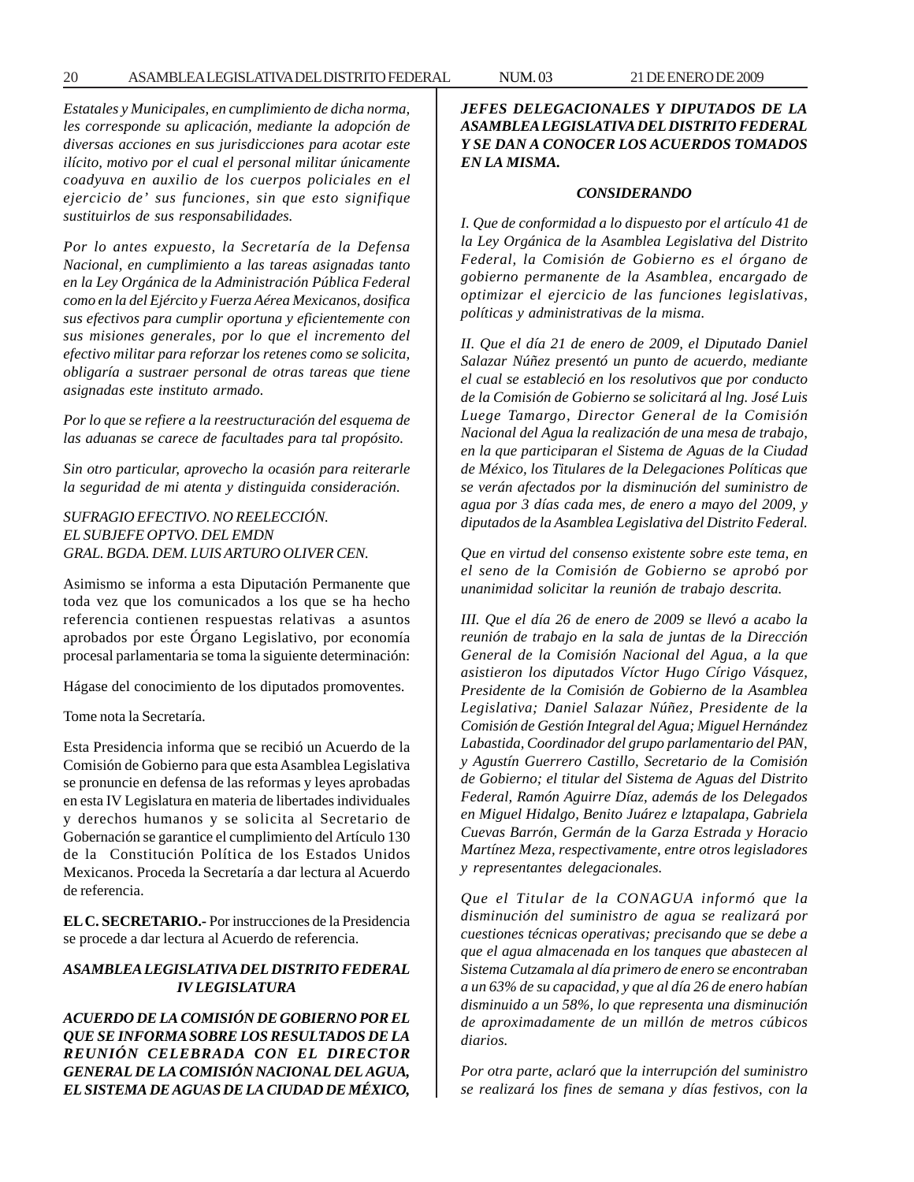*Estatales y Municipales, en cumplimiento de dicha norma, les corresponde su aplicación, mediante la adopción de diversas acciones en sus jurisdicciones para acotar este ilícito, motivo por el cual el personal militar únicamente coadyuva en auxilio de los cuerpos policiales en el ejercicio de' sus funciones, sin que esto signifique sustituirlos de sus responsabilidades.*

*Por lo antes expuesto, la Secretaría de la Defensa Nacional, en cumplimiento a las tareas asignadas tanto en la Ley Orgánica de la Administración Pública Federal como en la del Ejército y Fuerza Aérea Mexicanos, dosifica sus efectivos para cumplir oportuna y eficientemente con sus misiones generales, por lo que el incremento del efectivo militar para reforzar los retenes como se solicita, obligaría a sustraer personal de otras tareas que tiene asignadas este instituto armado.*

*Por lo que se refiere a la reestructuración del esquema de las aduanas se carece de facultades para tal propósito.*

*Sin otro particular, aprovecho la ocasión para reiterarle la seguridad de mi atenta y distinguida consideración.*

*SUFRAGIO EFECTIVO. NO REELECCIÓN.*
*EL SUBJEFE OPTVO. DEL EMDN*
*GRAL. BGDA. DEM. LUIS ARTURO OLIVER CEN.*

Asimismo se informa a esta Diputación Permanente que toda vez que los comunicados a los que se ha hecho referencia contienen respuestas relativas a asuntos aprobados por este Órgano Legislativo, por economía procesal parlamentaria se toma la siguiente determinación:

Hágase del conocimiento de los diputados promoventes.

Tome nota la Secretaría.

Esta Presidencia informa que se recibió un Acuerdo de la Comisión de Gobierno para que esta Asamblea Legislativa se pronuncie en defensa de las reformas y leyes aprobadas en esta IV Legislatura en materia de libertades individuales y derechos humanos y se solicita al Secretario de Gobernación se garantice el cumplimiento del Artículo 130 de la Constitución Política de los Estados Unidos Mexicanos. Proceda la Secretaría a dar lectura al Acuerdo de referencia.

**EL C. SECRETARIO.-** Por instrucciones de la Presidencia se procede a dar lectura al Acuerdo de referencia.

***ASAMBLEA LEGISLATIVA DEL DISTRITO FEDERAL IV LEGISLATURA***

***ACUERDO DE LA COMISIÓN DE GOBIERNO POR EL QUE SE INFORMA SOBRE LOS RESULTADOS DE LA REUNIÓN CELEBRADA CON EL DIRECTOR GENERAL DE LA COMISIÓN NACIONAL DEL AGUA, EL SISTEMA DE AGUAS DE LA CIUDAD DE MÉXICO, JEFES DELEGACIONALES Y DIPUTADOS DE LA ASAMBLEA LEGISLATIVA DEL DISTRITO FEDERAL Y SE DAN A CONOCER LOS ACUERDOS TOMADOS EN LA MISMA.***

***CONSIDERANDO***

*I. Que de conformidad a lo dispuesto por el artículo 41 de la Ley Orgánica de la Asamblea Legislativa del Distrito Federal, la Comisión de Gobierno es el órgano de gobierno permanente de la Asamblea, encargado de optimizar el ejercicio de las funciones legislativas, políticas y administrativas de la misma.*

*II. Que el día 21 de enero de 2009, el Diputado Daniel Salazar Núñez presentó un punto de acuerdo, mediante el cual se estableció en los resolutivos que por conducto de la Comisión de Gobierno se solicitará al lng. José Luis Luege Tamargo, Director General de la Comisión Nacional del Agua la realización de una mesa de trabajo, en la que participaran el Sistema de Aguas de la Ciudad de México, los Titulares de la Delegaciones Políticas que se verán afectados por la disminución del suministro de agua por 3 días cada mes, de enero a mayo del 2009, y diputados de la Asamblea Legislativa del Distrito Federal.*

*Que en virtud del consenso existente sobre este tema, en el seno de la Comisión de Gobierno se aprobó por unanimidad solicitar la reunión de trabajo descrita.*

*III. Que el día 26 de enero de 2009 se llevó a acabo la reunión de trabajo en la sala de juntas de la Dirección General de la Comisión Nacional del Agua, a la que asistieron los diputados Víctor Hugo Círigo Vásquez, Presidente de la Comisión de Gobierno de la Asamblea Legislativa; Daniel Salazar Núñez, Presidente de la Comisión de Gestión Integral del Agua; Miguel Hernández Labastida, Coordinador del grupo parlamentario del PAN, y Agustín Guerrero Castillo, Secretario de la Comisión de Gobierno; el titular del Sistema de Aguas del Distrito Federal, Ramón Aguirre Díaz, además de los Delegados en Miguel Hidalgo, Benito Juárez e lztapalapa, Gabriela Cuevas Barrón, Germán de la Garza Estrada y Horacio Martínez Meza, respectivamente, entre otros legisladores y representantes delegacionales.*

*Que el Titular de la CONAGUA informó que la disminución del suministro de agua se realizará por cuestiones técnicas operativas; precisando que se debe a que el agua almacenada en los tanques que abastecen al Sistema Cutzamala al día primero de enero se encontraban a un 63% de su capacidad, y que al día 26 de enero habían disminuido a un 58%, lo que representa una disminución de aproximadamente de un millón de metros cúbicos diarios.*

*Por otra parte, aclaró que la interrupción del suministro se realizará los fines de semana y días festivos, con la*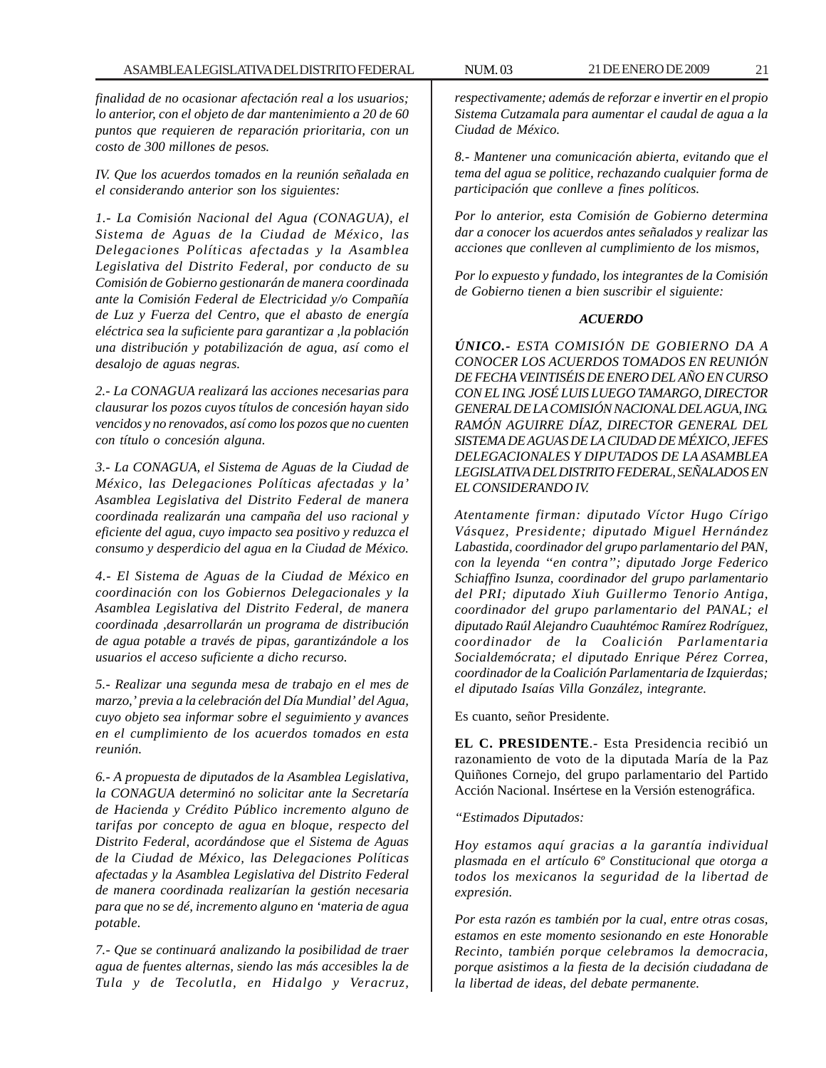*finalidad de no ocasionar afectación real a los usuarios; lo anterior, con el objeto de dar mantenimiento a 20 de 60 puntos que requieren de reparación prioritaria, con un costo de 300 millones de pesos.*

*IV. Que los acuerdos tomados en la reunión señalada en el considerando anterior son los siguientes:*

*1.- La Comisión Nacional del Agua (CONAGUA), el Sistema de Aguas de la Ciudad de México, las Delegaciones Políticas afectadas y la Asamblea Legislativa del Distrito Federal, por conducto de su Comisión de Gobierno gestionarán de manera coordinada ante la Comisión Federal de Electricidad y/o Compañía de Luz y Fuerza del Centro, que el abasto de energía eléctrica sea la suficiente para garantizar a ,la población una distribución y potabilización de agua, así como el desalojo de aguas negras.*

*2.- La CONAGUA realizará las acciones necesarias para clausurar los pozos cuyos títulos de concesión hayan sido vencidos y no renovados, así como los pozos que no cuenten con título o concesión alguna.*

*3.- La CONAGUA, el Sistema de Aguas de la Ciudad de México, las Delegaciones Políticas afectadas y la' Asamblea Legislativa del Distrito Federal de manera coordinada realizarán una campaña del uso racional y eficiente del agua, cuyo impacto sea positivo y reduzca el consumo y desperdicio del agua en la Ciudad de México.*

*4.- El Sistema de Aguas de la Ciudad de México en coordinación con los Gobiernos Delegacionales y la Asamblea Legislativa del Distrito Federal, de manera coordinada ,desarrollarán un programa de distribución de agua potable a través de pipas, garantizándole a los usuarios el acceso suficiente a dicho recurso.*

*5.- Realizar una segunda mesa de trabajo en el mes de marzo,' previa a la celebración del Día Mundial' del Agua, cuyo objeto sea informar sobre el seguimiento y avances en el cumplimiento de los acuerdos tomados en esta reunión.*

*6.- A propuesta de diputados de la Asamblea Legislativa, la CONAGUA determinó no solicitar ante la Secretaría de Hacienda y Crédito Público incremento alguno de tarifas por concepto de agua en bloque, respecto del Distrito Federal, acordándose que el Sistema de Aguas de la Ciudad de México, las Delegaciones Políticas afectadas y la Asamblea Legislativa del Distrito Federal de manera coordinada realizarían la gestión necesaria para que no se dé, incremento alguno en 'materia de agua potable.*

*7.- Que se continuará analizando la posibilidad de traer agua de fuentes alternas, siendo las más accesibles la de Tula y de Tecolutla, en Hidalgo y Veracruz, respectivamente; además de reforzar e invertir en el propio Sistema Cutzamala para aumentar el caudal de agua a la Ciudad de México.*

*8.- Mantener una comunicación abierta, evitando que el tema del agua se politice, rechazando cualquier forma de participación que conlleve a fines políticos.*

*Por lo anterior, esta Comisión de Gobierno determina dar a conocer los acuerdos antes señalados y realizar las acciones que conlleven al cumplimiento de los mismos,*

*Por lo expuesto y fundado, los integrantes de la Comisión de Gobierno tienen a bien suscribir el siguiente:*

***ACUERDO***

***ÚNICO.-*** *ESTA COMISIÓN DE GOBIERNO DA A CONOCER LOS ACUERDOS TOMADOS EN REUNIÓN DE FECHA VEINTISÉIS DE ENERO DEL AÑO EN CURSO CON EL ING. JOSÉ LUIS LUEGO TAMARGO, DIRECTOR GENERAL DE LA COMISIÓN NACIONAL DEL AGUA, ING. RAMÓN AGUIRRE DÍAZ, DIRECTOR GENERAL DEL SISTEMA DE AGUAS DE LA CIUDAD DE MÉXICO, JEFES DELEGACIONALES Y DIPUTADOS DE LA ASAMBLEA LEGISLATIVA DEL DISTRITO FEDERAL, SEÑALADOS EN EL CONSIDERANDO IV.*

*Atentamente firman: diputado Víctor Hugo Círigo Vásquez, Presidente; diputado Miguel Hernández Labastida, coordinador del grupo parlamentario del PAN, con la leyenda "en contra"; diputado Jorge Federico Schiaffino Isunza, coordinador del grupo parlamentario del PRI; diputado Xiuh Guillermo Tenorio Antiga, coordinador del grupo parlamentario del PANAL; el diputado Raúl Alejandro Cuauhtémoc Ramírez Rodríguez, coordinador de la Coalición Parlamentaria Socialdemócrata; el diputado Enrique Pérez Correa, coordinador de la Coalición Parlamentaria de Izquierdas; el diputado Isaías Villa González, integrante.*

Es cuanto, señor Presidente.

**EL C. PRESIDENTE**.- Esta Presidencia recibió un razonamiento de voto de la diputada María de la Paz Quiñones Cornejo, del grupo parlamentario del Partido Acción Nacional. Insértese en la Versión estenográfica.

*"Estimados Diputados:*

*Hoy estamos aquí gracias a la garantía individual plasmada en el artículo 6º Constitucional que otorga a todos los mexicanos la seguridad de la libertad de expresión.*

*Por esta razón es también por la cual, entre otras cosas, estamos en este momento sesionando en este Honorable Recinto, también porque celebramos la democracia, porque asistimos a la fiesta de la decisión ciudadana de la libertad de ideas, del debate permanente.*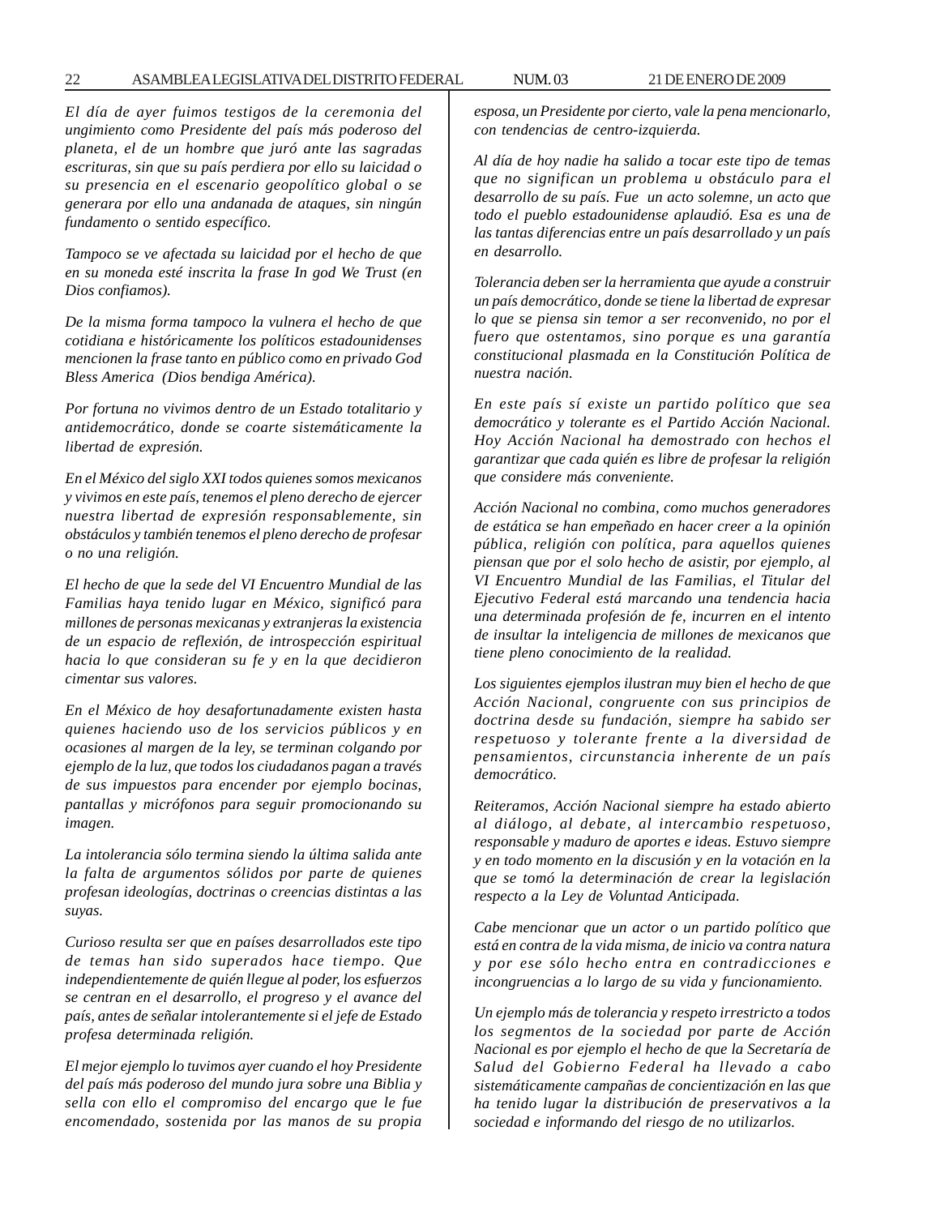*El día de ayer fuimos testigos de la ceremonia del ungimiento como Presidente del país más poderoso del planeta, el de un hombre que juró ante las sagradas escrituras, sin que su país perdiera por ello su laicidad o su presencia en el escenario geopolítico global o se generara por ello una andanada de ataques, sin ningún fundamento o sentido específico.*

*Tampoco se ve afectada su laicidad por el hecho de que en su moneda esté inscrita la frase In god We Trust (en Dios confiamos).*

*De la misma forma tampoco la vulnera el hecho de que cotidiana e históricamente los políticos estadounidenses mencionen la frase tanto en público como en privado God Bless America (Dios bendiga América).*

*Por fortuna no vivimos dentro de un Estado totalitario y antidemocrático, donde se coarte sistemáticamente la libertad de expresión.*

*En el México del siglo XXI todos quienes somos mexicanos y vivimos en este país, tenemos el pleno derecho de ejercer nuestra libertad de expresión responsablemente, sin obstáculos y también tenemos el pleno derecho de profesar o no una religión.*

*El hecho de que la sede del VI Encuentro Mundial de las Familias haya tenido lugar en México, significó para millones de personas mexicanas y extranjeras la existencia de un espacio de reflexión, de introspección espiritual hacia lo que consideran su fe y en la que decidieron cimentar sus valores.*

*En el México de hoy desafortunadamente existen hasta quienes haciendo uso de los servicios públicos y en ocasiones al margen de la ley, se terminan colgando por ejemplo de la luz, que todos los ciudadanos pagan a través de sus impuestos para encender por ejemplo bocinas, pantallas y micrófonos para seguir promocionando su imagen.*

*La intolerancia sólo termina siendo la última salida ante la falta de argumentos sólidos por parte de quienes profesan ideologías, doctrinas o creencias distintas a las suyas.*

*Curioso resulta ser que en países desarrollados este tipo de temas han sido superados hace tiempo. Que independientemente de quién llegue al poder, los esfuerzos se centran en el desarrollo, el progreso y el avance del país, antes de señalar intolerantemente si el jefe de Estado profesa determinada religión.*

*El mejor ejemplo lo tuvimos ayer cuando el hoy Presidente del país más poderoso del mundo jura sobre una Biblia y sella con ello el compromiso del encargo que le fue encomendado, sostenida por las manos de su propia esposa, un Presidente por cierto, vale la pena mencionarlo, con tendencias de centro-izquierda.*

*Al día de hoy nadie ha salido a tocar este tipo de temas que no significan un problema u obstáculo para el desarrollo de su país. Fue un acto solemne, un acto que todo el pueblo estadounidense aplaudió. Esa es una de las tantas diferencias entre un país desarrollado y un país en desarrollo.*

*Tolerancia deben ser la herramienta que ayude a construir un país democrático, donde se tiene la libertad de expresar lo que se piensa sin temor a ser reconvenido, no por el fuero que ostentamos, sino porque es una garantía constitucional plasmada en la Constitución Política de nuestra nación.*

*En este país sí existe un partido político que sea democrático y tolerante es el Partido Acción Nacional. Hoy Acción Nacional ha demostrado con hechos el garantizar que cada quién es libre de profesar la religión que considere más conveniente.*

*Acción Nacional no combina, como muchos generadores de estática se han empeñado en hacer creer a la opinión pública, religión con política, para aquellos quienes piensan que por el solo hecho de asistir, por ejemplo, al VI Encuentro Mundial de las Familias, el Titular del Ejecutivo Federal está marcando una tendencia hacia una determinada profesión de fe, incurren en el intento de insultar la inteligencia de millones de mexicanos que tiene pleno conocimiento de la realidad.*

*Los siguientes ejemplos ilustran muy bien el hecho de que Acción Nacional, congruente con sus principios de doctrina desde su fundación, siempre ha sabido ser respetuoso y tolerante frente a la diversidad de pensamientos, circunstancia inherente de un país democrático.*

*Reiteramos, Acción Nacional siempre ha estado abierto al diálogo, al debate, al intercambio respetuoso, responsable y maduro de aportes e ideas. Estuvo siempre y en todo momento en la discusión y en la votación en la que se tomó la determinación de crear la legislación respecto a la Ley de Voluntad Anticipada.*

*Cabe mencionar que un actor o un partido político que está en contra de la vida misma, de inicio va contra natura y por ese sólo hecho entra en contradicciones e incongruencias a lo largo de su vida y funcionamiento.*

*Un ejemplo más de tolerancia y respeto irrestricto a todos los segmentos de la sociedad por parte de Acción Nacional es por ejemplo el hecho de que la Secretaría de Salud del Gobierno Federal ha llevado a cabo sistemáticamente campañas de concientización en las que ha tenido lugar la distribución de preservativos a la sociedad e informando del riesgo de no utilizarlos.*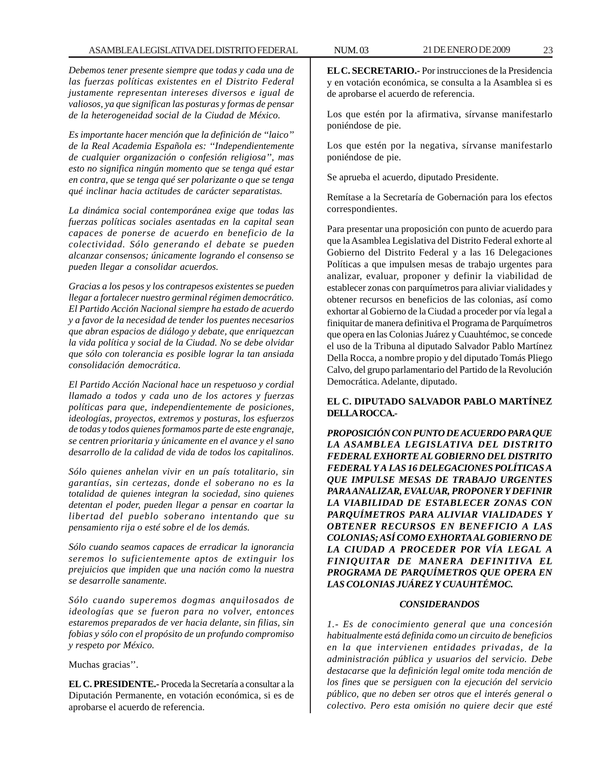*Debemos tener presente siempre que todas y cada una de las fuerzas políticas existentes en el Distrito Federal justamente representan intereses diversos e igual de valiosos, ya que significan las posturas y formas de pensar de la heterogeneidad social de la Ciudad de México.*

*Es importante hacer mención que la definición de "laico" de la Real Academia Española es: "Independientemente de cualquier organización o confesión religiosa", mas esto no significa ningún momento que se tenga qué estar en contra, que se tenga qué ser polarizante o que se tenga qué inclinar hacia actitudes de carácter separatistas.*

*La dinámica social contemporánea exige que todas las fuerzas políticas sociales asentadas en la capital sean capaces de ponerse de acuerdo en beneficio de la colectividad. Sólo generando el debate se pueden alcanzar consensos; únicamente logrando el consenso se pueden llegar a consolidar acuerdos.*

*Gracias a los pesos y los contrapesos existentes se pueden llegar a fortalecer nuestro germinal régimen democrático. El Partido Acción Nacional siempre ha estado de acuerdo y a favor de la necesidad de tender los puentes necesarios que abran espacios de diálogo y debate, que enriquezcan la vida política y social de la Ciudad. No se debe olvidar que sólo con tolerancia es posible lograr la tan ansiada consolidación democrática.*

*El Partido Acción Nacional hace un respetuoso y cordial llamado a todos y cada uno de los actores y fuerzas políticas para que, independientemente de posiciones, ideologías, proyectos, extremos y posturas, los esfuerzos de todas y todos quienes formamos parte de este engranaje, se centren prioritaria y únicamente en el avance y el sano desarrollo de la calidad de vida de todos los capitalinos.*

*Sólo quienes anhelan vivir en un país totalitario, sin garantías, sin certezas, donde el soberano no es la totalidad de quienes integran la sociedad, sino quienes detentan el poder, pueden llegar a pensar en coartar la libertad del pueblo soberano intentando que su pensamiento rija o esté sobre el de los demás.*

*Sólo cuando seamos capaces de erradicar la ignorancia seremos lo suficientemente aptos de extinguir los prejuicios que impiden que una nación como la nuestra se desarrolle sanamente.*

*Sólo cuando superemos dogmas anquilosados de ideologías que se fueron para no volver, entonces estaremos preparados de ver hacia delante, sin filias, sin fobias y sólo con el propósito de un profundo compromiso y respeto por México.*

Muchas gracias''.

**EL C. PRESIDENTE.-** Proceda la Secretaría a consultar a la Diputación Permanente, en votación económica, si es de aprobarse el acuerdo de referencia.

**EL C. SECRETARIO.-** Por instrucciones de la Presidencia y en votación económica, se consulta a la Asamblea si es de aprobarse el acuerdo de referencia.

Los que estén por la afirmativa, sírvanse manifestarlo poniéndose de pie.

Los que estén por la negativa, sírvanse manifestarlo poniéndose de pie.

Se aprueba el acuerdo, diputado Presidente.

Remítase a la Secretaría de Gobernación para los efectos correspondientes.

Para presentar una proposición con punto de acuerdo para que la Asamblea Legislativa del Distrito Federal exhorte al Gobierno del Distrito Federal y a las 16 Delegaciones Políticas a que impulsen mesas de trabajo urgentes para analizar, evaluar, proponer y definir la viabilidad de establecer zonas con parquímetros para aliviar vialidades y obtener recursos en beneficios de las colonias, así como exhortar al Gobierno de la Ciudad a proceder por vía legal a finiquitar de manera definitiva el Programa de Parquímetros que opera en las Colonias Juárez y Cuauhtémoc, se concede el uso de la Tribuna al diputado Salvador Pablo Martínez Della Rocca, a nombre propio y del diputado Tomás Pliego Calvo, del grupo parlamentario del Partido de la Revolución Democrática. Adelante, diputado.

**EL C. DIPUTADO SALVADOR PABLO MARTÍNEZ DELLA ROCCA.-**

***PROPOSICIÓN CON PUNTO DE ACUERDO PARA QUE LA ASAMBLEA LEGISLATIVA DEL DISTRITO FEDERAL EXHORTE AL GOBIERNO DEL DISTRITO FEDERAL Y A LAS 16 DELEGACIONES POLÍTICAS A QUE IMPULSE MESAS DE TRABAJO URGENTES PARA ANALIZAR, EVALUAR, PROPONER Y DEFINIR LA VIABILIDAD DE ESTABLECER ZONAS CON PARQUÍMETROS PARA ALIVIAR VIALIDADES Y OBTENER RECURSOS EN BENEFICIO A LAS COLONIAS; ASÍ COMO EXHORTA AL GOBIERNO DE LA CIUDAD A PROCEDER POR VÍA LEGAL A FINIQUITAR DE MANERA DEFINITIVA EL PROGRAMA DE PARQUÍMETROS QUE OPERA EN LAS COLONIAS JUÁREZ Y CUAUHTÉMOC.***

***CONSIDERANDOS***

*1.- Es de conocimiento general que una concesión habitualmente está definida como un circuito de beneficios en la que intervienen entidades privadas, de la administración pública y usuarios del servicio. Debe destacarse que la definición legal omite toda mención de los fines que se persiguen con la ejecución del servicio público, que no deben ser otros que el interés general o colectivo. Pero esta omisión no quiere decir que esté*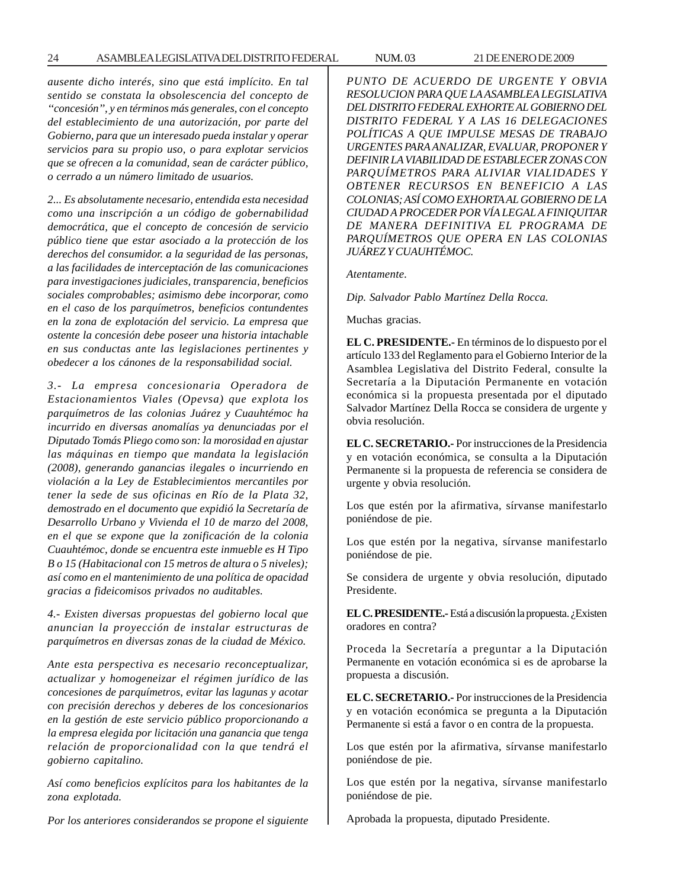*ausente dicho interés, sino que está implícito. En tal sentido se constata la obsolescencia del concepto de "concesión", y en términos más generales, con el concepto del establecimiento de una autorización, por parte del Gobierno, para que un interesado pueda instalar y operar servicios para su propio uso, o para explotar servicios que se ofrecen a la comunidad, sean de carácter público, o cerrado a un número limitado de usuarios.*

*2... Es absolutamente necesario, entendida esta necesidad como una inscripción a un código de gobernabilidad democrática, que el concepto de concesión de servicio público tiene que estar asociado a la protección de los derechos del consumidor. a la seguridad de las personas, a las facilidades de interceptación de las comunicaciones para investigaciones judiciales, transparencia, beneficios sociales comprobables; asimismo debe incorporar, como en el caso de los parquímetros, beneficios contundentes en la zona de explotación del servicio. La empresa que ostente la concesión debe poseer una historia intachable en sus conductas ante las legislaciones pertinentes y obedecer a los cánones de la responsabilidad social.*

*3.- La empresa concesionaria Operadora de Estacionamientos Viales (Opevsa) que explota los parquímetros de las colonias Juárez y Cuauhtémoc ha incurrido en diversas anomalías ya denunciadas por el Diputado Tomás Pliego como son: la morosidad en ajustar las máquinas en tiempo que mandata la legislación (2008), generando ganancias ilegales o incurriendo en violación a la Ley de Establecimientos mercantiles por tener la sede de sus oficinas en Río de la Plata 32, demostrado en el documento que expidió la Secretaría de Desarrollo Urbano y Vivienda el 10 de marzo del 2008, en el que se expone que la zonificación de la colonia Cuauhtémoc, donde se encuentra este inmueble es H Tipo B o 15 (Habitacional con 15 metros de altura o 5 niveles); así como en el mantenimiento de una política de opacidad gracias a fideicomisos privados no auditables.*

*4.- Existen diversas propuestas del gobierno local que anuncian la proyección de instalar estructuras de parquímetros en diversas zonas de la ciudad de México.*

*Ante esta perspectiva es necesario reconceptualizar, actualizar y homogeneizar el régimen jurídico de las concesiones de parquímetros, evitar las lagunas y acotar con precisión derechos y deberes de los concesionarios en la gestión de este servicio público proporcionando a la empresa elegida por licitación una ganancia que tenga relación de proporcionalidad con la que tendrá el gobierno capitalino.*

*Así como beneficios explícitos para los habitantes de la zona explotada.*

*Por los anteriores considerandos se propone el siguiente*

*PUNTO DE ACUERDO DE URGENTE Y OBVIA RESOLUCION PARA QUE LA ASAMBLEA LEGISLATIVA DEL DISTRITO FEDERAL EXHORTE AL GOBIERNO DEL DISTRITO FEDERAL Y A LAS 16 DELEGACIONES POLÍTICAS A QUE IMPULSE MESAS DE TRABAJO URGENTES PARA ANALIZAR, EVALUAR, PROPONER Y DEFINIR LA VIABILIDAD DE ESTABLECER ZONAS CON PARQUÍMETROS PARA ALIVIAR VIALIDADES Y OBTENER RECURSOS EN BENEFICIO A LAS COLONIAS; ASÍ COMO EXHORTA AL GOBIERNO DE LA CIUDAD A PROCEDER POR VÍA LEGAL A FINIQUITAR DE MANERA DEFINITIVA EL PROGRAMA DE PARQUÍMETROS QUE OPERA EN LAS COLONIAS JUÁREZ Y CUAUHTÉMOC.*

*Atentamente.*

*Dip. Salvador Pablo Martínez Della Rocca.*

Muchas gracias.

**EL C. PRESIDENTE.-** En términos de lo dispuesto por el artículo 133 del Reglamento para el Gobierno Interior de la Asamblea Legislativa del Distrito Federal, consulte la Secretaría a la Diputación Permanente en votación económica si la propuesta presentada por el diputado Salvador Martínez Della Rocca se considera de urgente y obvia resolución.

**EL C. SECRETARIO.-** Por instrucciones de la Presidencia y en votación económica, se consulta a la Diputación Permanente si la propuesta de referencia se considera de urgente y obvia resolución.

Los que estén por la afirmativa, sírvanse manifestarlo poniéndose de pie.

Los que estén por la negativa, sírvanse manifestarlo poniéndose de pie.

Se considera de urgente y obvia resolución, diputado Presidente.

**EL C. PRESIDENTE.-** Está a discusión la propuesta. ¿Existen oradores en contra?

Proceda la Secretaría a preguntar a la Diputación Permanente en votación económica si es de aprobarse la propuesta a discusión.

**EL C. SECRETARIO.-** Por instrucciones de la Presidencia y en votación económica se pregunta a la Diputación Permanente si está a favor o en contra de la propuesta.

Los que estén por la afirmativa, sírvanse manifestarlo poniéndose de pie.

Los que estén por la negativa, sírvanse manifestarlo poniéndose de pie.

Aprobada la propuesta, diputado Presidente.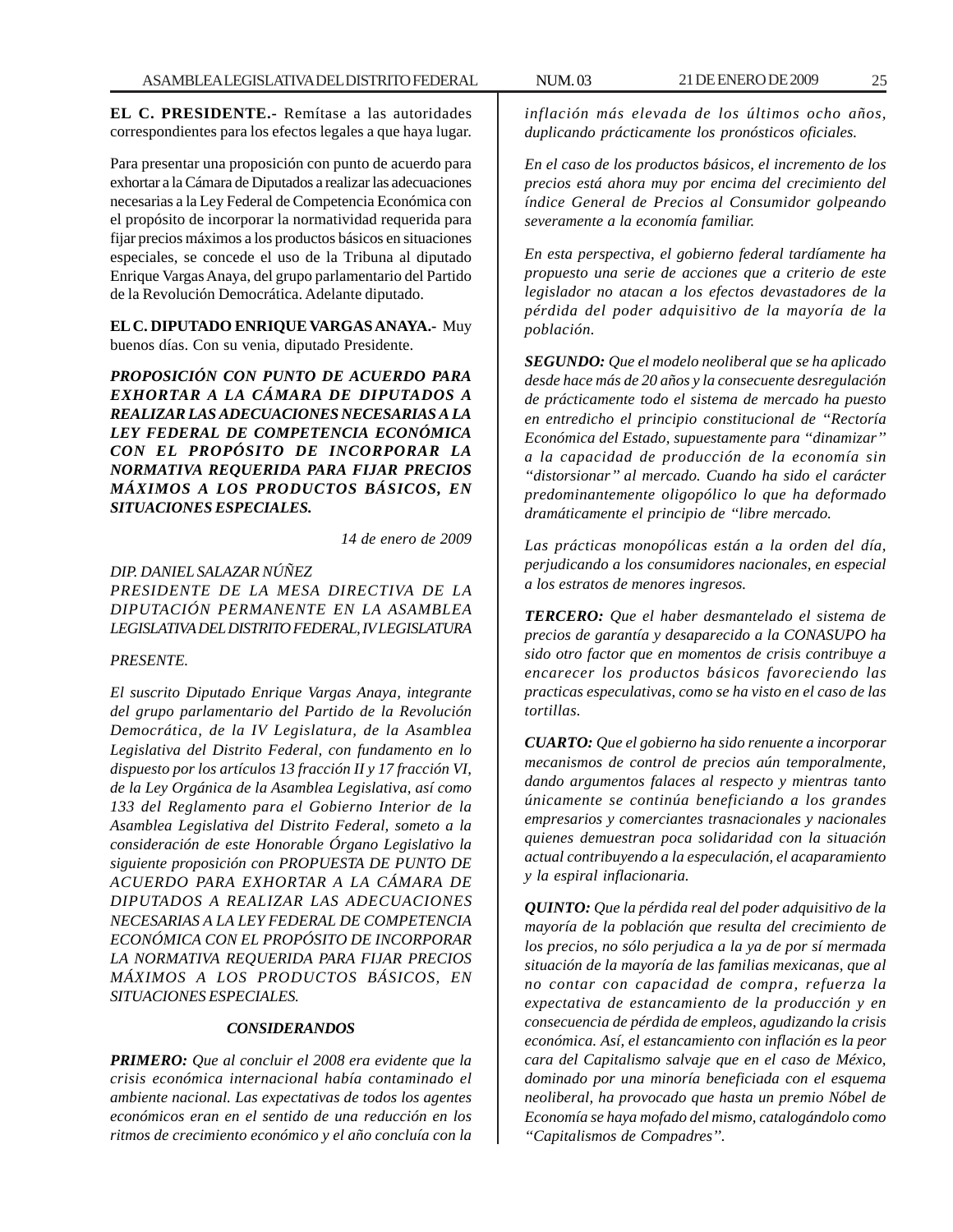**EL C. PRESIDENTE.-** Remítase a las autoridades correspondientes para los efectos legales a que haya lugar.

Para presentar una proposición con punto de acuerdo para exhortar a la Cámara de Diputados a realizar las adecuaciones necesarias a la Ley Federal de Competencia Económica con el propósito de incorporar la normatividad requerida para fijar precios máximos a los productos básicos en situaciones especiales, se concede el uso de la Tribuna al diputado Enrique Vargas Anaya, del grupo parlamentario del Partido de la Revolución Democrática. Adelante diputado.

**EL C. DIPUTADO ENRIQUE VARGAS ANAYA.-** Muy buenos días. Con su venia, diputado Presidente.

***PROPOSICIÓN CON PUNTO DE ACUERDO PARA EXHORTAR A LA CÁMARA DE DIPUTADOS A REALIZAR LAS ADECUACIONES NECESARIAS A LA LEY FEDERAL DE COMPETENCIA ECONÓMICA CON EL PROPÓSITO DE INCORPORAR LA NORMATIVA REQUERIDA PARA FIJAR PRECIOS MÁXIMOS A LOS PRODUCTOS BÁSICOS, EN SITUACIONES ESPECIALES.***

*14 de enero de 2009*

*DIP. DANIEL SALAZAR NÚÑEZ*
*PRESIDENTE DE LA MESA DIRECTIVA DE LA DIPUTACIÓN PERMANENTE EN LA ASAMBLEA LEGISLATIVA DEL DISTRITO FEDERAL, IV LEGISLATURA*

*PRESENTE.*

*El suscrito Diputado Enrique Vargas Anaya, integrante del grupo parlamentario del Partido de la Revolución Democrática, de la IV Legislatura, de la Asamblea Legislativa del Distrito Federal, con fundamento en lo dispuesto por los artículos 13 fracción II y 17 fracción VI, de la Ley Orgánica de la Asamblea Legislativa, así como 133 del Reglamento para el Gobierno Interior de la Asamblea Legislativa del Distrito Federal, someto a la consideración de este Honorable Órgano Legislativo la siguiente proposición con PROPUESTA DE PUNTO DE ACUERDO PARA EXHORTAR A LA CÁMARA DE DIPUTADOS A REALIZAR LAS ADECUACIONES NECESARIAS A LA LEY FEDERAL DE COMPETENCIA ECONÓMICA CON EL PROPÓSITO DE INCORPORAR LA NORMATIVA REQUERIDA PARA FIJAR PRECIOS MÁXIMOS A LOS PRODUCTOS BÁSICOS, EN SITUACIONES ESPECIALES.*

***CONSIDERANDOS***

***PRIMERO:*** *Que al concluir el 2008 era evidente que la crisis económica internacional había contaminado el ambiente nacional. Las expectativas de todos los agentes económicos eran en el sentido de una reducción en los ritmos de crecimiento económico y el año concluía con la inflación más elevada de los últimos ocho años, duplicando prácticamente los pronósticos oficiales.*

*En el caso de los productos básicos, el incremento de los precios está ahora muy por encima del crecimiento del índice General de Precios al Consumidor golpeando severamente a la economía familiar.*

*En esta perspectiva, el gobierno federal tardíamente ha propuesto una serie de acciones que a criterio de este legislador no atacan a los efectos devastadores de la pérdida del poder adquisitivo de la mayoría de la población.*

***SEGUNDO:*** *Que el modelo neoliberal que se ha aplicado desde hace más de 20 años y la consecuente desregulación de prácticamente todo el sistema de mercado ha puesto en entredicho el principio constitucional de "Rectoría Económica del Estado, supuestamente para "dinamizar" a la capacidad de producción de la economía sin "distorsionar" al mercado. Cuando ha sido el carácter predominantemente oligopólico lo que ha deformado dramáticamente el principio de "libre mercado.*

*Las prácticas monopólicas están a la orden del día, perjudicando a los consumidores nacionales, en especial a los estratos de menores ingresos.*

***TERCERO:*** *Que el haber desmantelado el sistema de precios de garantía y desaparecido a la CONASUPO ha sido otro factor que en momentos de crisis contribuye a encarecer los productos básicos favoreciendo las practicas especulativas, como se ha visto en el caso de las tortillas.*

***CUARTO:*** *Que el gobierno ha sido renuente a incorporar mecanismos de control de precios aún temporalmente, dando argumentos falaces al respecto y mientras tanto únicamente se continúa beneficiando a los grandes empresarios y comerciantes trasnacionales y nacionales quienes demuestran poca solidaridad con la situación actual contribuyendo a la especulación, el acaparamiento y la espiral inflacionaria.*

***QUINTO:*** *Que la pérdida real del poder adquisitivo de la mayoría de la población que resulta del crecimiento de los precios, no sólo perjudica a la ya de por sí mermada situación de la mayoría de las familias mexicanas, que al no contar con capacidad de compra, refuerza la expectativa de estancamiento de la producción y en consecuencia de pérdida de empleos, agudizando la crisis económica. Así, el estancamiento con inflación es la peor cara del Capitalismo salvaje que en el caso de México, dominado por una minoría beneficiada con el esquema neoliberal, ha provocado que hasta un premio Nóbel de Economía se haya mofado del mismo, catalogándolo como "Capitalismos de Compadres".*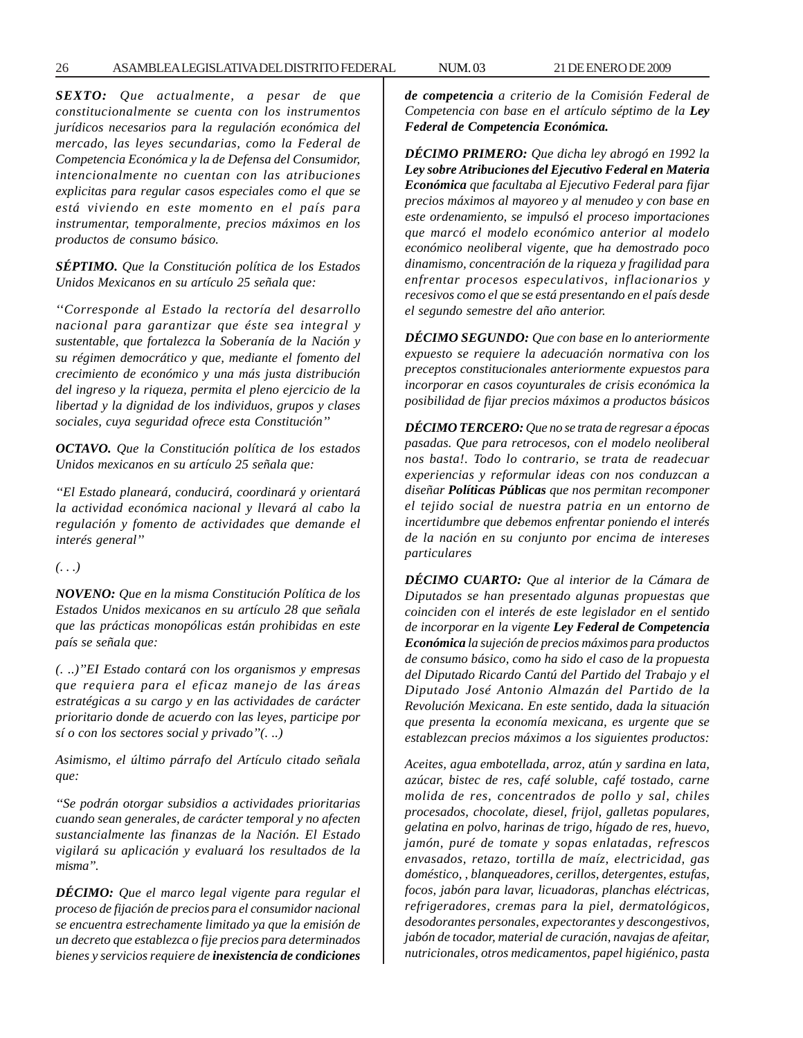***SEXTO:*** *Que actualmente, a pesar de que constitucionalmente se cuenta con los instrumentos jurídicos necesarios para la regulación económica del mercado, las leyes secundarias, como la Federal de Competencia Económica y la de Defensa del Consumidor, intencionalmente no cuentan con las atribuciones explicitas para regular casos especiales como el que se está viviendo en este momento en el país para instrumentar, temporalmente, precios máximos en los productos de consumo básico.*

***SÉPTIMO.*** *Que la Constitución política de los Estados Unidos Mexicanos en su artículo 25 señala que:*

*''Corresponde al Estado la rectoría del desarrollo nacional para garantizar que éste sea integral y sustentable, que fortalezca la Soberanía de la Nación y su régimen democrático y que, mediante el fomento del crecimiento de económico y una más justa distribución del ingreso y la riqueza, permita el pleno ejercicio de la libertad y la dignidad de los individuos, grupos y clases sociales, cuya seguridad ofrece esta Constitución''*

***OCTAVO.*** *Que la Constitución política de los estados Unidos mexicanos en su artículo 25 señala que:*

*"El Estado planeará, conducirá, coordinará y orientará la actividad económica nacional y llevará al cabo la regulación y fomento de actividades que demande el interés general''*

*(. . .)*

***NOVENO:*** *Que en la misma Constitución Política de los Estados Unidos mexicanos en su artículo 28 que señala que las prácticas monopólicas están prohibidas en este país se señala que:*

*(. ..)"EI Estado contará con los organismos y empresas que requiera para el eficaz manejo de las áreas estratégicas a su cargo y en las actividades de carácter prioritario donde de acuerdo con las leyes, participe por sí o con los sectores social y privado"(. ..)*

*Asimismo, el último párrafo del Artículo citado señala que:*

*"Se podrán otorgar subsidios a actividades prioritarias cuando sean generales, de carácter temporal y no afecten sustancialmente las finanzas de la Nación. El Estado vigilará su aplicación y evaluará los resultados de la misma".*

***DÉCIMO:*** *Que el marco legal vigente para regular el proceso de fijación de precios para el consumidor nacional se encuentra estrechamente limitado ya que la emisión de un decreto que establezca o fije precios para determinados bienes y servicios requiere de* ***inexistencia de condiciones de competencia*** *a criterio de la Comisión Federal de Competencia con base en el artículo séptimo de la* ***Ley Federal de Competencia Económica.***

***DÉCIMO PRIMERO:*** *Que dicha ley abrogó en 1992 la* ***Ley sobre Atribuciones del Ejecutivo Federal en Materia Económica*** *que facultaba al Ejecutivo Federal para fijar precios máximos al mayoreo y al menudeo y con base en este ordenamiento, se impulsó el proceso importaciones que marcó el modelo económico anterior al modelo económico neoliberal vigente, que ha demostrado poco dinamismo, concentración de la riqueza y fragilidad para enfrentar procesos especulativos, inflacionarios y recesivos como el que se está presentando en el país desde el segundo semestre del año anterior.*

***DÉCIMO SEGUNDO:*** *Que con base en lo anteriormente expuesto se requiere la adecuación normativa con los preceptos constitucionales anteriormente expuestos para incorporar en casos coyunturales de crisis económica la posibilidad de fijar precios máximos a productos básicos*

***DÉCIMO TERCERO:*** *Que no se trata de regresar a épocas pasadas. Que para retrocesos, con el modelo neoliberal nos basta!. Todo lo contrario, se trata de readecuar experiencias y reformular ideas con nos conduzcan a diseñar* ***Políticas Públicas*** *que nos permitan recomponer el tejido social de nuestra patria en un entorno de incertidumbre que debemos enfrentar poniendo el interés de la nación en su conjunto por encima de intereses particulares*

***DÉCIMO CUARTO:*** *Que al interior de la Cámara de Diputados se han presentado algunas propuestas que coinciden con el interés de este legislador en el sentido de incorporar en la vigente* ***Ley Federal de Competencia Económica*** *la sujeción de precios máximos para productos de consumo básico, como ha sido el caso de la propuesta del Diputado Ricardo Cantú del Partido del Trabajo y el Diputado José Antonio Almazán del Partido de la Revolución Mexicana. En este sentido, dada la situación que presenta la economía mexicana, es urgente que se establezcan precios máximos a los siguientes productos:*

*Aceites, agua embotellada, arroz, atún y sardina en lata, azúcar, bistec de res, café soluble, café tostado, carne molida de res, concentrados de pollo y sal, chiles procesados, chocolate, diesel, frijol, galletas populares, gelatina en polvo, harinas de trigo, hígado de res, huevo, jamón, puré de tomate y sopas enlatadas, refrescos envasados, retazo, tortilla de maíz, electricidad, gas doméstico, , blanqueadores, cerillos, detergentes, estufas, focos, jabón para lavar, licuadoras, planchas eléctricas, refrigeradores, cremas para la piel, dermatológicos, desodorantes personales, expectorantes y descongestivos, jabón de tocador, material de curación, navajas de afeitar, nutricionales, otros medicamentos, papel higiénico, pasta*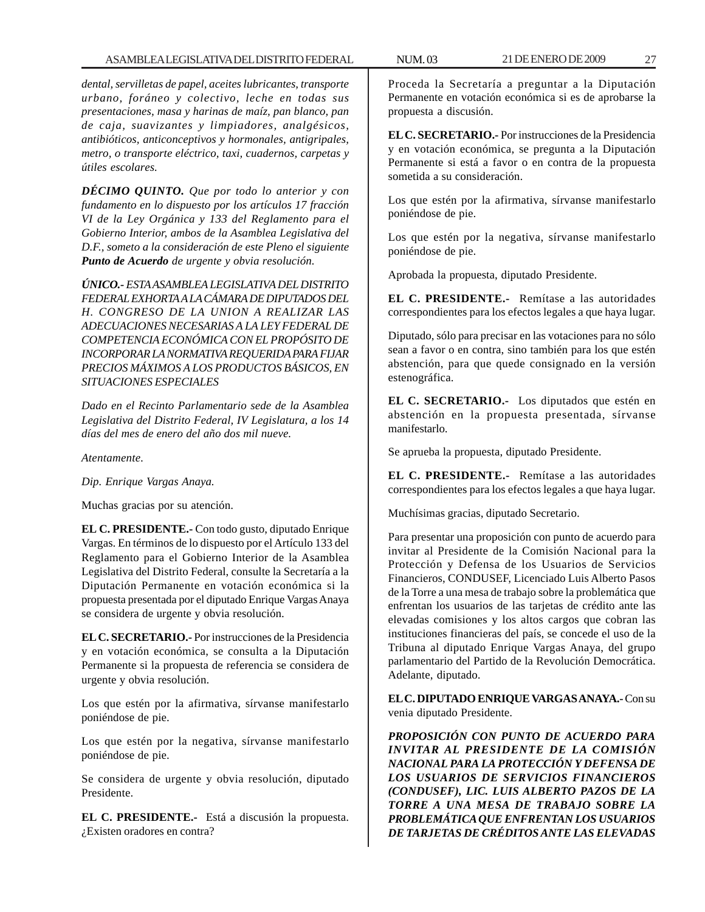*dental, servilletas de papel, aceites lubricantes, transporte urbano, foráneo y colectivo, leche en todas sus presentaciones, masa y harinas de maíz, pan blanco, pan de caja, suavizantes y limpiadores, analgésicos, antibióticos, anticonceptivos y hormonales, antigripales, metro, o transporte eléctrico, taxi, cuadernos, carpetas y útiles escolares.*

***DÉCIMO QUINTO.*** *Que por todo lo anterior y con fundamento en lo dispuesto por los artículos 17 fracción VI de la Ley Orgánica y 133 del Reglamento para el Gobierno Interior, ambos de la Asamblea Legislativa del D.F., someto a la consideración de este Pleno el siguiente* ***Punto de Acuerdo*** *de urgente y obvia resolución.*

***ÚNICO.-*** *ESTA ASAMBLEA LEGISLATIVA DEL DISTRITO FEDERAL EXHORTA A LA CÁMARA DE DIPUTADOS DEL H. CONGRESO DE LA UNION A REALIZAR LAS ADECUACIONES NECESARIAS A LA LEY FEDERAL DE COMPETENCIA ECONÓMICA CON EL PROPÓSITO DE INCORPORAR LA NORMATIVA REQUERIDA PARA FIJAR PRECIOS MÁXIMOS A LOS PRODUCTOS BÁSICOS, EN SITUACIONES ESPECIALES*

*Dado en el Recinto Parlamentario sede de la Asamblea Legislativa del Distrito Federal, IV Legislatura, a los 14 días del mes de enero del año dos mil nueve.*

*Atentamente.*

*Dip. Enrique Vargas Anaya.*

Muchas gracias por su atención.

**EL C. PRESIDENTE.-** Con todo gusto, diputado Enrique Vargas. En términos de lo dispuesto por el Artículo 133 del Reglamento para el Gobierno Interior de la Asamblea Legislativa del Distrito Federal, consulte la Secretaría a la Diputación Permanente en votación económica si la propuesta presentada por el diputado Enrique Vargas Anaya se considera de urgente y obvia resolución.

**EL C. SECRETARIO.-** Por instrucciones de la Presidencia y en votación económica, se consulta a la Diputación Permanente si la propuesta de referencia se considera de urgente y obvia resolución.

Los que estén por la afirmativa, sírvanse manifestarlo poniéndose de pie.

Los que estén por la negativa, sírvanse manifestarlo poniéndose de pie.

Se considera de urgente y obvia resolución, diputado Presidente.

**EL C. PRESIDENTE.-** Está a discusión la propuesta. ¿Existen oradores en contra?

Proceda la Secretaría a preguntar a la Diputación Permanente en votación económica si es de aprobarse la propuesta a discusión.

**EL C. SECRETARIO.-** Por instrucciones de la Presidencia y en votación económica, se pregunta a la Diputación Permanente si está a favor o en contra de la propuesta sometida a su consideración.

Los que estén por la afirmativa, sírvanse manifestarlo poniéndose de pie.

Los que estén por la negativa, sírvanse manifestarlo poniéndose de pie.

Aprobada la propuesta, diputado Presidente.

**EL C. PRESIDENTE.-** Remítase a las autoridades correspondientes para los efectos legales a que haya lugar.

Diputado, sólo para precisar en las votaciones para no sólo sean a favor o en contra, sino también para los que estén abstención, para que quede consignado en la versión estenográfica.

**EL C. SECRETARIO.-** Los diputados que estén en abstención en la propuesta presentada, sírvanse manifestarlo.

Se aprueba la propuesta, diputado Presidente.

**EL C. PRESIDENTE.-** Remítase a las autoridades correspondientes para los efectos legales a que haya lugar.

Muchísimas gracias, diputado Secretario.

Para presentar una proposición con punto de acuerdo para invitar al Presidente de la Comisión Nacional para la Protección y Defensa de los Usuarios de Servicios Financieros, CONDUSEF, Licenciado Luis Alberto Pasos de la Torre a una mesa de trabajo sobre la problemática que enfrentan los usuarios de las tarjetas de crédito ante las elevadas comisiones y los altos cargos que cobran las instituciones financieras del país, se concede el uso de la Tribuna al diputado Enrique Vargas Anaya, del grupo parlamentario del Partido de la Revolución Democrática. Adelante, diputado.

**EL C. DIPUTADO ENRIQUE VARGAS ANAYA.-** Con su venia diputado Presidente.

***PROPOSICIÓN CON PUNTO DE ACUERDO PARA INVITAR AL PRESIDENTE DE LA COMISIÓN NACIONAL PARA LA PROTECCIÓN Y DEFENSA DE LOS USUARIOS DE SERVICIOS FINANCIEROS (CONDUSEF), LIC. LUIS ALBERTO PAZOS DE LA TORRE A UNA MESA DE TRABAJO SOBRE LA PROBLEMÁTICA QUE ENFRENTAN LOS USUARIOS DE TARJETAS DE CRÉDITOS ANTE LAS ELEVADAS***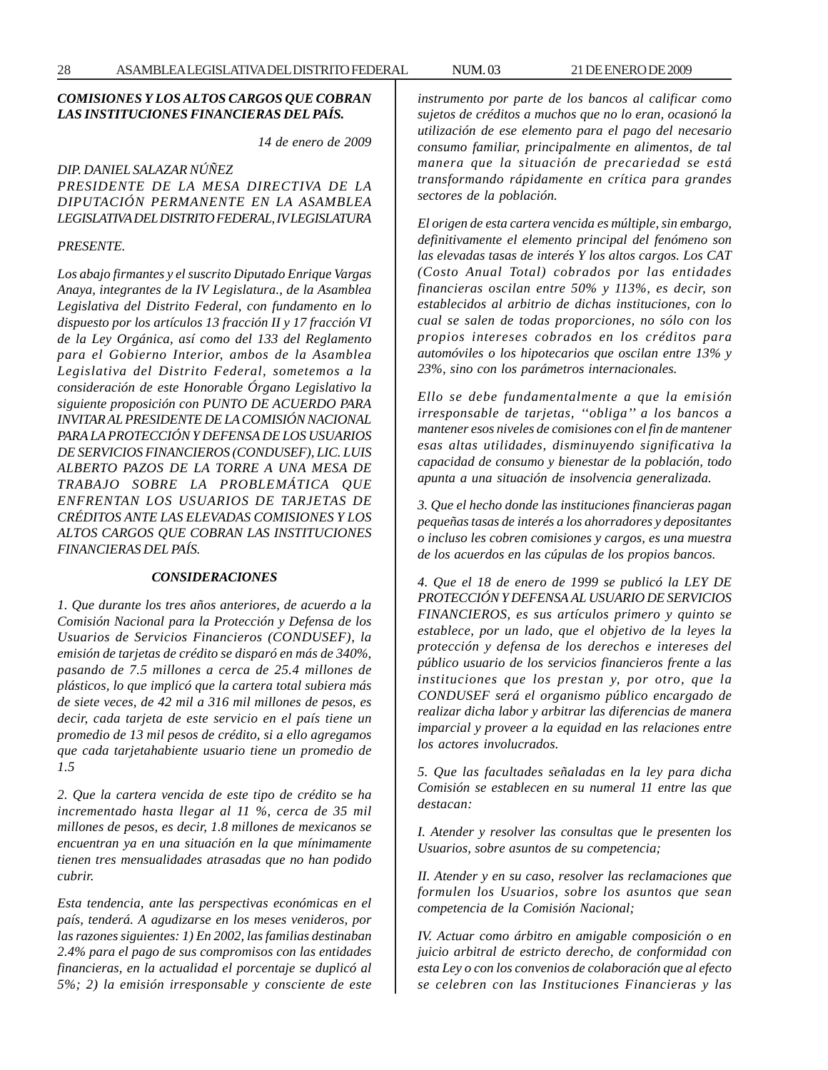***COMISIONES Y LOS ALTOS CARGOS QUE COBRAN LAS INSTITUCIONES FINANCIERAS DEL PAÍS.***

*14 de enero de 2009*

*DIP. DANIEL SALAZAR NÚÑEZ*
*PRESIDENTE DE LA MESA DIRECTIVA DE LA DIPUTACIÓN PERMANENTE EN LA ASAMBLEA LEGISLATIVA DEL DISTRITO FEDERAL, IV LEGISLATURA*

*PRESENTE.*

*Los abajo firmantes y el suscrito Diputado Enrique Vargas Anaya, integrantes de la IV Legislatura., de la Asamblea Legislativa del Distrito Federal, con fundamento en lo dispuesto por los artículos 13 fracción II y 17 fracción VI de la Ley Orgánica, así como del 133 del Reglamento para el Gobierno Interior, ambos de la Asamblea Legislativa del Distrito Federal, sometemos a la consideración de este Honorable Órgano Legislativo la siguiente proposición con PUNTO DE ACUERDO PARA INVITAR AL PRESIDENTE DE LA COMISIÓN NACIONAL PARA LA PROTECCIÓN Y DEFENSA DE LOS USUARIOS DE SERVICIOS FINANCIEROS (CONDUSEF), LIC. LUIS ALBERTO PAZOS DE LA TORRE A UNA MESA DE TRABAJO SOBRE LA PROBLEMÁTICA QUE ENFRENTAN LOS USUARIOS DE TARJETAS DE CRÉDITOS ANTE LAS ELEVADAS COMISIONES Y LOS ALTOS CARGOS QUE COBRAN LAS INSTITUCIONES FINANCIERAS DEL PAÍS.*

### *CONSIDERACIONES*

*1. Que durante los tres años anteriores, de acuerdo a la Comisión Nacional para la Protección y Defensa de los Usuarios de Servicios Financieros (CONDUSEF), la emisión de tarjetas de crédito se disparó en más de 340%, pasando de 7.5 millones a cerca de 25.4 millones de plásticos, lo que implicó que la cartera total subiera más de siete veces, de 42 mil a 316 mil millones de pesos, es decir, cada tarjeta de este servicio en el país tiene un promedio de 13 mil pesos de crédito, si a ello agregamos que cada tarjetahabiente usuario tiene un promedio de 1.5*

*2. Que la cartera vencida de este tipo de crédito se ha incrementado hasta llegar al 11 %, cerca de 35 mil millones de pesos, es decir, 1.8 millones de mexicanos se encuentran ya en una situación en la que mínimamente tienen tres mensualidades atrasadas que no han podido cubrir.*

*Esta tendencia, ante las perspectivas económicas en el país, tenderá. A agudizarse en los meses venideros, por las razones siguientes: 1) En 2002, las familias destinaban 2.4% para el pago de sus compromisos con las entidades financieras, en la actualidad el porcentaje se duplicó al 5%; 2) la emisión irresponsable y consciente de este instrumento por parte de los bancos al calificar como sujetos de créditos a muchos que no lo eran, ocasionó la utilización de ese elemento para el pago del necesario consumo familiar, principalmente en alimentos, de tal manera que la situación de precariedad se está transformando rápidamente en crítica para grandes sectores de la población.*

*El origen de esta cartera vencida es múltiple, sin embargo, definitivamente el elemento principal del fenómeno son las elevadas tasas de interés Y los altos cargos. Los CAT (Costo Anual Total) cobrados por las entidades financieras oscilan entre 50% y 113%, es decir, son establecidos al arbitrio de dichas instituciones, con lo cual se salen de todas proporciones, no sólo con los propios intereses cobrados en los créditos para automóviles o los hipotecarios que oscilan entre 13% y 23%, sino con los parámetros internacionales.*

*Ello se debe fundamentalmente a que la emisión irresponsable de tarjetas, ''obliga'' a los bancos a mantener esos niveles de comisiones con el fin de mantener esas altas utilidades, disminuyendo significativa la capacidad de consumo y bienestar de la población, todo apunta a una situación de insolvencia generalizada.*

*3. Que el hecho donde las instituciones financieras pagan pequeñas tasas de interés a los ahorradores y depositantes o incluso les cobren comisiones y cargos, es una muestra de los acuerdos en las cúpulas de los propios bancos.*

*4. Que el 18 de enero de 1999 se publicó la LEY DE PROTECCIÓN Y DEFENSA AL USUARIO DE SERVICIOS FINANCIEROS, es sus artículos primero y quinto se establece, por un lado, que el objetivo de la leyes la protección y defensa de los derechos e intereses del público usuario de los servicios financieros frente a las instituciones que los prestan y, por otro, que la CONDUSEF será el organismo público encargado de realizar dicha labor y arbitrar las diferencias de manera imparcial y proveer a la equidad en las relaciones entre los actores involucrados.*

*5. Que las facultades señaladas en la ley para dicha Comisión se establecen en su numeral 11 entre las que destacan:*

*I. Atender y resolver las consultas que le presenten los Usuarios, sobre asuntos de su competencia;*

*II. Atender y en su caso, resolver las reclamaciones que formulen los Usuarios, sobre los asuntos que sean competencia de la Comisión Nacional;*

*IV. Actuar como árbitro en amigable composición o en juicio arbitral de estricto derecho, de conformidad con esta Ley o con los convenios de colaboración que al efecto se celebren con las Instituciones Financieras y las*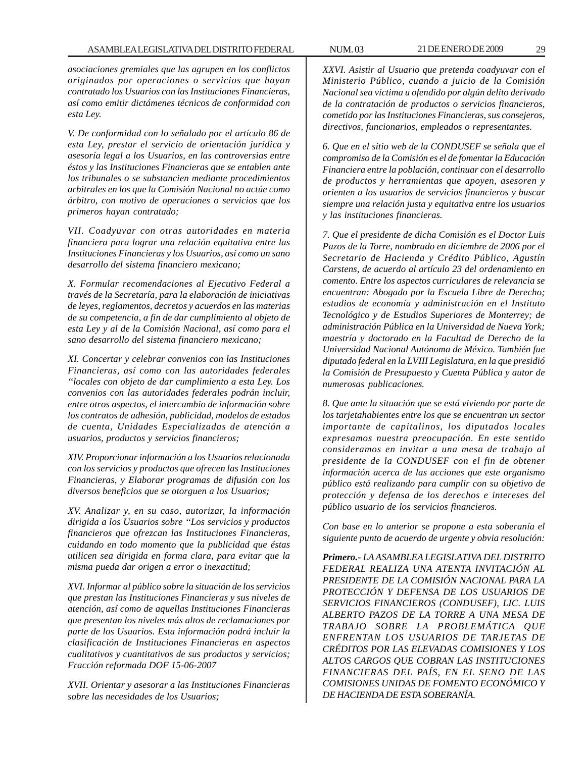*asociaciones gremiales que las agrupen en los conflictos originados por operaciones o servicios que hayan contratado los Usuarios con las Instituciones Financieras, así como emitir dictámenes técnicos de conformidad con esta Ley.*

*V. De conformidad con lo señalado por el artículo 86 de esta Ley, prestar el servicio de orientación jurídica y asesoría legal a los Usuarios, en las controversias entre éstos y las Instituciones Financieras que se entablen ante los tribunales o se substancien mediante procedimientos arbitrales en los que la Comisión Nacional no actúe como árbitro, con motivo de operaciones o servicios que los primeros hayan contratado;*

*VII. Coadyuvar con otras autoridades en materia financiera para lograr una relación equitativa entre las Instituciones Financieras y los Usuarios, así como un sano desarrollo del sistema financiero mexicano;*

*X. Formular recomendaciones al Ejecutivo Federal a través de la Secretaría, para la elaboración de iniciativas de leyes, reglamentos, decretos y acuerdos en las materias de su competencia, a fin de dar cumplimiento al objeto de esta Ley y al de la Comisión Nacional, así como para el sano desarrollo del sistema financiero mexicano;*

*XI. Concertar y celebrar convenios con las Instituciones Financieras, así como con las autoridades federales "locales con objeto de dar cumplimiento a esta Ley. Los convenios con las autoridades federales podrán incluir, entre otros aspectos, el intercambio de información sobre los contratos de adhesión, publicidad, modelos de estados de cuenta, Unidades Especializadas de atención a usuarios, productos y servicios financieros;*

*XIV. Proporcionar información a los Usuarios relacionada con los servicios y productos que ofrecen las Instituciones Financieras, y Elaborar programas de difusión con los diversos beneficios que se otorguen a los Usuarios;*

*XV. Analizar y, en su caso, autorizar, la información dirigida a los Usuarios sobre "Los servicios y productos financieros que ofrezcan las Instituciones Financieras, cuidando en todo momento que la publicidad que éstas utilicen sea dirigida en forma clara, para evitar que la misma pueda dar origen a error o inexactitud;*

*XVI. Informar al público sobre la situación de los servicios que prestan las Instituciones Financieras y sus niveles de atención, así como de aquellas Instituciones Financieras que presentan los niveles más altos de reclamaciones por parte de los Usuarios. Esta información podrá incluir la clasificación de Instituciones Financieras en aspectos cualitativos y cuantitativos de sus productos y servicios; Fracción reformada DOF 15-06-2007*

*XVII. Orientar y asesorar a las Instituciones Financieras sobre las necesidades de los Usuarios;*

*XXVI. Asistir al Usuario que pretenda coadyuvar con el Ministerio Público, cuando a juicio de la Comisión Nacional sea víctima u ofendido por algún delito derivado de la contratación de productos o servicios financieros, cometido por las Instituciones Financieras, sus consejeros, directivos, funcionarios, empleados o representantes.*

*6. Que en el sitio web de la CONDUSEF se señala que el compromiso de la Comisión es el de fomentar la Educación Financiera entre la población, continuar con el desarrollo de productos y herramientas que apoyen, asesoren y orienten a los usuarios de servicios financieros y buscar siempre una relación justa y equitativa entre los usuarios y las instituciones financieras.*

*7. Que el presidente de dicha Comisión es el Doctor Luis Pazos de la Torre, nombrado en diciembre de 2006 por el Secretario de Hacienda y Crédito Público, Agustín Carstens, de acuerdo al artículo 23 del ordenamiento en comento. Entre los aspectos curriculares de relevancia se encuentran: Abogado por la Escuela Libre de Derecho; estudios de economía y administración en el Instituto Tecnológico y de Estudios Superiores de Monterrey; de administración Pública en la Universidad de Nueva York; maestría y doctorado en la Facultad de Derecho de la Universidad Nacional Autónoma de México. También fue diputado federal en la LVIII Legislatura, en la que presidió la Comisión de Presupuesto y Cuenta Pública y autor de numerosas publicaciones.*

*8. Que ante la situación que se está viviendo por parte de los tarjetahabientes entre los que se encuentran un sector importante de capitalinos, los diputados locales expresamos nuestra preocupación. En este sentido consideramos en invitar a una mesa de trabajo al presidente de la CONDUSEF con el fin de obtener información acerca de las acciones que este organismo público está realizando para cumplir con su objetivo de protección y defensa de los derechos e intereses del público usuario de los servicios financieros.*

*Con base en lo anterior se propone a esta soberanía el siguiente punto de acuerdo de urgente y obvia resolución:*

***Primero.-** LA ASAMBLEA LEGISLATIVA DEL DISTRITO FEDERAL REALIZA UNA ATENTA INVITACIÓN AL PRESIDENTE DE LA COMISIÓN NACIONAL PARA LA PROTECCIÓN Y DEFENSA DE LOS USUARIOS DE SERVICIOS FINANCIEROS (CONDUSEF), LIC. LUIS ALBERTO PAZOS DE LA TORRE A UNA MESA DE TRABAJO SOBRE LA PROBLEMÁTICA QUE ENFRENTAN LOS USUARIOS DE TARJETAS DE CRÉDITOS POR LAS ELEVADAS COMISIONES Y LOS ALTOS CARGOS QUE COBRAN LAS INSTITUCIONES FINANCIERAS DEL PAÍS, EN EL SENO DE LAS COMISIONES UNIDAS DE FOMENTO ECONÓMICO Y DE HACIENDA DE ESTA SOBERANÍA.*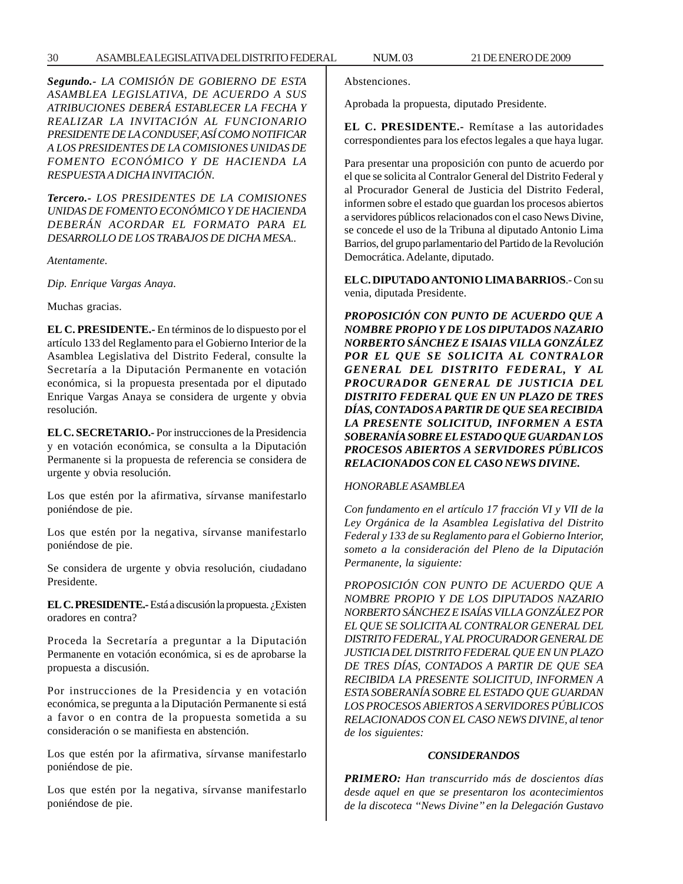***Segundo.-*** *LA COMISIÓN DE GOBIERNO DE ESTA ASAMBLEA LEGISLATIVA, DE ACUERDO A SUS ATRIBUCIONES DEBERÁ ESTABLECER LA FECHA Y REALIZAR LA INVITACIÓN AL FUNCIONARIO PRESIDENTE DE LA CONDUSEF, ASÍ COMO NOTIFICAR A LOS PRESIDENTES DE LA COMISIONES UNIDAS DE FOMENTO ECONÓMICO Y DE HACIENDA LA RESPUESTA A DICHA INVITACIÓN.*

***Tercero.-*** *LOS PRESIDENTES DE LA COMISIONES UNIDAS DE FOMENTO ECONÓMICO Y DE HACIENDA DEBERÁN ACORDAR EL FORMATO PARA EL DESARROLLO DE LOS TRABAJOS DE DICHA MESA..*

*Atentamente.*

*Dip. Enrique Vargas Anaya.*

Muchas gracias.

**EL C. PRESIDENTE.-** En términos de lo dispuesto por el artículo 133 del Reglamento para el Gobierno Interior de la Asamblea Legislativa del Distrito Federal, consulte la Secretaría a la Diputación Permanente en votación económica, si la propuesta presentada por el diputado Enrique Vargas Anaya se considera de urgente y obvia resolución.

**EL C. SECRETARIO.-** Por instrucciones de la Presidencia y en votación económica, se consulta a la Diputación Permanente si la propuesta de referencia se considera de urgente y obvia resolución.

Los que estén por la afirmativa, sírvanse manifestarlo poniéndose de pie.

Los que estén por la negativa, sírvanse manifestarlo poniéndose de pie.

Se considera de urgente y obvia resolución, ciudadano Presidente.

**EL C. PRESIDENTE.-** Está a discusión la propuesta. ¿Existen oradores en contra?

Proceda la Secretaría a preguntar a la Diputación Permanente en votación económica, si es de aprobarse la propuesta a discusión.

Por instrucciones de la Presidencia y en votación económica, se pregunta a la Diputación Permanente si está a favor o en contra de la propuesta sometida a su consideración o se manifiesta en abstención.

Los que estén por la afirmativa, sírvanse manifestarlo poniéndose de pie.

Los que estén por la negativa, sírvanse manifestarlo poniéndose de pie.

Abstenciones.

Aprobada la propuesta, diputado Presidente.

**EL C. PRESIDENTE.-** Remítase a las autoridades correspondientes para los efectos legales a que haya lugar.

Para presentar una proposición con punto de acuerdo por el que se solicita al Contralor General del Distrito Federal y al Procurador General de Justicia del Distrito Federal, informen sobre el estado que guardan los procesos abiertos a servidores públicos relacionados con el caso News Divine, se concede el uso de la Tribuna al diputado Antonio Lima Barrios, del grupo parlamentario del Partido de la Revolución Democrática. Adelante, diputado.

**EL C. DIPUTADO ANTONIO LIMA BARRIOS**.- Con su venia, diputada Presidente.

***PROPOSICIÓN CON PUNTO DE ACUERDO QUE A NOMBRE PROPIO Y DE LOS DIPUTADOS NAZARIO NORBERTO SÁNCHEZ E ISAIAS VILLA GONZÁLEZ POR EL QUE SE SOLICITA AL CONTRALOR GENERAL DEL DISTRITO FEDERAL, Y AL PROCURADOR GENERAL DE JUSTICIA DEL DISTRITO FEDERAL QUE EN UN PLAZO DE TRES DÍAS, CONTADOS A PARTIR DE QUE SEA RECIBIDA LA PRESENTE SOLICITUD, INFORMEN A ESTA SOBERANÍA SOBRE EL ESTADO QUE GUARDAN LOS PROCESOS ABIERTOS A SERVIDORES PÚBLICOS RELACIONADOS CON EL CASO NEWS DIVINE.***

*HONORABLE ASAMBLEA*

*Con fundamento en el artículo 17 fracción VI y VII de la Ley Orgánica de la Asamblea Legislativa del Distrito Federal y 133 de su Reglamento para el Gobierno Interior, someto a la consideración del Pleno de la Diputación Permanente, la siguiente:*

*PROPOSICIÓN CON PUNTO DE ACUERDO QUE A NOMBRE PROPIO Y DE LOS DIPUTADOS NAZARIO NORBERTO SÁNCHEZ E ISAÍAS VILLA GONZÁLEZ POR EL QUE SE SOLICITA AL CONTRALOR GENERAL DEL DISTRITO FEDERAL, Y AL PROCURADOR GENERAL DE JUSTICIA DEL DISTRITO FEDERAL QUE EN UN PLAZO DE TRES DÍAS, CONTADOS A PARTIR DE QUE SEA RECIBIDA LA PRESENTE SOLICITUD, INFORMEN A ESTA SOBERANÍA SOBRE EL ESTADO QUE GUARDAN LOS PROCESOS ABIERTOS A SERVIDORES PÚBLICOS RELACIONADOS CON EL CASO NEWS DIVINE, al tenor de los siguientes:*

***CONSIDERANDOS***

***PRIMERO:*** *Han transcurrido más de doscientos días desde aquel en que se presentaron los acontecimientos de la discoteca "News Divine" en la Delegación Gustavo*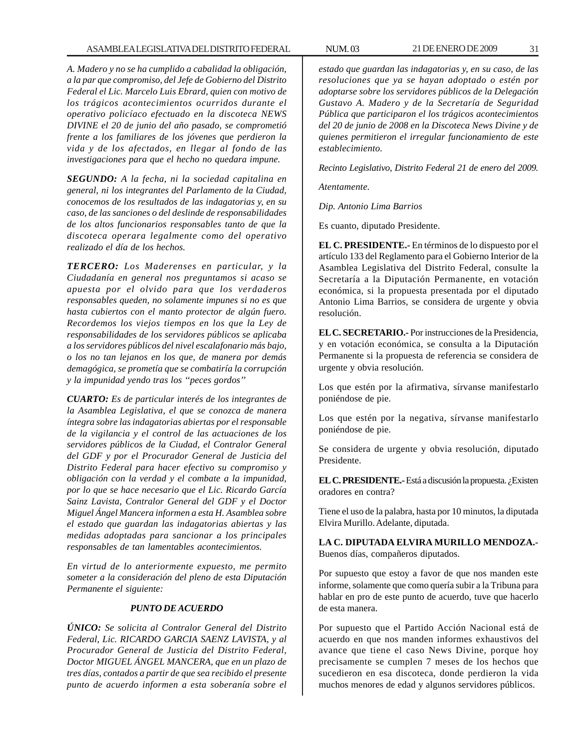*A. Madero y no se ha cumplido a cabalidad la obligación, a la par que compromiso, del Jefe de Gobierno del Distrito Federal el Lic. Marcelo Luis Ebrard, quien con motivo de los trágicos acontecimientos ocurridos durante el operativo policíaco efectuado en la discoteca NEWS DIVINE el 20 de junio del año pasado, se comprometió frente a los familiares de los jóvenes que perdieron la vida y de los afectados, en llegar al fondo de las investigaciones para que el hecho no quedara impune.*

***SEGUNDO:*** *A la fecha, ni la sociedad capitalina en general, ni los integrantes del Parlamento de la Ciudad, conocemos de los resultados de las indagatorias y, en su caso, de las sanciones o del deslinde de responsabilidades de los altos funcionarios responsables tanto de que la discoteca operara legalmente como del operativo realizado el día de los hechos.*

***TERCERO:*** *Los Maderenses en particular, y la Ciudadanía en general nos preguntamos si acaso se apuesta por el olvido para que los verdaderos responsables queden, no solamente impunes si no es que hasta cubiertos con el manto protector de algún fuero. Recordemos los viejos tiempos en los que la Ley de responsabilidades de los servidores públicos se aplicaba a los servidores públicos del nivel escalafonario más bajo, o los no tan lejanos en los que, de manera por demás demagógica, se prometía que se combatiría la corrupción y la impunidad yendo tras los "peces gordos"*

***CUARTO:*** *Es de particular interés de los integrantes de la Asamblea Legislativa, el que se conozca de manera íntegra sobre las indagatorias abiertas por el responsable de la vigilancia y el control de las actuaciones de los servidores públicos de la Ciudad, el Contralor General del GDF y por el Procurador General de Justicia del Distrito Federal para hacer efectivo su compromiso y obligación con la verdad y el combate a la impunidad, por lo que se hace necesario que el Lic. Ricardo García Sainz Lavista, Contralor General del GDF y el Doctor Miguel Ángel Mancera informen a esta H. Asamblea sobre el estado que guardan las indagatorias abiertas y las medidas adoptadas para sancionar a los principales responsables de tan lamentables acontecimientos.*

*En virtud de lo anteriormente expuesto, me permito someter a la consideración del pleno de esta Diputación Permanente el siguiente:*

***PUNTO DE ACUERDO***

***ÚNICO:*** *Se solicita al Contralor General del Distrito Federal, Lic. RICARDO GARCIA SAENZ LAVISTA, y al Procurador General de Justicia del Distrito Federal, Doctor MIGUEL ÁNGEL MANCERA, que en un plazo de tres días, contados a partir de que sea recibido el presente punto de acuerdo informen a esta soberanía sobre el estado que guardan las indagatorias y, en su caso, de las resoluciones que ya se hayan adoptado o estén por adoptarse sobre los servidores públicos de la Delegación Gustavo A. Madero y de la Secretaría de Seguridad Pública que participaron el los trágicos acontecimientos del 20 de junio de 2008 en la Discoteca News Divine y de quienes permitieron el irregular funcionamiento de este establecimiento.*

*Recinto Legislativo, Distrito Federal 21 de enero del 2009.*

*Atentamente.*

*Dip. Antonio Lima Barrios*

Es cuanto, diputado Presidente.

**EL C. PRESIDENTE.-** En términos de lo dispuesto por el artículo 133 del Reglamento para el Gobierno Interior de la Asamblea Legislativa del Distrito Federal, consulte la Secretaría a la Diputación Permanente, en votación económica, si la propuesta presentada por el diputado Antonio Lima Barrios, se considera de urgente y obvia resolución.

**EL C. SECRETARIO.-** Por instrucciones de la Presidencia, y en votación económica, se consulta a la Diputación Permanente si la propuesta de referencia se considera de urgente y obvia resolución.

Los que estén por la afirmativa, sírvanse manifestarlo poniéndose de pie.

Los que estén por la negativa, sírvanse manifestarlo poniéndose de pie.

Se considera de urgente y obvia resolución, diputado Presidente.

**EL C. PRESIDENTE.-** Está a discusión la propuesta. ¿Existen oradores en contra?

Tiene el uso de la palabra, hasta por 10 minutos, la diputada Elvira Murillo. Adelante, diputada.

**LA C. DIPUTADA ELVIRA MURILLO MENDOZA.-** Buenos días, compañeros diputados.

Por supuesto que estoy a favor de que nos manden este informe, solamente que como quería subir a la Tribuna para hablar en pro de este punto de acuerdo, tuve que hacerlo de esta manera.

Por supuesto que el Partido Acción Nacional está de acuerdo en que nos manden informes exhaustivos del avance que tiene el caso News Divine, porque hoy precisamente se cumplen 7 meses de los hechos que sucedieron en esa discoteca, donde perdieron la vida muchos menores de edad y algunos servidores públicos.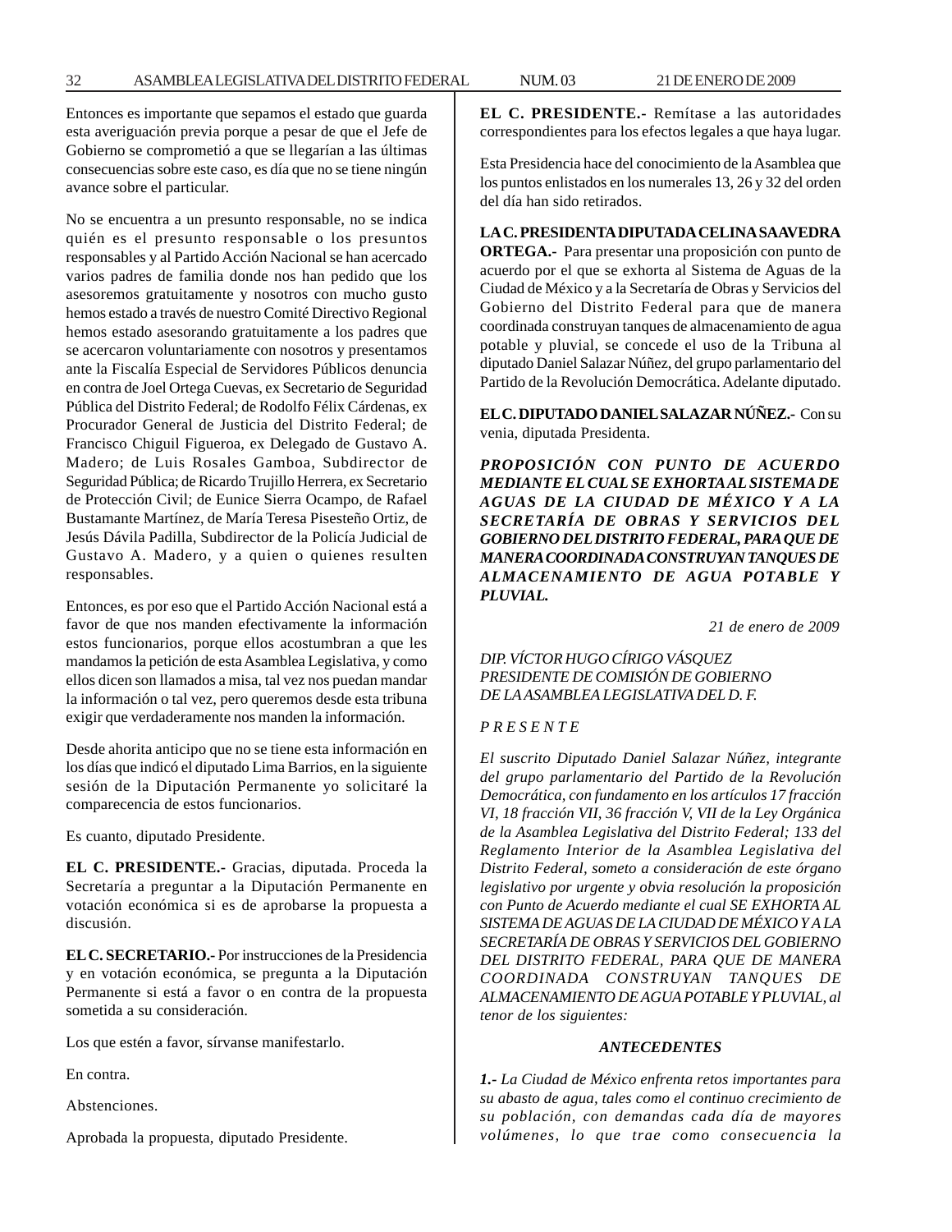Entonces es importante que sepamos el estado que guarda esta averiguación previa porque a pesar de que el Jefe de Gobierno se comprometió a que se llegarían a las últimas consecuencias sobre este caso, es día que no se tiene ningún avance sobre el particular.

No se encuentra a un presunto responsable, no se indica quién es el presunto responsable o los presuntos responsables y al Partido Acción Nacional se han acercado varios padres de familia donde nos han pedido que los asesoremos gratuitamente y nosotros con mucho gusto hemos estado a través de nuestro Comité Directivo Regional hemos estado asesorando gratuitamente a los padres que se acercaron voluntariamente con nosotros y presentamos ante la Fiscalía Especial de Servidores Públicos denuncia en contra de Joel Ortega Cuevas, ex Secretario de Seguridad Pública del Distrito Federal; de Rodolfo Félix Cárdenas, ex Procurador General de Justicia del Distrito Federal; de Francisco Chiguil Figueroa, ex Delegado de Gustavo A. Madero; de Luis Rosales Gamboa, Subdirector de Seguridad Pública; de Ricardo Trujillo Herrera, ex Secretario de Protección Civil; de Eunice Sierra Ocampo, de Rafael Bustamante Martínez, de María Teresa Pisesteño Ortiz, de Jesús Dávila Padilla, Subdirector de la Policía Judicial de Gustavo A. Madero, y a quien o quienes resulten responsables.

Entonces, es por eso que el Partido Acción Nacional está a favor de que nos manden efectivamente la información estos funcionarios, porque ellos acostumbran a que les mandamos la petición de esta Asamblea Legislativa, y como ellos dicen son llamados a misa, tal vez nos puedan mandar la información o tal vez, pero queremos desde esta tribuna exigir que verdaderamente nos manden la información.

Desde ahorita anticipo que no se tiene esta información en los días que indicó el diputado Lima Barrios, en la siguiente sesión de la Diputación Permanente yo solicitaré la comparecencia de estos funcionarios.

Es cuanto, diputado Presidente.

**EL C. PRESIDENTE.-** Gracias, diputada. Proceda la Secretaría a preguntar a la Diputación Permanente en votación económica si es de aprobarse la propuesta a discusión.

**EL C. SECRETARIO.-** Por instrucciones de la Presidencia y en votación económica, se pregunta a la Diputación Permanente si está a favor o en contra de la propuesta sometida a su consideración.

Los que estén a favor, sírvanse manifestarlo.

En contra.

Abstenciones.

Aprobada la propuesta, diputado Presidente.

**EL C. PRESIDENTE.-** Remítase a las autoridades correspondientes para los efectos legales a que haya lugar.

Esta Presidencia hace del conocimiento de la Asamblea que los puntos enlistados en los numerales 13, 26 y 32 del orden del día han sido retirados.

**LA C. PRESIDENTA DIPUTADA CELINA SAAVEDRA ORTEGA.-** Para presentar una proposición con punto de acuerdo por el que se exhorta al Sistema de Aguas de la Ciudad de México y a la Secretaría de Obras y Servicios del Gobierno del Distrito Federal para que de manera coordinada construyan tanques de almacenamiento de agua potable y pluvial, se concede el uso de la Tribuna al diputado Daniel Salazar Núñez, del grupo parlamentario del Partido de la Revolución Democrática. Adelante diputado.

**EL C. DIPUTADO DANIEL SALAZAR NÚÑEZ.-** Con su venia, diputada Presidenta.

***PROPOSICIÓN CON PUNTO DE ACUERDO MEDIANTE EL CUAL SE EXHORTA AL SISTEMA DE AGUAS DE LA CIUDAD DE MÉXICO Y A LA SECRETARÍA DE OBRAS Y SERVICIOS DEL GOBIERNO DEL DISTRITO FEDERAL, PARA QUE DE MANERA COORDINADA CONSTRUYAN TANQUES DE ALMACENAMIENTO DE AGUA POTABLE Y PLUVIAL.***

*21 de enero de 2009*

*DIP. VÍCTOR HUGO CÍRIGO VÁSQUEZ*
*PRESIDENTE DE COMISIÓN DE GOBIERNO*
*DE LA ASAMBLEA LEGISLATIVA DEL D. F.*

*P R E S E N T E*

*El suscrito Diputado Daniel Salazar Núñez, integrante del grupo parlamentario del Partido de la Revolución Democrática, con fundamento en los artículos 17 fracción VI, 18 fracción VII, 36 fracción V, VII de la Ley Orgánica de la Asamblea Legislativa del Distrito Federal; 133 del Reglamento Interior de la Asamblea Legislativa del Distrito Federal, someto a consideración de este órgano legislativo por urgente y obvia resolución la proposición con Punto de Acuerdo mediante el cual SE EXHORTA AL SISTEMA DE AGUAS DE LA CIUDAD DE MÉXICO Y A LA SECRETARÍA DE OBRAS Y SERVICIOS DEL GOBIERNO DEL DISTRITO FEDERAL, PARA QUE DE MANERA COORDINADA CONSTRUYAN TANQUES DE ALMACENAMIENTO DE AGUA POTABLE Y PLUVIAL, al tenor de los siguientes:*

***ANTECEDENTES***

***1.-*** *La Ciudad de México enfrenta retos importantes para su abasto de agua, tales como el continuo crecimiento de su población, con demandas cada día de mayores volúmenes, lo que trae como consecuencia la*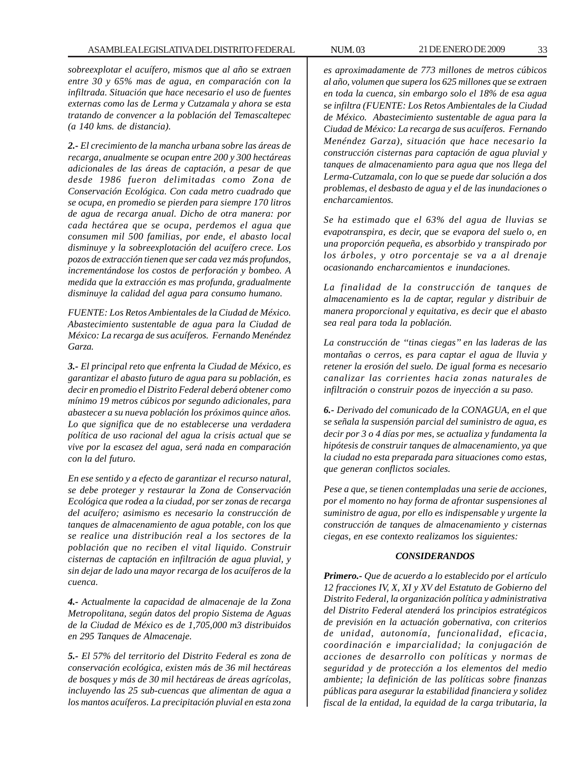*sobreexplotar el acuífero, mismos que al año se extraen entre 30 y 65% mas de agua, en comparación con la infiltrada. Situación que hace necesario el uso de fuentes externas como las de Lerma y Cutzamala y ahora se esta tratando de convencer a la población del Temascaltepec (a 140 kms. de distancia).*

***2.-** El crecimiento de la mancha urbana sobre las áreas de recarga, anualmente se ocupan entre 200 y 300 hectáreas adicionales de las áreas de captación, a pesar de que desde 1986 fueron delimitadas como Zona de Conservación Ecológica. Con cada metro cuadrado que se ocupa, en promedio se pierden para siempre 170 litros de agua de recarga anual. Dicho de otra manera: por cada hectárea que se ocupa, perdemos el agua que consumen mil 500 familias, por ende, el abasto local disminuye y la sobreexplotación del acuífero crece. Los pozos de extracción tienen que ser cada vez más profundos, incrementándose los costos de perforación y bombeo. A medida que la extracción es mas profunda, gradualmente disminuye la calidad del agua para consumo humano.*

*FUENTE: Los Retos Ambientales de la Ciudad de México. Abastecimiento sustentable de agua para la Ciudad de México: La recarga de sus acuíferos. Fernando Menéndez Garza.*

***3.-** El principal reto que enfrenta la Ciudad de México, es garantizar el abasto futuro de agua para su población, es decir en promedio el Distrito Federal deberá obtener como mínimo 19 metros cúbicos por segundo adicionales, para abastecer a su nueva población los próximos quince años. Lo que significa que de no establecerse una verdadera política de uso racional del agua la crisis actual que se vive por la escasez del agua, será nada en comparación con la del futuro.*

*En ese sentido y a efecto de garantizar el recurso natural, se debe proteger y restaurar la Zona de Conservación Ecológica que rodea a la ciudad, por ser zonas de recarga del acuífero; asimismo es necesario la construcción de tanques de almacenamiento de agua potable, con los que se realice una distribución real a los sectores de la población que no reciben el vital liquido. Construir cisternas de captación en infiltración de agua pluvial, y sin dejar de lado una mayor recarga de los acuíferos de la cuenca.*

***4.-** Actualmente la capacidad de almacenaje de la Zona Metropolitana, según datos del propio Sistema de Aguas de la Ciudad de México es de 1,705,000 m3 distribuidos en 295 Tanques de Almacenaje.*

***5.-** El 57% del territorio del Distrito Federal es zona de conservación ecológica, existen más de 36 mil hectáreas de bosques y más de 30 mil hectáreas de áreas agrícolas, incluyendo las 25 sub-cuencas que alimentan de agua a los mantos acuíferos. La precipitación pluvial en esta zona es aproximadamente de 773 millones de metros cúbicos al año, volumen que supera los 625 millones que se extraen en toda la cuenca, sin embargo solo el 18% de esa agua se infiltra (FUENTE: Los Retos Ambientales de la Ciudad de México. Abastecimiento sustentable de agua para la Ciudad de México: La recarga de sus acuíferos. Fernando Menéndez Garza), situación que hace necesario la construcción cisternas para captación de agua pluvial y tanques de almacenamiento para agua que nos llega del Lerma-Cutzamala, con lo que se puede dar solución a dos problemas, el desbasto de agua y el de las inundaciones o encharcamientos.*

*Se ha estimado que el 63% del agua de lluvias se evapotranspira, es decir, que se evapora del suelo o, en una proporción pequeña, es absorbido y transpirado por los árboles, y otro porcentaje se va a al drenaje ocasionando encharcamientos e inundaciones.*

*La finalidad de la construcción de tanques de almacenamiento es la de captar, regular y distribuir de manera proporcional y equitativa, es decir que el abasto sea real para toda la población.*

*La construcción de "tinas ciegas" en las laderas de las montañas o cerros, es para captar el agua de lluvia y retener la erosión del suelo. De igual forma es necesario canalizar las corrientes hacia zonas naturales de infiltración o construir pozos de inyección a su paso.*

***6.-** Derivado del comunicado de la CONAGUA, en el que se señala la suspensión parcial del suministro de agua, es decir por 3 o 4 días por mes, se actualiza y fundamenta la hipótesis de construir tanques de almacenamiento, ya que la ciudad no esta preparada para situaciones como estas, que generan conflictos sociales.*

*Pese a que, se tienen contempladas una serie de acciones, por el momento no hay forma de afrontar suspensiones al suministro de agua, por ello es indispensable y urgente la construcción de tanques de almacenamiento y cisternas ciegas, en ese contexto realizamos los siguientes:*

## *CONSIDERANDOS*

***Primero.-** Que de acuerdo a lo establecido por el artículo 12 fracciones IV, X, XI y XV del Estatuto de Gobierno del Distrito Federal, la organización política y administrativa del Distrito Federal atenderá los principios estratégicos de previsión en la actuación gobernativa, con criterios de unidad, autonomía, funcionalidad, eficacia, coordinación e imparcialidad; la conjugación de acciones de desarrollo con políticas y normas de seguridad y de protección a los elementos del medio ambiente; la definición de las políticas sobre finanzas públicas para asegurar la estabilidad financiera y solidez fiscal de la entidad, la equidad de la carga tributaria, la*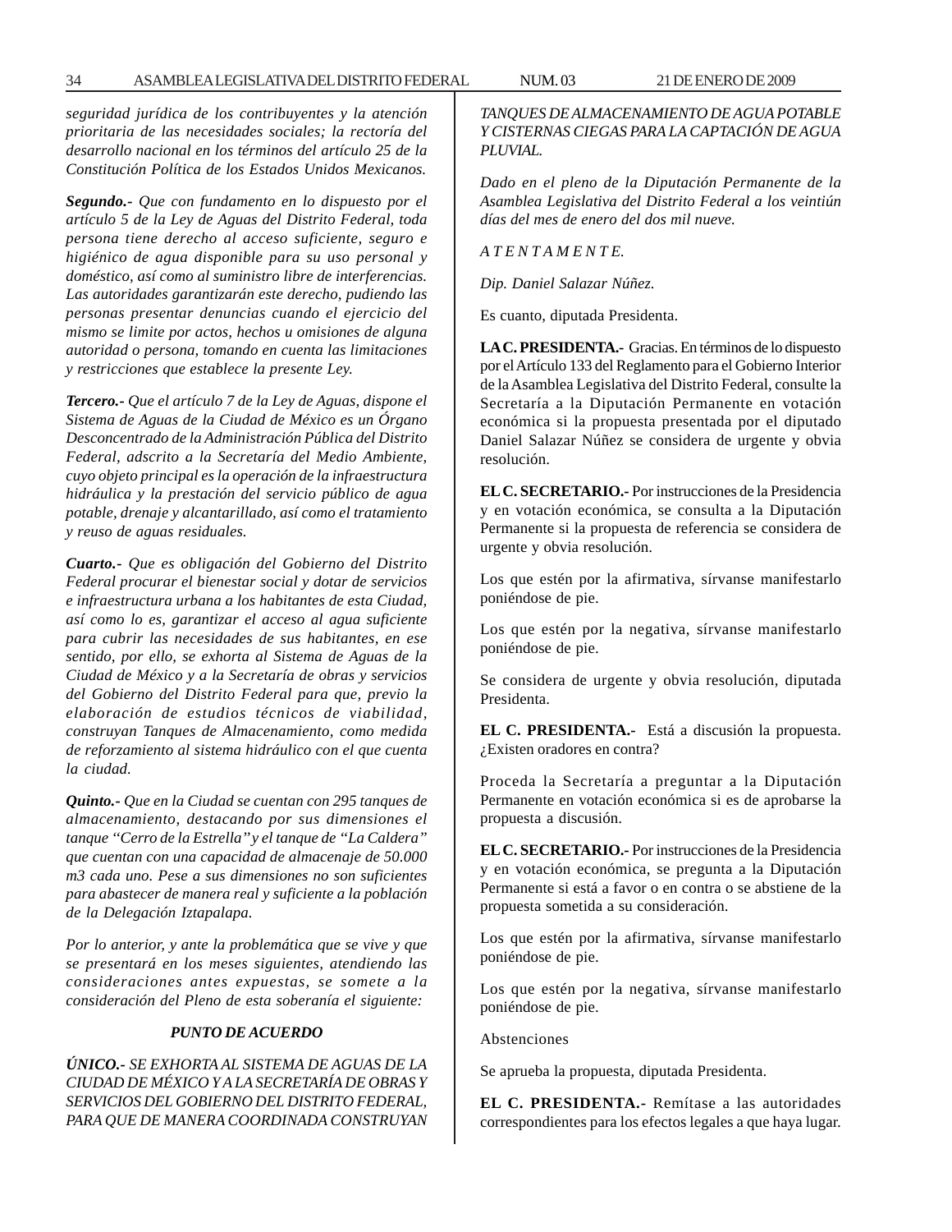*seguridad jurídica de los contribuyentes y la atención prioritaria de las necesidades sociales; la rectoría del desarrollo nacional en los términos del artículo 25 de la Constitución Política de los Estados Unidos Mexicanos.*

***Segundo.****- Que con fundamento en lo dispuesto por el artículo 5 de la Ley de Aguas del Distrito Federal, toda persona tiene derecho al acceso suficiente, seguro e higiénico de agua disponible para su uso personal y doméstico, así como al suministro libre de interferencias. Las autoridades garantizarán este derecho, pudiendo las personas presentar denuncias cuando el ejercicio del mismo se limite por actos, hechos u omisiones de alguna autoridad o persona, tomando en cuenta las limitaciones y restricciones que establece la presente Ley.*

***Tercero.****- Que el artículo 7 de la Ley de Aguas, dispone el Sistema de Aguas de la Ciudad de México es un Órgano Desconcentrado de la Administración Pública del Distrito Federal, adscrito a la Secretaría del Medio Ambiente, cuyo objeto principal es la operación de la infraestructura hidráulica y la prestación del servicio público de agua potable, drenaje y alcantarillado, así como el tratamiento y reuso de aguas residuales.*

***Cuarto.****- Que es obligación del Gobierno del Distrito Federal procurar el bienestar social y dotar de servicios e infraestructura urbana a los habitantes de esta Ciudad, así como lo es, garantizar el acceso al agua suficiente para cubrir las necesidades de sus habitantes, en ese sentido, por ello, se exhorta al Sistema de Aguas de la Ciudad de México y a la Secretaría de obras y servicios del Gobierno del Distrito Federal para que, previo la elaboración de estudios técnicos de viabilidad, construyan Tanques de Almacenamiento, como medida de reforzamiento al sistema hidráulico con el que cuenta la ciudad.*

***Quinto.****- Que en la Ciudad se cuentan con 295 tanques de almacenamiento, destacando por sus dimensiones el tanque "Cerro de la Estrella" y el tanque de "La Caldera" que cuentan con una capacidad de almacenaje de 50.000 m3 cada uno. Pese a sus dimensiones no son suficientes para abastecer de manera real y suficiente a la población de la Delegación Iztapalapa.*

*Por lo anterior, y ante la problemática que se vive y que se presentará en los meses siguientes, atendiendo las consideraciones antes expuestas, se somete a la consideración del Pleno de esta soberanía el siguiente:*

***PUNTO DE ACUERDO***

***ÚNICO.****- SE EXHORTA AL SISTEMA DE AGUAS DE LA CIUDAD DE MÉXICO Y A LA SECRETARÍA DE OBRAS Y SERVICIOS DEL GOBIERNO DEL DISTRITO FEDERAL, PARA QUE DE MANERA COORDINADA CONSTRUYAN TANQUES DE ALMACENAMIENTO DE AGUA POTABLE Y CISTERNAS CIEGAS PARA LA CAPTACIÓN DE AGUA PLUVIAL.*

*Dado en el pleno de la Diputación Permanente de la Asamblea Legislativa del Distrito Federal a los veintiún días del mes de enero del dos mil nueve.*

*A T E N T A M E N T E.*

*Dip. Daniel Salazar Núñez.*

Es cuanto, diputada Presidenta.

**LA C. PRESIDENTA.-** Gracias. En términos de lo dispuesto por el Artículo 133 del Reglamento para el Gobierno Interior de la Asamblea Legislativa del Distrito Federal, consulte la Secretaría a la Diputación Permanente en votación económica si la propuesta presentada por el diputado Daniel Salazar Núñez se considera de urgente y obvia resolución.

**EL C. SECRETARIO.-** Por instrucciones de la Presidencia y en votación económica, se consulta a la Diputación Permanente si la propuesta de referencia se considera de urgente y obvia resolución.

Los que estén por la afirmativa, sírvanse manifestarlo poniéndose de pie.

Los que estén por la negativa, sírvanse manifestarlo poniéndose de pie.

Se considera de urgente y obvia resolución, diputada Presidenta.

**EL C. PRESIDENTA.-** Está a discusión la propuesta. ¿Existen oradores en contra?

Proceda la Secretaría a preguntar a la Diputación Permanente en votación económica si es de aprobarse la propuesta a discusión.

**EL C. SECRETARIO.-** Por instrucciones de la Presidencia y en votación económica, se pregunta a la Diputación Permanente si está a favor o en contra o se abstiene de la propuesta sometida a su consideración.

Los que estén por la afirmativa, sírvanse manifestarlo poniéndose de pie.

Los que estén por la negativa, sírvanse manifestarlo poniéndose de pie.

Abstenciones

Se aprueba la propuesta, diputada Presidenta.

**EL C. PRESIDENTA.-** Remítase a las autoridades correspondientes para los efectos legales a que haya lugar.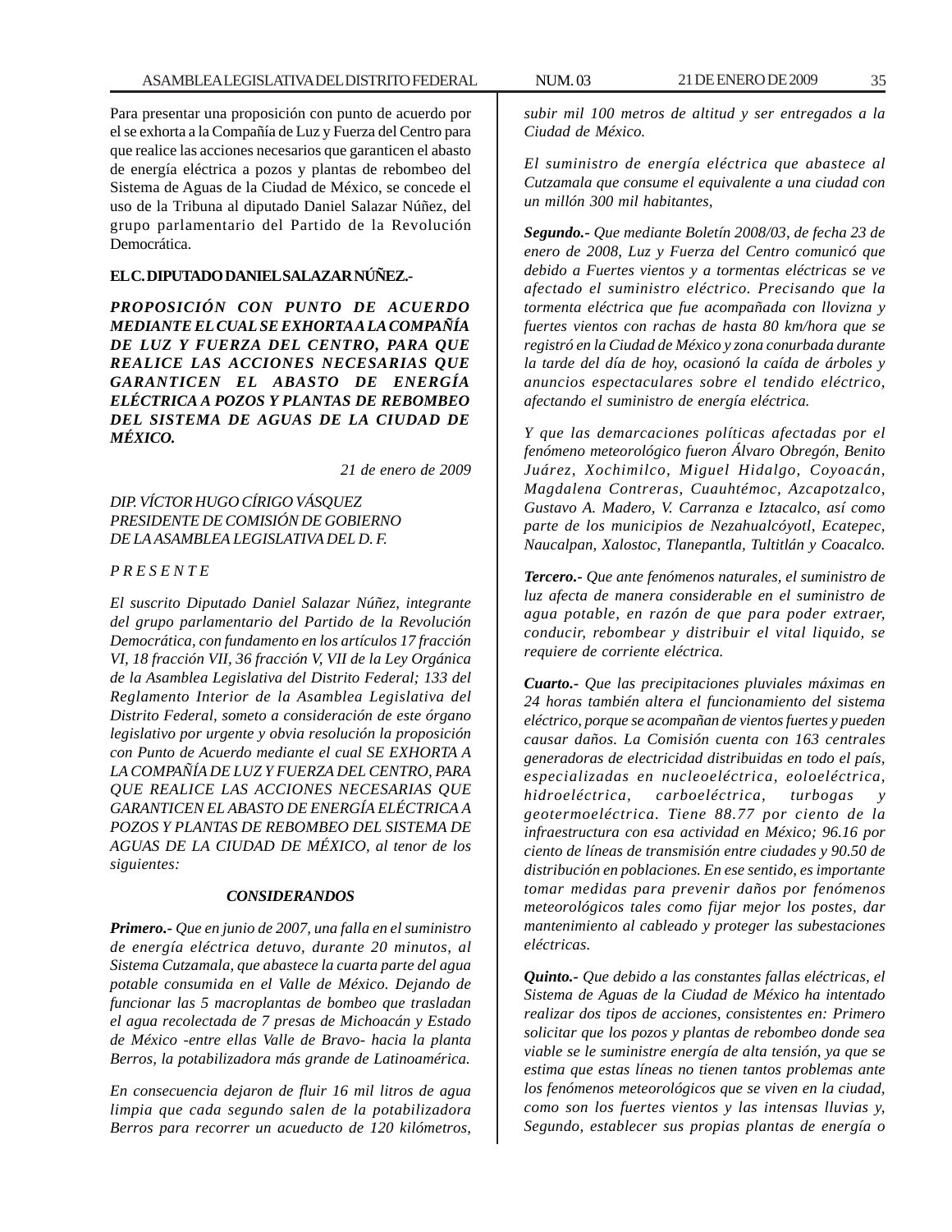Para presentar una proposición con punto de acuerdo por el se exhorta a la Compañía de Luz y Fuerza del Centro para que realice las acciones necesarios que garanticen el abasto de energía eléctrica a pozos y plantas de rebombeo del Sistema de Aguas de la Ciudad de México, se concede el uso de la Tribuna al diputado Daniel Salazar Núñez, del grupo parlamentario del Partido de la Revolución Democrática.

**EL C. DIPUTADO DANIEL SALAZAR NÚÑEZ.-**

***PROPOSICIÓN CON PUNTO DE ACUERDO MEDIANTE EL CUAL SE EXHORTA A LA COMPAÑÍA DE LUZ Y FUERZA DEL CENTRO, PARA QUE REALICE LAS ACCIONES NECESARIAS QUE GARANTICEN EL ABASTO DE ENERGÍA ELÉCTRICA A POZOS Y PLANTAS DE REBOMBEO DEL SISTEMA DE AGUAS DE LA CIUDAD DE MÉXICO.***

*21 de enero de 2009*

*DIP. VÍCTOR HUGO CÍRIGO VÁSQUEZ*
*PRESIDENTE DE COMISIÓN DE GOBIERNO*
*DE LA ASAMBLEA LEGISLATIVA DEL D. F.*

*P R E S E N T E*

*El suscrito Diputado Daniel Salazar Núñez, integrante del grupo parlamentario del Partido de la Revolución Democrática, con fundamento en los artículos 17 fracción VI, 18 fracción VII, 36 fracción V, VII de la Ley Orgánica de la Asamblea Legislativa del Distrito Federal; 133 del Reglamento Interior de la Asamblea Legislativa del Distrito Federal, someto a consideración de este órgano legislativo por urgente y obvia resolución la proposición con Punto de Acuerdo mediante el cual SE EXHORTA A LA COMPAÑÍA DE LUZ Y FUERZA DEL CENTRO, PARA QUE REALICE LAS ACCIONES NECESARIAS QUE GARANTICEN EL ABASTO DE ENERGÍA ELÉCTRICA A POZOS Y PLANTAS DE REBOMBEO DEL SISTEMA DE AGUAS DE LA CIUDAD DE MÉXICO, al tenor de los siguientes:*

***CONSIDERANDOS***

***Primero.-*** *Que en junio de 2007, una falla en el suministro de energía eléctrica detuvo, durante 20 minutos, al Sistema Cutzamala, que abastece la cuarta parte del agua potable consumida en el Valle de México. Dejando de funcionar las 5 macroplantas de bombeo que trasladan el agua recolectada de 7 presas de Michoacán y Estado de México -entre ellas Valle de Bravo- hacia la planta Berros, la potabilizadora más grande de Latinoamérica.*

*En consecuencia dejaron de fluir 16 mil litros de agua limpia que cada segundo salen de la potabilizadora Berros para recorrer un acueducto de 120 kilómetros, subir mil 100 metros de altitud y ser entregados a la Ciudad de México.*

*El suministro de energía eléctrica que abastece al Cutzamala que consume el equivalente a una ciudad con un millón 300 mil habitantes,*

***Segundo.-*** *Que mediante Boletín 2008/03, de fecha 23 de enero de 2008, Luz y Fuerza del Centro comunicó que debido a Fuertes vientos y a tormentas eléctricas se ve afectado el suministro eléctrico. Precisando que la tormenta eléctrica que fue acompañada con llovizna y fuertes vientos con rachas de hasta 80 km/hora que se registró en la Ciudad de México y zona conurbada durante la tarde del día de hoy, ocasionó la caída de árboles y anuncios espectaculares sobre el tendido eléctrico, afectando el suministro de energía eléctrica.*

*Y que las demarcaciones políticas afectadas por el fenómeno meteorológico fueron Álvaro Obregón, Benito Juárez, Xochimilco, Miguel Hidalgo, Coyoacán, Magdalena Contreras, Cuauhtémoc, Azcapotzalco, Gustavo A. Madero, V. Carranza e Iztacalco, así como parte de los municipios de Nezahualcóyotl, Ecatepec, Naucalpan, Xalostoc, Tlanepantla, Tultitlán y Coacalco.*

***Tercero.-*** *Que ante fenómenos naturales, el suministro de luz afecta de manera considerable en el suministro de agua potable, en razón de que para poder extraer, conducir, rebombear y distribuir el vital liquido, se requiere de corriente eléctrica.*

***Cuarto.-*** *Que las precipitaciones pluviales máximas en 24 horas también altera el funcionamiento del sistema eléctrico, porque se acompañan de vientos fuertes y pueden causar daños. La Comisión cuenta con 163 centrales generadoras de electricidad distribuidas en todo el país, especializadas en nucleoeléctrica, eoloeléctrica, hidroeléctrica, carboeléctrica, turbogas y geotermoeléctrica. Tiene 88.77 por ciento de la infraestructura con esa actividad en México; 96.16 por ciento de líneas de transmisión entre ciudades y 90.50 de distribución en poblaciones. En ese sentido, es importante tomar medidas para prevenir daños por fenómenos meteorológicos tales como fijar mejor los postes, dar mantenimiento al cableado y proteger las subestaciones eléctricas.*

***Quinto.-*** *Que debido a las constantes fallas eléctricas, el Sistema de Aguas de la Ciudad de México ha intentado realizar dos tipos de acciones, consistentes en: Primero solicitar que los pozos y plantas de rebombeo donde sea viable se le suministre energía de alta tensión, ya que se estima que estas líneas no tienen tantos problemas ante los fenómenos meteorológicos que se viven en la ciudad, como son los fuertes vientos y las intensas lluvias y, Segundo, establecer sus propias plantas de energía o*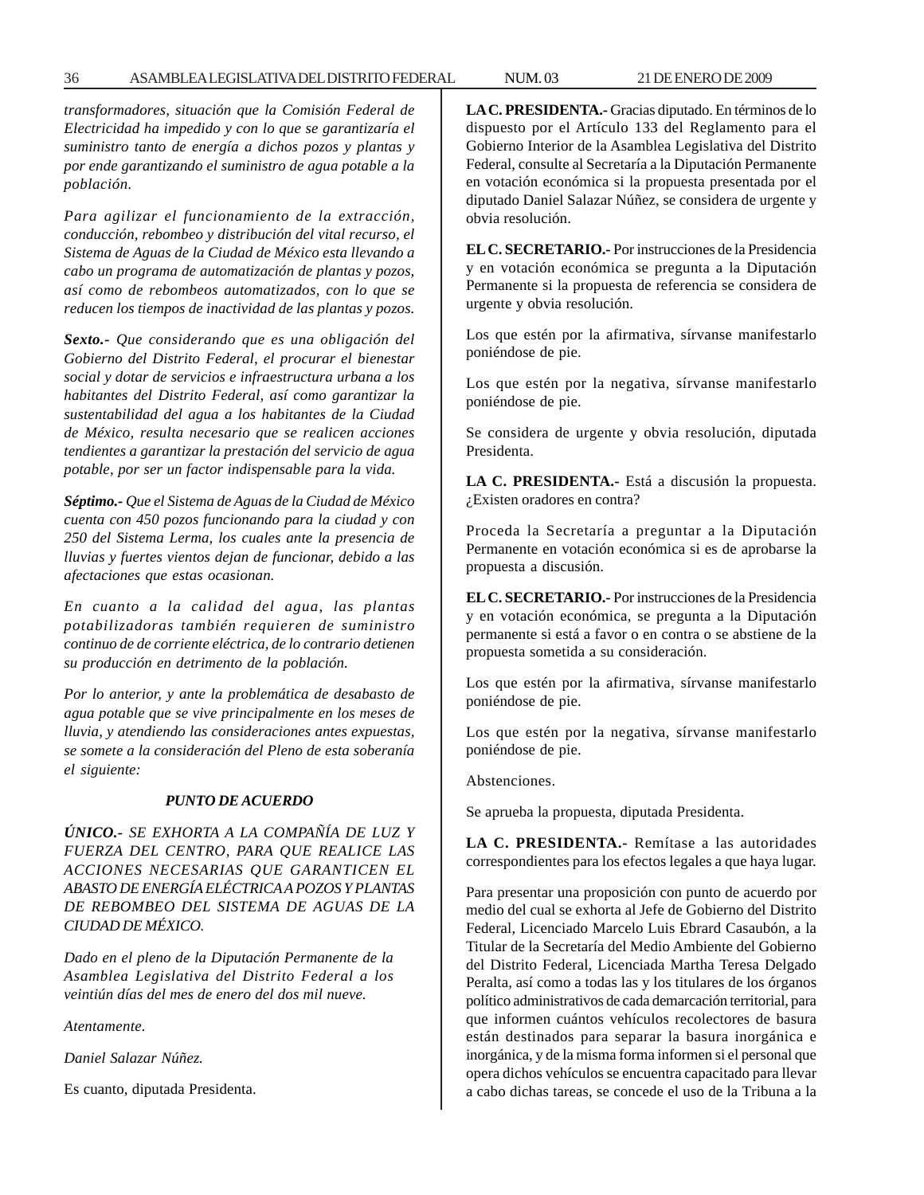*transformadores, situación que la Comisión Federal de Electricidad ha impedido y con lo que se garantizaría el suministro tanto de energía a dichos pozos y plantas y por ende garantizando el suministro de agua potable a la población.*

*Para agilizar el funcionamiento de la extracción, conducción, rebombeo y distribución del vital recurso, el Sistema de Aguas de la Ciudad de México esta llevando a cabo un programa de automatización de plantas y pozos, así como de rebombeos automatizados, con lo que se reducen los tiempos de inactividad de las plantas y pozos.*

***Sexto.-** Que considerando que es una obligación del Gobierno del Distrito Federal, el procurar el bienestar social y dotar de servicios e infraestructura urbana a los habitantes del Distrito Federal, así como garantizar la sustentabilidad del agua a los habitantes de la Ciudad de México, resulta necesario que se realicen acciones tendientes a garantizar la prestación del servicio de agua potable, por ser un factor indispensable para la vida.*

***Séptimo.-** Que el Sistema de Aguas de la Ciudad de México cuenta con 450 pozos funcionando para la ciudad y con 250 del Sistema Lerma, los cuales ante la presencia de lluvias y fuertes vientos dejan de funcionar, debido a las afectaciones que estas ocasionan.*

*En cuanto a la calidad del agua, las plantas potabilizadoras también requieren de suministro continuo de de corriente eléctrica, de lo contrario detienen su producción en detrimento de la población.*

*Por lo anterior, y ante la problemática de desabasto de agua potable que se vive principalmente en los meses de lluvia, y atendiendo las consideraciones antes expuestas, se somete a la consideración del Pleno de esta soberanía el siguiente:*

***PUNTO DE ACUERDO***

***ÚNICO.-** SE EXHORTA A LA COMPAÑÍA DE LUZ Y FUERZA DEL CENTRO, PARA QUE REALICE LAS ACCIONES NECESARIAS QUE GARANTICEN EL ABASTO DE ENERGÍA ELÉCTRICA A POZOS Y PLANTAS DE REBOMBEO DEL SISTEMA DE AGUAS DE LA CIUDAD DE MÉXICO.*

*Dado en el pleno de la Diputación Permanente de la Asamblea Legislativa del Distrito Federal a los veintiún días del mes de enero del dos mil nueve.*

*Atentamente.*

*Daniel Salazar Núñez.*

Es cuanto, diputada Presidenta.

**LA C. PRESIDENTA.-** Gracias diputado. En términos de lo dispuesto por el Artículo 133 del Reglamento para el Gobierno Interior de la Asamblea Legislativa del Distrito Federal, consulte al Secretaría a la Diputación Permanente en votación económica si la propuesta presentada por el diputado Daniel Salazar Núñez, se considera de urgente y obvia resolución.

**EL C. SECRETARIO.-** Por instrucciones de la Presidencia y en votación económica se pregunta a la Diputación Permanente si la propuesta de referencia se considera de urgente y obvia resolución.

Los que estén por la afirmativa, sírvanse manifestarlo poniéndose de pie.

Los que estén por la negativa, sírvanse manifestarlo poniéndose de pie.

Se considera de urgente y obvia resolución, diputada Presidenta.

**LA C. PRESIDENTA.-** Está a discusión la propuesta. ¿Existen oradores en contra?

Proceda la Secretaría a preguntar a la Diputación Permanente en votación económica si es de aprobarse la propuesta a discusión.

**EL C. SECRETARIO.-** Por instrucciones de la Presidencia y en votación económica, se pregunta a la Diputación permanente si está a favor o en contra o se abstiene de la propuesta sometida a su consideración.

Los que estén por la afirmativa, sírvanse manifestarlo poniéndose de pie.

Los que estén por la negativa, sírvanse manifestarlo poniéndose de pie.

Abstenciones.

Se aprueba la propuesta, diputada Presidenta.

**LA C. PRESIDENTA.-** Remítase a las autoridades correspondientes para los efectos legales a que haya lugar.

Para presentar una proposición con punto de acuerdo por medio del cual se exhorta al Jefe de Gobierno del Distrito Federal, Licenciado Marcelo Luis Ebrard Casaubón, a la Titular de la Secretaría del Medio Ambiente del Gobierno del Distrito Federal, Licenciada Martha Teresa Delgado Peralta, así como a todas las y los titulares de los órganos político administrativos de cada demarcación territorial, para que informen cuántos vehículos recolectores de basura están destinados para separar la basura inorgánica e inorgánica, y de la misma forma informen si el personal que opera dichos vehículos se encuentra capacitado para llevar a cabo dichas tareas, se concede el uso de la Tribuna a la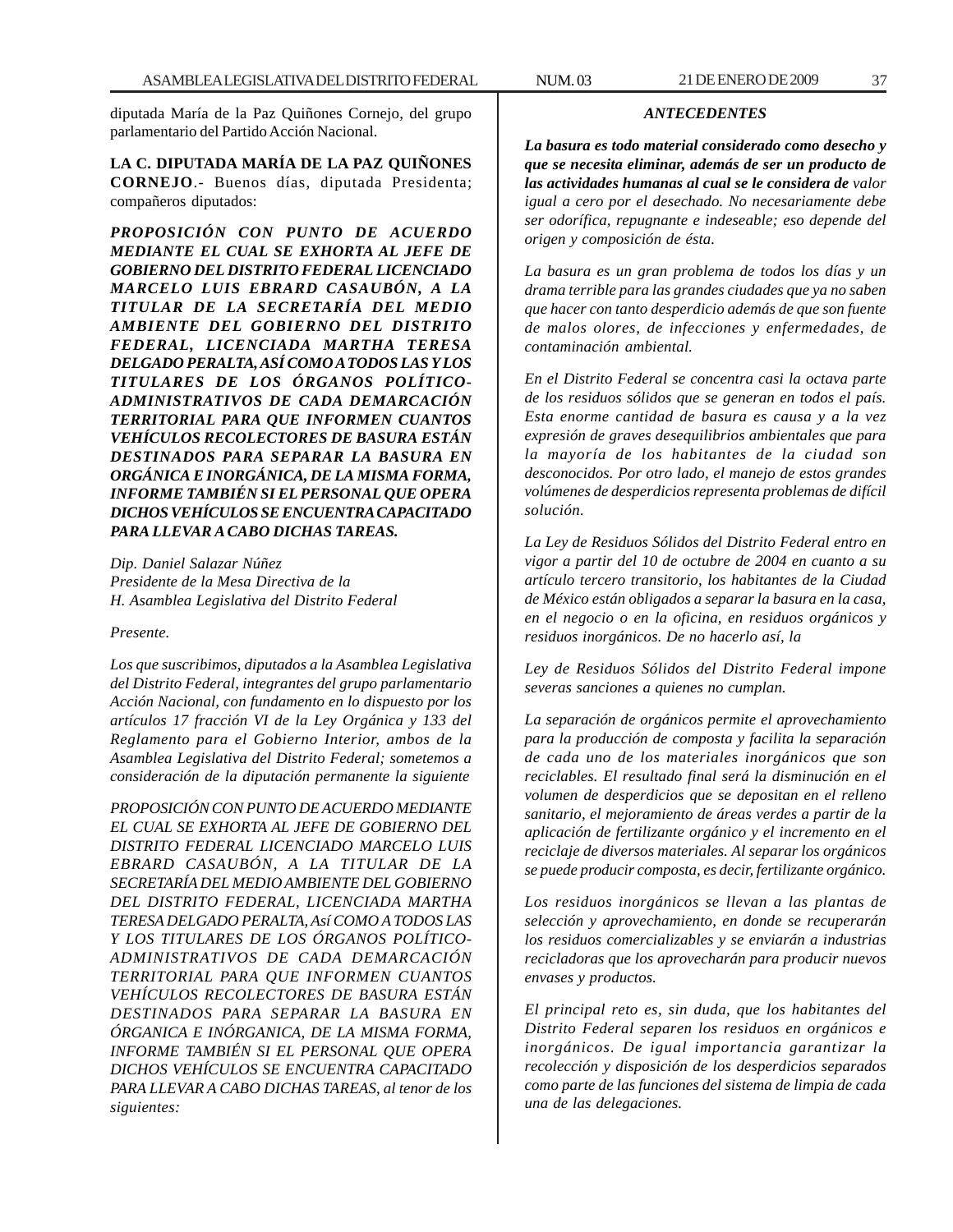diputada María de la Paz Quiñones Cornejo, del grupo parlamentario del Partido Acción Nacional.

**LA C. DIPUTADA MARÍA DE LA PAZ QUIÑONES CORNEJO**.- Buenos días, diputada Presidenta; compañeros diputados:

***PROPOSICIÓN CON PUNTO DE ACUERDO MEDIANTE EL CUAL SE EXHORTA AL JEFE DE GOBIERNO DEL DISTRITO FEDERAL LICENCIADO MARCELO LUIS EBRARD CASAUBÓN, A LA TITULAR DE LA SECRETARÍA DEL MEDIO AMBIENTE DEL GOBIERNO DEL DISTRITO FEDERAL, LICENCIADA MARTHA TERESA DELGADO PERALTA, ASÍ COMO A TODOS LAS Y LOS TITULARES DE LOS ÓRGANOS POLÍTICO-ADMINISTRATIVOS DE CADA DEMARCACIÓN TERRITORIAL PARA QUE INFORMEN CUANTOS VEHÍCULOS RECOLECTORES DE BASURA ESTÁN DESTINADOS PARA SEPARAR LA BASURA EN ORGÁNICA E INORGÁNICA, DE LA MISMA FORMA, INFORME TAMBIÉN SI EL PERSONAL QUE OPERA DICHOS VEHÍCULOS SE ENCUENTRA CAPACITADO PARA LLEVAR A CABO DICHAS TAREAS.***

*Dip. Daniel Salazar Núñez*
*Presidente de la Mesa Directiva de la*
*H. Asamblea Legislativa del Distrito Federal*

*Presente.*

*Los que suscribimos, diputados a la Asamblea Legislativa del Distrito Federal, integrantes del grupo parlamentario Acción Nacional, con fundamento en lo dispuesto por los artículos 17 fracción VI de la Ley Orgánica y 133 del Reglamento para el Gobierno Interior, ambos de la Asamblea Legislativa del Distrito Federal; sometemos a consideración de la diputación permanente la siguiente*

*PROPOSICIÓN CON PUNTO DE ACUERDO MEDIANTE EL CUAL SE EXHORTA AL JEFE DE GOBIERNO DEL DISTRITO FEDERAL LICENCIADO MARCELO LUIS EBRARD CASAUBÓN, A LA TITULAR DE LA SECRETARÍA DEL MEDIO AMBIENTE DEL GOBIERNO DEL DISTRITO FEDERAL, LICENCIADA MARTHA TERESA DELGADO PERALTA, Así COMO A TODOS LAS Y LOS TITULARES DE LOS ÓRGANOS POLÍTICO-ADMINISTRATIVOS DE CADA DEMARCACIÓN TERRITORIAL PARA QUE INFORMEN CUANTOS VEHÍCULOS RECOLECTORES DE BASURA ESTÁN DESTINADOS PARA SEPARAR LA BASURA EN ÓRGANICA E INÓRGANICA, DE LA MISMA FORMA, INFORME TAMBIÉN SI EL PERSONAL QUE OPERA DICHOS VEHÍCULOS SE ENCUENTRA CAPACITADO PARA LLEVAR A CABO DICHAS TAREAS, al tenor de los siguientes:*

***ANTECEDENTES***

***La basura es todo material considerado como desecho y que se necesita eliminar, además de ser un producto de las actividades humanas al cual se le considera de*** *valor igual a cero por el desechado. No necesariamente debe ser odorífica, repugnante e indeseable; eso depende del origen y composición de ésta.*

*La basura es un gran problema de todos los días y un drama terrible para las grandes ciudades que ya no saben que hacer con tanto desperdicio además de que son fuente de malos olores, de infecciones y enfermedades, de contaminación ambiental.*

*En el Distrito Federal se concentra casi la octava parte de los residuos sólidos que se generan en todos el país. Esta enorme cantidad de basura es causa y a la vez expresión de graves desequilibrios ambientales que para la mayoría de los habitantes de la ciudad son desconocidos. Por otro lado, el manejo de estos grandes volúmenes de desperdicios representa problemas de difícil solución.*

*La Ley de Residuos Sólidos del Distrito Federal entro en vigor a partir del 10 de octubre de 2004 en cuanto a su artículo tercero transitorio, los habitantes de la Ciudad de México están obligados a separar la basura en la casa, en el negocio o en la oficina, en residuos orgánicos y residuos inorgánicos. De no hacerlo así, la*

*Ley de Residuos Sólidos del Distrito Federal impone severas sanciones a quienes no cumplan.*

*La separación de orgánicos permite el aprovechamiento para la producción de composta y facilita la separación de cada uno de los materiales inorgánicos que son reciclables. El resultado final será la disminución en el volumen de desperdicios que se depositan en el relleno sanitario, el mejoramiento de áreas verdes a partir de la aplicación de fertilizante orgánico y el incremento en el reciclaje de diversos materiales. Al separar los orgánicos se puede producir composta, es decir, fertilizante orgánico.*

*Los residuos inorgánicos se llevan a las plantas de selección y aprovechamiento, en donde se recuperarán los residuos comercializables y se enviarán a industrias recicladoras que los aprovecharán para producir nuevos envases y productos.*

*El principal reto es, sin duda, que los habitantes del Distrito Federal separen los residuos en orgánicos e inorgánicos. De igual importancia garantizar la recolección y disposición de los desperdicios separados como parte de las funciones del sistema de limpia de cada una de las delegaciones.*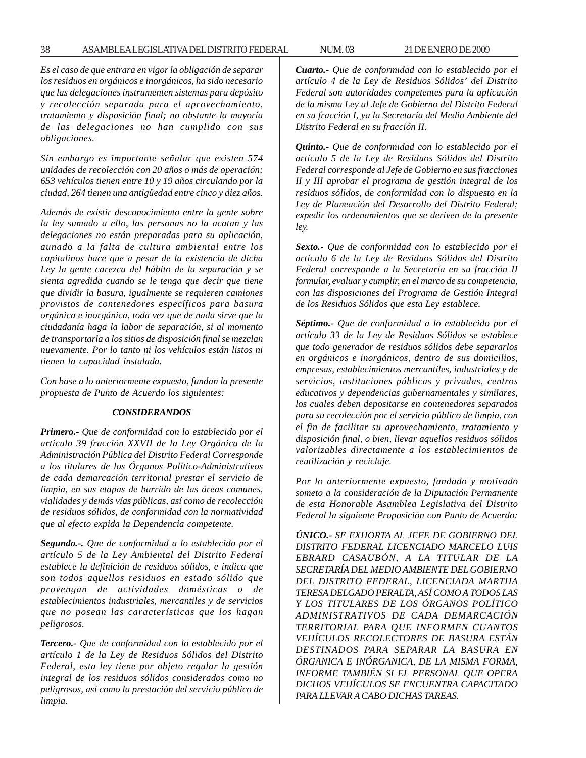*Es el caso de que entrara en vigor la obligación de separar los residuos en orgánicos e inorgánicos, ha sido necesario que las delegaciones instrumenten sistemas para depósito y recolección separada para el aprovechamiento, tratamiento y disposición final; no obstante la mayoría de las delegaciones no han cumplido con sus obligaciones.*

*Sin embargo es importante señalar que existen 574 unidades de recolección con 20 años o más de operación; 653 vehículos tienen entre 10 y 19 años circulando por la ciudad, 264 tienen una antigüedad entre cinco y diez años.*

*Además de existir desconocimiento entre la gente sobre la ley sumado a ello, las personas no la acatan y las delegaciones no están preparadas para su aplicación, aunado a la falta de cultura ambiental entre los capitalinos hace que a pesar de la existencia de dicha Ley la gente carezca del hábito de la separación y se sienta agredida cuando se le tenga que decir que tiene que dividir la basura, igualmente se requieren camiones provistos de contenedores específicos para basura orgánica e inorgánica, toda vez que de nada sirve que la ciudadanía haga la labor de separación, si al momento de transportarla a los sitios de disposición final se mezclan nuevamente. Por lo tanto ni los vehículos están listos ni tienen la capacidad instalada.*

*Con base a lo anteriormente expuesto, fundan la presente propuesta de Punto de Acuerdo los siguientes:*

***CONSIDERANDOS***

***Primero.-*** *Que de conformidad con lo establecido por el artículo 39 fracción XXVII de la Ley Orgánica de la Administración Pública del Distrito Federal Corresponde a los titulares de los Órganos Político-Administrativos de cada demarcación territorial prestar el servicio de limpia, en sus etapas de barrido de las áreas comunes, vialidades y demás vías públicas, así como de recolección de residuos sólidos, de conformidad con la normatividad que al efecto expida la Dependencia competente.*

***Segundo.-.*** *Que de conformidad a lo establecido por el artículo 5 de la Ley Ambiental del Distrito Federal establece la definición de residuos sólidos, e indica que son todos aquellos residuos en estado sólido que provengan de actividades domésticas o de establecimientos industriales, mercantiles y de servicios que no posean las características que los hagan peligrosos.*

***Tercero.-*** *Que de conformidad con lo establecido por el artículo 1 de la Ley de Residuos Sólidos del Distrito Federal, esta ley tiene por objeto regular la gestión integral de los residuos sólidos considerados como no peligrosos, así como la prestación del servicio público de limpia.*

***Cuarto.-*** *Que de conformidad con lo establecido por el artículo 4 de la Ley de Residuos Sólidos' del Distrito Federal son autoridades competentes para la aplicación de la misma Ley al Jefe de Gobierno del Distrito Federal en su fracción I, ya la Secretaría del Medio Ambiente del Distrito Federal en su fracción II.*

***Quinto.-*** *Que de conformidad con lo establecido por el artículo 5 de la Ley de Residuos Sólidos del Distrito Federal corresponde al Jefe de Gobierno en sus fracciones II y III aprobar el programa de gestión integral de los residuos sólidos, de conformidad con lo dispuesto en la Ley de Planeación del Desarrollo del Distrito Federal; expedir los ordenamientos que se deriven de la presente ley.*

***Sexto.-*** *Que de conformidad con lo establecido por el artículo 6 de la Ley de Residuos Sólidos del Distrito Federal corresponde a la Secretaría en su fracción II formular, evaluar y cumplir, en el marco de su competencia, con las disposiciones del Programa de Gestión Integral de los Residuos Sólidos que esta Ley establece.*

***Séptimo.-*** *Que de conformidad a lo establecido por el artículo 33 de la Ley de Residuos Sólidos se establece que todo generador de residuos sólidos debe separarlos en orgánicos e inorgánicos, dentro de sus domicilios, empresas, establecimientos mercantiles, industriales y de servicios, instituciones públicas y privadas, centros educativos y dependencias gubernamentales y similares, los cuales deben depositarse en contenedores separados para su recolección por el servicio público de limpia, con el fin de facilitar su aprovechamiento, tratamiento y disposición final, o bien, llevar aquellos residuos sólidos valorizables directamente a los establecimientos de reutilización y reciclaje.*

*Por lo anteriormente expuesto, fundado y motivado someto a la consideración de la Diputación Permanente de esta Honorable Asamblea Legislativa del Distrito Federal la siguiente Proposición con Punto de Acuerdo:*

***ÚNICO.-*** *SE EXHORTA AL JEFE DE GOBIERNO DEL DISTRITO FEDERAL LICENCIADO MARCELO LUIS EBRARD CASAUBÓN, A LA TITULAR DE LA SECRETARÍA DEL MEDIO AMBIENTE DEL GOBIERNO DEL DISTRITO FEDERAL, LICENCIADA MARTHA TERESA DELGADO PERALTA, ASÍ COMO A TODOS LAS Y LOS TITULARES DE LOS ÓRGANOS POLÍTICO ADMINISTRATIVOS DE CADA DEMARCACIÓN TERRITORIAL PARA QUE INFORMEN CUANTOS VEHÍCULOS RECOLECTORES DE BASURA ESTÁN DESTINADOS PARA SEPARAR LA BASURA EN ÓRGANICA E INÓRGANICA, DE LA MISMA FORMA, INFORME TAMBIÉN SI EL PERSONAL QUE OPERA DICHOS VEHÍCULOS SE ENCUENTRA CAPACITADO PARA LLEVAR A CABO DICHAS TAREAS.*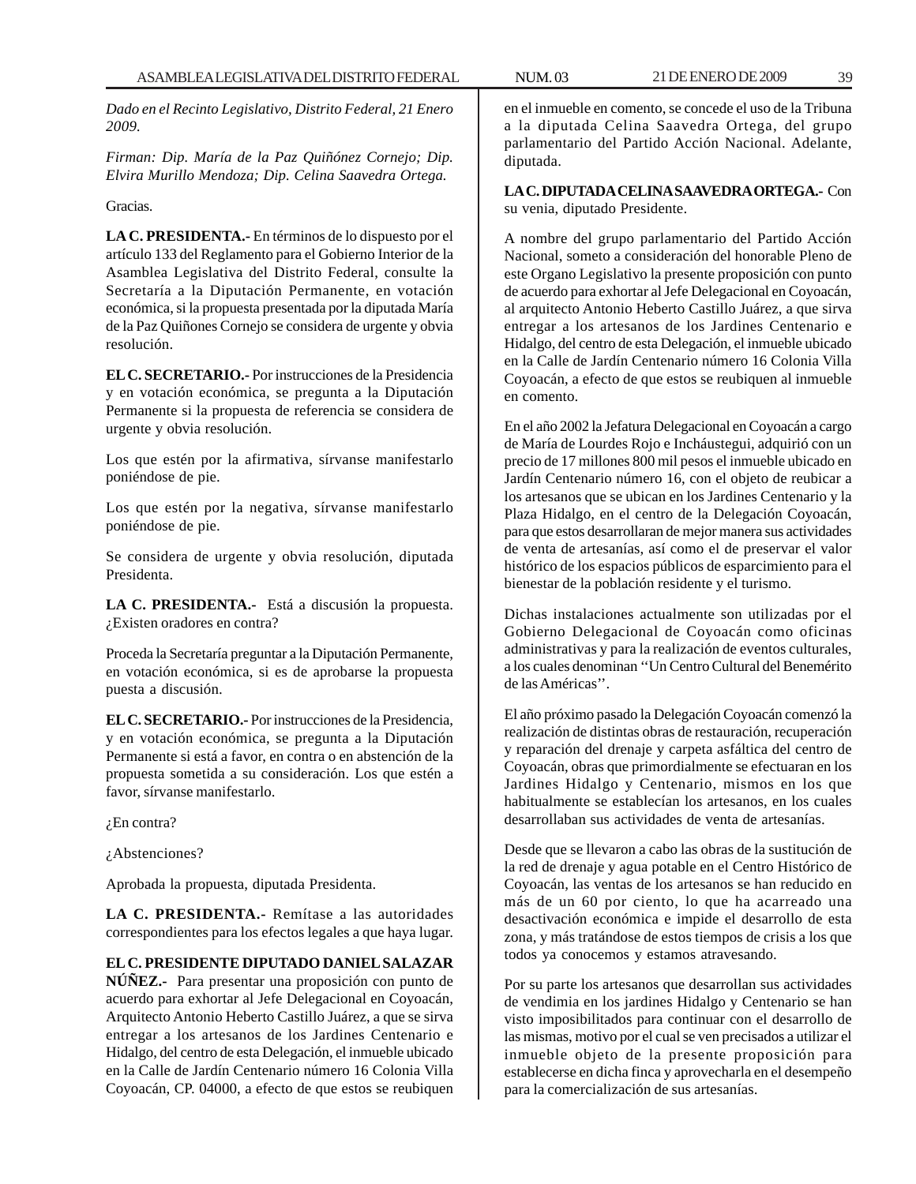*Dado en el Recinto Legislativo, Distrito Federal, 21 Enero 2009.*

*Firman: Dip. María de la Paz Quiñónez Cornejo; Dip. Elvira Murillo Mendoza; Dip. Celina Saavedra Ortega.*

Gracias.

**LA C. PRESIDENTA.-** En términos de lo dispuesto por el artículo 133 del Reglamento para el Gobierno Interior de la Asamblea Legislativa del Distrito Federal, consulte la Secretaría a la Diputación Permanente, en votación económica, si la propuesta presentada por la diputada María de la Paz Quiñones Cornejo se considera de urgente y obvia resolución.

**EL C. SECRETARIO.-** Por instrucciones de la Presidencia y en votación económica, se pregunta a la Diputación Permanente si la propuesta de referencia se considera de urgente y obvia resolución.

Los que estén por la afirmativa, sírvanse manifestarlo poniéndose de pie.

Los que estén por la negativa, sírvanse manifestarlo poniéndose de pie.

Se considera de urgente y obvia resolución, diputada Presidenta.

**LA C. PRESIDENTA.-** Está a discusión la propuesta. ¿Existen oradores en contra?

Proceda la Secretaría preguntar a la Diputación Permanente, en votación económica, si es de aprobarse la propuesta puesta a discusión.

**EL C. SECRETARIO.-** Por instrucciones de la Presidencia, y en votación económica, se pregunta a la Diputación Permanente si está a favor, en contra o en abstención de la propuesta sometida a su consideración. Los que estén a favor, sírvanse manifestarlo.

¿En contra?

¿Abstenciones?

Aprobada la propuesta, diputada Presidenta.

**LA C. PRESIDENTA.-** Remítase a las autoridades correspondientes para los efectos legales a que haya lugar.

**EL C. PRESIDENTE DIPUTADO DANIEL SALAZAR NÚÑEZ.-** Para presentar una proposición con punto de acuerdo para exhortar al Jefe Delegacional en Coyoacán, Arquitecto Antonio Heberto Castillo Juárez, a que se sirva entregar a los artesanos de los Jardines Centenario e Hidalgo, del centro de esta Delegación, el inmueble ubicado en la Calle de Jardín Centenario número 16 Colonia Villa Coyoacán, CP. 04000, a efecto de que estos se reubiquen en el inmueble en comento, se concede el uso de la Tribuna a la diputada Celina Saavedra Ortega, del grupo parlamentario del Partido Acción Nacional. Adelante, diputada.

**LA C. DIPUTADA CELINA SAAVEDRA ORTEGA.-** Con su venia, diputado Presidente.

A nombre del grupo parlamentario del Partido Acción Nacional, someto a consideración del honorable Pleno de este Organo Legislativo la presente proposición con punto de acuerdo para exhortar al Jefe Delegacional en Coyoacán, al arquitecto Antonio Heberto Castillo Juárez, a que sirva entregar a los artesanos de los Jardines Centenario e Hidalgo, del centro de esta Delegación, el inmueble ubicado en la Calle de Jardín Centenario número 16 Colonia Villa Coyoacán, a efecto de que estos se reubiquen al inmueble en comento.

En el año 2002 la Jefatura Delegacional en Coyoacán a cargo de María de Lourdes Rojo e Incháustegui, adquirió con un precio de 17 millones 800 mil pesos el inmueble ubicado en Jardín Centenario número 16, con el objeto de reubicar a los artesanos que se ubican en los Jardines Centenario y la Plaza Hidalgo, en el centro de la Delegación Coyoacán, para que estos desarrollaran de mejor manera sus actividades de venta de artesanías, así como el de preservar el valor histórico de los espacios públicos de esparcimiento para el bienestar de la población residente y el turismo.

Dichas instalaciones actualmente son utilizadas por el Gobierno Delegacional de Coyoacán como oficinas administrativas y para la realización de eventos culturales, a los cuales denominan ''Un Centro Cultural del Benemérito de las Américas''.

El año próximo pasado la Delegación Coyoacán comenzó la realización de distintas obras de restauración, recuperación y reparación del drenaje y carpeta asfáltica del centro de Coyoacán, obras que primordialmente se efectuaran en los Jardines Hidalgo y Centenario, mismos en los que habitualmente se establecían los artesanos, en los cuales desarrollaban sus actividades de venta de artesanías.

Desde que se llevaron a cabo las obras de la sustitución de la red de drenaje y agua potable en el Centro Histórico de Coyoacán, las ventas de los artesanos se han reducido en más de un 60 por ciento, lo que ha acarreado una desactivación económica e impide el desarrollo de esta zona, y más tratándose de estos tiempos de crisis a los que todos ya conocemos y estamos atravesando.

Por su parte los artesanos que desarrollan sus actividades de vendimia en los jardines Hidalgo y Centenario se han visto imposibilitados para continuar con el desarrollo de las mismas, motivo por el cual se ven precisados a utilizar el inmueble objeto de la presente proposición para establecerse en dicha finca y aprovecharla en el desempeño para la comercialización de sus artesanías.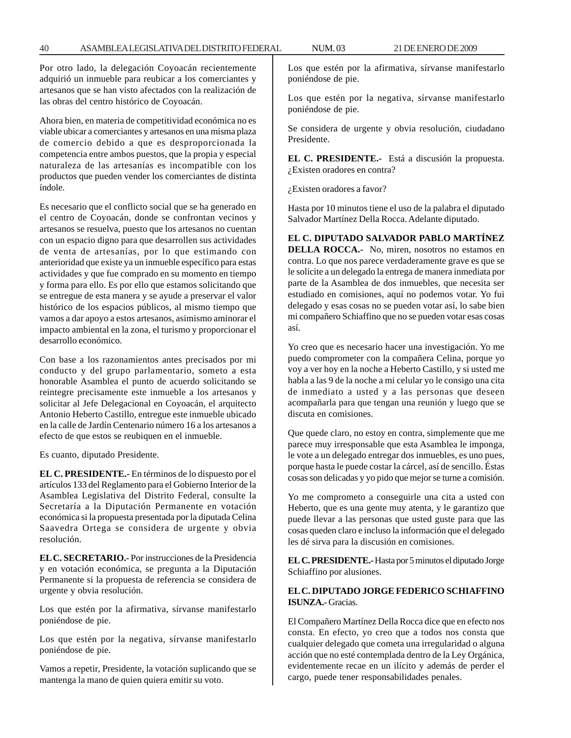Por otro lado, la delegación Coyoacán recientemente adquirió un inmueble para reubicar a los comerciantes y artesanos que se han visto afectados con la realización de las obras del centro histórico de Coyoacán.

Ahora bien, en materia de competitividad económica no es viable ubicar a comerciantes y artesanos en una misma plaza de comercio debido a que es desproporcionada la competencia entre ambos puestos, que la propia y especial naturaleza de las artesanías es incompatible con los productos que pueden vender los comerciantes de distinta índole.

Es necesario que el conflicto social que se ha generado en el centro de Coyoacán, donde se confrontan vecinos y artesanos se resuelva, puesto que los artesanos no cuentan con un espacio digno para que desarrollen sus actividades de venta de artesanías, por lo que estimando con anterioridad que existe ya un inmueble específico para estas actividades y que fue comprado en su momento en tiempo y forma para ello. Es por ello que estamos solicitando que se entregue de esta manera y se ayude a preservar el valor histórico de los espacios públicos, al mismo tiempo que vamos a dar apoyo a estos artesanos, asimismo aminorar el impacto ambiental en la zona, el turismo y proporcionar el desarrollo económico.

Con base a los razonamientos antes precisados por mi conducto y del grupo parlamentario, someto a esta honorable Asamblea el punto de acuerdo solicitando se reintegre precisamente este inmueble a los artesanos y solicitar al Jefe Delegacional en Coyoacán, el arquitecto Antonio Heberto Castillo, entregue este inmueble ubicado en la calle de Jardín Centenario número 16 a los artesanos a efecto de que estos se reubiquen en el inmueble.

Es cuanto, diputado Presidente.

**EL C. PRESIDENTE.-** En términos de lo dispuesto por el artículos 133 del Reglamento para el Gobierno Interior de la Asamblea Legislativa del Distrito Federal, consulte la Secretaría a la Diputación Permanente en votación económica si la propuesta presentada por la diputada Celina Saavedra Ortega se considera de urgente y obvia resolución.

**EL C. SECRETARIO.-** Por instrucciones de la Presidencia y en votación económica, se pregunta a la Diputación Permanente si la propuesta de referencia se considera de urgente y obvia resolución.

Los que estén por la afirmativa, sírvanse manifestarlo poniéndose de pie.

Los que estén por la negativa, sírvanse manifestarlo poniéndose de pie.

Vamos a repetir, Presidente, la votación suplicando que se mantenga la mano de quien quiera emitir su voto.

Los que estén por la afirmativa, sírvanse manifestarlo poniéndose de pie.

Los que estén por la negativa, sírvanse manifestarlo poniéndose de pie.

Se considera de urgente y obvia resolución, ciudadano Presidente.

**EL C. PRESIDENTE.-** Está a discusión la propuesta. ¿Existen oradores en contra?

¿Existen oradores a favor?

Hasta por 10 minutos tiene el uso de la palabra el diputado Salvador Martínez Della Rocca. Adelante diputado.

**EL C. DIPUTADO SALVADOR PABLO MARTÍNEZ DELLA ROCCA.-** No, miren, nosotros no estamos en contra. Lo que nos parece verdaderamente grave es que se le solicite a un delegado la entrega de manera inmediata por parte de la Asamblea de dos inmuebles, que necesita ser estudiado en comisiones, aquí no podemos votar. Yo fui delegado y esas cosas no se pueden votar así, lo sabe bien mi compañero Schiaffino que no se pueden votar esas cosas así.

Yo creo que es necesario hacer una investigación. Yo me puedo comprometer con la compañera Celina, porque yo voy a ver hoy en la noche a Heberto Castillo, y si usted me habla a las 9 de la noche a mi celular yo le consigo una cita de inmediato a usted y a las personas que deseen acompañarla para que tengan una reunión y luego que se discuta en comisiones.

Que quede claro, no estoy en contra, simplemente que me parece muy irresponsable que esta Asamblea le imponga, le vote a un delegado entregar dos inmuebles, es uno pues, porque hasta le puede costar la cárcel, así de sencillo. Éstas cosas son delicadas y yo pido que mejor se turne a comisión.

Yo me comprometo a conseguirle una cita a usted con Heberto, que es una gente muy atenta, y le garantizo que puede llevar a las personas que usted guste para que las cosas queden claro e incluso la información que el delegado les dé sirva para la discusión en comisiones.

**EL C. PRESIDENTE.-** Hasta por 5 minutos el diputado Jorge Schiaffino por alusiones.

**EL C. DIPUTADO JORGE FEDERICO SCHIAFFINO ISUNZA.-** Gracias.

El Compañero Martínez Della Rocca dice que en efecto nos consta. En efecto, yo creo que a todos nos consta que cualquier delegado que cometa una irregularidad o alguna acción que no esté contemplada dentro de la Ley Orgánica, evidentemente recae en un ilícito y además de perder el cargo, puede tener responsabilidades penales.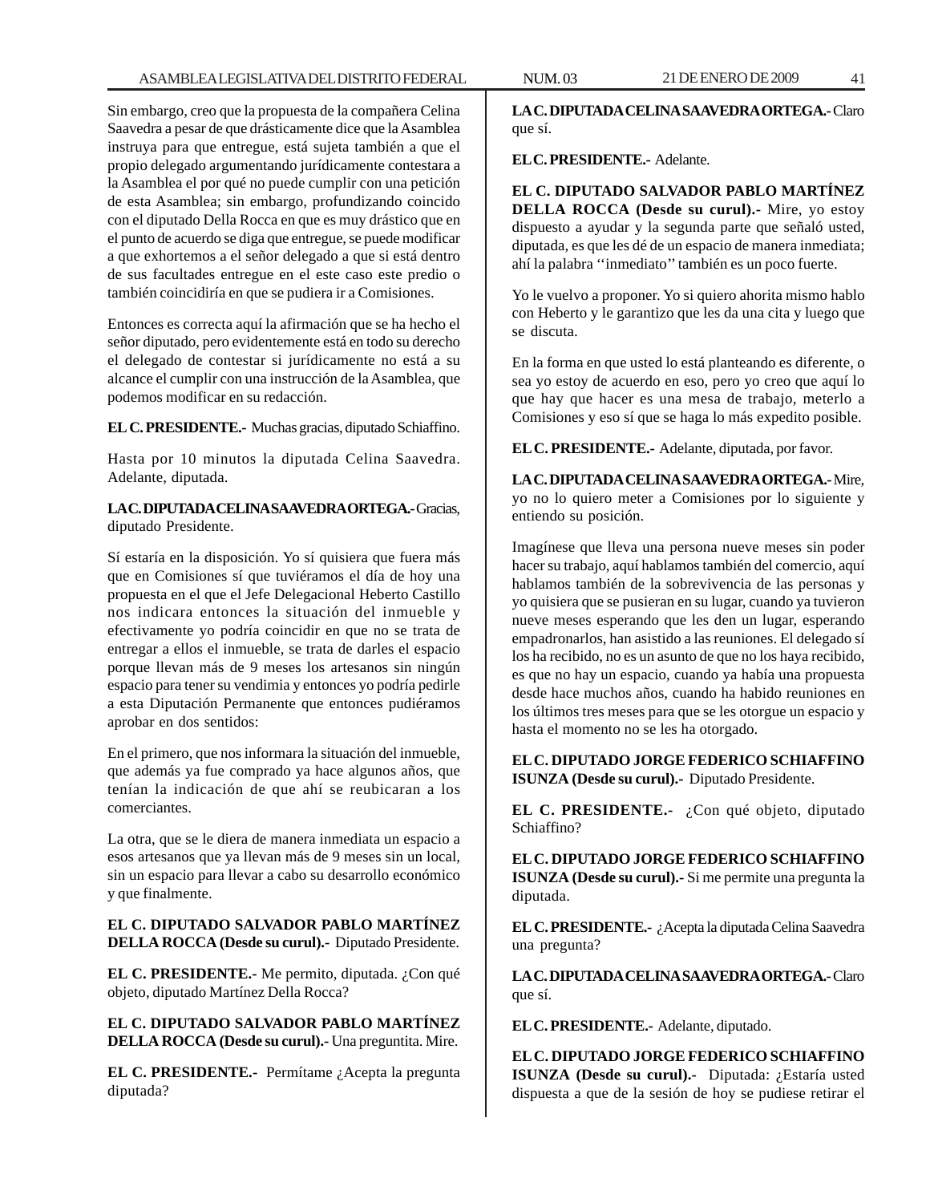Sin embargo, creo que la propuesta de la compañera Celina Saavedra a pesar de que drásticamente dice que la Asamblea instruya para que entregue, está sujeta también a que el propio delegado argumentando jurídicamente contestara a la Asamblea el por qué no puede cumplir con una petición de esta Asamblea; sin embargo, profundizando coincido con el diputado Della Rocca en que es muy drástico que en el punto de acuerdo se diga que entregue, se puede modificar a que exhortemos a el señor delegado a que si está dentro de sus facultades entregue en el este caso este predio o también coincidiría en que se pudiera ir a Comisiones.

Entonces es correcta aquí la afirmación que se ha hecho el señor diputado, pero evidentemente está en todo su derecho el delegado de contestar si jurídicamente no está a su alcance el cumplir con una instrucción de la Asamblea, que podemos modificar en su redacción.

**EL C. PRESIDENTE.-** Muchas gracias, diputado Schiaffino.

Hasta por 10 minutos la diputada Celina Saavedra. Adelante, diputada.

**LA C. DIPUTADA CELINA SAAVEDRA ORTEGA.-** Gracias, diputado Presidente.

Sí estaría en la disposición. Yo sí quisiera que fuera más que en Comisiones sí que tuviéramos el día de hoy una propuesta en el que el Jefe Delegacional Heberto Castillo nos indicara entonces la situación del inmueble y efectivamente yo podría coincidir en que no se trata de entregar a ellos el inmueble, se trata de darles el espacio porque llevan más de 9 meses los artesanos sin ningún espacio para tener su vendimia y entonces yo podría pedirle a esta Diputación Permanente que entonces pudiéramos aprobar en dos sentidos:

En el primero, que nos informara la situación del inmueble, que además ya fue comprado ya hace algunos años, que tenían la indicación de que ahí se reubicaran a los comerciantes.

La otra, que se le diera de manera inmediata un espacio a esos artesanos que ya llevan más de 9 meses sin un local, sin un espacio para llevar a cabo su desarrollo económico y que finalmente.

**EL C. DIPUTADO SALVADOR PABLO MARTÍNEZ DELLA ROCCA (Desde su curul).-** Diputado Presidente.

**EL C. PRESIDENTE.-** Me permito, diputada. ¿Con qué objeto, diputado Martínez Della Rocca?

**EL C. DIPUTADO SALVADOR PABLO MARTÍNEZ DELLA ROCCA (Desde su curul).-** Una preguntita. Mire.

**EL C. PRESIDENTE.-** Permítame ¿Acepta la pregunta diputada?

**LA C. DIPUTADA CELINA SAAVEDRA ORTEGA.-** Claro que sí.

**EL C. PRESIDENTE.-** Adelante.

**EL C. DIPUTADO SALVADOR PABLO MARTÍNEZ DELLA ROCCA (Desde su curul).-** Mire, yo estoy dispuesto a ayudar y la segunda parte que señaló usted, diputada, es que les dé de un espacio de manera inmediata; ahí la palabra ''inmediato'' también es un poco fuerte.

Yo le vuelvo a proponer. Yo si quiero ahorita mismo hablo con Heberto y le garantizo que les da una cita y luego que se discuta.

En la forma en que usted lo está planteando es diferente, o sea yo estoy de acuerdo en eso, pero yo creo que aquí lo que hay que hacer es una mesa de trabajo, meterlo a Comisiones y eso sí que se haga lo más expedito posible.

**EL C. PRESIDENTE.-** Adelante, diputada, por favor.

**LA C. DIPUTADA CELINA SAAVEDRA ORTEGA.-** Mire, yo no lo quiero meter a Comisiones por lo siguiente y entiendo su posición.

Imagínese que lleva una persona nueve meses sin poder hacer su trabajo, aquí hablamos también del comercio, aquí hablamos también de la sobrevivencia de las personas y yo quisiera que se pusieran en su lugar, cuando ya tuvieron nueve meses esperando que les den un lugar, esperando empadronarlos, han asistido a las reuniones. El delegado sí los ha recibido, no es un asunto de que no los haya recibido, es que no hay un espacio, cuando ya había una propuesta desde hace muchos años, cuando ha habido reuniones en los últimos tres meses para que se les otorgue un espacio y hasta el momento no se les ha otorgado.

**EL C. DIPUTADO JORGE FEDERICO SCHIAFFINO ISUNZA (Desde su curul).-** Diputado Presidente.

**EL C. PRESIDENTE.-** ¿Con qué objeto, diputado Schiaffino?

**EL C. DIPUTADO JORGE FEDERICO SCHIAFFINO ISUNZA (Desde su curul).-** Si me permite una pregunta la diputada.

**EL C. PRESIDENTE.-** ¿Acepta la diputada Celina Saavedra una pregunta?

**LA C. DIPUTADA CELINA SAAVEDRA ORTEGA.-** Claro que sí.

**EL C. PRESIDENTE.-** Adelante, diputado.

**EL C. DIPUTADO JORGE FEDERICO SCHIAFFINO ISUNZA (Desde su curul).-** Diputada: ¿Estaría usted dispuesta a que de la sesión de hoy se pudiese retirar el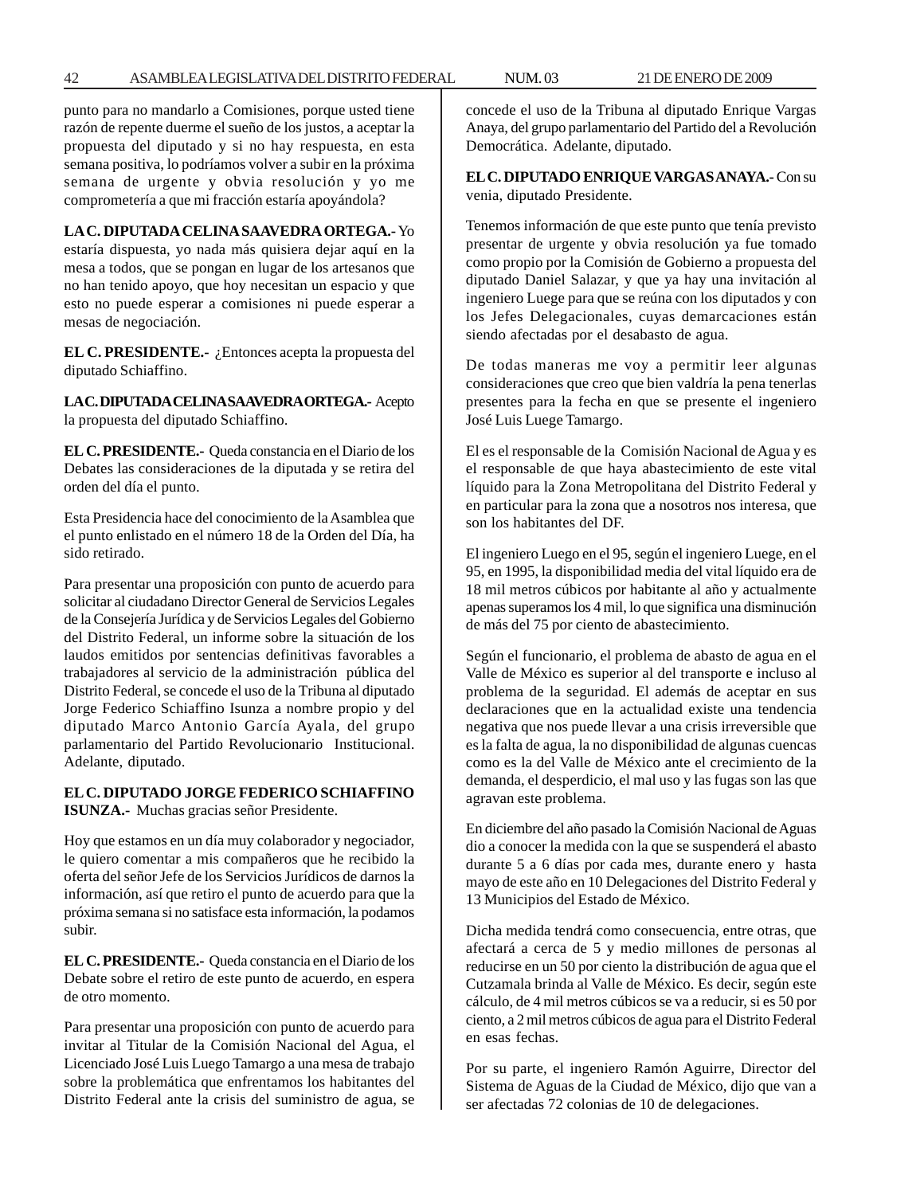punto para no mandarlo a Comisiones, porque usted tiene razón de repente duerme el sueño de los justos, a aceptar la propuesta del diputado y si no hay respuesta, en esta semana positiva, lo podríamos volver a subir en la próxima semana de urgente y obvia resolución y yo me comprometería a que mi fracción estaría apoyándola?

**LA C. DIPUTADA CELINA SAAVEDRA ORTEGA.-** Yo estaría dispuesta, yo nada más quisiera dejar aquí en la mesa a todos, que se pongan en lugar de los artesanos que no han tenido apoyo, que hoy necesitan un espacio y que esto no puede esperar a comisiones ni puede esperar a mesas de negociación.

**EL C. PRESIDENTE.-** ¿Entonces acepta la propuesta del diputado Schiaffino.

**LA C. DIPUTADA CELINA SAAVEDRA ORTEGA.-** Acepto la propuesta del diputado Schiaffino.

**EL C. PRESIDENTE.-** Queda constancia en el Diario de los Debates las consideraciones de la diputada y se retira del orden del día el punto.

Esta Presidencia hace del conocimiento de la Asamblea que el punto enlistado en el número 18 de la Orden del Día, ha sido retirado.

Para presentar una proposición con punto de acuerdo para solicitar al ciudadano Director General de Servicios Legales de la Consejería Jurídica y de Servicios Legales del Gobierno del Distrito Federal, un informe sobre la situación de los laudos emitidos por sentencias definitivas favorables a trabajadores al servicio de la administración pública del Distrito Federal, se concede el uso de la Tribuna al diputado Jorge Federico Schiaffino Isunza a nombre propio y del diputado Marco Antonio García Ayala, del grupo parlamentario del Partido Revolucionario Institucional. Adelante, diputado.

**EL C. DIPUTADO JORGE FEDERICO SCHIAFFINO ISUNZA.-** Muchas gracias señor Presidente.

Hoy que estamos en un día muy colaborador y negociador, le quiero comentar a mis compañeros que he recibido la oferta del señor Jefe de los Servicios Jurídicos de darnos la información, así que retiro el punto de acuerdo para que la próxima semana si no satisface esta información, la podamos subir.

**EL C. PRESIDENTE.-** Queda constancia en el Diario de los Debate sobre el retiro de este punto de acuerdo, en espera de otro momento.

Para presentar una proposición con punto de acuerdo para invitar al Titular de la Comisión Nacional del Agua, el Licenciado José Luis Luego Tamargo a una mesa de trabajo sobre la problemática que enfrentamos los habitantes del Distrito Federal ante la crisis del suministro de agua, se concede el uso de la Tribuna al diputado Enrique Vargas Anaya, del grupo parlamentario del Partido del a Revolución Democrática. Adelante, diputado.

**EL C. DIPUTADO ENRIQUE VARGAS ANAYA.-** Con su venia, diputado Presidente.

Tenemos información de que este punto que tenía previsto presentar de urgente y obvia resolución ya fue tomado como propio por la Comisión de Gobierno a propuesta del diputado Daniel Salazar, y que ya hay una invitación al ingeniero Luege para que se reúna con los diputados y con los Jefes Delegacionales, cuyas demarcaciones están siendo afectadas por el desabasto de agua.

De todas maneras me voy a permitir leer algunas consideraciones que creo que bien valdría la pena tenerlas presentes para la fecha en que se presente el ingeniero José Luis Luege Tamargo.

El es el responsable de la Comisión Nacional de Agua y es el responsable de que haya abastecimiento de este vital líquido para la Zona Metropolitana del Distrito Federal y en particular para la zona que a nosotros nos interesa, que son los habitantes del DF.

El ingeniero Luego en el 95, según el ingeniero Luege, en el 95, en 1995, la disponibilidad media del vital líquido era de 18 mil metros cúbicos por habitante al año y actualmente apenas superamos los 4 mil, lo que significa una disminución de más del 75 por ciento de abastecimiento.

Según el funcionario, el problema de abasto de agua en el Valle de México es superior al del transporte e incluso al problema de la seguridad. El además de aceptar en sus declaraciones que en la actualidad existe una tendencia negativa que nos puede llevar a una crisis irreversible que es la falta de agua, la no disponibilidad de algunas cuencas como es la del Valle de México ante el crecimiento de la demanda, el desperdicio, el mal uso y las fugas son las que agravan este problema.

En diciembre del año pasado la Comisión Nacional de Aguas dio a conocer la medida con la que se suspenderá el abasto durante 5 a 6 días por cada mes, durante enero y hasta mayo de este año en 10 Delegaciones del Distrito Federal y 13 Municipios del Estado de México.

Dicha medida tendrá como consecuencia, entre otras, que afectará a cerca de 5 y medio millones de personas al reducirse en un 50 por ciento la distribución de agua que el Cutzamala brinda al Valle de México. Es decir, según este cálculo, de 4 mil metros cúbicos se va a reducir, si es 50 por ciento, a 2 mil metros cúbicos de agua para el Distrito Federal en esas fechas.

Por su parte, el ingeniero Ramón Aguirre, Director del Sistema de Aguas de la Ciudad de México, dijo que van a ser afectadas 72 colonias de 10 de delegaciones.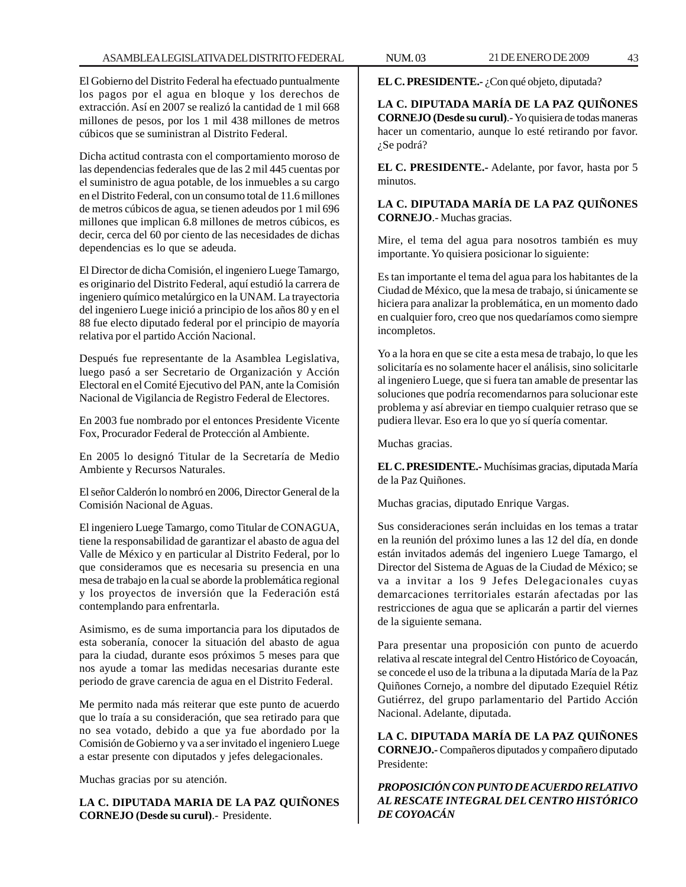El Gobierno del Distrito Federal ha efectuado puntualmente los pagos por el agua en bloque y los derechos de extracción. Así en 2007 se realizó la cantidad de 1 mil 668 millones de pesos, por los 1 mil 438 millones de metros cúbicos que se suministran al Distrito Federal.

Dicha actitud contrasta con el comportamiento moroso de las dependencias federales que de las 2 mil 445 cuentas por el suministro de agua potable, de los inmuebles a su cargo en el Distrito Federal, con un consumo total de 11.6 millones de metros cúbicos de agua, se tienen adeudos por 1 mil 696 millones que implican 6.8 millones de metros cúbicos, es decir, cerca del 60 por ciento de las necesidades de dichas dependencias es lo que se adeuda.

El Director de dicha Comisión, el ingeniero Luege Tamargo, es originario del Distrito Federal, aquí estudió la carrera de ingeniero químico metalúrgico en la UNAM. La trayectoria del ingeniero Luege inició a principio de los años 80 y en el 88 fue electo diputado federal por el principio de mayoría relativa por el partido Acción Nacional.

Después fue representante de la Asamblea Legislativa, luego pasó a ser Secretario de Organización y Acción Electoral en el Comité Ejecutivo del PAN, ante la Comisión Nacional de Vigilancia de Registro Federal de Electores.

En 2003 fue nombrado por el entonces Presidente Vicente Fox, Procurador Federal de Protección al Ambiente.

En 2005 lo designó Titular de la Secretaría de Medio Ambiente y Recursos Naturales.

El señor Calderón lo nombró en 2006, Director General de la Comisión Nacional de Aguas.

El ingeniero Luege Tamargo, como Titular de CONAGUA, tiene la responsabilidad de garantizar el abasto de agua del Valle de México y en particular al Distrito Federal, por lo que consideramos que es necesaria su presencia en una mesa de trabajo en la cual se aborde la problemática regional y los proyectos de inversión que la Federación está contemplando para enfrentarla.

Asimismo, es de suma importancia para los diputados de esta soberanía, conocer la situación del abasto de agua para la ciudad, durante esos próximos 5 meses para que nos ayude a tomar las medidas necesarias durante este periodo de grave carencia de agua en el Distrito Federal.

Me permito nada más reiterar que este punto de acuerdo que lo traía a su consideración, que sea retirado para que no sea votado, debido a que ya fue abordado por la Comisión de Gobierno y va a ser invitado el ingeniero Luege a estar presente con diputados y jefes delegacionales.

Muchas gracias por su atención.

**LA C. DIPUTADA MARIA DE LA PAZ QUIÑONES CORNEJO (Desde su curul)**.- Presidente.

**EL C. PRESIDENTE.-** ¿Con qué objeto, diputada?

**LA C. DIPUTADA MARÍA DE LA PAZ QUIÑONES CORNEJO (Desde su curul)**.- Yo quisiera de todas maneras hacer un comentario, aunque lo esté retirando por favor. ¿Se podrá?

**EL C. PRESIDENTE.-** Adelante, por favor, hasta por 5 minutos.

**LA C. DIPUTADA MARÍA DE LA PAZ QUIÑONES CORNEJO**.- Muchas gracias.

Mire, el tema del agua para nosotros también es muy importante. Yo quisiera posicionar lo siguiente:

Es tan importante el tema del agua para los habitantes de la Ciudad de México, que la mesa de trabajo, si únicamente se hiciera para analizar la problemática, en un momento dado en cualquier foro, creo que nos quedaríamos como siempre incompletos.

Yo a la hora en que se cite a esta mesa de trabajo, lo que les solicitaría es no solamente hacer el análisis, sino solicitarle al ingeniero Luege, que si fuera tan amable de presentar las soluciones que podría recomendarnos para solucionar este problema y así abreviar en tiempo cualquier retraso que se pudiera llevar. Eso era lo que yo sí quería comentar.

Muchas gracias.

**EL C. PRESIDENTE.-** Muchísimas gracias, diputada María de la Paz Quiñones.

Muchas gracias, diputado Enrique Vargas.

Sus consideraciones serán incluidas en los temas a tratar en la reunión del próximo lunes a las 12 del día, en donde están invitados además del ingeniero Luege Tamargo, el Director del Sistema de Aguas de la Ciudad de México; se va a invitar a los 9 Jefes Delegacionales cuyas demarcaciones territoriales estarán afectadas por las restricciones de agua que se aplicarán a partir del viernes de la siguiente semana.

Para presentar una proposición con punto de acuerdo relativa al rescate integral del Centro Histórico de Coyoacán, se concede el uso de la tribuna a la diputada María de la Paz Quiñones Cornejo, a nombre del diputado Ezequiel Rétiz Gutiérrez, del grupo parlamentario del Partido Acción Nacional. Adelante, diputada.

**LA C. DIPUTADA MARÍA DE LA PAZ QUIÑONES CORNEJO.-** Compañeros diputados y compañero diputado Presidente:

***PROPOSICIÓN CON PUNTO DE ACUERDO RELATIVO AL RESCATE INTEGRAL DEL CENTRO HISTÓRICO DE COYOACÁN***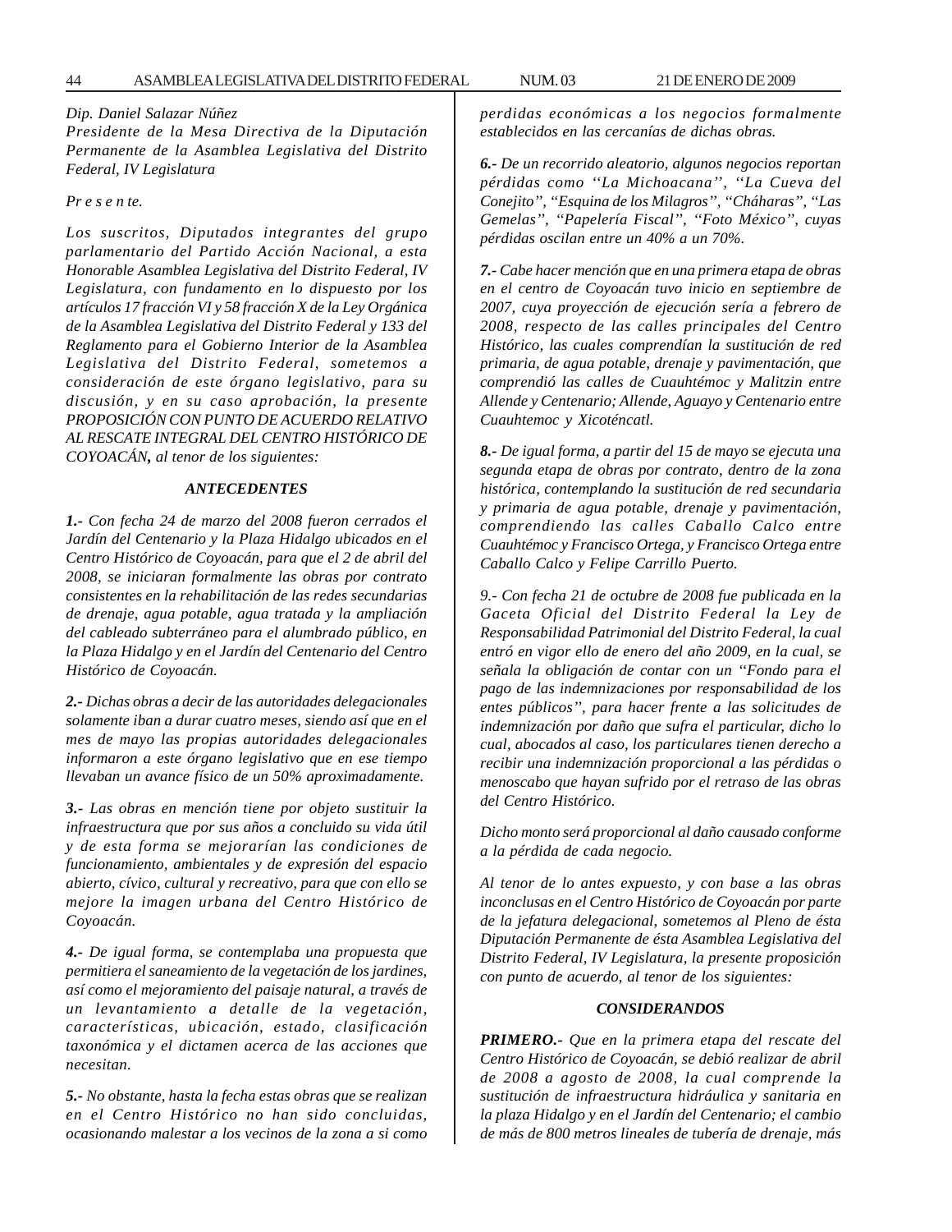*Dip. Daniel Salazar Núñez*

*Presidente de la Mesa Directiva de la Diputación Permanente de la Asamblea Legislativa del Distrito Federal, IV Legislatura*

*Pr e s e n te.*

*Los suscritos, Diputados integrantes del grupo parlamentario del Partido Acción Nacional, a esta Honorable Asamblea Legislativa del Distrito Federal, IV Legislatura, con fundamento en lo dispuesto por los artículos 17 fracción VI y 58 fracción X de la Ley Orgánica de la Asamblea Legislativa del Distrito Federal y 133 del Reglamento para el Gobierno Interior de la Asamblea Legislativa del Distrito Federal, sometemos a consideración de este órgano legislativo, para su discusión, y en su caso aprobación, la presente PROPOSICIÓN CON PUNTO DE ACUERDO RELATIVO AL RESCATE INTEGRAL DEL CENTRO HISTÓRICO DE COYOACÁN,* *al tenor de los siguientes:*

***ANTECEDENTES***

***1.-*** *Con fecha 24 de marzo del 2008 fueron cerrados el Jardín del Centenario y la Plaza Hidalgo ubicados en el Centro Histórico de Coyoacán, para que el 2 de abril del 2008, se iniciaran formalmente las obras por contrato consistentes en la rehabilitación de las redes secundarias de drenaje, agua potable, agua tratada y la ampliación del cableado subterráneo para el alumbrado público, en la Plaza Hidalgo y en el Jardín del Centenario del Centro Histórico de Coyoacán.*

***2.-*** *Dichas obras a decir de las autoridades delegacionales solamente iban a durar cuatro meses, siendo así que en el mes de mayo las propias autoridades delegacionales informaron a este órgano legislativo que en ese tiempo llevaban un avance físico de un 50% aproximadamente.*

***3.-*** *Las obras en mención tiene por objeto sustituir la infraestructura que por sus años a concluido su vida útil y de esta forma se mejorarían las condiciones de funcionamiento, ambientales y de expresión del espacio abierto, cívico, cultural y recreativo, para que con ello se mejore la imagen urbana del Centro Histórico de Coyoacán.*

***4.-*** *De igual forma, se contemplaba una propuesta que permitiera el saneamiento de la vegetación de los jardines, así como el mejoramiento del paisaje natural, a través de un levantamiento a detalle de la vegetación, características, ubicación, estado, clasificación taxonómica y el dictamen acerca de las acciones que necesitan.*

***5.-*** *No obstante, hasta la fecha estas obras que se realizan en el Centro Histórico no han sido concluidas, ocasionando malestar a los vecinos de la zona a si como perdidas económicas a los negocios formalmente establecidos en las cercanías de dichas obras.*

***6.-*** *De un recorrido aleatorio, algunos negocios reportan pérdidas como ''La Michoacana'', ''La Cueva del Conejito", "Esquina de los Milagros", "Cháharas", "Las Gemelas", ''Papelería Fiscal'', ''Foto México'', cuyas pérdidas oscilan entre un 40% a un 70%.*

***7.-*** *Cabe hacer mención que en una primera etapa de obras en el centro de Coyoacán tuvo inicio en septiembre de 2007, cuya proyección de ejecución sería a febrero de 2008, respecto de las calles principales del Centro Histórico, las cuales comprendían la sustitución de red primaria, de agua potable, drenaje y pavimentación, que comprendió las calles de Cuauhtémoc y Malitzin entre Allende y Centenario; Allende, Aguayo y Centenario entre Cuauhtemoc y Xicoténcatl.*

***8.-*** *De igual forma, a partir del 15 de mayo se ejecuta una segunda etapa de obras por contrato, dentro de la zona histórica, contemplando la sustitución de red secundaria y primaria de agua potable, drenaje y pavimentación, comprendiendo las calles Caballo Calco entre Cuauhtémoc y Francisco Ortega, y Francisco Ortega entre Caballo Calco y Felipe Carrillo Puerto.*

*9.- Con fecha 21 de octubre de 2008 fue publicada en la Gaceta Oficial del Distrito Federal la Ley de Responsabilidad Patrimonial del Distrito Federal, la cual entró en vigor ello de enero del año 2009, en la cual, se señala la obligación de contar con un ''Fondo para el pago de las indemnizaciones por responsabilidad de los entes públicos'', para hacer frente a las solicitudes de indemnización por daño que sufra el particular, dicho lo cual, abocados al caso, los particulares tienen derecho a recibir una indemnización proporcional a las pérdidas o menoscabo que hayan sufrido por el retraso de las obras del Centro Histórico.*

*Dicho monto será proporcional al daño causado conforme a la pérdida de cada negocio.*

*Al tenor de lo antes expuesto, y con base a las obras inconclusas en el Centro Histórico de Coyoacán por parte de la jefatura delegacional, sometemos al Pleno de ésta Diputación Permanente de ésta Asamblea Legislativa del Distrito Federal, IV Legislatura, la presente proposición con punto de acuerdo, al tenor de los siguientes:*

***CONSIDERANDOS***

***PRIMERO.-*** *Que en la primera etapa del rescate del Centro Histórico de Coyoacán, se debió realizar de abril de 2008 a agosto de 2008, la cual comprende la sustitución de infraestructura hidráulica y sanitaria en la plaza Hidalgo y en el Jardín del Centenario; el cambio de más de 800 metros lineales de tubería de drenaje, más*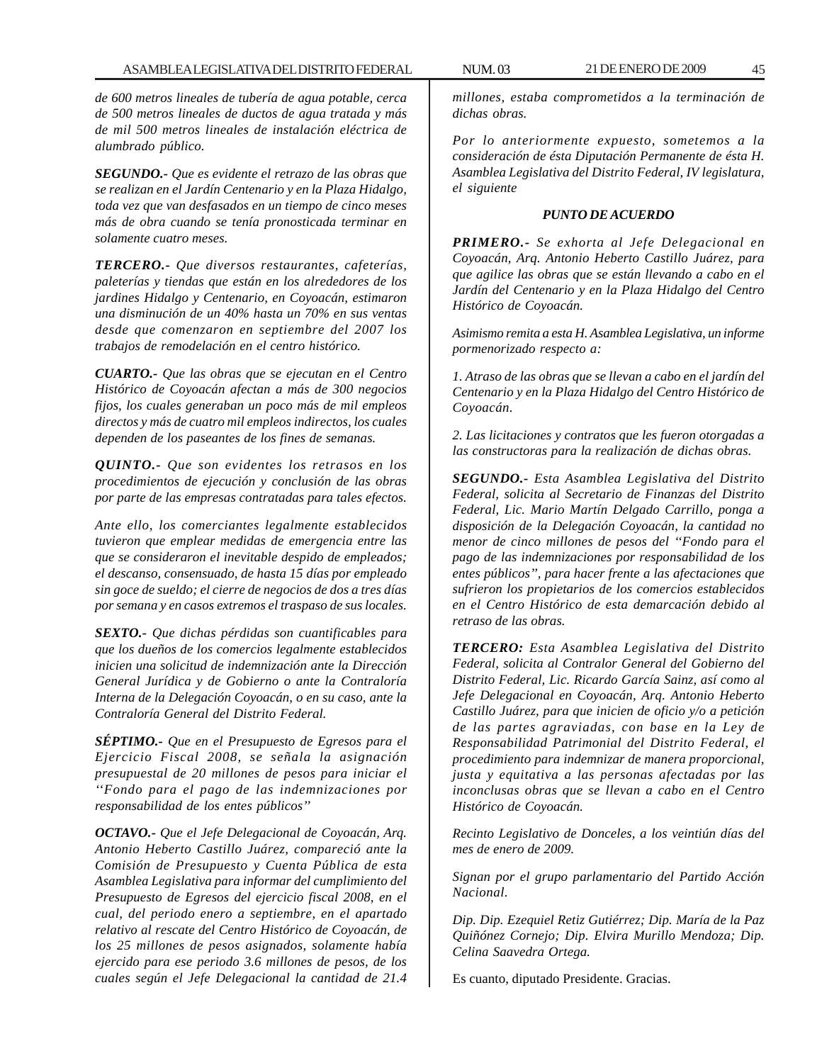*de 600 metros lineales de tubería de agua potable, cerca de 500 metros lineales de ductos de agua tratada y más de mil 500 metros lineales de instalación eléctrica de alumbrado público.*

***SEGUNDO.-*** *Que es evidente el retrazo de las obras que se realizan en el Jardín Centenario y en la Plaza Hidalgo, toda vez que van desfasados en un tiempo de cinco meses más de obra cuando se tenía pronosticada terminar en solamente cuatro meses.*

***TERCERO.-*** *Que diversos restaurantes, cafeterías, paleterías y tiendas que están en los alrededores de los jardines Hidalgo y Centenario, en Coyoacán, estimaron una disminución de un 40% hasta un 70% en sus ventas desde que comenzaron en septiembre del 2007 los trabajos de remodelación en el centro histórico.*

***CUARTO.-*** *Que las obras que se ejecutan en el Centro Histórico de Coyoacán afectan a más de 300 negocios fijos, los cuales generaban un poco más de mil empleos directos y más de cuatro mil empleos indirectos, los cuales dependen de los paseantes de los fines de semanas.*

***QUINTO.-*** *Que son evidentes los retrasos en los procedimientos de ejecución y conclusión de las obras por parte de las empresas contratadas para tales efectos.*

*Ante ello, los comerciantes legalmente establecidos tuvieron que emplear medidas de emergencia entre las que se consideraron el inevitable despido de empleados; el descanso, consensuado, de hasta 15 días por empleado sin goce de sueldo; el cierre de negocios de dos a tres días por semana y en casos extremos el traspaso de sus locales.*

***SEXTO.-*** *Que dichas pérdidas son cuantificables para que los dueños de los comercios legalmente establecidos inicien una solicitud de indemnización ante la Dirección General Jurídica y de Gobierno o ante la Contraloría Interna de la Delegación Coyoacán, o en su caso, ante la Contraloría General del Distrito Federal.*

***SÉPTIMO.-*** *Que en el Presupuesto de Egresos para el Ejercicio Fiscal 2008, se señala la asignación presupuestal de 20 millones de pesos para iniciar el ''Fondo para el pago de las indemnizaciones por responsabilidad de los entes públicos''*

***OCTAVO.-*** *Que el Jefe Delegacional de Coyoacán, Arq. Antonio Heberto Castillo Juárez, compareció ante la Comisión de Presupuesto y Cuenta Pública de esta Asamblea Legislativa para informar del cumplimiento del Presupuesto de Egresos del ejercicio fiscal 2008, en el cual, del periodo enero a septiembre, en el apartado relativo al rescate del Centro Histórico de Coyoacán, de los 25 millones de pesos asignados, solamente había ejercido para ese periodo 3.6 millones de pesos, de los cuales según el Jefe Delegacional la cantidad de 21.4 millones, estaba comprometidos a la terminación de dichas obras.*

*Por lo anteriormente expuesto, sometemos a la consideración de ésta Diputación Permanente de ésta H. Asamblea Legislativa del Distrito Federal, IV legislatura, el siguiente*

***PUNTO DE ACUERDO***

***PRIMERO.-*** *Se exhorta al Jefe Delegacional en Coyoacán, Arq. Antonio Heberto Castillo Juárez, para que agilice las obras que se están llevando a cabo en el Jardín del Centenario y en la Plaza Hidalgo del Centro Histórico de Coyoacán.*

*Asimismo remita a esta H. Asamblea Legislativa, un informe pormenorizado respecto a:*

*1. Atraso de las obras que se llevan a cabo en el jardín del Centenario y en la Plaza Hidalgo del Centro Histórico de Coyoacán.*

*2. Las licitaciones y contratos que les fueron otorgadas a las constructoras para la realización de dichas obras.*

***SEGUNDO.-*** *Esta Asamblea Legislativa del Distrito Federal, solicita al Secretario de Finanzas del Distrito Federal, Lic. Mario Martín Delgado Carrillo, ponga a disposición de la Delegación Coyoacán, la cantidad no menor de cinco millones de pesos del ''Fondo para el pago de las indemnizaciones por responsabilidad de los entes públicos'', para hacer frente a las afectaciones que sufrieron los propietarios de los comercios establecidos en el Centro Histórico de esta demarcación debido al retraso de las obras.*

***TERCERO:*** *Esta Asamblea Legislativa del Distrito Federal, solicita al Contralor General del Gobierno del Distrito Federal, Lic. Ricardo García Sainz, así como al Jefe Delegacional en Coyoacán, Arq. Antonio Heberto Castillo Juárez, para que inicien de oficio y/o a petición de las partes agraviadas, con base en la Ley de Responsabilidad Patrimonial del Distrito Federal, el procedimiento para indemnizar de manera proporcional, justa y equitativa a las personas afectadas por las inconclusas obras que se llevan a cabo en el Centro Histórico de Coyoacán.*

*Recinto Legislativo de Donceles, a los veintiún días del mes de enero de 2009.*

*Signan por el grupo parlamentario del Partido Acción Nacional.*

*Dip. Dip. Ezequiel Retiz Gutiérrez; Dip. María de la Paz Quiñónez Cornejo; Dip. Elvira Murillo Mendoza; Dip. Celina Saavedra Ortega.*

Es cuanto, diputado Presidente. Gracias.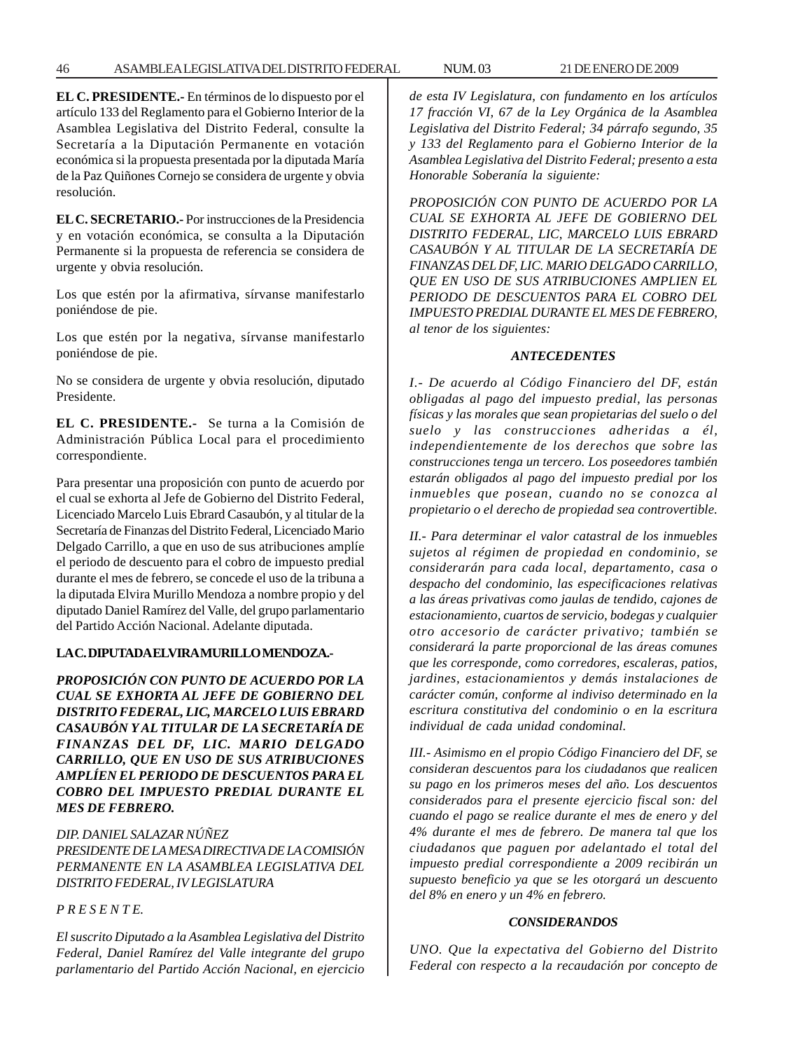**EL C. PRESIDENTE.-** En términos de lo dispuesto por el artículo 133 del Reglamento para el Gobierno Interior de la Asamblea Legislativa del Distrito Federal, consulte la Secretaría a la Diputación Permanente en votación económica si la propuesta presentada por la diputada María de la Paz Quiñones Cornejo se considera de urgente y obvia resolución.

**EL C. SECRETARIO.-** Por instrucciones de la Presidencia y en votación económica, se consulta a la Diputación Permanente si la propuesta de referencia se considera de urgente y obvia resolución.

Los que estén por la afirmativa, sírvanse manifestarlo poniéndose de pie.

Los que estén por la negativa, sírvanse manifestarlo poniéndose de pie.

No se considera de urgente y obvia resolución, diputado Presidente.

**EL C. PRESIDENTE.-** Se turna a la Comisión de Administración Pública Local para el procedimiento correspondiente.

Para presentar una proposición con punto de acuerdo por el cual se exhorta al Jefe de Gobierno del Distrito Federal, Licenciado Marcelo Luis Ebrard Casaubón, y al titular de la Secretaría de Finanzas del Distrito Federal, Licenciado Mario Delgado Carrillo, a que en uso de sus atribuciones amplíe el periodo de descuento para el cobro de impuesto predial durante el mes de febrero, se concede el uso de la tribuna a la diputada Elvira Murillo Mendoza a nombre propio y del diputado Daniel Ramírez del Valle, del grupo parlamentario del Partido Acción Nacional. Adelante diputada.

**LA C. DIPUTADA ELVIRA MURILLO MENDOZA.-**

***PROPOSICIÓN CON PUNTO DE ACUERDO POR LA CUAL SE EXHORTA AL JEFE DE GOBIERNO DEL DISTRITO FEDERAL, LIC, MARCELO LUIS EBRARD CASAUBÓN Y AL TITULAR DE LA SECRETARÍA DE FINANZAS DEL DF, LIC. MARIO DELGADO CARRILLO, QUE EN USO DE SUS ATRIBUCIONES AMPLÍEN EL PERIODO DE DESCUENTOS PARA EL COBRO DEL IMPUESTO PREDIAL DURANTE EL MES DE FEBRERO.***

*DIP. DANIEL SALAZAR NÚÑEZ*
*PRESIDENTE DE LA MESA DIRECTIVA DE LA COMISIÓN PERMANENTE EN LA ASAMBLEA LEGISLATIVA DEL DISTRITO FEDERAL, IV LEGISLATURA*

*P R E S E N T E.*

*El suscrito Diputado a la Asamblea Legislativa del Distrito Federal, Daniel Ramírez del Valle integrante del grupo parlamentario del Partido Acción Nacional, en ejercicio de esta IV Legislatura, con fundamento en los artículos 17 fracción VI, 67 de la Ley Orgánica de la Asamblea Legislativa del Distrito Federal; 34 párrafo segundo, 35 y 133 del Reglamento para el Gobierno Interior de la Asamblea Legislativa del Distrito Federal; presento a esta Honorable Soberanía la siguiente:*

*PROPOSICIÓN CON PUNTO DE ACUERDO POR LA CUAL SE EXHORTA AL JEFE DE GOBIERNO DEL DISTRITO FEDERAL, LIC, MARCELO LUIS EBRARD CASAUBÓN Y AL TITULAR DE LA SECRETARÍA DE FINANZAS DEL DF, LIC. MARIO DELGADO CARRILLO, QUE EN USO DE SUS ATRIBUCIONES AMPLIEN EL PERIODO DE DESCUENTOS PARA EL COBRO DEL IMPUESTO PREDIAL DURANTE EL MES DE FEBRERO, al tenor de los siguientes:*

***ANTECEDENTES***

*I.- De acuerdo al Código Financiero del DF, están obligadas al pago del impuesto predial, las personas físicas y las morales que sean propietarias del suelo o del suelo y las construcciones adheridas a él, independientemente de los derechos que sobre las construcciones tenga un tercero. Los poseedores también estarán obligados al pago del impuesto predial por los inmuebles que posean, cuando no se conozca al propietario o el derecho de propiedad sea controvertible.*

*II.- Para determinar el valor catastral de los inmuebles sujetos al régimen de propiedad en condominio, se considerarán para cada local, departamento, casa o despacho del condominio, las especificaciones relativas a las áreas privativas como jaulas de tendido, cajones de estacionamiento, cuartos de servicio, bodegas y cualquier otro accesorio de carácter privativo; también se considerará la parte proporcional de las áreas comunes que les corresponde, como corredores, escaleras, patios, jardines, estacionamientos y demás instalaciones de carácter común, conforme al indiviso determinado en la escritura constitutiva del condominio o en la escritura individual de cada unidad condominal.*

*III.- Asimismo en el propio Código Financiero del DF, se consideran descuentos para los ciudadanos que realicen su pago en los primeros meses del año. Los descuentos considerados para el presente ejercicio fiscal son: del cuando el pago se realice durante el mes de enero y del 4% durante el mes de febrero. De manera tal que los ciudadanos que paguen por adelantado el total del impuesto predial correspondiente a 2009 recibirán un supuesto beneficio ya que se les otorgará un descuento del 8% en enero y un 4% en febrero.*

***CONSIDERANDOS***

*UNO. Que la expectativa del Gobierno del Distrito Federal con respecto a la recaudación por concepto de*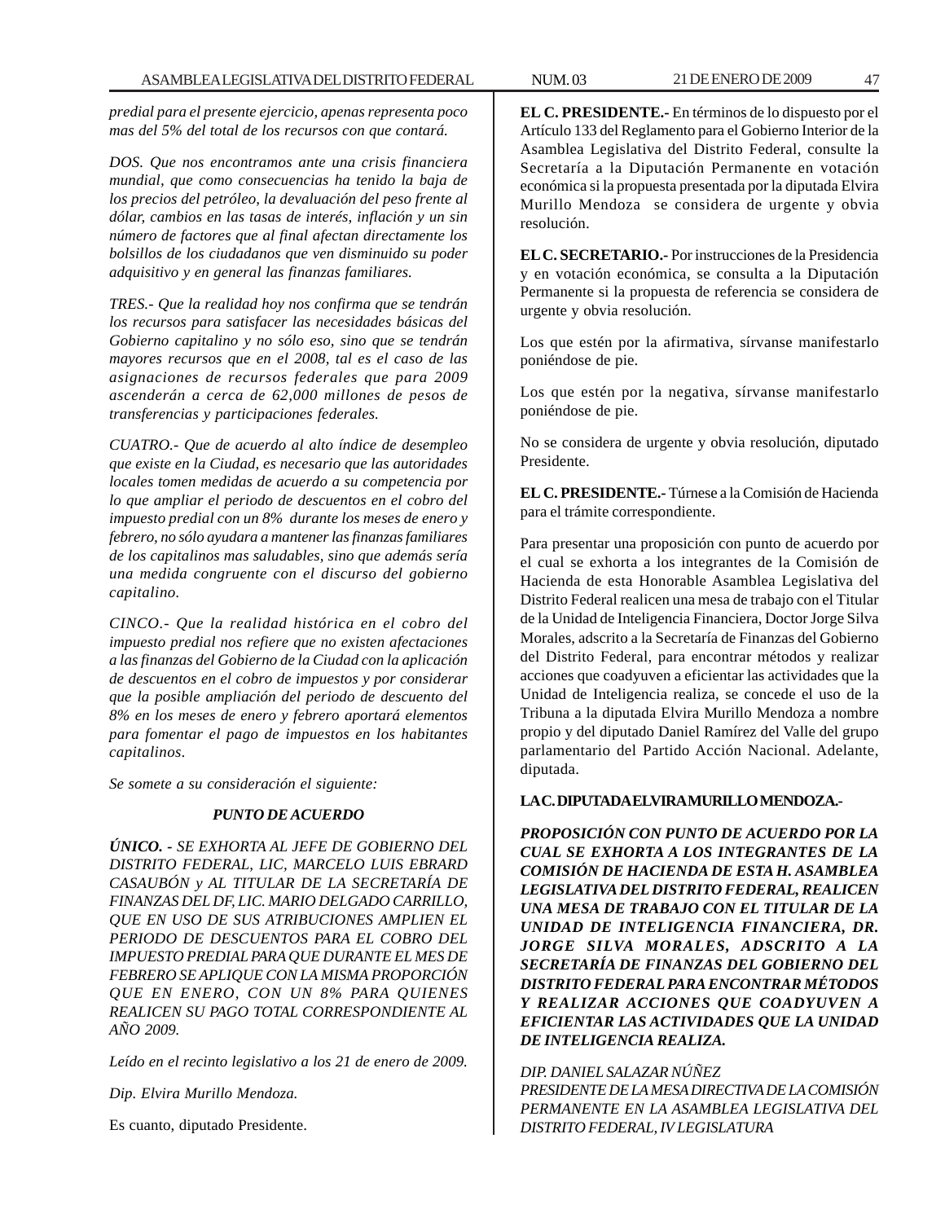*predial para el presente ejercicio, apenas representa poco mas del 5% del total de los recursos con que contará.*

*DOS. Que nos encontramos ante una crisis financiera mundial, que como consecuencias ha tenido la baja de los precios del petróleo, la devaluación del peso frente al dólar, cambios en las tasas de interés, inflación y un sin número de factores que al final afectan directamente los bolsillos de los ciudadanos que ven disminuido su poder adquisitivo y en general las finanzas familiares.*

*TRES.- Que la realidad hoy nos confirma que se tendrán los recursos para satisfacer las necesidades básicas del Gobierno capitalino y no sólo eso, sino que se tendrán mayores recursos que en el 2008, tal es el caso de las asignaciones de recursos federales que para 2009 ascenderán a cerca de 62,000 millones de pesos de transferencias y participaciones federales.*

*CUATRO.- Que de acuerdo al alto índice de desempleo que existe en la Ciudad, es necesario que las autoridades locales tomen medidas de acuerdo a su competencia por lo que ampliar el periodo de descuentos en el cobro del impuesto predial con un 8% durante los meses de enero y febrero, no sólo ayudara a mantener las finanzas familiares de los capitalinos mas saludables, sino que además sería una medida congruente con el discurso del gobierno capitalino.*

*CINCO.- Que la realidad histórica en el cobro del impuesto predial nos refiere que no existen afectaciones a las finanzas del Gobierno de la Ciudad con la aplicación de descuentos en el cobro de impuestos y por considerar que la posible ampliación del periodo de descuento del 8% en los meses de enero y febrero aportará elementos para fomentar el pago de impuestos en los habitantes capitalinos.*

*Se somete a su consideración el siguiente:*

***PUNTO DE ACUERDO***

***ÚNICO.*** *- SE EXHORTA AL JEFE DE GOBIERNO DEL DISTRITO FEDERAL, LIC, MARCELO LUIS EBRARD CASAUBÓN y AL TITULAR DE LA SECRETARÍA DE FINANZAS DEL DF, LIC. MARIO DELGADO CARRILLO, QUE EN USO DE SUS ATRIBUCIONES AMPLIEN EL PERIODO DE DESCUENTOS PARA EL COBRO DEL IMPUESTO PREDIAL PARA QUE DURANTE EL MES DE FEBRERO SE APLIQUE CON LA MISMA PROPORCIÓN QUE EN ENERO, CON UN 8% PARA QUIENES REALICEN SU PAGO TOTAL CORRESPONDIENTE AL AÑO 2009.*

*Leído en el recinto legislativo a los 21 de enero de 2009.*

*Dip. Elvira Murillo Mendoza.*

Es cuanto, diputado Presidente.

**EL C. PRESIDENTE.-** En términos de lo dispuesto por el Artículo 133 del Reglamento para el Gobierno Interior de la Asamblea Legislativa del Distrito Federal, consulte la Secretaría a la Diputación Permanente en votación económica si la propuesta presentada por la diputada Elvira Murillo Mendoza se considera de urgente y obvia resolución.

**EL C. SECRETARIO.-** Por instrucciones de la Presidencia y en votación económica, se consulta a la Diputación Permanente si la propuesta de referencia se considera de urgente y obvia resolución.

Los que estén por la afirmativa, sírvanse manifestarlo poniéndose de pie.

Los que estén por la negativa, sírvanse manifestarlo poniéndose de pie.

No se considera de urgente y obvia resolución, diputado Presidente.

**EL C. PRESIDENTE.-** Túrnese a la Comisión de Hacienda para el trámite correspondiente.

Para presentar una proposición con punto de acuerdo por el cual se exhorta a los integrantes de la Comisión de Hacienda de esta Honorable Asamblea Legislativa del Distrito Federal realicen una mesa de trabajo con el Titular de la Unidad de Inteligencia Financiera, Doctor Jorge Silva Morales, adscrito a la Secretaría de Finanzas del Gobierno del Distrito Federal, para encontrar métodos y realizar acciones que coadyuven a eficientar las actividades que la Unidad de Inteligencia realiza, se concede el uso de la Tribuna a la diputada Elvira Murillo Mendoza a nombre propio y del diputado Daniel Ramírez del Valle del grupo parlamentario del Partido Acción Nacional. Adelante, diputada.

**LA C. DIPUTADA ELVIRA MURILLO MENDOZA.-**

***PROPOSICIÓN CON PUNTO DE ACUERDO POR LA CUAL SE EXHORTA A LOS INTEGRANTES DE LA COMISIÓN DE HACIENDA DE ESTA H. ASAMBLEA LEGISLATIVA DEL DISTRITO FEDERAL, REALICEN UNA MESA DE TRABAJO CON EL TITULAR DE LA UNIDAD DE INTELIGENCIA FINANCIERA, DR. JORGE SILVA MORALES, ADSCRITO A LA SECRETARÍA DE FINANZAS DEL GOBIERNO DEL DISTRITO FEDERAL PARA ENCONTRAR MÉTODOS Y REALIZAR ACCIONES QUE COADYUVEN A EFICIENTAR LAS ACTIVIDADES QUE LA UNIDAD DE INTELIGENCIA REALIZA.***

*DIP. DANIEL SALAZAR NÚÑEZ*
*PRESIDENTE DE LA MESA DIRECTIVA DE LA COMISIÓN PERMANENTE EN LA ASAMBLEA LEGISLATIVA DEL DISTRITO FEDERAL, IV LEGISLATURA*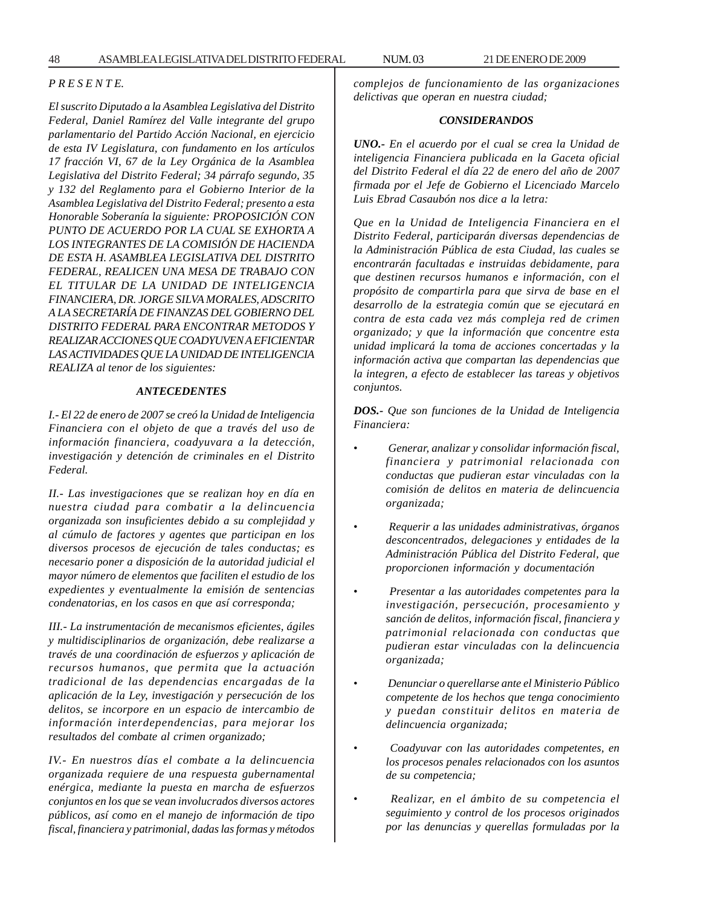*P R E S E N T E.*

*El suscrito Diputado a la Asamblea Legislativa del Distrito Federal, Daniel Ramírez del Valle integrante del grupo parlamentario del Partido Acción Nacional, en ejercicio de esta IV Legislatura, con fundamento en los artículos 17 fracción VI, 67 de la Ley Orgánica de la Asamblea Legislativa del Distrito Federal; 34 párrafo segundo, 35 y 132 del Reglamento para el Gobierno Interior de la Asamblea Legislativa del Distrito Federal; presento a esta Honorable Soberanía la siguiente: PROPOSICIÓN CON PUNTO DE ACUERDO POR LA CUAL SE EXHORTA A LOS INTEGRANTES DE LA COMISIÓN DE HACIENDA DE ESTA H. ASAMBLEA LEGISLATIVA DEL DISTRITO FEDERAL, REALICEN UNA MESA DE TRABAJO CON EL TITULAR DE LA UNIDAD DE INTELIGENCIA FINANCIERA, DR. JORGE SILVA MORALES, ADSCRITO A LA SECRETARÍA DE FINANZAS DEL GOBIERNO DEL DISTRITO FEDERAL PARA ENCONTRAR METODOS Y REALIZAR ACCIONES QUE COADYUVEN A EFICIENTAR LAS ACTIVIDADES QUE LA UNIDAD DE INTELIGENCIA REALIZA al tenor de los siguientes:*

***ANTECEDENTES***

*I.- El 22 de enero de 2007 se creó la Unidad de Inteligencia Financiera con el objeto de que a través del uso de información financiera, coadyuvara a la detección, investigación y detención de criminales en el Distrito Federal.*

*II.- Las investigaciones que se realizan hoy en día en nuestra ciudad para combatir a la delincuencia organizada son insuficientes debido a su complejidad y al cúmulo de factores y agentes que participan en los diversos procesos de ejecución de tales conductas; es necesario poner a disposición de la autoridad judicial el mayor número de elementos que faciliten el estudio de los expedientes y eventualmente la emisión de sentencias condenatorias, en los casos en que así corresponda;*

*III.- La instrumentación de mecanismos eficientes, ágiles y multidisciplinarios de organización, debe realizarse a través de una coordinación de esfuerzos y aplicación de recursos humanos, que permita que la actuación tradicional de las dependencias encargadas de la aplicación de la Ley, investigación y persecución de los delitos, se incorpore en un espacio de intercambio de información interdependencias, para mejorar los resultados del combate al crimen organizado;*

*IV.- En nuestros días el combate a la delincuencia organizada requiere de una respuesta gubernamental enérgica, mediante la puesta en marcha de esfuerzos conjuntos en los que se vean involucrados diversos actores públicos, así como en el manejo de información de tipo fiscal, financiera y patrimonial, dadas las formas y métodos complejos de funcionamiento de las organizaciones delictivas que operan en nuestra ciudad;*

***CONSIDERANDOS***

***UNO.-*** *En el acuerdo por el cual se crea la Unidad de inteligencia Financiera publicada en la Gaceta oficial del Distrito Federal el día 22 de enero del año de 2007 firmada por el Jefe de Gobierno el Licenciado Marcelo Luis Ebrad Casaubón nos dice a la letra:*

*Que en la Unidad de Inteligencia Financiera en el Distrito Federal, participarán diversas dependencias de la Administración Pública de esta Ciudad, las cuales se encontrarán facultadas e instruidas debidamente, para que destinen recursos humanos e información, con el propósito de compartirla para que sirva de base en el desarrollo de la estrategia común que se ejecutará en contra de esta cada vez más compleja red de crimen organizado; y que la información que concentre esta unidad implicará la toma de acciones concertadas y la información activa que compartan las dependencias que la integren, a efecto de establecer las tareas y objetivos conjuntos.*

***DOS.-*** *Que son funciones de la Unidad de Inteligencia Financiera:*

- *Generar, analizar y consolidar información fiscal, financiera y patrimonial relacionada con conductas que pudieran estar vinculadas con la comisión de delitos en materia de delincuencia organizada;*
- *Requerir a las unidades administrativas, órganos desconcentrados, delegaciones y entidades de la Administración Pública del Distrito Federal, que proporcionen información y documentación*
- *Presentar a las autoridades competentes para la investigación, persecución, procesamiento y sanción de delitos, información fiscal, financiera y patrimonial relacionada con conductas que pudieran estar vinculadas con la delincuencia organizada;*
- *Denunciar o querellarse ante el Ministerio Público competente de los hechos que tenga conocimiento y puedan constituir delitos en materia de delincuencia organizada;*
- *Coadyuvar con las autoridades competentes, en los procesos penales relacionados con los asuntos de su competencia;*
- *Realizar, en el ámbito de su competencia el seguimiento y control de los procesos originados por las denuncias y querellas formuladas por la*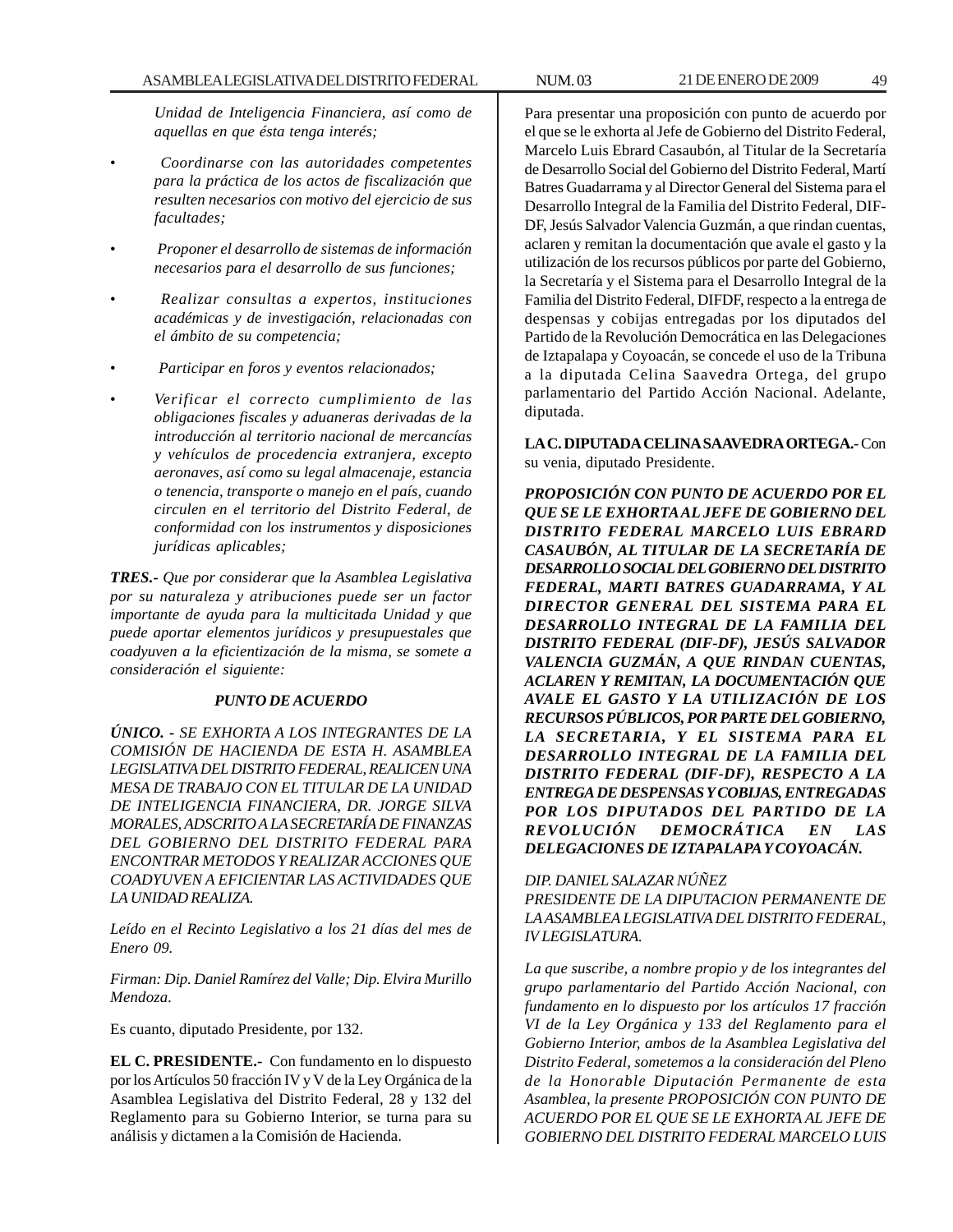*Unidad de Inteligencia Financiera, así como de aquellas en que ésta tenga interés;*

- *Coordinarse con las autoridades competentes para la práctica de los actos de fiscalización que resulten necesarios con motivo del ejercicio de sus facultades;*
- *Proponer el desarrollo de sistemas de información necesarios para el desarrollo de sus funciones;*
- *Realizar consultas a expertos, instituciones académicas y de investigación, relacionadas con el ámbito de su competencia;*
- *Participar en foros y eventos relacionados;*
- *Verificar el correcto cumplimiento de las obligaciones fiscales y aduaneras derivadas de la introducción al territorio nacional de mercancías y vehículos de procedencia extranjera, excepto aeronaves, así como su legal almacenaje, estancia o tenencia, transporte o manejo en el país, cuando circulen en el territorio del Distrito Federal, de conformidad con los instrumentos y disposiciones jurídicas aplicables;*

***TRES.-*** *Que por considerar que la Asamblea Legislativa por su naturaleza y atribuciones puede ser un factor importante de ayuda para la multicitada Unidad y que puede aportar elementos jurídicos y presupuestales que coadyuven a la eficientización de la misma, se somete a consideración el siguiente:*

***PUNTO DE ACUERDO***

***ÚNICO. -*** *SE EXHORTA A LOS INTEGRANTES DE LA COMISIÓN DE HACIENDA DE ESTA H. ASAMBLEA LEGISLATIVA DEL DISTRITO FEDERAL, REALICEN UNA MESA DE TRABAJO CON EL TITULAR DE LA UNIDAD DE INTELIGENCIA FINANCIERA, DR. JORGE SILVA MORALES, ADSCRITO A LA SECRETARÍA DE FINANZAS DEL GOBIERNO DEL DISTRITO FEDERAL PARA ENCONTRAR METODOS Y REALIZAR ACCIONES QUE COADYUVEN A EFICIENTAR LAS ACTIVIDADES QUE LA UNIDAD REALIZA.*

*Leído en el Recinto Legislativo a los 21 días del mes de Enero 09.*

*Firman: Dip. Daniel Ramírez del Valle; Dip. Elvira Murillo Mendoza.*

Es cuanto, diputado Presidente, por 132.

**EL C. PRESIDENTE.-** Con fundamento en lo dispuesto por los Artículos 50 fracción IV y V de la Ley Orgánica de la Asamblea Legislativa del Distrito Federal, 28 y 132 del Reglamento para su Gobierno Interior, se turna para su análisis y dictamen a la Comisión de Hacienda.

Para presentar una proposición con punto de acuerdo por el que se le exhorta al Jefe de Gobierno del Distrito Federal, Marcelo Luis Ebrard Casaubón, al Titular de la Secretaría de Desarrollo Social del Gobierno del Distrito Federal, Martí Batres Guadarrama y al Director General del Sistema para el Desarrollo Integral de la Familia del Distrito Federal, DIF-DF, Jesús Salvador Valencia Guzmán, a que rindan cuentas, aclaren y remitan la documentación que avale el gasto y la utilización de los recursos públicos por parte del Gobierno, la Secretaría y el Sistema para el Desarrollo Integral de la Familia del Distrito Federal, DIFDF, respecto a la entrega de despensas y cobijas entregadas por los diputados del Partido de la Revolución Democrática en las Delegaciones de Iztapalapa y Coyoacán, se concede el uso de la Tribuna a la diputada Celina Saavedra Ortega, del grupo parlamentario del Partido Acción Nacional. Adelante, diputada.

**LA C. DIPUTADA CELINA SAAVEDRA ORTEGA.-** Con su venia, diputado Presidente.

***PROPOSICIÓN CON PUNTO DE ACUERDO POR EL QUE SE LE EXHORTA AL JEFE DE GOBIERNO DEL DISTRITO FEDERAL MARCELO LUIS EBRARD CASAUBÓN, AL TITULAR DE LA SECRETARÍA DE DESARROLLO SOCIAL DEL GOBIERNO DEL DISTRITO FEDERAL, MARTI BATRES GUADARRAMA, Y AL DIRECTOR GENERAL DEL SISTEMA PARA EL DESARROLLO INTEGRAL DE LA FAMILIA DEL DISTRITO FEDERAL (DIF-DF), JESÚS SALVADOR VALENCIA GUZMÁN, A QUE RINDAN CUENTAS, ACLAREN Y REMITAN, LA DOCUMENTACIÓN QUE AVALE EL GASTO Y LA UTILIZACIÓN DE LOS RECURSOS PÚBLICOS, POR PARTE DEL GOBIERNO, LA SECRETARIA, Y EL SISTEMA PARA EL DESARROLLO INTEGRAL DE LA FAMILIA DEL DISTRITO FEDERAL (DIF-DF), RESPECTO A LA ENTREGA DE DESPENSAS Y COBIJAS, ENTREGADAS POR LOS DIPUTADOS DEL PARTIDO DE LA REVOLUCIÓN DEMOCRÁTICA EN LAS DELEGACIONES DE IZTAPALAPA Y COYOACÁN.***

*DIP. DANIEL SALAZAR NÚÑEZ*
*PRESIDENTE DE LA DIPUTACION PERMANENTE DE LA ASAMBLEA LEGISLATIVA DEL DISTRITO FEDERAL, IV LEGISLATURA.*

*La que suscribe, a nombre propio y de los integrantes del grupo parlamentario del Partido Acción Nacional, con fundamento en lo dispuesto por los artículos 17 fracción VI de la Ley Orgánica y 133 del Reglamento para el Gobierno Interior, ambos de la Asamblea Legislativa del Distrito Federal, sometemos a la consideración del Pleno de la Honorable Diputación Permanente de esta Asamblea, la presente PROPOSICIÓN CON PUNTO DE ACUERDO POR EL QUE SE LE EXHORTA AL JEFE DE GOBIERNO DEL DISTRITO FEDERAL MARCELO LUIS*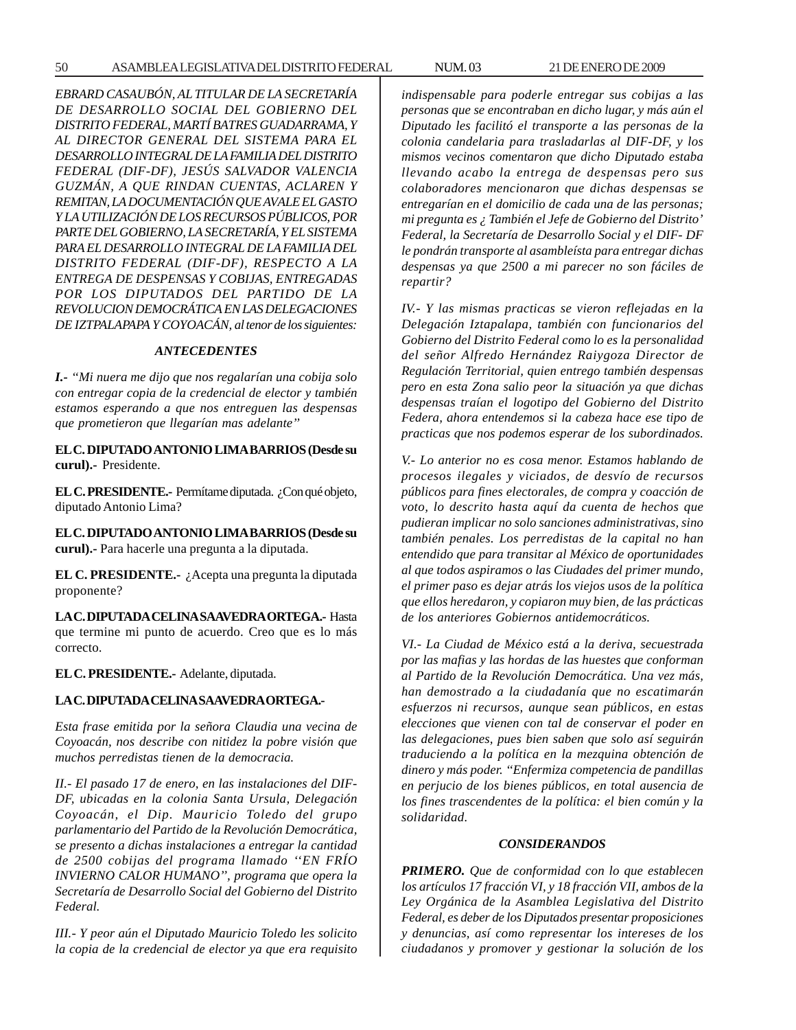*EBRARD CASAUBÓN, AL TITULAR DE LA SECRETARÍA DE DESARROLLO SOCIAL DEL GOBIERNO DEL DISTRITO FEDERAL, MARTÍ BATRES GUADARRAMA, Y AL DIRECTOR GENERAL DEL SISTEMA PARA EL DESARROLLO INTEGRAL DE LA FAMILIA DEL DISTRITO FEDERAL (DIF-DF), JESÚS SALVADOR VALENCIA GUZMÁN, A QUE RINDAN CUENTAS, ACLAREN Y REMITAN, LA DOCUMENTACIÓN QUE AVALE EL GASTO Y LA UTILIZACIÓN DE LOS RECURSOS PÚBLICOS, POR PARTE DEL GOBIERNO, LA SECRETARÍA, Y EL SISTEMA PARA EL DESARROLLO INTEGRAL DE LA FAMILIA DEL DISTRITO FEDERAL (DIF-DF), RESPECTO A LA ENTREGA DE DESPENSAS Y COBIJAS, ENTREGADAS POR LOS DIPUTADOS DEL PARTIDO DE LA REVOLUCION DEMOCRÁTICA EN LAS DELEGACIONES DE IZTPALAPAPA Y COYOACÁN, al tenor de los siguientes:*

### *ANTECEDENTES*

***I.**- "Mi nuera me dijo que nos regalarían una cobija solo con entregar copia de la credencial de elector y también estamos esperando a que nos entreguen las despensas que prometieron que llegarían mas adelante"*

**EL C. DIPUTADO ANTONIO LIMA BARRIOS (Desde su curul).-** Presidente.

**EL C. PRESIDENTE.-** Permítame diputada. ¿Con qué objeto, diputado Antonio Lima?

**EL C. DIPUTADO ANTONIO LIMA BARRIOS (Desde su curul).-** Para hacerle una pregunta a la diputada.

**EL C. PRESIDENTE.-** ¿Acepta una pregunta la diputada proponente?

**LA C. DIPUTADA CELINA SAAVEDRA ORTEGA.-** Hasta que termine mi punto de acuerdo. Creo que es lo más correcto.

**EL C. PRESIDENTE.-** Adelante, diputada.

**LA C. DIPUTADA CELINA SAAVEDRA ORTEGA.-**

*Esta frase emitida por la señora Claudia una vecina de Coyoacán, nos describe con nitidez la pobre visión que muchos perredistas tienen de la democracia.*

*II.- El pasado 17 de enero, en las instalaciones del DIF-DF, ubicadas en la colonia Santa Ursula, Delegación Coyoacán, el Dip. Mauricio Toledo del grupo parlamentario del Partido de la Revolución Democrática, se presento a dichas instalaciones a entregar la cantidad de 2500 cobijas del programa llamado ''EN FRÍO INVIERNO CALOR HUMANO", programa que opera la Secretaría de Desarrollo Social del Gobierno del Distrito Federal.*

*III.- Y peor aún el Diputado Mauricio Toledo les solicito la copia de la credencial de elector ya que era requisito indispensable para poderle entregar sus cobijas a las personas que se encontraban en dicho lugar, y más aún el Diputado les facilitó el transporte a las personas de la colonia candelaria para trasladarlas al DIF-DF, y los mismos vecinos comentaron que dicho Diputado estaba llevando acabo la entrega de despensas pero sus colaboradores mencionaron que dichas despensas se entregarían en el domicilio de cada una de las personas; mi pregunta es ¿ También el Jefe de Gobierno del Distrito' Federal, la Secretaría de Desarrollo Social y el DIF- DF le pondrán transporte al asambleísta para entregar dichas despensas ya que 2500 a mi parecer no son fáciles de repartir?*

*IV.- Y las mismas practicas se vieron reflejadas en la Delegación Iztapalapa, también con funcionarios del Gobierno del Distrito Federal como lo es la personalidad del señor Alfredo Hernández Raiygoza Director de Regulación Territorial, quien entrego también despensas pero en esta Zona salio peor la situación ya que dichas despensas traían el logotipo del Gobierno del Distrito Federa, ahora entendemos si la cabeza hace ese tipo de practicas que nos podemos esperar de los subordinados.*

*V.- Lo anterior no es cosa menor. Estamos hablando de procesos ilegales y viciados, de desvío de recursos públicos para fines electorales, de compra y coacción de voto, lo descrito hasta aquí da cuenta de hechos que pudieran implicar no solo sanciones administrativas, sino también penales. Los perredistas de la capital no han entendido que para transitar al México de oportunidades al que todos aspiramos o las Ciudades del primer mundo, el primer paso es dejar atrás los viejos usos de la política que ellos heredaron, y copiaron muy bien, de las prácticas de los anteriores Gobiernos antidemocráticos.*

*VI.- La Ciudad de México está a la deriva, secuestrada por las mafias y las hordas de las huestes que conforman al Partido de la Revolución Democrática. Una vez más, han demostrado a la ciudadanía que no escatimarán esfuerzos ni recursos, aunque sean públicos, en estas elecciones que vienen con tal de conservar el poder en las delegaciones, pues bien saben que solo así seguirán traduciendo a la política en la mezquina obtención de dinero y más poder. "Enfermiza competencia de pandillas en perjucio de los bienes públicos, en total ausencia de los fines trascendentes de la política: el bien común y la solidaridad.*

### *CONSIDERANDOS*

***PRIMERO.** Que de conformidad con lo que establecen los artículos 17 fracción VI, y 18 fracción VII, ambos de la Ley Orgánica de la Asamblea Legislativa del Distrito Federal, es deber de los Diputados presentar proposiciones y denuncias, así como representar los intereses de los ciudadanos y promover y gestionar la solución de los*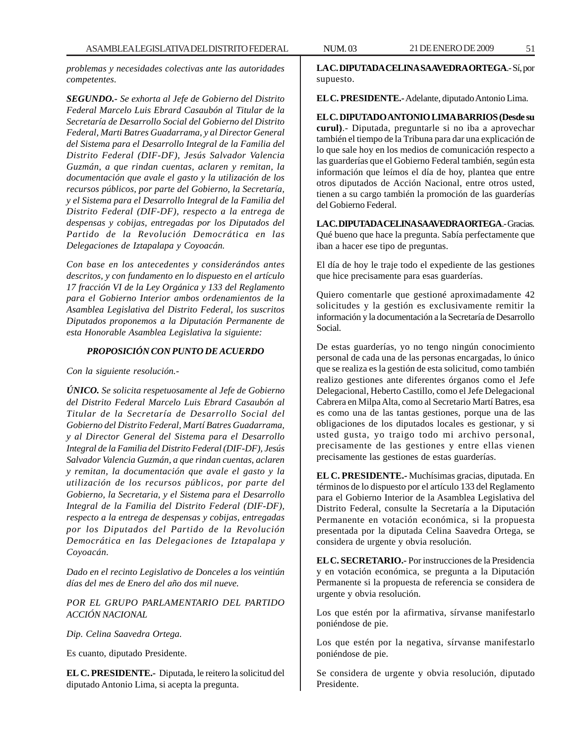*problemas y necesidades colectivas ante las autoridades competentes.*

***SEGUNDO.-*** *Se exhorta al Jefe de Gobierno del Distrito Federal Marcelo Luis Ebrard Casaubón al Titular de la Secretaría de Desarrollo Social del Gobierno del Distrito Federal, Marti Batres Guadarrama, y al Director General del Sistema para el Desarrollo Integral de la Familia del Distrito Federal (DIF-DF), Jesús Salvador Valencia Guzmán, a que rindan cuentas, aclaren y remitan, la documentación que avale el gasto y la utilización de los recursos públicos, por parte del Gobierno, la Secretaría, y el Sistema para el Desarrollo Integral de la Familia del Distrito Federal (DIF-DF), respecto a la entrega de despensas y cobijas, entregadas por los Diputados del Partido de la Revolución Democrática en las Delegaciones de Iztapalapa y Coyoacán.*

*Con base en los antecedentes y considerándos antes descritos, y con fundamento en lo dispuesto en el artículo 17 fracción VI de la Ley Orgánica y 133 del Reglamento para el Gobierno Interior ambos ordenamientos de la Asamblea Legislativa del Distrito Federal, los suscritos Diputados proponemos a la Diputación Permanente de esta Honorable Asamblea Legislativa la siguiente:*

***PROPOSICIÓN CON PUNTO DE ACUERDO***

*Con la siguiente resolución.-*

***ÚNICO.*** *Se solicita respetuosamente al Jefe de Gobierno del Distrito Federal Marcelo Luis Ebrard Casaubón al Titular de la Secretaría de Desarrollo Social del Gobierno del Distrito Federal, Martí Batres Guadarrama, y al Director General del Sistema para el Desarrollo Integral de la Familia del Distrito Federal (DIF-DF), Jesús Salvador Valencia Guzmán, a que rindan cuentas, aclaren y remitan, la documentación que avale el gasto y la utilización de los recursos públicos, por parte del Gobierno, la Secretaria, y el Sistema para el Desarrollo Integral de la Familia del Distrito Federal (DIF-DF), respecto a la entregada de despensas y cobijas, entregadas por los Diputados del Partido de la Revolución Democrática en las Delegaciones de Iztapalapa y Coyoacán.*

*Dado en el recinto Legislativo de Donceles a los veintiún días del mes de Enero del año dos mil nueve.*

*POR EL GRUPO PARLAMENTARIO DEL PARTIDO ACCIÓN NACIONAL*

*Dip. Celina Saavedra Ortega.*

Es cuanto, diputado Presidente.

**EL C. PRESIDENTE.-** Diputada, le reitero la solicitud del diputado Antonio Lima, si acepta la pregunta.

**LA C. DIPUTADA CELINA SAAVEDRA ORTEGA**.- Sí, por supuesto.

**EL C. PRESIDENTE.-** Adelante, diputado Antonio Lima.

**EL C. DIPUTADO ANTONIO LIMA BARRIOS (Desde su curul)**.- Diputada, preguntarle si no iba a aprovechar también el tiempo de la Tribuna para dar una explicación de lo que sale hoy en los medios de comunicación respecto a las guarderías que el Gobierno Federal también, según esta información que leímos el día de hoy, plantea que entre otros diputados de Acción Nacional, entre otros usted, tienen a su cargo también la promoción de las guarderías del Gobierno Federal.

**LA C. DIPUTADA CELINA SAAVEDRA ORTEGA**.- Gracias. Qué bueno que hace la pregunta. Sabía perfectamente que iban a hacer ese tipo de preguntas.

El día de hoy le traje todo el expediente de las gestiones que hice precisamente para esas guarderías.

Quiero comentarle que gestioné aproximadamente 42 solicitudes y la gestión es exclusivamente remitir la información y la documentación a la Secretaría de Desarrollo Social.

De estas guarderías, yo no tengo ningún conocimiento personal de cada una de las personas encargadas, lo único que se realiza es la gestión de esta solicitud, como también realizo gestiones ante diferentes órganos como el Jefe Delegacional, Heberto Castillo, como el Jefe Delegacional Cabrera en Milpa Alta, como al Secretario Martí Batres, esa es como una de las tantas gestiones, porque una de las obligaciones de los diputados locales es gestionar, y si usted gusta, yo traigo todo mi archivo personal, precisamente de las gestiones y entre ellas vienen precisamente las gestiones de estas guarderías.

**EL C. PRESIDENTE.-** Muchísimas gracias, diputada. En términos de lo dispuesto por el artículo 133 del Reglamento para el Gobierno Interior de la Asamblea Legislativa del Distrito Federal, consulte la Secretaría a la Diputación Permanente en votación económica, si la propuesta presentada por la diputada Celina Saavedra Ortega, se considera de urgente y obvia resolución.

**EL C. SECRETARIO.-** Por instrucciones de la Presidencia y en votación económica, se pregunta a la Diputación Permanente si la propuesta de referencia se considera de urgente y obvia resolución.

Los que estén por la afirmativa, sírvanse manifestarlo poniéndose de pie.

Los que estén por la negativa, sírvanse manifestarlo poniéndose de pie.

Se considera de urgente y obvia resolución, diputado Presidente.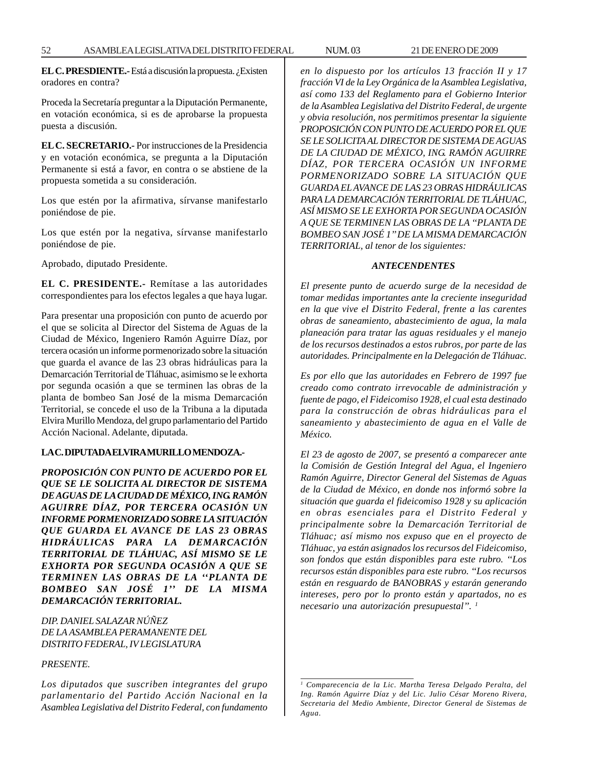**EL C. PRESDIENTE.-** Está a discusión la propuesta. ¿Existen oradores en contra?

Proceda la Secretaría preguntar a la Diputación Permanente, en votación económica, si es de aprobarse la propuesta puesta a discusión.

**EL C. SECRETARIO.-** Por instrucciones de la Presidencia y en votación económica, se pregunta a la Diputación Permanente si está a favor, en contra o se abstiene de la propuesta sometida a su consideración.

Los que estén por la afirmativa, sírvanse manifestarlo poniéndose de pie.

Los que estén por la negativa, sírvanse manifestarlo poniéndose de pie.

Aprobado, diputado Presidente.

**EL C. PRESIDENTE.-** Remítase a las autoridades correspondientes para los efectos legales a que haya lugar.

Para presentar una proposición con punto de acuerdo por el que se solicita al Director del Sistema de Aguas de la Ciudad de México, Ingeniero Ramón Aguirre Díaz, por tercera ocasión un informe pormenorizado sobre la situación que guarda el avance de las 23 obras hidráulicas para la Demarcación Territorial de Tláhuac, asimismo se le exhorta por segunda ocasión a que se terminen las obras de la planta de bombeo San José de la misma Demarcación Territorial, se concede el uso de la Tribuna a la diputada Elvira Murillo Mendoza, del grupo parlamentario del Partido Acción Nacional. Adelante, diputada.

**LA C. DIPUTADA ELVIRA MURILLO MENDOZA.-**

***PROPOSICIÓN CON PUNTO DE ACUERDO POR EL QUE SE LE SOLICITA AL DIRECTOR DE SISTEMA DE AGUAS DE LA CIUDAD DE MÉXICO, ING. RAMÓN AGUIRRE DÍAZ, POR TERCERA OCASIÓN UN INFORME PORMENORIZADO SOBRE LA SITUACIÓN QUE GUARDA EL AVANCE DE LAS 23 OBRAS HIDRÁULICAS PARA LA DEMARCACIÓN TERRITORIAL DE TLÁHUAC, ASÍ MISMO SE LE EXHORTA POR SEGUNDA OCASIÓN A QUE SE TERMINEN LAS OBRAS DE LA ''PLANTA DE BOMBEO SAN JOSÉ 1'' DE LA MISMA DEMARCACIÓN TERRITORIAL.***

*DIP. DANIEL SALAZAR NÚÑEZ*
*DE LA ASAMBLEA PERAMANENTE DEL DISTRITO FEDERAL, IV LEGISLATURA*

*PRESENTE.*

*Los diputados que suscriben integrantes del grupo parlamentario del Partido Acción Nacional en la Asamblea Legislativa del Distrito Federal, con fundamento en lo dispuesto por los artículos 13 fracción II y 17 fracción VI de la Ley Orgánica de la Asamblea Legislativa, así como 133 del Reglamento para el Gobierno Interior de la Asamblea Legislativa del Distrito Federal, de urgente y obvia resolución, nos permitimos presentar la siguiente PROPOSICIÓN CON PUNTO DE ACUERDO POR EL QUE SE LE SOLICITA AL DIRECTOR DE SISTEMA DE AGUAS DE LA CIUDAD DE MÉXICO, ING. RAMÓN AGUIRRE DÍAZ, POR TERCERA OCASIÓN UN INFORME PORMENORIZADO SOBRE LA SITUACIÓN QUE GUARDA EL AVANCE DE LAS 23 OBRAS HIDRÁULICAS PARA LA DEMARCACIÓN TERRITORIAL DE TLÁHUAC, ASÍ MISMO SE LE EXHORTA POR SEGUNDA OCASIÓN A QUE SE TERMINEN LAS OBRAS DE LA "PLANTA DE BOMBEO SAN JOSÉ 1" DE LA MISMA DEMARCACIÓN TERRITORIAL, al tenor de los siguientes:*

***ANTECENDENTES***

*El presente punto de acuerdo surge de la necesidad de tomar medidas importantes ante la creciente inseguridad en la que vive el Distrito Federal, frente a las carentes obras de saneamiento, abastecimiento de agua, la mala planeación para tratar las aguas residuales y el manejo de los recursos destinados a estos rubros, por parte de las autoridades. Principalmente en la Delegación de Tláhuac.*

*Es por ello que las autoridades en Febrero de 1997 fue creado como contrato irrevocable de administración y fuente de pago, el Fideicomiso 1928, el cual esta destinado para la construcción de obras hidráulicas para el saneamiento y abastecimiento de agua en el Valle de México.*

*El 23 de agosto de 2007, se presentó a comparecer ante la Comisión de Gestión Integral del Agua, el Ingeniero Ramón Aguirre, Director General del Sistemas de Aguas de la Ciudad de México, en donde nos informó sobre la situación que guarda el fideicomiso 1928 y su aplicación en obras esenciales para el Distrito Federal y principalmente sobre la Demarcación Territorial de Tláhuac; así mismo nos expuso que en el proyecto de Tláhuac, ya están asignados los recursos del Fideicomiso, son fondos que están disponibles para este rubro. "Los recursos están disponibles para este rubro. "Los recursos están en resguardo de BANOBRAS y estarán generando intereses, pero por lo pronto están y apartados, no es necesario una autorización presupuestal".* [1]

---

*[1] Comparecencia de la Lic. Martha Teresa Delgado Peralta, del Ing. Ramón Aguirre Díaz y del Lic. Julio César Moreno Rivera, Secretaria del Medio Ambiente, Director General de Sistemas de Agua.*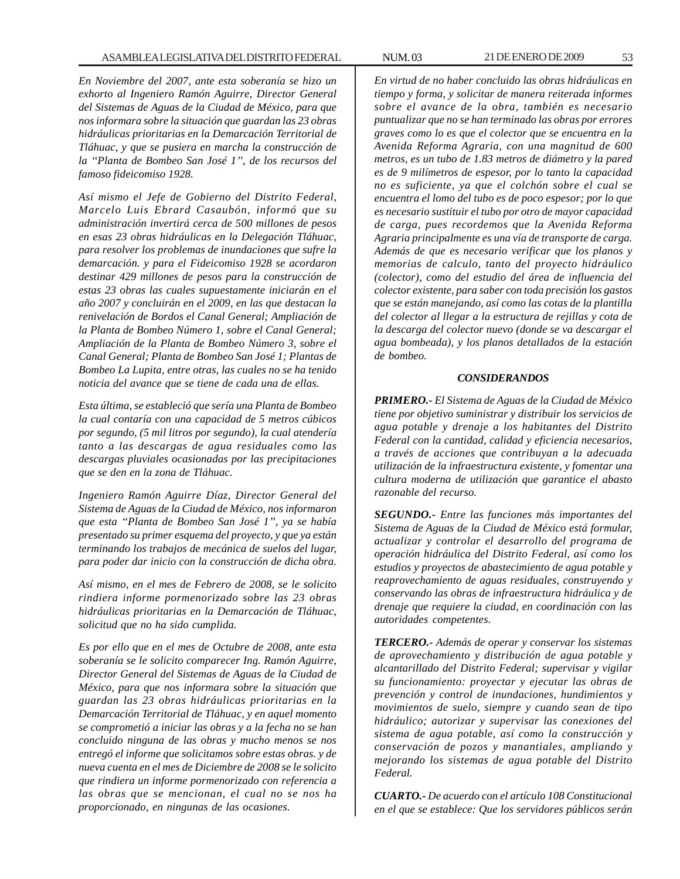*En Noviembre del 2007, ante esta soberanía se hizo un exhorto al Ingeniero Ramón Aguirre, Director General del Sistemas de Aguas de la Ciudad de México, para que nos informara sobre la situación que guardan las 23 obras hidráulicas prioritarias en la Demarcación Territorial de Tláhuac, y que se pusiera en marcha la construcción de la "Planta de Bombeo San José 1", de los recursos del famoso fideicomiso 1928.*

*Así mismo el Jefe de Gobierno del Distrito Federal, Marcelo Luis Ebrard Casaubón, informó que su administración invertirá cerca de 500 millones de pesos en esas 23 obras hidráulicas en la Delegación Tláhuac, para resolver los problemas de inundaciones que sufre la demarcación. y para el Fideicomiso 1928 se acordaron destinar 429 millones de pesos para la construcción de estas 23 obras las cuales supuestamente iniciarán en el año 2007 y concluirán en el 2009, en las que destacan la renivelación de Bordos el Canal General; Ampliación de la Planta de Bombeo Número 1, sobre el Canal General; Ampliación de la Planta de Bombeo Número 3, sobre el Canal General; Planta de Bombeo San José 1; Plantas de Bombeo La Lupita, entre otras, las cuales no se ha tenido noticia del avance que se tiene de cada una de ellas.*

*Esta última, se estableció que sería una Planta de Bombeo la cual contaría con una capacidad de 5 metros cúbicos por segundo, (5 mil litros por segundo), la cual atendería tanto a las descargas de agua residuales como las descargas pluviales ocasionadas por las precipitaciones que se den en la zona de Tláhuac.*

*Ingeniero Ramón Aguirre Díaz, Director General del Sistema de Aguas de la Ciudad de México, nos informaron que esta "Planta de Bombeo San José 1", ya se había presentado su primer esquema del proyecto, y que ya están terminando los trabajos de mecánica de suelos del lugar, para poder dar inicio con la construcción de dicha obra.*

*Así mismo, en el mes de Febrero de 2008, se le solicito rindiera informe pormenorizado sobre las 23 obras hidráulicas prioritarias en la Demarcación de Tláhuac, solicitud que no ha sido cumplida.*

*Es por ello que en el mes de Octubre de 2008, ante esta soberanía se le solicito comparecer Ing. Ramón Aguirre, Director General del Sistemas de Aguas de la Ciudad de México, para que nos informara sobre la situación que guardan las 23 obras hidráulicas prioritarias en la Demarcación Territorial de Tláhuac, y en aquel momento se comprometió a iniciar las obras y a la fecha no se han concluido ninguna de las obras y mucho menos se nos entregó el informe que solicitamos sobre estas obras. y de nueva cuenta en el mes de Diciembre de 2008 se le solicito que rindiera un informe pormenorizado con referencia a las obras que se mencionan, el cual no se nos ha proporcionado, en ningunas de las ocasiones.*

*En virtud de no haber concluido las obras hidráulicas en tiempo y forma, y solicitar de manera reiterada informes sobre el avance de la obra, también es necesario puntualizar que no se han terminado las obras por errores graves como lo es que el colector que se encuentra en la Avenida Reforma Agraria, con una magnitud de 600 metros, es un tubo de 1.83 metros de diámetro y la pared es de 9 milímetros de espesor, por lo tanto la capacidad no es suficiente, ya que el colchón sobre el cual se encuentra el lomo del tubo es de poco espesor; por lo que es necesario sustituir el tubo por otro de mayor capacidad de carga, pues recordemos que la Avenida Reforma Agraria principalmente es una vía de transporte de carga. Además de que es necesario verificar que los planos y memorias de calculo, tanto del proyecto hidráulico (colector), como del estudio del área de influencia del colector existente, para saber con toda precisión los gastos que se están manejando, así como las cotas de la plantilla del colector al llegar a la estructura de rejillas y cota de la descarga del colector nuevo (donde se va descargar el agua bombeada), y los planos detallados de la estación de bombeo.*

### *CONSIDERANDOS*

***PRIMERO.-*** *El Sistema de Aguas de la Ciudad de México tiene por objetivo suministrar y distribuir los servicios de agua potable y drenaje a los habitantes del Distrito Federal con la cantidad, calidad y eficiencia necesarios, a través de acciones que contribuyan a la adecuada utilización de la infraestructura existente, y fomentar una cultura moderna de utilización que garantice el abasto razonable del recurso.*

***SEGUNDO.-*** *Entre las funciones más importantes del Sistema de Aguas de la Ciudad de México está formular, actualizar y controlar el desarrollo del programa de operación hidráulica del Distrito Federal, así como los estudios y proyectos de abastecimiento de agua potable y reaprovechamiento de aguas residuales, construyendo y conservando las obras de infraestructura hidráulica y de drenaje que requiere la ciudad, en coordinación con las autoridades competentes.*

***TERCERO.-*** *Además de operar y conservar los sistemas de aprovechamiento y distribución de agua potable y alcantarillado del Distrito Federal; supervisar y vigilar su funcionamiento: proyectar y ejecutar las obras de prevención y control de inundaciones, hundimientos y movimientos de suelo, siempre y cuando sean de tipo hidráulico; autorizar y supervisar las conexiones del sistema de agua potable, así como la construcción y conservación de pozos y manantiales, ampliando y mejorando los sistemas de agua potable del Distrito Federal.*

***CUARTO.-*** *De acuerdo con el artículo 108 Constitucional en el que se establece: Que los servidores públicos serán*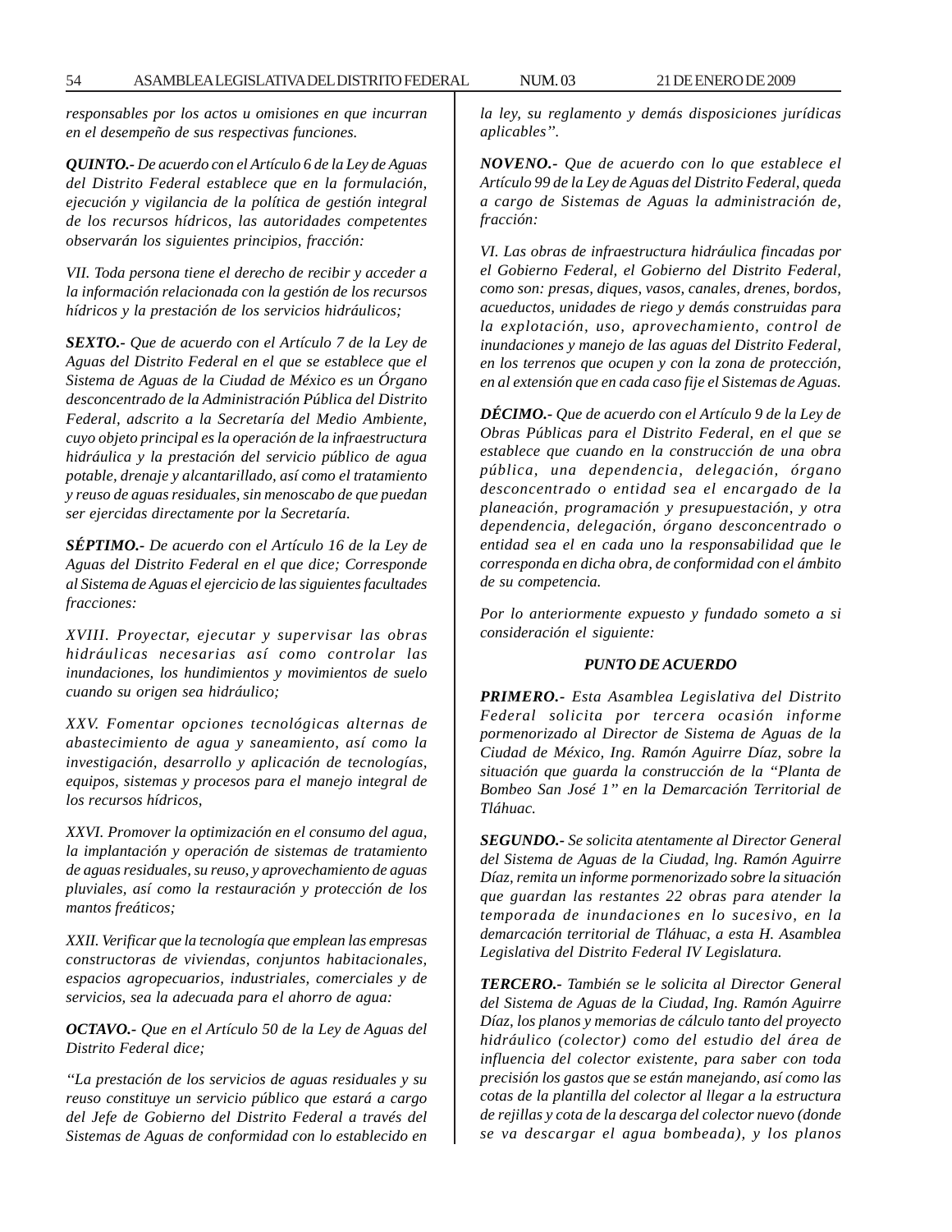*responsables por los actos u omisiones en que incurran en el desempeño de sus respectivas funciones.*

***QUINTO.-*** *De acuerdo con el Artículo 6 de la Ley de Aguas del Distrito Federal establece que en la formulación, ejecución y vigilancia de la política de gestión integral de los recursos hídricos, las autoridades competentes observarán los siguientes principios, fracción:*

*VII. Toda persona tiene el derecho de recibir y acceder a la información relacionada con la gestión de los recursos hídricos y la prestación de los servicios hidráulicos;*

***SEXTO.-*** *Que de acuerdo con el Artículo 7 de la Ley de Aguas del Distrito Federal en el que se establece que el Sistema de Aguas de la Ciudad de México es un Órgano desconcentrado de la Administración Pública del Distrito Federal, adscrito a la Secretaría del Medio Ambiente, cuyo objeto principal es la operación de la infraestructura hidráulica y la prestación del servicio público de agua potable, drenaje y alcantarillado, así como el tratamiento y reuso de aguas residuales, sin menoscabo de que puedan ser ejercidas directamente por la Secretaría.*

***SÉPTIMO.-*** *De acuerdo con el Artículo 16 de la Ley de Aguas del Distrito Federal en el que dice; Corresponde al Sistema de Aguas el ejercicio de las siguientes facultades fracciones:*

*XVIII. Proyectar, ejecutar y supervisar las obras hidráulicas necesarias así como controlar las inundaciones, los hundimientos y movimientos de suelo cuando su origen sea hidráulico;*

*XXV. Fomentar opciones tecnológicas alternas de abastecimiento de agua y saneamiento, así como la investigación, desarrollo y aplicación de tecnologías, equipos, sistemas y procesos para el manejo integral de los recursos hídricos,*

*XXVI. Promover la optimización en el consumo del agua, la implantación y operación de sistemas de tratamiento de aguas residuales, su reuso, y aprovechamiento de aguas pluviales, así como la restauración y protección de los mantos freáticos;*

*XXII. Verificar que la tecnología que emplean las empresas constructoras de viviendas, conjuntos habitacionales, espacios agropecuarios, industriales, comerciales y de servicios, sea la adecuada para el ahorro de agua:*

***OCTAVO.-*** *Que en el Artículo 50 de la Ley de Aguas del Distrito Federal dice;*

*"La prestación de los servicios de aguas residuales y su reuso constituye un servicio público que estará a cargo del Jefe de Gobierno del Distrito Federal a través del Sistemas de Aguas de conformidad con lo establecido en la ley, su reglamento y demás disposiciones jurídicas aplicables".*

***NOVENO.-*** *Que de acuerdo con lo que establece el Artículo 99 de la Ley de Aguas del Distrito Federal, queda a cargo de Sistemas de Aguas la administración de, fracción:*

*VI. Las obras de infraestructura hidráulica fincadas por el Gobierno Federal, el Gobierno del Distrito Federal, como son: presas, diques, vasos, canales, drenes, bordos, acueductos, unidades de riego y demás construidas para la explotación, uso, aprovechamiento, control de inundaciones y manejo de las aguas del Distrito Federal, en los terrenos que ocupen y con la zona de protección, en al extensión que en cada caso fije el Sistemas de Aguas.*

***DÉCIMO.-*** *Que de acuerdo con el Artículo 9 de la Ley de Obras Públicas para el Distrito Federal, en el que se establece que cuando en la construcción de una obra pública, una dependencia, delegación, órgano desconcentrado o entidad sea el encargado de la planeación, programación y presupuestación, y otra dependencia, delegación, órgano desconcentrado o entidad sea el en cada uno la responsabilidad que le corresponda en dicha obra, de conformidad con el ámbito de su competencia.*

*Por lo anteriormente expuesto y fundado someto a si consideración el siguiente:*

***PUNTO DE ACUERDO***

***PRIMERO.-*** *Esta Asamblea Legislativa del Distrito Federal solicita por tercera ocasión informe pormenorizado al Director de Sistema de Aguas de la Ciudad de México, Ing. Ramón Aguirre Díaz, sobre la situación que guarda la construcción de la "Planta de Bombeo San José 1" en la Demarcación Territorial de Tláhuac.*

***SEGUNDO.-*** *Se solicita atentamente al Director General del Sistema de Aguas de la Ciudad, lng. Ramón Aguirre Díaz, remita un informe pormenorizado sobre la situación que guardan las restantes 22 obras para atender la temporada de inundaciones en lo sucesivo, en la demarcación territorial de Tláhuac, a esta H. Asamblea Legislativa del Distrito Federal IV Legislatura.*

***TERCERO.-*** *También se le solicita al Director General del Sistema de Aguas de la Ciudad, Ing. Ramón Aguirre Díaz, los planos y memorias de cálculo tanto del proyecto hidráulico (colector) como del estudio del área de influencia del colector existente, para saber con toda precisión los gastos que se están manejando, así como las cotas de la plantilla del colector al llegar a la estructura de rejillas y cota de la descarga del colector nuevo (donde se va descargar el agua bombeada), y los planos*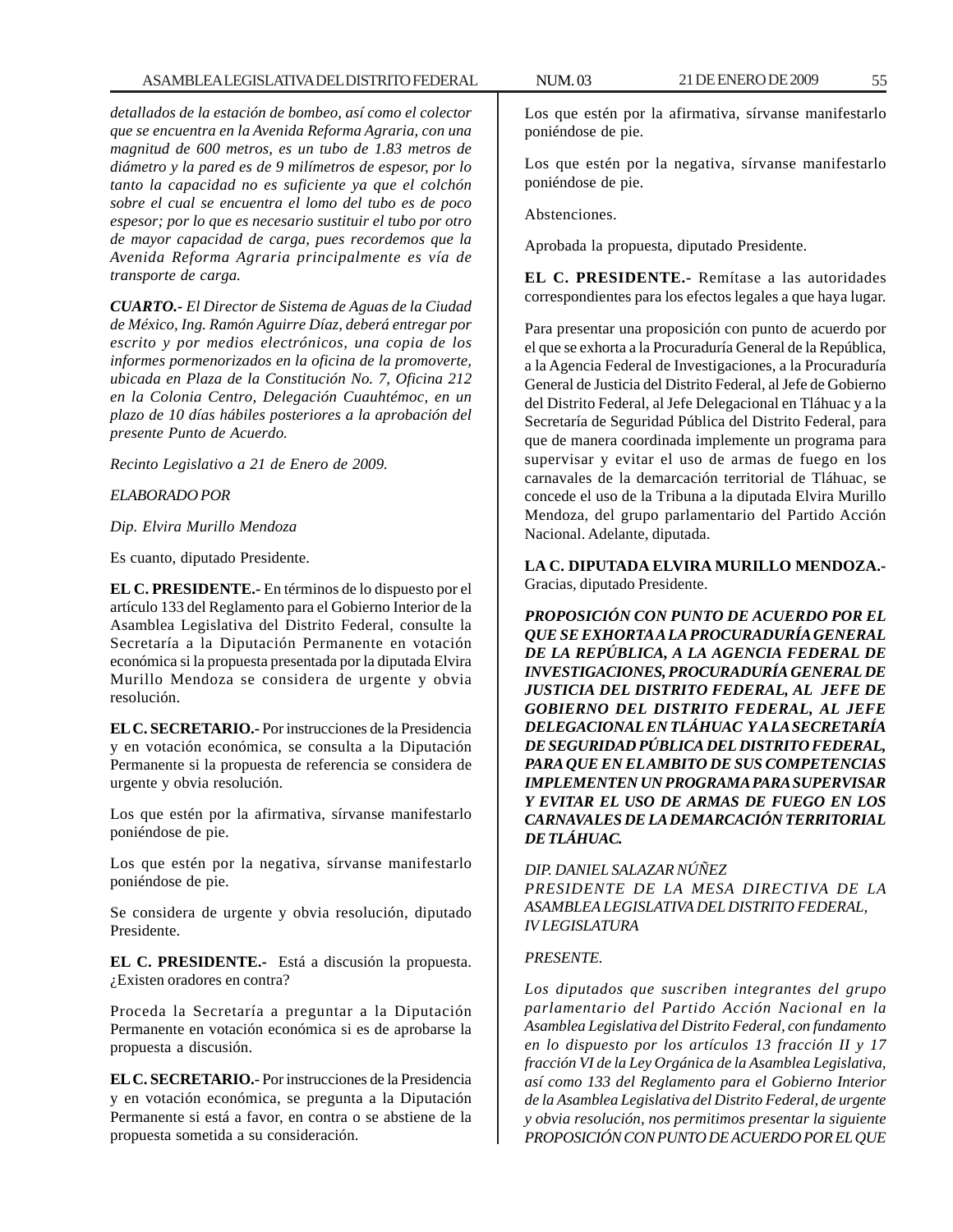*detallados de la estación de bombeo, así como el colector que se encuentra en la Avenida Reforma Agraria, con una magnitud de 600 metros, es un tubo de 1.83 metros de diámetro y la pared es de 9 milímetros de espesor, por lo tanto la capacidad no es suficiente ya que el colchón sobre el cual se encuentra el lomo del tubo es de poco espesor; por lo que es necesario sustituir el tubo por otro de mayor capacidad de carga, pues recordemos que la Avenida Reforma Agraria principalmente es vía de transporte de carga.*

***CUARTO.-*** *El Director de Sistema de Aguas de la Ciudad de México, Ing. Ramón Aguirre Díaz, deberá entregar por escrito y por medios electrónicos, una copia de los informes pormenorizados en la oficina de la promoverte, ubicada en Plaza de la Constitución No. 7, Oficina 212 en la Colonia Centro, Delegación Cuauhtémoc, en un plazo de 10 días hábiles posteriores a la aprobación del presente Punto de Acuerdo.*

*Recinto Legislativo a 21 de Enero de 2009.*

*ELABORADO POR*

*Dip. Elvira Murillo Mendoza*

Es cuanto, diputado Presidente.

**EL C. PRESIDENTE.-** En términos de lo dispuesto por el artículo 133 del Reglamento para el Gobierno Interior de la Asamblea Legislativa del Distrito Federal, consulte la Secretaría a la Diputación Permanente en votación económica si la propuesta presentada por la diputada Elvira Murillo Mendoza se considera de urgente y obvia resolución.

**EL C. SECRETARIO.-** Por instrucciones de la Presidencia y en votación económica, se consulta a la Diputación Permanente si la propuesta de referencia se considera de urgente y obvia resolución.

Los que estén por la afirmativa, sírvanse manifestarlo poniéndose de pie.

Los que estén por la negativa, sírvanse manifestarlo poniéndose de pie.

Se considera de urgente y obvia resolución, diputado Presidente.

**EL C. PRESIDENTE.-** Está a discusión la propuesta. ¿Existen oradores en contra?

Proceda la Secretaría a preguntar a la Diputación Permanente en votación económica si es de aprobarse la propuesta a discusión.

**EL C. SECRETARIO.-** Por instrucciones de la Presidencia y en votación económica, se pregunta a la Diputación Permanente si está a favor, en contra o se abstiene de la propuesta sometida a su consideración.

Los que estén por la afirmativa, sírvanse manifestarlo poniéndose de pie.

Los que estén por la negativa, sírvanse manifestarlo poniéndose de pie.

Abstenciones.

Aprobada la propuesta, diputado Presidente.

**EL C. PRESIDENTE.-** Remítase a las autoridades correspondientes para los efectos legales a que haya lugar.

Para presentar una proposición con punto de acuerdo por el que se exhorta a la Procuraduría General de la República, a la Agencia Federal de Investigaciones, a la Procuraduría General de Justicia del Distrito Federal, al Jefe de Gobierno del Distrito Federal, al Jefe Delegacional en Tláhuac y a la Secretaría de Seguridad Pública del Distrito Federal, para que de manera coordinada implemente un programa para supervisar y evitar el uso de armas de fuego en los carnavales de la demarcación territorial de Tláhuac, se concede el uso de la Tribuna a la diputada Elvira Murillo Mendoza, del grupo parlamentario del Partido Acción Nacional. Adelante, diputada.

**LA C. DIPUTADA ELVIRA MURILLO MENDOZA.-** Gracias, diputado Presidente.

***PROPOSICIÓN CON PUNTO DE ACUERDO POR EL QUE SE EXHORTA A LA PROCURADURÍA GENERAL DE LA REPÚBLICA, A LA AGENCIA FEDERAL DE INVESTIGACIONES, PROCURADURÍA GENERAL DE JUSTICIA DEL DISTRITO FEDERAL, AL JEFE DE GOBIERNO DEL DISTRITO FEDERAL, AL JEFE DELEGACIONAL EN TLÁHUAC Y A LA SECRETARÍA DE SEGURIDAD PÚBLICA DEL DISTRITO FEDERAL, PARA QUE EN EL AMBITO DE SUS COMPETENCIAS IMPLEMENTEN UN PROGRAMA PARA SUPERVISAR Y EVITAR EL USO DE ARMAS DE FUEGO EN LOS CARNAVALES DE LA DEMARCACIÓN TERRITORIAL DE TLÁHUAC.***

*DIP. DANIEL SALAZAR NÚÑEZ*
*PRESIDENTE DE LA MESA DIRECTIVA DE LA ASAMBLEA LEGISLATIVA DEL DISTRITO FEDERAL, IV LEGISLATURA*

*PRESENTE.*

*Los diputados que suscriben integrantes del grupo parlamentario del Partido Acción Nacional en la Asamblea Legislativa del Distrito Federal, con fundamento en lo dispuesto por los artículos 13 fracción II y 17 fracción VI de la Ley Orgánica de la Asamblea Legislativa, así como 133 del Reglamento para el Gobierno Interior de la Asamblea Legislativa del Distrito Federal, de urgente y obvia resolución, nos permitimos presentar la siguiente PROPOSICIÓN CON PUNTO DE ACUERDO POR EL QUE*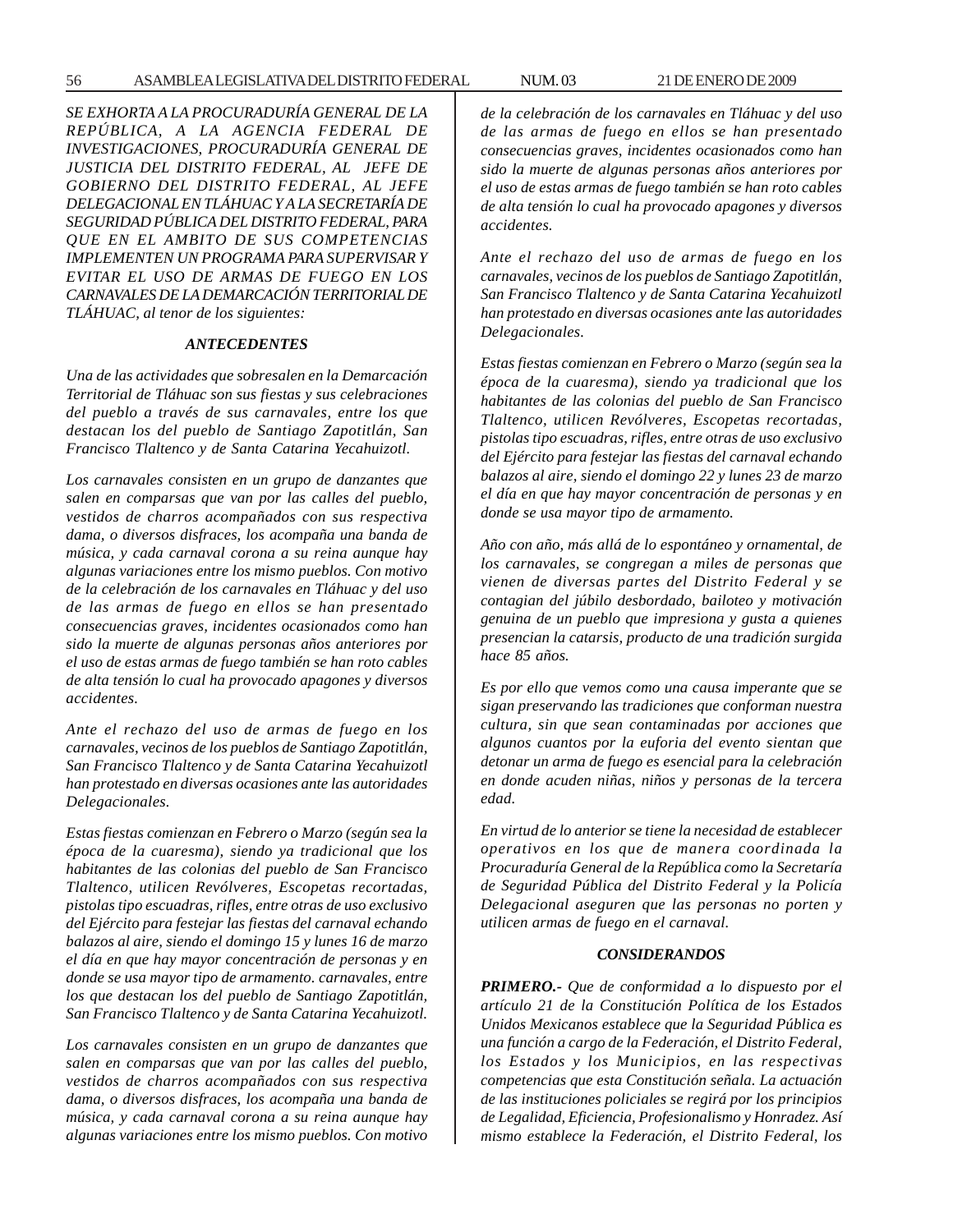*SE EXHORTA A LA PROCURADURÍA GENERAL DE LA REPÚBLICA, A LA AGENCIA FEDERAL DE INVESTIGACIONES, PROCURADURÍA GENERAL DE JUSTICIA DEL DISTRITO FEDERAL, AL JEFE DE GOBIERNO DEL DISTRITO FEDERAL, AL JEFE DELEGACIONAL EN TLÁHUAC Y A LA SECRETARÍA DE SEGURIDAD PÚBLICA DEL DISTRITO FEDERAL, PARA QUE EN EL AMBITO DE SUS COMPETENCIAS IMPLEMENTEN UN PROGRAMA PARA SUPERVISAR Y EVITAR EL USO DE ARMAS DE FUEGO EN LOS CARNAVALES DE LA DEMARCACIÓN TERRITORIAL DE TLÁHUAC, al tenor de los siguientes:*

### *ANTECEDENTES*

*Una de las actividades que sobresalen en la Demarcación Territorial de Tláhuac son sus fiestas y sus celebraciones del pueblo a través de sus carnavales, entre los que destacan los del pueblo de Santiago Zapotitlán, San Francisco Tlaltenco y de Santa Catarina Yecahuizotl.*

*Los carnavales consisten en un grupo de danzantes que salen en comparsas que van por las calles del pueblo, vestidos de charros acompañados con sus respectiva dama, o diversos disfraces, los acompaña una banda de música, y cada carnaval corona a su reina aunque hay algunas variaciones entre los mismo pueblos. Con motivo de la celebración de los carnavales en Tláhuac y del uso de las armas de fuego en ellos se han presentado consecuencias graves, incidentes ocasionados como han sido la muerte de algunas personas años anteriores por el uso de estas armas de fuego también se han roto cables de alta tensión lo cual ha provocado apagones y diversos accidentes.*

*Ante el rechazo del uso de armas de fuego en los carnavales, vecinos de los pueblos de Santiago Zapotitlán, San Francisco Tlaltenco y de Santa Catarina Yecahuizotl han protestado en diversas ocasiones ante las autoridades Delegacionales.*

*Estas fiestas comienzan en Febrero o Marzo (según sea la época de la cuaresma), siendo ya tradicional que los habitantes de las colonias del pueblo de San Francisco Tlaltenco, utilicen Revólveres, Escopetas recortadas, pistolas tipo escuadras, rifles, entre otras de uso exclusivo del Ejército para festejar las fiestas del carnaval echando balazos al aire, siendo el domingo 15 y lunes 16 de marzo el día en que hay mayor concentración de personas y en donde se usa mayor tipo de armamento. carnavales, entre los que destacan los del pueblo de Santiago Zapotitlán, San Francisco Tlaltenco y de Santa Catarina Yecahuizotl.*

*Los carnavales consisten en un grupo de danzantes que salen en comparsas que van por las calles del pueblo, vestidos de charros acompañados con sus respectiva dama, o diversos disfraces, los acompaña una banda de música, y cada carnaval corona a su reina aunque hay algunas variaciones entre los mismo pueblos. Con motivo de la celebración de los carnavales en Tláhuac y del uso de las armas de fuego en ellos se han presentado consecuencias graves, incidentes ocasionados como han sido la muerte de algunas personas años anteriores por el uso de estas armas de fuego también se han roto cables de alta tensión lo cual ha provocado apagones y diversos accidentes.*

*Ante el rechazo del uso de armas de fuego en los carnavales, vecinos de los pueblos de Santiago Zapotitlán, San Francisco Tlaltenco y de Santa Catarina Yecahuizotl han protestado en diversas ocasiones ante las autoridades Delegacionales.*

*Estas fiestas comienzan en Febrero o Marzo (según sea la época de la cuaresma), siendo ya tradicional que los habitantes de las colonias del pueblo de San Francisco Tlaltenco, utilicen Revólveres, Escopetas recortadas, pistolas tipo escuadras, rifles, entre otras de uso exclusivo del Ejército para festejar las fiestas del carnaval echando balazos al aire, siendo el domingo 22 y lunes 23 de marzo el día en que hay mayor concentración de personas y en donde se usa mayor tipo de armamento.*

*Año con año, más allá de lo espontáneo y ornamental, de los carnavales, se congregan a miles de personas que vienen de diversas partes del Distrito Federal y se contagian del júbilo desbordado, bailoteo y motivación genuina de un pueblo que impresiona y gusta a quienes presencian la catarsis, producto de una tradición surgida hace 85 años.*

*Es por ello que vemos como una causa imperante que se sigan preservando las tradiciones que conforman nuestra cultura, sin que sean contaminadas por acciones que algunos cuantos por la euforia del evento sientan que detonar un arma de fuego es esencial para la celebración en donde acuden niñas, niños y personas de la tercera edad.*

*En virtud de lo anterior se tiene la necesidad de establecer operativos en los que de manera coordinada la Procuraduría General de la República como la Secretaría de Seguridad Pública del Distrito Federal y la Policía Delegacional aseguren que las personas no porten y utilicen armas de fuego en el carnaval.*

### *CONSIDERANDOS*

***PRIMERO.-*** *Que de conformidad a lo dispuesto por el artículo 21 de la Constitución Política de los Estados Unidos Mexicanos establece que la Seguridad Pública es una función a cargo de la Federación, el Distrito Federal, los Estados y los Municipios, en las respectivas competencias que esta Constitución señala. La actuación de las instituciones policiales se regirá por los principios de Legalidad, Eficiencia, Profesionalismo y Honradez. Así mismo establece la Federación, el Distrito Federal, los*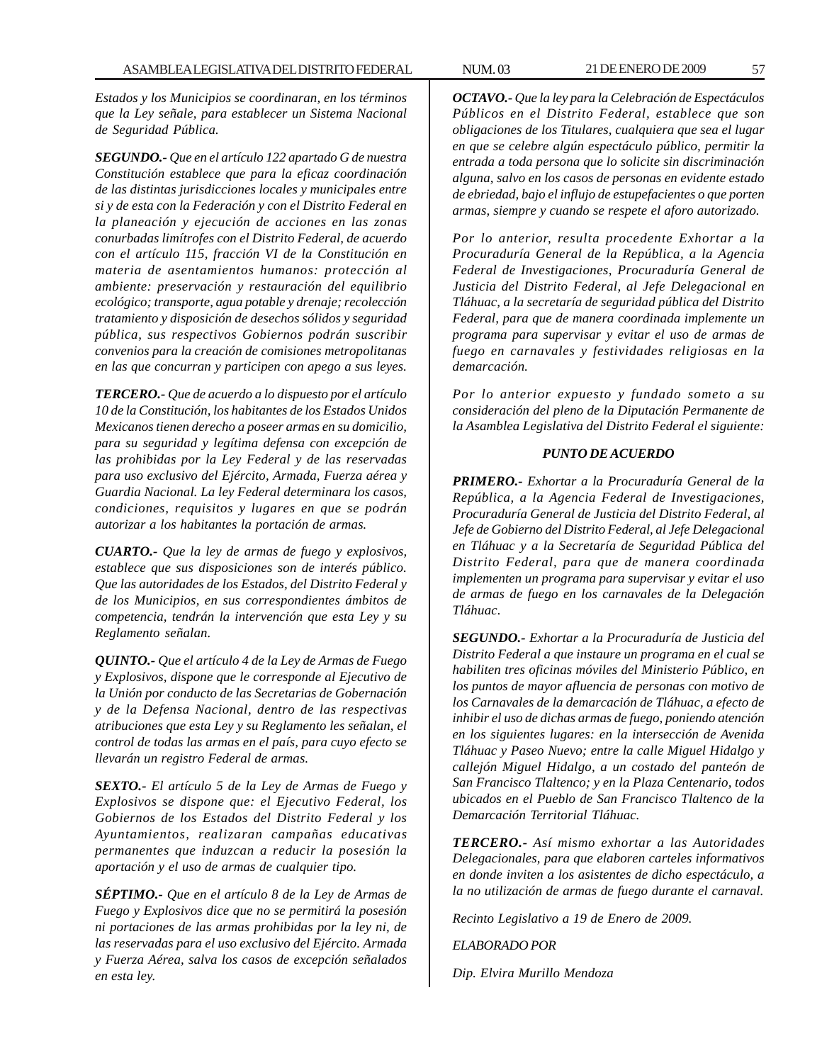*Estados y los Municipios se coordinaran, en los términos que la Ley señale, para establecer un Sistema Nacional de Seguridad Pública.*

***SEGUNDO.-*** *Que en el artículo 122 apartado G de nuestra Constitución establece que para la eficaz coordinación de las distintas jurisdicciones locales y municipales entre si y de esta con la Federación y con el Distrito Federal en la planeación y ejecución de acciones en las zonas conurbadas limítrofes con el Distrito Federal, de acuerdo con el artículo 115, fracción VI de la Constitución en materia de asentamientos humanos: protección al ambiente: preservación y restauración del equilibrio ecológico; transporte, agua potable y drenaje; recolección tratamiento y disposición de desechos sólidos y seguridad pública, sus respectivos Gobiernos podrán suscribir convenios para la creación de comisiones metropolitanas en las que concurran y participen con apego a sus leyes.*

***TERCERO.-*** *Que de acuerdo a lo dispuesto por el artículo 10 de la Constitución, los habitantes de los Estados Unidos Mexicanos tienen derecho a poseer armas en su domicilio, para su seguridad y legítima defensa con excepción de las prohibidas por la Ley Federal y de las reservadas para uso exclusivo del Ejército, Armada, Fuerza aérea y Guardia Nacional. La ley Federal determinara los casos, condiciones, requisitos y lugares en que se podrán autorizar a los habitantes la portación de armas.*

***CUARTO.-*** *Que la ley de armas de fuego y explosivos, establece que sus disposiciones son de interés público. Que las autoridades de los Estados, del Distrito Federal y de los Municipios, en sus correspondientes ámbitos de competencia, tendrán la intervención que esta Ley y su Reglamento señalan.*

***QUINTO.-*** *Que el artículo 4 de la Ley de Armas de Fuego y Explosivos, dispone que le corresponde al Ejecutivo de la Unión por conducto de las Secretarias de Gobernación y de la Defensa Nacional, dentro de las respectivas atribuciones que esta Ley y su Reglamento les señalan, el control de todas las armas en el país, para cuyo efecto se llevarán un registro Federal de armas.*

***SEXTO.-*** *El artículo 5 de la Ley de Armas de Fuego y Explosivos se dispone que: el Ejecutivo Federal, los Gobiernos de los Estados del Distrito Federal y los Ayuntamientos, realizaran campañas educativas permanentes que induzcan a reducir la posesión la aportación y el uso de armas de cualquier tipo.*

***SÉPTIMO.-*** *Que en el artículo 8 de la Ley de Armas de Fuego y Explosivos dice que no se permitirá la posesión ni portaciones de las armas prohibidas por la ley ni, de las reservadas para el uso exclusivo del Ejército. Armada y Fuerza Aérea, salva los casos de excepción señalados en esta ley.*

***OCTAVO.-*** *Que la ley para la Celebración de Espectáculos Públicos en el Distrito Federal, establece que son obligaciones de los Titulares, cualquiera que sea el lugar en que se celebre algún espectáculo público, permitir la entrada a toda persona que lo solicite sin discriminación alguna, salvo en los casos de personas en evidente estado de ebriedad, bajo el influjo de estupefacientes o que porten armas, siempre y cuando se respete el aforo autorizado.*

*Por lo anterior, resulta procedente Exhortar a la Procuraduría General de la República, a la Agencia Federal de Investigaciones, Procuraduría General de Justicia del Distrito Federal, al Jefe Delegacional en Tláhuac, a la secretaría de seguridad pública del Distrito Federal, para que de manera coordinada implemente un programa para supervisar y evitar el uso de armas de fuego en carnavales y festividades religiosas en la demarcación.*

*Por lo anterior expuesto y fundado someto a su consideración del pleno de la Diputación Permanente de la Asamblea Legislativa del Distrito Federal el siguiente:*

***PUNTO DE ACUERDO***

***PRIMERO.-*** *Exhortar a la Procuraduría General de la República, a la Agencia Federal de Investigaciones, Procuraduría General de Justicia del Distrito Federal, al Jefe de Gobierno del Distrito Federal, al Jefe Delegacional en Tláhuac y a la Secretaría de Seguridad Pública del Distrito Federal, para que de manera coordinada implementen un programa para supervisar y evitar el uso de armas de fuego en los carnavales de la Delegación Tláhuac.*

***SEGUNDO.-*** *Exhortar a la Procuraduría de Justicia del Distrito Federal a que instaure un programa en el cual se habiliten tres oficinas móviles del Ministerio Público, en los puntos de mayor afluencia de personas con motivo de los Carnavales de la demarcación de Tláhuac, a efecto de inhibir el uso de dichas armas de fuego, poniendo atención en los siguientes lugares: en la intersección de Avenida Tláhuac y Paseo Nuevo; entre la calle Miguel Hidalgo y callejón Miguel Hidalgo, a un costado del panteón de San Francisco Tlaltenco; y en la Plaza Centenario, todos ubicados en el Pueblo de San Francisco Tlaltenco de la Demarcación Territorial Tláhuac.*

***TERCERO.-*** *Así mismo exhortar a las Autoridades Delegacionales, para que elaboren carteles informativos en donde inviten a los asistentes de dicho espectáculo, a la no utilización de armas de fuego durante el carnaval.*

*Recinto Legislativo a 19 de Enero de 2009.*

*ELABORADO POR*

*Dip. Elvira Murillo Mendoza*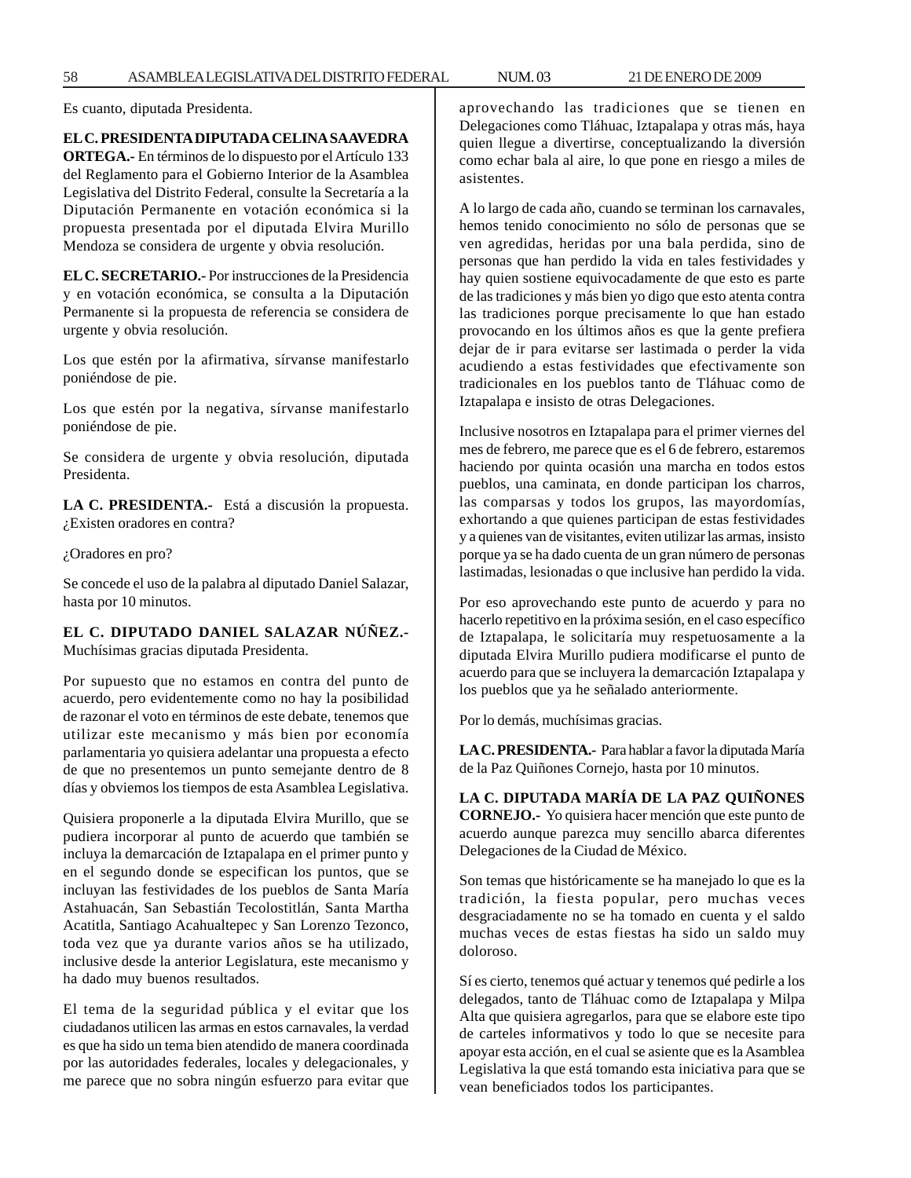Es cuanto, diputada Presidenta.

**EL C. PRESIDENTA DIPUTADA CELINA SAAVEDRA ORTEGA.-** En términos de lo dispuesto por el Artículo 133 del Reglamento para el Gobierno Interior de la Asamblea Legislativa del Distrito Federal, consulte la Secretaría a la Diputación Permanente en votación económica si la propuesta presentada por el diputada Elvira Murillo Mendoza se considera de urgente y obvia resolución.

**EL C. SECRETARIO.-** Por instrucciones de la Presidencia y en votación económica, se consulta a la Diputación Permanente si la propuesta de referencia se considera de urgente y obvia resolución.

Los que estén por la afirmativa, sírvanse manifestarlo poniéndose de pie.

Los que estén por la negativa, sírvanse manifestarlo poniéndose de pie.

Se considera de urgente y obvia resolución, diputada Presidenta.

**LA C. PRESIDENTA.-** Está a discusión la propuesta. ¿Existen oradores en contra?

¿Oradores en pro?

Se concede el uso de la palabra al diputado Daniel Salazar, hasta por 10 minutos.

**EL C. DIPUTADO DANIEL SALAZAR NÚÑEZ.-** Muchísimas gracias diputada Presidenta.

Por supuesto que no estamos en contra del punto de acuerdo, pero evidentemente como no hay la posibilidad de razonar el voto en términos de este debate, tenemos que utilizar este mecanismo y más bien por economía parlamentaria yo quisiera adelantar una propuesta a efecto de que no presentemos un punto semejante dentro de 8 días y obviemos los tiempos de esta Asamblea Legislativa.

Quisiera proponerle a la diputada Elvira Murillo, que se pudiera incorporar al punto de acuerdo que también se incluya la demarcación de Iztapalapa en el primer punto y en el segundo donde se especifican los puntos, que se incluyan las festividades de los pueblos de Santa María Astahuacán, San Sebastián Tecolostitlán, Santa Martha Acatitla, Santiago Acahualtepec y San Lorenzo Tezonco, toda vez que ya durante varios años se ha utilizado, inclusive desde la anterior Legislatura, este mecanismo y ha dado muy buenos resultados.

El tema de la seguridad pública y el evitar que los ciudadanos utilicen las armas en estos carnavales, la verdad es que ha sido un tema bien atendido de manera coordinada por las autoridades federales, locales y delegacionales, y me parece que no sobra ningún esfuerzo para evitar que aprovechando las tradiciones que se tienen en Delegaciones como Tláhuac, Iztapalapa y otras más, haya quien llegue a divertirse, conceptualizando la diversión como echar bala al aire, lo que pone en riesgo a miles de asistentes.

A lo largo de cada año, cuando se terminan los carnavales, hemos tenido conocimiento no sólo de personas que se ven agredidas, heridas por una bala perdida, sino de personas que han perdido la vida en tales festividades y hay quien sostiene equivocadamente de que esto es parte de las tradiciones y más bien yo digo que esto atenta contra las tradiciones porque precisamente lo que han estado provocando en los últimos años es que la gente prefiera dejar de ir para evitarse ser lastimada o perder la vida acudiendo a estas festividades que efectivamente son tradicionales en los pueblos tanto de Tláhuac como de Iztapalapa e insisto de otras Delegaciones.

Inclusive nosotros en Iztapalapa para el primer viernes del mes de febrero, me parece que es el 6 de febrero, estaremos haciendo por quinta ocasión una marcha en todos estos pueblos, una caminata, en donde participan los charros, las comparsas y todos los grupos, las mayordomías, exhortando a que quienes participan de estas festividades y a quienes van de visitantes, eviten utilizar las armas, insisto porque ya se ha dado cuenta de un gran número de personas lastimadas, lesionadas o que inclusive han perdido la vida.

Por eso aprovechando este punto de acuerdo y para no hacerlo repetitivo en la próxima sesión, en el caso específico de Iztapalapa, le solicitaría muy respetuosamente a la diputada Elvira Murillo pudiera modificarse el punto de acuerdo para que se incluyera la demarcación Iztapalapa y los pueblos que ya he señalado anteriormente.

Por lo demás, muchísimas gracias.

**LA C. PRESIDENTA.-** Para hablar a favor la diputada María de la Paz Quiñones Cornejo, hasta por 10 minutos.

**LA C. DIPUTADA MARÍA DE LA PAZ QUIÑONES CORNEJO.-** Yo quisiera hacer mención que este punto de acuerdo aunque parezca muy sencillo abarca diferentes Delegaciones de la Ciudad de México.

Son temas que históricamente se ha manejado lo que es la tradición, la fiesta popular, pero muchas veces desgraciadamente no se ha tomado en cuenta y el saldo muchas veces de estas fiestas ha sido un saldo muy doloroso.

Sí es cierto, tenemos qué actuar y tenemos qué pedirle a los delegados, tanto de Tláhuac como de Iztapalapa y Milpa Alta que quisiera agregarlos, para que se elabore este tipo de carteles informativos y todo lo que se necesite para apoyar esta acción, en el cual se asiente que es la Asamblea Legislativa la que está tomando esta iniciativa para que se vean beneficiados todos los participantes.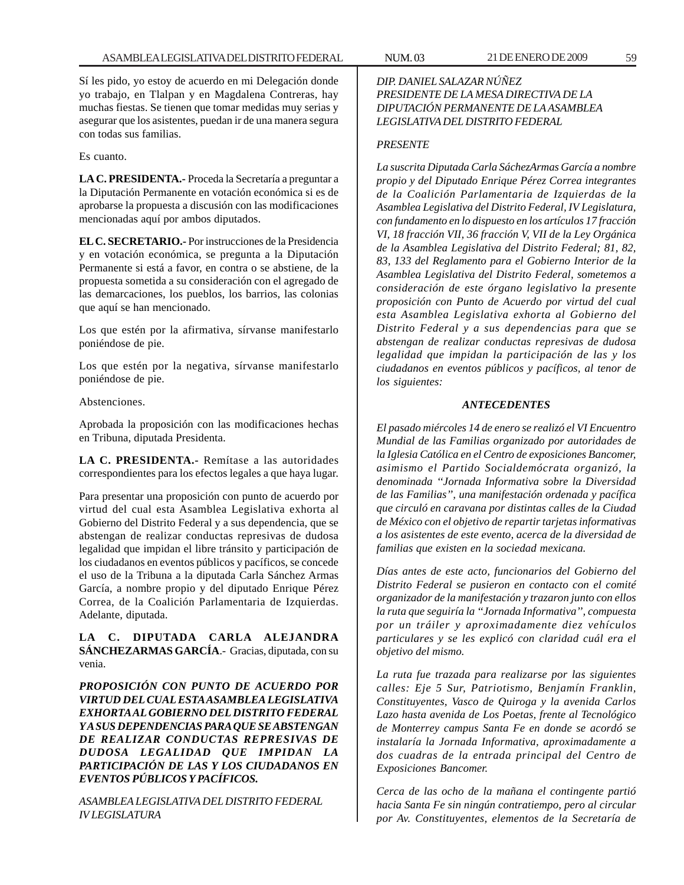Sí les pido, yo estoy de acuerdo en mi Delegación donde yo trabajo, en Tlalpan y en Magdalena Contreras, hay muchas fiestas. Se tienen que tomar medidas muy serias y asegurar que los asistentes, puedan ir de una manera segura con todas sus familias.

Es cuanto.

**LA C. PRESIDENTA.-** Proceda la Secretaría a preguntar a la Diputación Permanente en votación económica si es de aprobarse la propuesta a discusión con las modificaciones mencionadas aquí por ambos diputados.

**EL C. SECRETARIO.-** Por instrucciones de la Presidencia y en votación económica, se pregunta a la Diputación Permanente si está a favor, en contra o se abstiene, de la propuesta sometida a su consideración con el agregado de las demarcaciones, los pueblos, los barrios, las colonias que aquí se han mencionado.

Los que estén por la afirmativa, sírvanse manifestarlo poniéndose de pie.

Los que estén por la negativa, sírvanse manifestarlo poniéndose de pie.

Abstenciones.

Aprobada la proposición con las modificaciones hechas en Tribuna, diputada Presidenta.

**LA C. PRESIDENTA.-** Remítase a las autoridades correspondientes para los efectos legales a que haya lugar.

Para presentar una proposición con punto de acuerdo por virtud del cual esta Asamblea Legislativa exhorta al Gobierno del Distrito Federal y a sus dependencia, que se abstengan de realizar conductas represivas de dudosa legalidad que impidan el libre tránsito y participación de los ciudadanos en eventos públicos y pacíficos, se concede el uso de la Tribuna a la diputada Carla Sánchez Armas García, a nombre propio y del diputado Enrique Pérez Correa, de la Coalición Parlamentaria de Izquierdas. Adelante, diputada.

**LA C. DIPUTADA CARLA ALEJANDRA SÁNCHEZARMAS GARCÍA**.- Gracias, diputada, con su venia.

***PROPOSICIÓN CON PUNTO DE ACUERDO POR VIRTUD DEL CUAL ESTA ASAMBLEA LEGISLATIVA EXHORTA AL GOBIERNO DEL DISTRITO FEDERAL Y A SUS DEPENDENCIAS PARA QUE SE ABSTENGAN DE REALIZAR CONDUCTAS REPRESIVAS DE DUDOSA LEGALIDAD QUE IMPIDAN LA PARTICIPACIÓN DE LAS Y LOS CIUDADANOS EN EVENTOS PÚBLICOS Y PACÍFICOS.***

*ASAMBLEA LEGISLATIVA DEL DISTRITO FEDERAL*
*IV LEGISLATURA*

*DIP. DANIEL SALAZAR NÚÑEZ*
*PRESIDENTE DE LA MESA DIRECTIVA DE LA DIPUTACIÓN PERMANENTE DE LA ASAMBLEA LEGISLATIVA DEL DISTRITO FEDERAL*

*PRESENTE*

*La suscrita Diputada Carla SáchezArmas García a nombre propio y del Diputado Enrique Pérez Correa integrantes de la Coalición Parlamentaria de Izquierdas de la Asamblea Legislativa del Distrito Federal, IV Legislatura, con fundamento en lo dispuesto en los artículos 17 fracción VI, 18 fracción VII, 36 fracción V, VII de la Ley Orgánica de la Asamblea Legislativa del Distrito Federal; 81, 82, 83, 133 del Reglamento para el Gobierno Interior de la Asamblea Legislativa del Distrito Federal, sometemos a consideración de este órgano legislativo la presente proposición con Punto de Acuerdo por virtud del cual esta Asamblea Legislativa exhorta al Gobierno del Distrito Federal y a sus dependencias para que se abstengan de realizar conductas represivas de dudosa legalidad que impidan la participación de las y los ciudadanos en eventos públicos y pacíficos, al tenor de los siguientes:*

***ANTECEDENTES***

*El pasado miércoles 14 de enero se realizó el VI Encuentro Mundial de las Familias organizado por autoridades de la Iglesia Católica en el Centro de exposiciones Bancomer, asimismo el Partido Socialdemócrata organizó, la denominada "Jornada Informativa sobre la Diversidad de las Familias", una manifestación ordenada y pacífica que circuló en caravana por distintas calles de la Ciudad de México con el objetivo de repartir tarjetas informativas a los asistentes de este evento, acerca de la diversidad de familias que existen en la sociedad mexicana.*

*Días antes de este acto, funcionarios del Gobierno del Distrito Federal se pusieron en contacto con el comité organizador de la manifestación y trazaron junto con ellos la ruta que seguiría la "Jornada Informativa", compuesta por un tráiler y aproximadamente diez vehículos particulares y se les explicó con claridad cuál era el objetivo del mismo.*

*La ruta fue trazada para realizarse por las siguientes calles: Eje 5 Sur, Patriotismo, Benjamín Franklin, Constituyentes, Vasco de Quiroga y la avenida Carlos Lazo hasta avenida de Los Poetas, frente al Tecnológico de Monterrey campus Santa Fe en donde se acordó se instalaría la Jornada Informativa, aproximadamente a dos cuadras de la entrada principal del Centro de Exposiciones Bancomer.*

*Cerca de las ocho de la mañana el contingente partió hacia Santa Fe sin ningún contratiempo, pero al circular por Av. Constituyentes, elementos de la Secretaría de*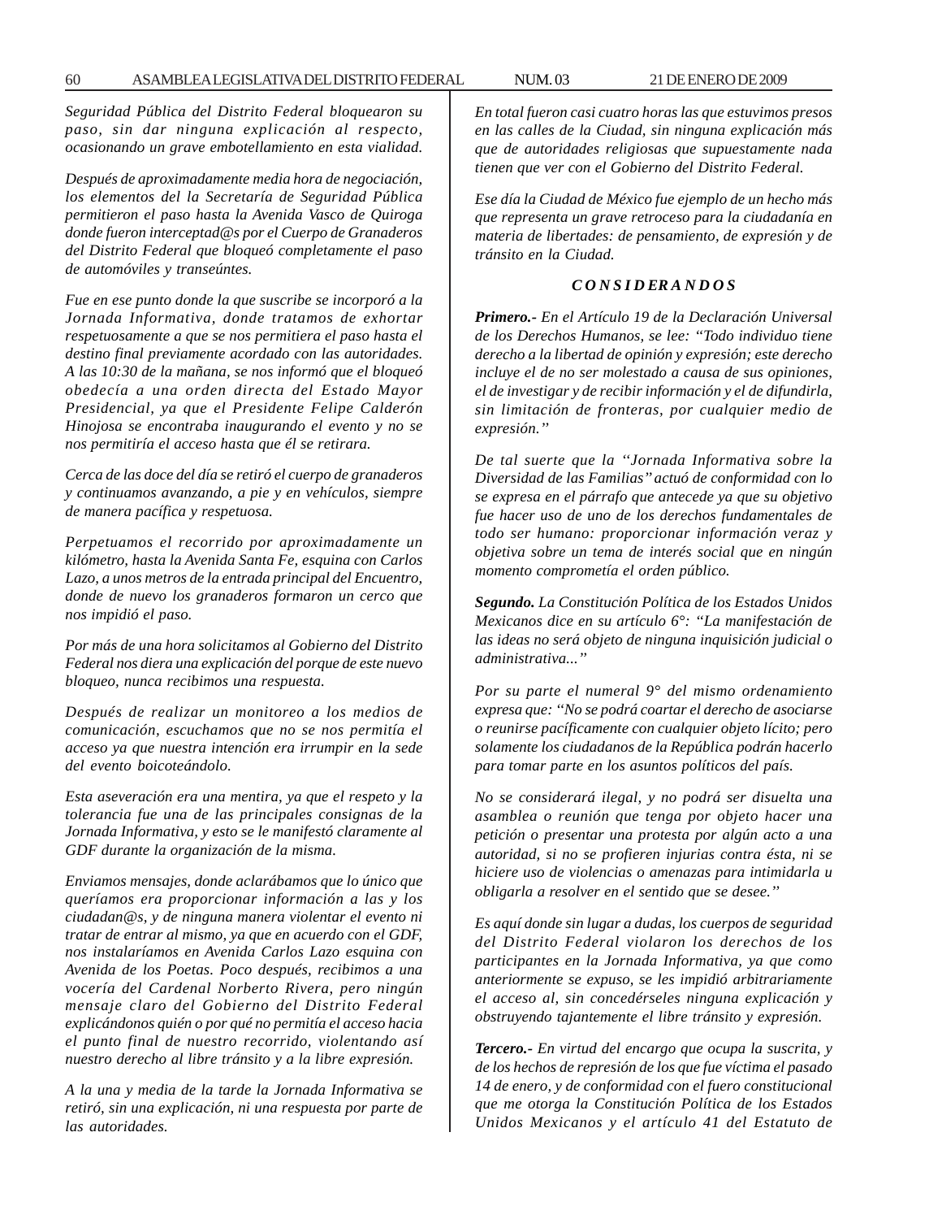*Seguridad Pública del Distrito Federal bloquearon su paso, sin dar ninguna explicación al respecto, ocasionando un grave embotellamiento en esta vialidad.*

*Después de aproximadamente media hora de negociación, los elementos del la Secretaría de Seguridad Pública permitieron el paso hasta la Avenida Vasco de Quiroga donde fueron interceptad@s por el Cuerpo de Granaderos del Distrito Federal que bloqueó completamente el paso de automóviles y transeúntes.*

*Fue en ese punto donde la que suscribe se incorporó a la Jornada Informativa, donde tratamos de exhortar respetuosamente a que se nos permitiera el paso hasta el destino final previamente acordado con las autoridades. A las 10:30 de la mañana, se nos informó que el bloqueó obedecía a una orden directa del Estado Mayor Presidencial, ya que el Presidente Felipe Calderón Hinojosa se encontraba inaugurando el evento y no se nos permitiría el acceso hasta que él se retirara.*

*Cerca de las doce del día se retiró el cuerpo de granaderos y continuamos avanzando, a pie y en vehículos, siempre de manera pacífica y respetuosa.*

*Perpetuamos el recorrido por aproximadamente un kilómetro, hasta la Avenida Santa Fe, esquina con Carlos Lazo, a unos metros de la entrada principal del Encuentro, donde de nuevo los granaderos formaron un cerco que nos impidió el paso.*

*Por más de una hora solicitamos al Gobierno del Distrito Federal nos diera una explicación del porque de este nuevo bloqueo, nunca recibimos una respuesta.*

*Después de realizar un monitoreo a los medios de comunicación, escuchamos que no se nos permitía el acceso ya que nuestra intención era irrumpir en la sede del evento boicoteándolo.*

*Esta aseveración era una mentira, ya que el respeto y la tolerancia fue una de las principales consignas de la Jornada Informativa, y esto se le manifestó claramente al GDF durante la organización de la misma.*

*Enviamos mensajes, donde aclarábamos que lo único que queríamos era proporcionar información a las y los ciudadan@s, y de ninguna manera violentar el evento ni tratar de entrar al mismo, ya que en acuerdo con el GDF, nos instalaríamos en Avenida Carlos Lazo esquina con Avenida de los Poetas. Poco después, recibimos a una vocería del Cardenal Norberto Rivera, pero ningún mensaje claro del Gobierno del Distrito Federal explicándonos quién o por qué no permitía el acceso hacia el punto final de nuestro recorrido, violentando así nuestro derecho al libre tránsito y a la libre expresión.*

*A la una y media de la tarde la Jornada Informativa se retiró, sin una explicación, ni una respuesta por parte de las autoridades.*

*En total fueron casi cuatro horas las que estuvimos presos en las calles de la Ciudad, sin ninguna explicación más que de autoridades religiosas que supuestamente nada tienen que ver con el Gobierno del Distrito Federal.*

*Ese día la Ciudad de México fue ejemplo de un hecho más que representa un grave retroceso para la ciudadanía en materia de libertades: de pensamiento, de expresión y de tránsito en la Ciudad.*

***C O N S I D E R A N D O S***

***Primero.-*** *En el Artículo 19 de la Declaración Universal de los Derechos Humanos, se lee: "Todo individuo tiene derecho a la libertad de opinión y expresión; este derecho incluye el de no ser molestado a causa de sus opiniones, el de investigar y de recibir información y el de difundirla, sin limitación de fronteras, por cualquier medio de expresión."*

*De tal suerte que la "Jornada Informativa sobre la Diversidad de las Familias" actuó de conformidad con lo se expresa en el párrafo que antecede ya que su objetivo fue hacer uso de uno de los derechos fundamentales de todo ser humano: proporcionar información veraz y objetiva sobre un tema de interés social que en ningún momento comprometía el orden público.*

***Segundo.*** *La Constitución Política de los Estados Unidos Mexicanos dice en su artículo 6°: "La manifestación de las ideas no será objeto de ninguna inquisición judicial o administrativa..."*

*Por su parte el numeral 9° del mismo ordenamiento expresa que: "No se podrá coartar el derecho de asociarse o reunirse pacíficamente con cualquier objeto lícito; pero solamente los ciudadanos de la República podrán hacerlo para tomar parte en los asuntos políticos del país.*

*No se considerará ilegal, y no podrá ser disuelta una asamblea o reunión que tenga por objeto hacer una petición o presentar una protesta por algún acto a una autoridad, si no se profieren injurias contra ésta, ni se hiciere uso de violencias o amenazas para intimidarla u obligarla a resolver en el sentido que se desee."*

*Es aquí donde sin lugar a dudas, los cuerpos de seguridad del Distrito Federal violaron los derechos de los participantes en la Jornada Informativa, ya que como anteriormente se expuso, se les impidió arbitrariamente el acceso al, sin concedérseles ninguna explicación y obstruyendo tajantemente el libre tránsito y expresión.*

***Tercero.-*** *En virtud del encargo que ocupa la suscrita, y de los hechos de represión de los que fue víctima el pasado 14 de enero, y de conformidad con el fuero constitucional que me otorga la Constitución Política de los Estados Unidos Mexicanos y el artículo 41 del Estatuto de*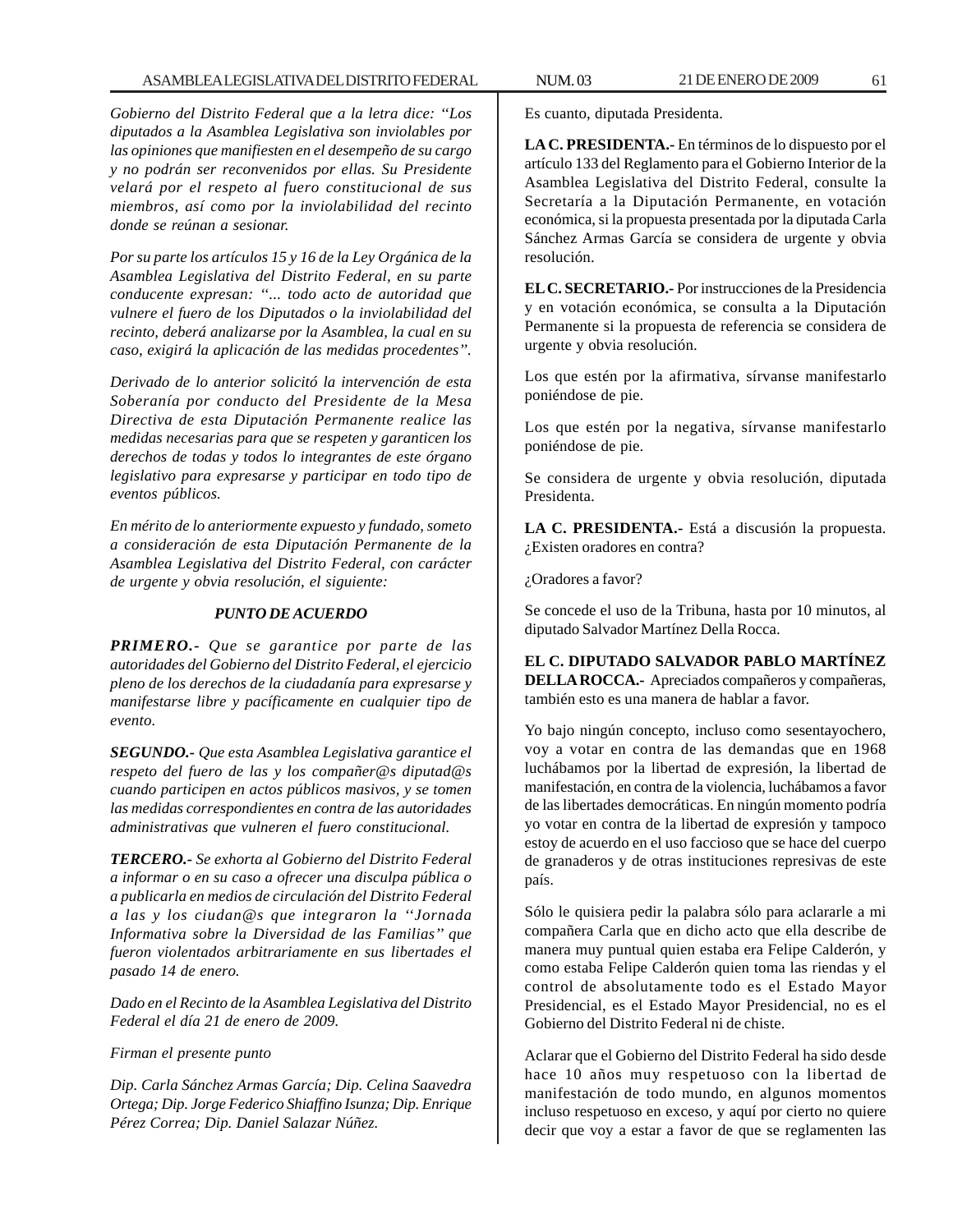*Gobierno del Distrito Federal que a la letra dice: "Los diputados a la Asamblea Legislativa son inviolables por las opiniones que manifiesten en el desempeño de su cargo y no podrán ser reconvenidos por ellas. Su Presidente velará por el respeto al fuero constitucional de sus miembros, así como por la inviolabilidad del recinto donde se reúnan a sesionar.*

*Por su parte los artículos 15 y 16 de la Ley Orgánica de la Asamblea Legislativa del Distrito Federal, en su parte conducente expresan: "... todo acto de autoridad que vulnere el fuero de los Diputados o la inviolabilidad del recinto, deberá analizarse por la Asamblea, la cual en su caso, exigirá la aplicación de las medidas procedentes".*

*Derivado de lo anterior solicitó la intervención de esta Soberanía por conducto del Presidente de la Mesa Directiva de esta Diputación Permanente realice las medidas necesarias para que se respeten y garanticen los derechos de todas y todos lo integrantes de este órgano legislativo para expresarse y participar en todo tipo de eventos públicos.*

*En mérito de lo anteriormente expuesto y fundado, someto a consideración de esta Diputación Permanente de la Asamblea Legislativa del Distrito Federal, con carácter de urgente y obvia resolución, el siguiente:*

***PUNTO DE ACUERDO***

***PRIMERO.-** Que se garantice por parte de las autoridades del Gobierno del Distrito Federal, el ejercicio pleno de los derechos de la ciudadanía para expresarse y manifestarse libre y pacíficamente en cualquier tipo de evento.*

***SEGUNDO.-** Que esta Asamblea Legislativa garantice el respeto del fuero de las y los compañer@s diputad@s cuando participen en actos públicos masivos, y se tomen las medidas correspondientes en contra de las autoridades administrativas que vulneren el fuero constitucional.*

***TERCERO.-** Se exhorta al Gobierno del Distrito Federal a informar o en su caso a ofrecer una disculpa pública o a publicarla en medios de circulación del Distrito Federal a las y los ciudan@s que integraron la ''Jornada Informativa sobre la Diversidad de las Familias'' que fueron violentados arbitrariamente en sus libertades el pasado 14 de enero.*

*Dado en el Recinto de la Asamblea Legislativa del Distrito Federal el día 21 de enero de 2009.*

*Firman el presente punto*

*Dip. Carla Sánchez Armas García; Dip. Celina Saavedra Ortega; Dip. Jorge Federico Shiaffino Isunza; Dip. Enrique Pérez Correa; Dip. Daniel Salazar Núñez.*

Es cuanto, diputada Presidenta.

**LA C. PRESIDENTA.-** En términos de lo dispuesto por el artículo 133 del Reglamento para el Gobierno Interior de la Asamblea Legislativa del Distrito Federal, consulte la Secretaría a la Diputación Permanente, en votación económica, si la propuesta presentada por la diputada Carla Sánchez Armas García se considera de urgente y obvia resolución.

**EL C. SECRETARIO.-** Por instrucciones de la Presidencia y en votación económica, se consulta a la Diputación Permanente si la propuesta de referencia se considera de urgente y obvia resolución.

Los que estén por la afirmativa, sírvanse manifestarlo poniéndose de pie.

Los que estén por la negativa, sírvanse manifestarlo poniéndose de pie.

Se considera de urgente y obvia resolución, diputada Presidenta.

**LA C. PRESIDENTA.-** Está a discusión la propuesta. ¿Existen oradores en contra?

¿Oradores a favor?

Se concede el uso de la Tribuna, hasta por 10 minutos, al diputado Salvador Martínez Della Rocca.

**EL C. DIPUTADO SALVADOR PABLO MARTÍNEZ DELLA ROCCA.-** Apreciados compañeros y compañeras, también esto es una manera de hablar a favor.

Yo bajo ningún concepto, incluso como sesentayochero, voy a votar en contra de las demandas que en 1968 luchábamos por la libertad de expresión, la libertad de manifestación, en contra de la violencia, luchábamos a favor de las libertades democráticas. En ningún momento podría yo votar en contra de la libertad de expresión y tampoco estoy de acuerdo en el uso faccioso que se hace del cuerpo de granaderos y de otras instituciones represivas de este país.

Sólo le quisiera pedir la palabra sólo para aclararle a mi compañera Carla que en dicho acto que ella describe de manera muy puntual quien estaba era Felipe Calderón, y como estaba Felipe Calderón quien toma las riendas y el control de absolutamente todo es el Estado Mayor Presidencial, es el Estado Mayor Presidencial, no es el Gobierno del Distrito Federal ni de chiste.

Aclarar que el Gobierno del Distrito Federal ha sido desde hace 10 años muy respetuoso con la libertad de manifestación de todo mundo, en algunos momentos incluso respetuoso en exceso, y aquí por cierto no quiere decir que voy a estar a favor de que se reglamenten las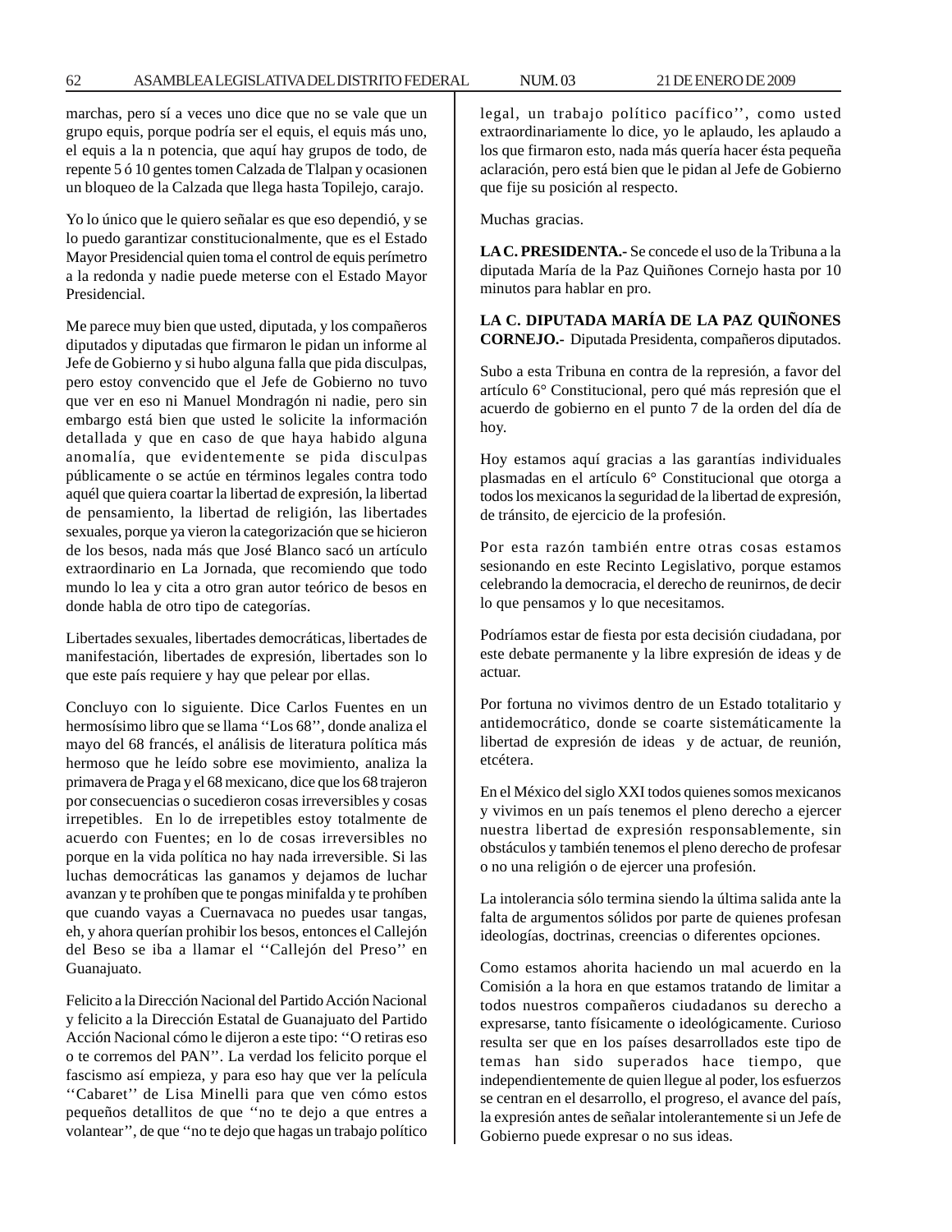marchas, pero sí a veces uno dice que no se vale que un grupo equis, porque podría ser el equis, el equis más uno, el equis a la n potencia, que aquí hay grupos de todo, de repente 5 ó 10 gentes tomen Calzada de Tlalpan y ocasionen un bloqueo de la Calzada que llega hasta Topilejo, carajo.

Yo lo único que le quiero señalar es que eso dependió, y se lo puedo garantizar constitucionalmente, que es el Estado Mayor Presidencial quien toma el control de equis perímetro a la redonda y nadie puede meterse con el Estado Mayor Presidencial.

Me parece muy bien que usted, diputada, y los compañeros diputados y diputadas que firmaron le pidan un informe al Jefe de Gobierno y si hubo alguna falla que pida disculpas, pero estoy convencido que el Jefe de Gobierno no tuvo que ver en eso ni Manuel Mondragón ni nadie, pero sin embargo está bien que usted le solicite la información detallada y que en caso de que haya habido alguna anomalía, que evidentemente se pida disculpas públicamente o se actúe en términos legales contra todo aquél que quiera coartar la libertad de expresión, la libertad de pensamiento, la libertad de religión, las libertades sexuales, porque ya vieron la categorización que se hicieron de los besos, nada más que José Blanco sacó un artículo extraordinario en La Jornada, que recomiendo que todo mundo lo lea y cita a otro gran autor teórico de besos en donde habla de otro tipo de categorías.

Libertades sexuales, libertades democráticas, libertades de manifestación, libertades de expresión, libertades son lo que este país requiere y hay que pelear por ellas.

Concluyo con lo siguiente. Dice Carlos Fuentes en un hermosísimo libro que se llama ''Los 68'', donde analiza el mayo del 68 francés, el análisis de literatura política más hermoso que he leído sobre ese movimiento, analiza la primavera de Praga y el 68 mexicano, dice que los 68 trajeron por consecuencias o sucedieron cosas irreversibles y cosas irrepetibles. En lo de irrepetibles estoy totalmente de acuerdo con Fuentes; en lo de cosas irreversibles no porque en la vida política no hay nada irreversible. Si las luchas democráticas las ganamos y dejamos de luchar avanzan y te prohíben que te pongas minifalda y te prohíben que cuando vayas a Cuernavaca no puedes usar tangas, eh, y ahora querían prohibir los besos, entonces el Callejón del Beso se iba a llamar el ''Callejón del Preso'' en Guanajuato.

Felicito a la Dirección Nacional del Partido Acción Nacional y felicito a la Dirección Estatal de Guanajuato del Partido Acción Nacional cómo le dijeron a este tipo: ''O retiras eso o te corremos del PAN''. La verdad los felicito porque el fascismo así empieza, y para eso hay que ver la película ''Cabaret'' de Lisa Minelli para que ven cómo estos pequeños detallitos de que ''no te dejo a que entres a volantear'', de que ''no te dejo que hagas un trabajo político legal, un trabajo político pacífico'', como usted extraordinariamente lo dice, yo le aplaudo, les aplaudo a los que firmaron esto, nada más quería hacer ésta pequeña aclaración, pero está bien que le pidan al Jefe de Gobierno que fije su posición al respecto.

Muchas gracias.

**LA C. PRESIDENTA.-** Se concede el uso de la Tribuna a la diputada María de la Paz Quiñones Cornejo hasta por 10 minutos para hablar en pro.

**LA C. DIPUTADA MARÍA DE LA PAZ QUIÑONES CORNEJO.-** Diputada Presidenta, compañeros diputados.

Subo a esta Tribuna en contra de la represión, a favor del artículo 6° Constitucional, pero qué más represión que el acuerdo de gobierno en el punto 7 de la orden del día de hoy.

Hoy estamos aquí gracias a las garantías individuales plasmadas en el artículo 6° Constitucional que otorga a todos los mexicanos la seguridad de la libertad de expresión, de tránsito, de ejercicio de la profesión.

Por esta razón también entre otras cosas estamos sesionando en este Recinto Legislativo, porque estamos celebrando la democracia, el derecho de reunirnos, de decir lo que pensamos y lo que necesitamos.

Podríamos estar de fiesta por esta decisión ciudadana, por este debate permanente y la libre expresión de ideas y de actuar.

Por fortuna no vivimos dentro de un Estado totalitario y antidemocrático, donde se coarte sistemáticamente la libertad de expresión de ideas y de actuar, de reunión, etcétera.

En el México del siglo XXI todos quienes somos mexicanos y vivimos en un país tenemos el pleno derecho a ejercer nuestra libertad de expresión responsablemente, sin obstáculos y también tenemos el pleno derecho de profesar o no una religión o de ejercer una profesión.

La intolerancia sólo termina siendo la última salida ante la falta de argumentos sólidos por parte de quienes profesan ideologías, doctrinas, creencias o diferentes opciones.

Como estamos ahorita haciendo un mal acuerdo en la Comisión a la hora en que estamos tratando de limitar a todos nuestros compañeros ciudadanos su derecho a expresarse, tanto físicamente o ideológicamente. Curioso resulta ser que en los países desarrollados este tipo de temas han sido superados hace tiempo, que independientemente de quien llegue al poder, los esfuerzos se centran en el desarrollo, el progreso, el avance del país, la expresión antes de señalar intolerantemente si un Jefe de Gobierno puede expresar o no sus ideas.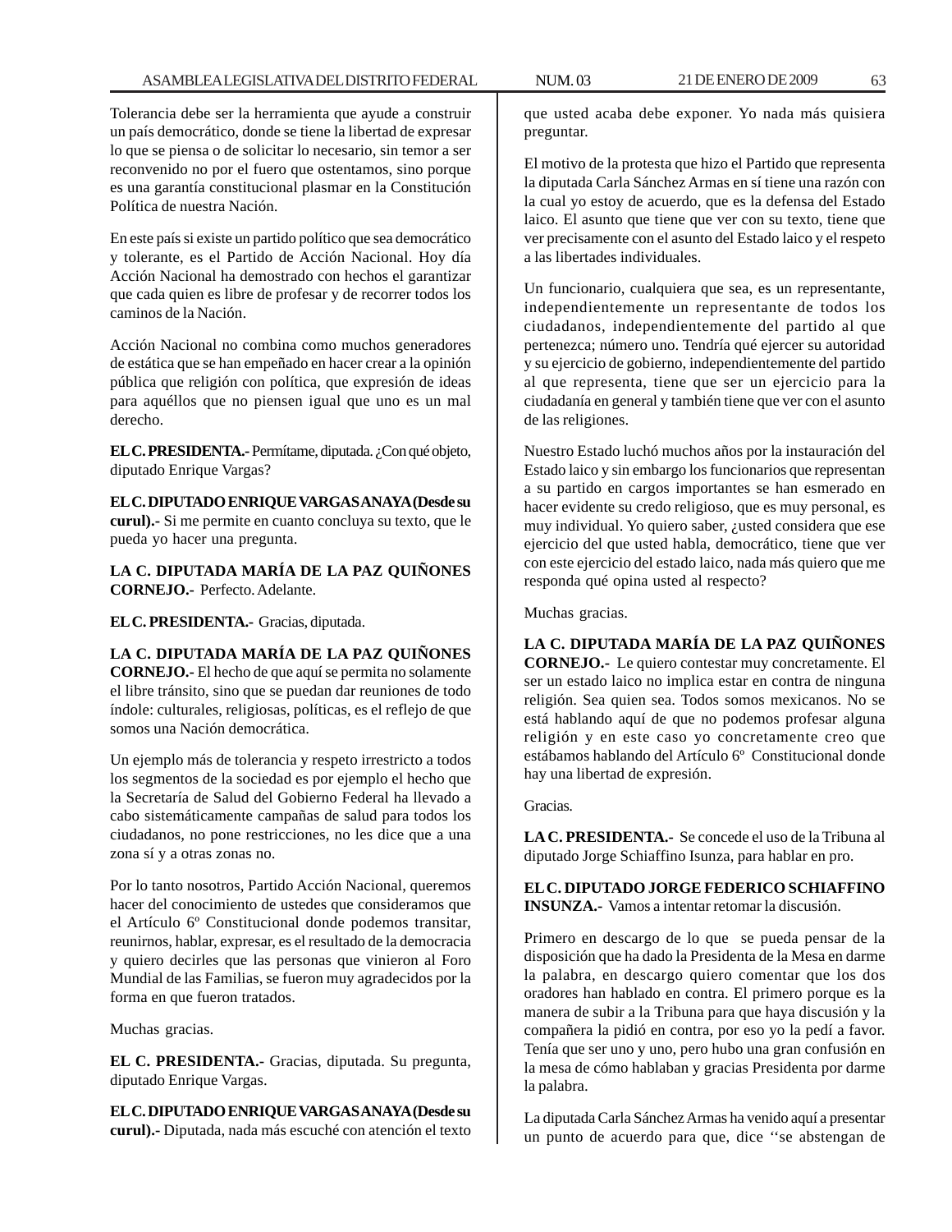Tolerancia debe ser la herramienta que ayude a construir un país democrático, donde se tiene la libertad de expresar lo que se piensa o de solicitar lo necesario, sin temor a ser reconvenido no por el fuero que ostentamos, sino porque es una garantía constitucional plasmar en la Constitución Política de nuestra Nación.

En este país si existe un partido político que sea democrático y tolerante, es el Partido de Acción Nacional. Hoy día Acción Nacional ha demostrado con hechos el garantizar que cada quien es libre de profesar y de recorrer todos los caminos de la Nación.

Acción Nacional no combina como muchos generadores de estática que se han empeñado en hacer crear a la opinión pública que religión con política, que expresión de ideas para aquéllos que no piensen igual que uno es un mal derecho.

**EL C. PRESIDENTA.-** Permítame, diputada. ¿Con qué objeto, diputado Enrique Vargas?

**EL C. DIPUTADO ENRIQUE VARGAS ANAYA (Desde su curul).-** Si me permite en cuanto concluya su texto, que le pueda yo hacer una pregunta.

**LA C. DIPUTADA MARÍA DE LA PAZ QUIÑONES CORNEJO.-** Perfecto. Adelante.

**EL C. PRESIDENTA.-** Gracias, diputada.

**LA C. DIPUTADA MARÍA DE LA PAZ QUIÑONES CORNEJO.-** El hecho de que aquí se permita no solamente el libre tránsito, sino que se puedan dar reuniones de todo índole: culturales, religiosas, políticas, es el reflejo de que somos una Nación democrática.

Un ejemplo más de tolerancia y respeto irrestricto a todos los segmentos de la sociedad es por ejemplo el hecho que la Secretaría de Salud del Gobierno Federal ha llevado a cabo sistemáticamente campañas de salud para todos los ciudadanos, no pone restricciones, no les dice que a una zona sí y a otras zonas no.

Por lo tanto nosotros, Partido Acción Nacional, queremos hacer del conocimiento de ustedes que consideramos que el Artículo 6º Constitucional donde podemos transitar, reunirnos, hablar, expresar, es el resultado de la democracia y quiero decirles que las personas que vinieron al Foro Mundial de las Familias, se fueron muy agradecidos por la forma en que fueron tratados.

Muchas gracias.

**EL C. PRESIDENTA.-** Gracias, diputada. Su pregunta, diputado Enrique Vargas.

**EL C. DIPUTADO ENRIQUE VARGAS ANAYA (Desde su curul).-** Diputada, nada más escuché con atención el texto que usted acaba debe exponer. Yo nada más quisiera preguntar.

El motivo de la protesta que hizo el Partido que representa la diputada Carla Sánchez Armas en sí tiene una razón con la cual yo estoy de acuerdo, que es la defensa del Estado laico. El asunto que tiene que ver con su texto, tiene que ver precisamente con el asunto del Estado laico y el respeto a las libertades individuales.

Un funcionario, cualquiera que sea, es un representante, independientemente un representante de todos los ciudadanos, independientemente del partido al que pertenezca; número uno. Tendría qué ejercer su autoridad y su ejercicio de gobierno, independientemente del partido al que representa, tiene que ser un ejercicio para la ciudadanía en general y también tiene que ver con el asunto de las religiones.

Nuestro Estado luchó muchos años por la instauración del Estado laico y sin embargo los funcionarios que representan a su partido en cargos importantes se han esmerado en hacer evidente su credo religioso, que es muy personal, es muy individual. Yo quiero saber, ¿usted considera que ese ejercicio del que usted habla, democrático, tiene que ver con este ejercicio del estado laico, nada más quiero que me responda qué opina usted al respecto?

Muchas gracias.

**LA C. DIPUTADA MARÍA DE LA PAZ QUIÑONES CORNEJO.-** Le quiero contestar muy concretamente. El ser un estado laico no implica estar en contra de ninguna religión. Sea quien sea. Todos somos mexicanos. No se está hablando aquí de que no podemos profesar alguna religión y en este caso yo concretamente creo que estábamos hablando del Artículo 6º Constitucional donde hay una libertad de expresión.

Gracias.

**LA C. PRESIDENTA.-** Se concede el uso de la Tribuna al diputado Jorge Schiaffino Isunza, para hablar en pro.

**EL C. DIPUTADO JORGE FEDERICO SCHIAFFINO INSUNZA.-** Vamos a intentar retomar la discusión.

Primero en descargo de lo que se pueda pensar de la disposición que ha dado la Presidenta de la Mesa en darme la palabra, en descargo quiero comentar que los dos oradores han hablado en contra. El primero porque es la manera de subir a la Tribuna para que haya discusión y la compañera la pidió en contra, por eso yo la pedí a favor. Tenía que ser uno y uno, pero hubo una gran confusión en la mesa de cómo hablaban y gracias Presidenta por darme la palabra.

La diputada Carla Sánchez Armas ha venido aquí a presentar un punto de acuerdo para que, dice ''se abstengan de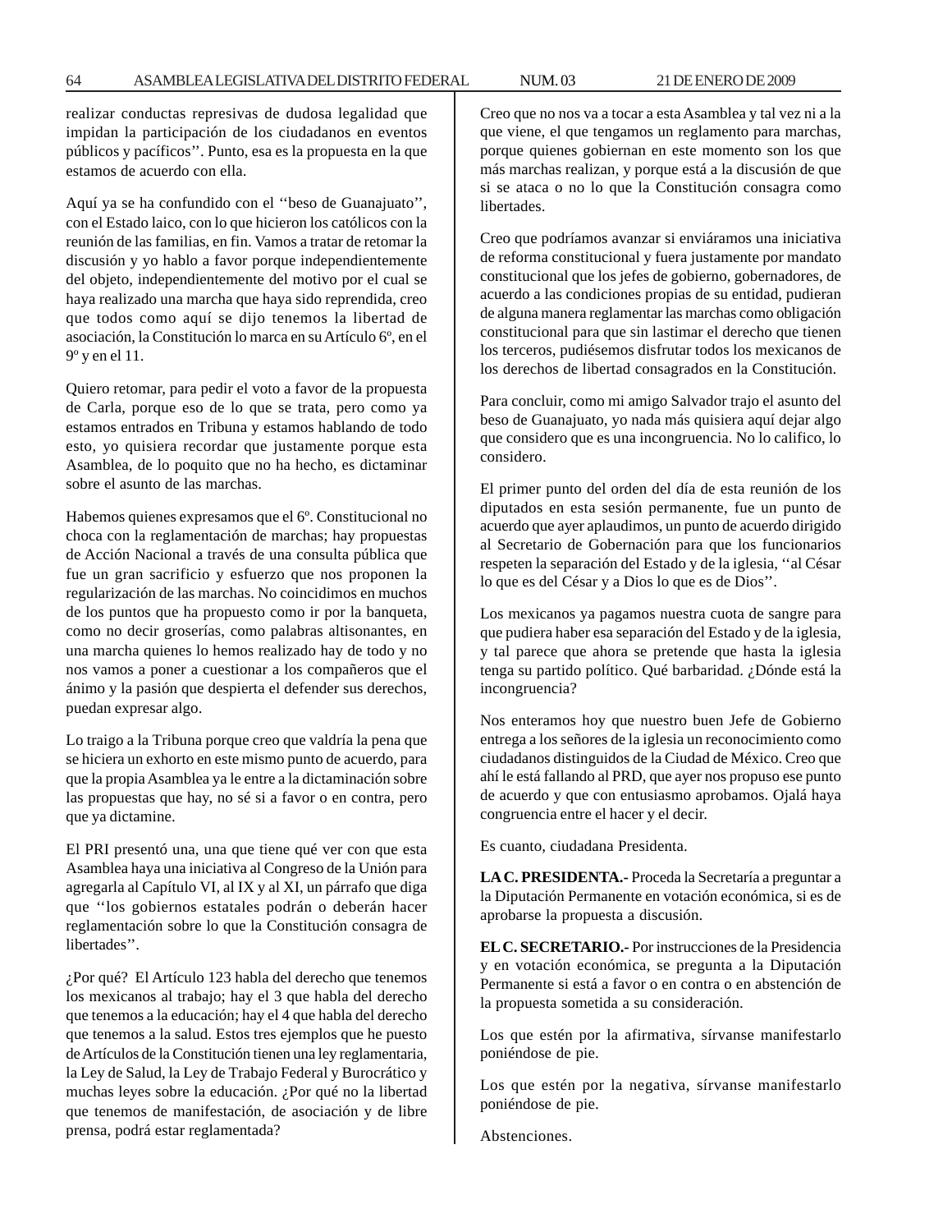realizar conductas represivas de dudosa legalidad que impidan la participación de los ciudadanos en eventos públicos y pacíficos''. Punto, esa es la propuesta en la que estamos de acuerdo con ella.

Aquí ya se ha confundido con el ''beso de Guanajuato'', con el Estado laico, con lo que hicieron los católicos con la reunión de las familias, en fin. Vamos a tratar de retomar la discusión y yo hablo a favor porque independientemente del objeto, independientemente del motivo por el cual se haya realizado una marcha que haya sido reprendida, creo que todos como aquí se dijo tenemos la libertad de asociación, la Constitución lo marca en su Artículo 6º, en el 9º y en el 11.

Quiero retomar, para pedir el voto a favor de la propuesta de Carla, porque eso de lo que se trata, pero como ya estamos entrados en Tribuna y estamos hablando de todo esto, yo quisiera recordar que justamente porque esta Asamblea, de lo poquito que no ha hecho, es dictaminar sobre el asunto de las marchas.

Habemos quienes expresamos que el 6º. Constitucional no choca con la reglamentación de marchas; hay propuestas de Acción Nacional a través de una consulta pública que fue un gran sacrificio y esfuerzo que nos proponen la regularización de las marchas. No coincidimos en muchos de los puntos que ha propuesto como ir por la banqueta, como no decir groserías, como palabras altisonantes, en una marcha quienes lo hemos realizado hay de todo y no nos vamos a poner a cuestionar a los compañeros que el ánimo y la pasión que despierta el defender sus derechos, puedan expresar algo.

Lo traigo a la Tribuna porque creo que valdría la pena que se hiciera un exhorto en este mismo punto de acuerdo, para que la propia Asamblea ya le entre a la dictaminación sobre las propuestas que hay, no sé si a favor o en contra, pero que ya dictamine.

El PRI presentó una, una que tiene qué ver con que esta Asamblea haya una iniciativa al Congreso de la Unión para agregarla al Capítulo VI, al IX y al XI, un párrafo que diga que ''los gobiernos estatales podrán o deberán hacer reglamentación sobre lo que la Constitución consagra de libertades''.

¿Por qué? El Artículo 123 habla del derecho que tenemos los mexicanos al trabajo; hay el 3 que habla del derecho que tenemos a la educación; hay el 4 que habla del derecho que tenemos a la salud. Estos tres ejemplos que he puesto de Artículos de la Constitución tienen una ley reglamentaria, la Ley de Salud, la Ley de Trabajo Federal y Burocrático y muchas leyes sobre la educación. ¿Por qué no la libertad que tenemos de manifestación, de asociación y de libre prensa, podrá estar reglamentada?

Creo que no nos va a tocar a esta Asamblea y tal vez ni a la que viene, el que tengamos un reglamento para marchas, porque quienes gobiernan en este momento son los que más marchas realizan, y porque está a la discusión de que si se ataca o no lo que la Constitución consagra como libertades.

Creo que podríamos avanzar si enviáramos una iniciativa de reforma constitucional y fuera justamente por mandato constitucional que los jefes de gobierno, gobernadores, de acuerdo a las condiciones propias de su entidad, pudieran de alguna manera reglamentar las marchas como obligación constitucional para que sin lastimar el derecho que tienen los terceros, pudiésemos disfrutar todos los mexicanos de los derechos de libertad consagrados en la Constitución.

Para concluir, como mi amigo Salvador trajo el asunto del beso de Guanajuato, yo nada más quisiera aquí dejar algo que considero que es una incongruencia. No lo califico, lo considero.

El primer punto del orden del día de esta reunión de los diputados en esta sesión permanente, fue un punto de acuerdo que ayer aplaudimos, un punto de acuerdo dirigido al Secretario de Gobernación para que los funcionarios respeten la separación del Estado y de la iglesia, ''al César lo que es del César y a Dios lo que es de Dios''.

Los mexicanos ya pagamos nuestra cuota de sangre para que pudiera haber esa separación del Estado y de la iglesia, y tal parece que ahora se pretende que hasta la iglesia tenga su partido político. Qué barbaridad. ¿Dónde está la incongruencia?

Nos enteramos hoy que nuestro buen Jefe de Gobierno entrega a los señores de la iglesia un reconocimiento como ciudadanos distinguidos de la Ciudad de México. Creo que ahí le está fallando al PRD, que ayer nos propuso ese punto de acuerdo y que con entusiasmo aprobamos. Ojalá haya congruencia entre el hacer y el decir.

Es cuanto, ciudadana Presidenta.

**LA C. PRESIDENTA.-** Proceda la Secretaría a preguntar a la Diputación Permanente en votación económica, si es de aprobarse la propuesta a discusión.

**EL C. SECRETARIO.-** Por instrucciones de la Presidencia y en votación económica, se pregunta a la Diputación Permanente si está a favor o en contra o en abstención de la propuesta sometida a su consideración.

Los que estén por la afirmativa, sírvanse manifestarlo poniéndose de pie.

Los que estén por la negativa, sírvanse manifestarlo poniéndose de pie.

Abstenciones.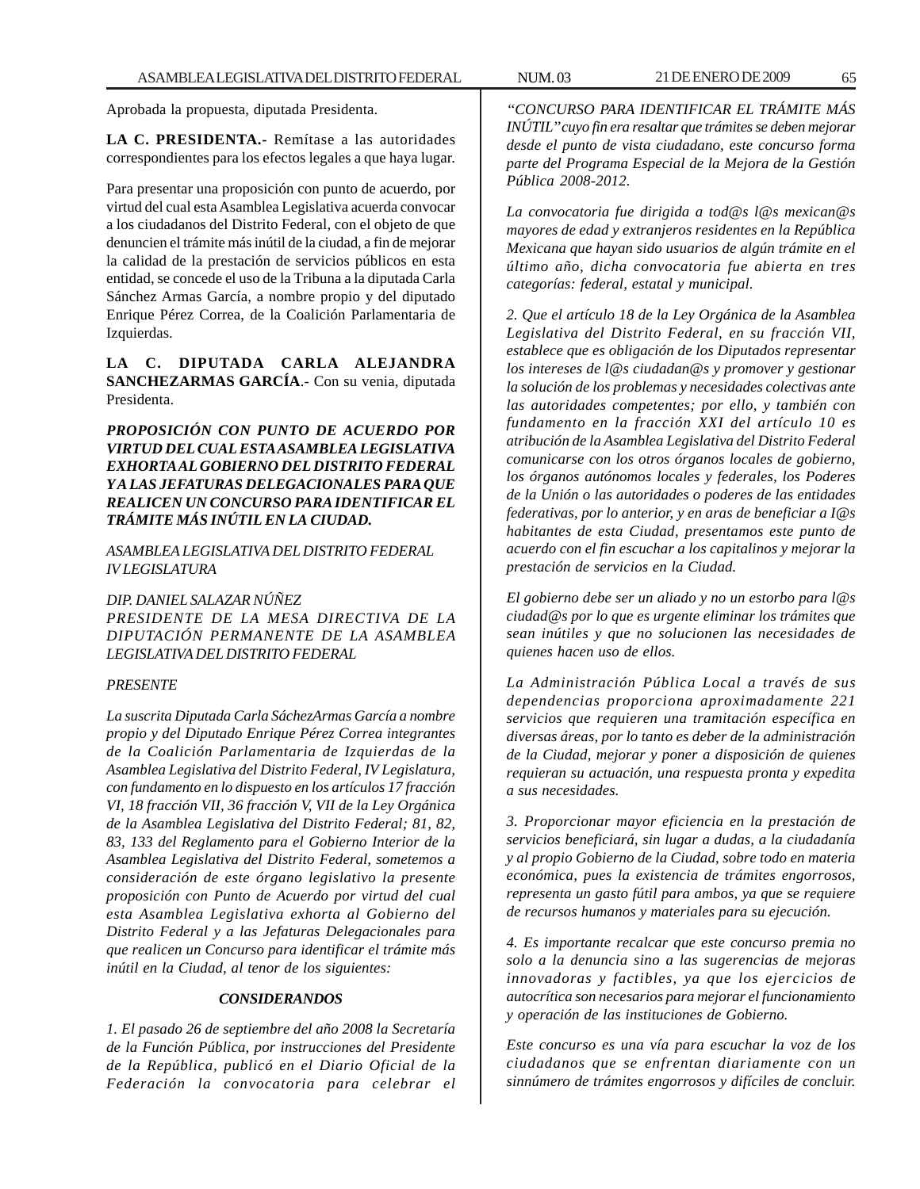Aprobada la propuesta, diputada Presidenta.

**LA C. PRESIDENTA.-** Remítase a las autoridades correspondientes para los efectos legales a que haya lugar.

Para presentar una proposición con punto de acuerdo, por virtud del cual esta Asamblea Legislativa acuerda convocar a los ciudadanos del Distrito Federal, con el objeto de que denuncien el trámite más inútil de la ciudad, a fin de mejorar la calidad de la prestación de servicios públicos en esta entidad, se concede el uso de la Tribuna a la diputada Carla Sánchez Armas García, a nombre propio y del diputado Enrique Pérez Correa, de la Coalición Parlamentaria de Izquierdas.

**LA C. DIPUTADA CARLA ALEJANDRA SANCHEZARMAS GARCÍA**.- Con su venia, diputada Presidenta.

***PROPOSICIÓN CON PUNTO DE ACUERDO POR VIRTUD DEL CUAL ESTA ASAMBLEA LEGISLATIVA EXHORTA AL GOBIERNO DEL DISTRITO FEDERAL Y A LAS JEFATURAS DELEGACIONALES PARA QUE REALICEN UN CONCURSO PARA IDENTIFICAR EL TRÁMITE MÁS INÚTIL EN LA CIUDAD.***

*ASAMBLEA LEGISLATIVA DEL DISTRITO FEDERAL*
*IV LEGISLATURA*

*DIP. DANIEL SALAZAR NÚÑEZ*
*PRESIDENTE DE LA MESA DIRECTIVA DE LA DIPUTACIÓN PERMANENTE DE LA ASAMBLEA LEGISLATIVA DEL DISTRITO FEDERAL*

*PRESENTE*

*La suscrita Diputada Carla SáchezArmas García a nombre propio y del Diputado Enrique Pérez Correa integrantes de la Coalición Parlamentaria de Izquierdas de la Asamblea Legislativa del Distrito Federal, IV Legislatura, con fundamento en lo dispuesto en los artículos 17 fracción VI, 18 fracción VII, 36 fracción V, VII de la Ley Orgánica de la Asamblea Legislativa del Distrito Federal; 81, 82, 83, 133 del Reglamento para el Gobierno Interior de la Asamblea Legislativa del Distrito Federal, sometemos a consideración de este órgano legislativo la presente proposición con Punto de Acuerdo por virtud del cual esta Asamblea Legislativa exhorta al Gobierno del Distrito Federal y a las Jefaturas Delegacionales para que realicen un Concurso para identificar el trámite más inútil en la Ciudad, al tenor de los siguientes:*

***CONSIDERANDOS***

*1. El pasado 26 de septiembre del año 2008 la Secretaría de la Función Pública, por instrucciones del Presidente de la República, publicó en el Diario Oficial de la Federación la convocatoria para celebrar el "CONCURSO PARA IDENTIFICAR EL TRÁMITE MÁS INÚTIL" cuyo fin era resaltar que trámites se deben mejorar desde el punto de vista ciudadano, este concurso forma parte del Programa Especial de la Mejora de la Gestión Pública 2008-2012.*

*La convocatoria fue dirigida a tod@s l@s mexican@s mayores de edad y extranjeros residentes en la República Mexicana que hayan sido usuarios de algún trámite en el último año, dicha convocatoria fue abierta en tres categorías: federal, estatal y municipal.*

*2. Que el artículo 18 de la Ley Orgánica de la Asamblea Legislativa del Distrito Federal, en su fracción VII, establece que es obligación de los Diputados representar los intereses de l@s ciudadan@s y promover y gestionar la solución de los problemas y necesidades colectivas ante las autoridades competentes; por ello, y también con fundamento en la fracción XXI del artículo 10 es atribución de la Asamblea Legislativa del Distrito Federal comunicarse con los otros órganos locales de gobierno, los órganos autónomos locales y federales, los Poderes de la Unión o las autoridades o poderes de las entidades federativas, por lo anterior, y en aras de beneficiar a I@s habitantes de esta Ciudad, presentamos este punto de acuerdo con el fin escuchar a los capitalinos y mejorar la prestación de servicios en la Ciudad.*

*El gobierno debe ser un aliado y no un estorbo para l@s ciudad@s por lo que es urgente eliminar los trámites que sean inútiles y que no solucionen las necesidades de quienes hacen uso de ellos.*

*La Administración Pública Local a través de sus dependencias proporciona aproximadamente 221 servicios que requieren una tramitación específica en diversas áreas, por lo tanto es deber de la administración de la Ciudad, mejorar y poner a disposición de quienes requieran su actuación, una respuesta pronta y expedita a sus necesidades.*

*3. Proporcionar mayor eficiencia en la prestación de servicios beneficiará, sin lugar a dudas, a la ciudadanía y al propio Gobierno de la Ciudad, sobre todo en materia económica, pues la existencia de trámites engorrosos, representa un gasto fútil para ambos, ya que se requiere de recursos humanos y materiales para su ejecución.*

*4. Es importante recalcar que este concurso premia no solo a la denuncia sino a las sugerencias de mejoras innovadoras y factibles, ya que los ejercicios de autocrítica son necesarios para mejorar el funcionamiento y operación de las instituciones de Gobierno.*

*Este concurso es una vía para escuchar la voz de los ciudadanos que se enfrentan diariamente con un sinnúmero de trámites engorrosos y difíciles de concluir.*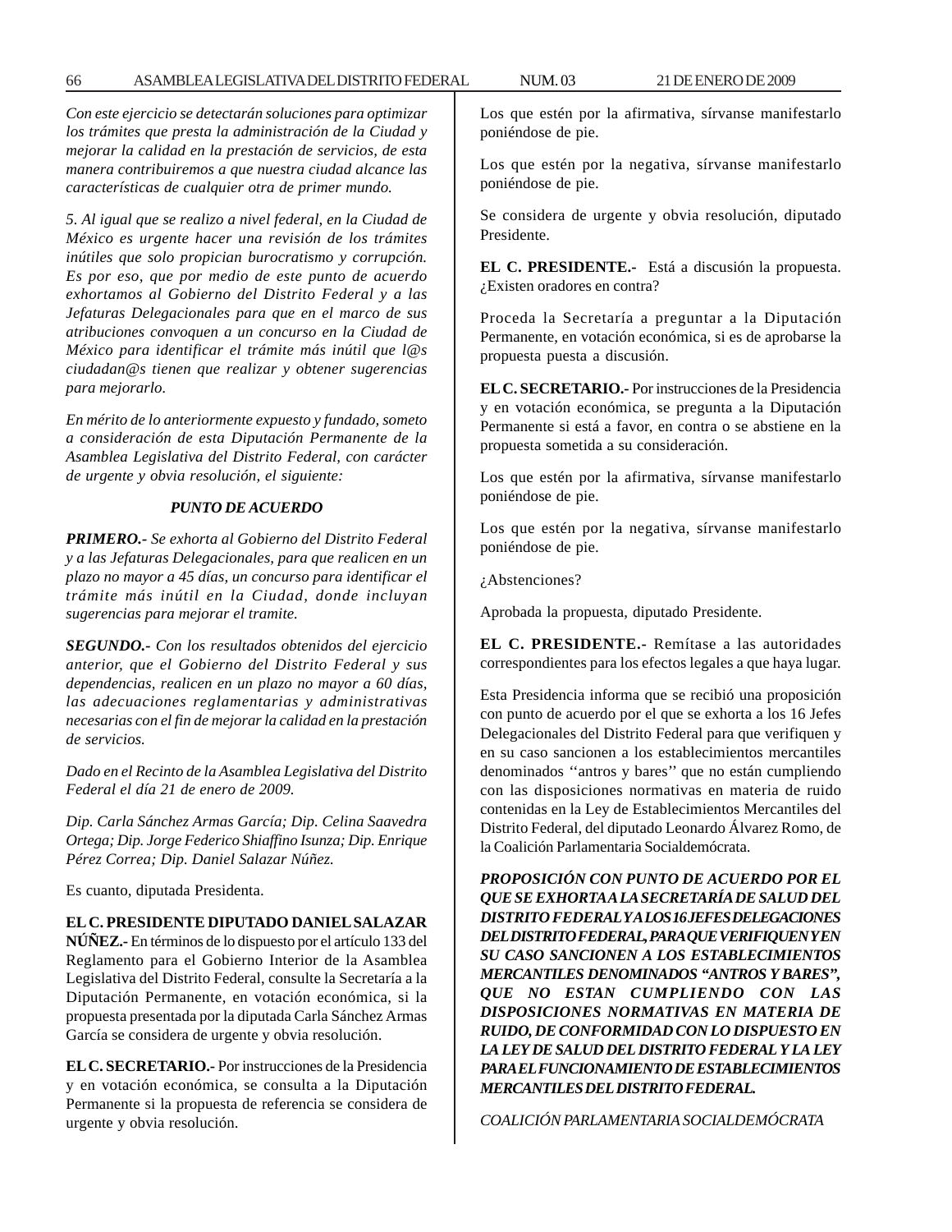*Con este ejercicio se detectarán soluciones para optimizar los trámites que presta la administración de la Ciudad y mejorar la calidad en la prestación de servicios, de esta manera contribuiremos a que nuestra ciudad alcance las características de cualquier otra de primer mundo.*

*5. Al igual que se realizo a nivel federal, en la Ciudad de México es urgente hacer una revisión de los trámites inútiles que solo propician burocratismo y corrupción. Es por eso, que por medio de este punto de acuerdo exhortamos al Gobierno del Distrito Federal y a las Jefaturas Delegacionales para que en el marco de sus atribuciones convoquen a un concurso en la Ciudad de México para identificar el trámite más inútil que l@s ciudadan@s tienen que realizar y obtener sugerencias para mejorarlo.*

*En mérito de lo anteriormente expuesto y fundado, someto a consideración de esta Diputación Permanente de la Asamblea Legislativa del Distrito Federal, con carácter de urgente y obvia resolución, el siguiente:*

***PUNTO DE ACUERDO***

***PRIMERO.-*** *Se exhorta al Gobierno del Distrito Federal y a las Jefaturas Delegacionales, para que realicen en un plazo no mayor a 45 días, un concurso para identificar el trámite más inútil en la Ciudad, donde incluyan sugerencias para mejorar el tramite.*

***SEGUNDO.-*** *Con los resultados obtenidos del ejercicio anterior, que el Gobierno del Distrito Federal y sus dependencias, realicen en un plazo no mayor a 60 días, las adecuaciones reglamentarias y administrativas necesarias con el fin de mejorar la calidad en la prestación de servicios.*

*Dado en el Recinto de la Asamblea Legislativa del Distrito Federal el día 21 de enero de 2009.*

*Dip. Carla Sánchez Armas García; Dip. Celina Saavedra Ortega; Dip. Jorge Federico Shiaffino Isunza; Dip. Enrique Pérez Correa; Dip. Daniel Salazar Núñez.*

Es cuanto, diputada Presidenta.

**EL C. PRESIDENTE DIPUTADO DANIEL SALAZAR NÚÑEZ.-** En términos de lo dispuesto por el artículo 133 del Reglamento para el Gobierno Interior de la Asamblea Legislativa del Distrito Federal, consulte la Secretaría a la Diputación Permanente, en votación económica, si la propuesta presentada por la diputada Carla Sánchez Armas García se considera de urgente y obvia resolución.

**EL C. SECRETARIO.-** Por instrucciones de la Presidencia y en votación económica, se consulta a la Diputación Permanente si la propuesta de referencia se considera de urgente y obvia resolución.

Los que estén por la afirmativa, sírvanse manifestarlo poniéndose de pie.

Los que estén por la negativa, sírvanse manifestarlo poniéndose de pie.

Se considera de urgente y obvia resolución, diputado Presidente.

**EL C. PRESIDENTE.-** Está a discusión la propuesta. ¿Existen oradores en contra?

Proceda la Secretaría a preguntar a la Diputación Permanente, en votación económica, si es de aprobarse la propuesta puesta a discusión.

**EL C. SECRETARIO.-** Por instrucciones de la Presidencia y en votación económica, se pregunta a la Diputación Permanente si está a favor, en contra o se abstiene en la propuesta sometida a su consideración.

Los que estén por la afirmativa, sírvanse manifestarlo poniéndose de pie.

Los que estén por la negativa, sírvanse manifestarlo poniéndose de pie.

¿Abstenciones?

Aprobada la propuesta, diputado Presidente.

**EL C. PRESIDENTE.-** Remítase a las autoridades correspondientes para los efectos legales a que haya lugar.

Esta Presidencia informa que se recibió una proposición con punto de acuerdo por el que se exhorta a los 16 Jefes Delegacionales del Distrito Federal para que verifiquen y en su caso sancionen a los establecimientos mercantiles denominados ''antros y bares'' que no están cumpliendo con las disposiciones normativas en materia de ruido contenidas en la Ley de Establecimientos Mercantiles del Distrito Federal, del diputado Leonardo Álvarez Romo, de la Coalición Parlamentaria Socialdemócrata.

***PROPOSICIÓN CON PUNTO DE ACUERDO POR EL QUE SE EXHORTA A LA SECRETARÍA DE SALUD DEL DISTRITO FEDERAL Y A LOS 16 JEFES DELEGACIONES DEL DISTRITO FEDERAL, PARA QUE VERIFIQUEN Y EN SU CASO SANCIONEN A LOS ESTABLECIMIENTOS MERCANTILES DENOMINADOS "ANTROS Y BARES", QUE NO ESTAN CUMPLIENDO CON LAS DISPOSICIONES NORMATIVAS EN MATERIA DE RUIDO, DE CONFORMIDAD CON LO DISPUESTO EN LA LEY DE SALUD DEL DISTRITO FEDERAL Y LA LEY PARA EL FUNCIONAMIENTO DE ESTABLECIMIENTOS MERCANTILES DEL DISTRITO FEDERAL.***

*COALICIÓN PARLAMENTARIA SOCIALDEMÓCRATA*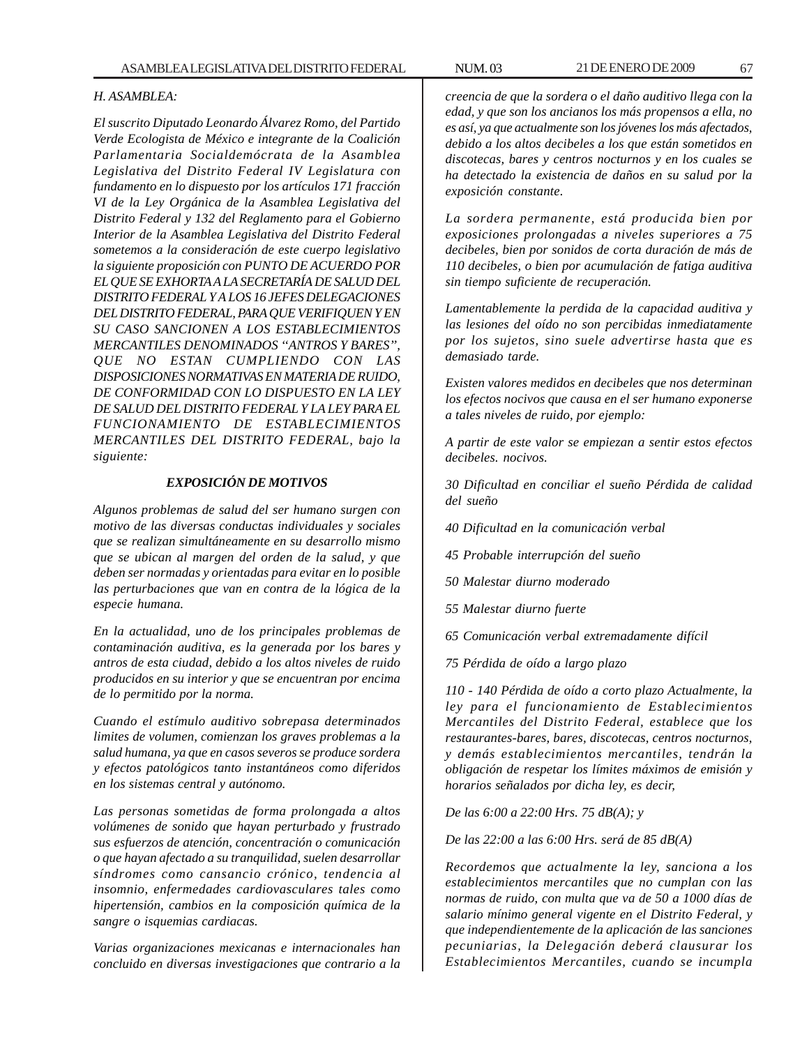*H. ASAMBLEA:*

*El suscrito Diputado Leonardo Álvarez Romo, del Partido Verde Ecologista de México e integrante de la Coalición Parlamentaria Socialdemócrata de la Asamblea Legislativa del Distrito Federal IV Legislatura con fundamento en lo dispuesto por los artículos 171 fracción VI de la Ley Orgánica de la Asamblea Legislativa del Distrito Federal y 132 del Reglamento para el Gobierno Interior de la Asamblea Legislativa del Distrito Federal sometemos a la consideración de este cuerpo legislativo la siguiente proposición con PUNTO DE ACUERDO POR EL QUE SE EXHORTA A LA SECRETARÍA DE SALUD DEL DISTRITO FEDERAL Y A LOS 16 JEFES DELEGACIONES DEL DISTRITO FEDERAL, PARA QUE VERIFIQUEN Y EN SU CASO SANCIONEN A LOS ESTABLECIMIENTOS MERCANTILES DENOMINADOS "ANTROS Y BARES", QUE NO ESTAN CUMPLIENDO CON LAS DISPOSICIONES NORMATIVAS EN MATERIA DE RUIDO, DE CONFORMIDAD CON LO DISPUESTO EN LA LEY DE SALUD DEL DISTRITO FEDERAL Y LA LEY PARA EL FUNCIONAMIENTO DE ESTABLECIMIENTOS MERCANTILES DEL DISTRITO FEDERAL, bajo la siguiente:*

***EXPOSICIÓN DE MOTIVOS***

*Algunos problemas de salud del ser humano surgen con motivo de las diversas conductas individuales y sociales que se realizan simultáneamente en su desarrollo mismo que se ubican al margen del orden de la salud, y que deben ser normadas y orientadas para evitar en lo posible las perturbaciones que van en contra de la lógica de la especie humana.*

*En la actualidad, uno de los principales problemas de contaminación auditiva, es la generada por los bares y antros de esta ciudad, debido a los altos niveles de ruido producidos en su interior y que se encuentran por encima de lo permitido por la norma.*

*Cuando el estímulo auditivo sobrepasa determinados limites de volumen, comienzan los graves problemas a la salud humana, ya que en casos severos se produce sordera y efectos patológicos tanto instantáneos como diferidos en los sistemas central y autónomo.*

*Las personas sometidas de forma prolongada a altos volúmenes de sonido que hayan perturbado y frustrado sus esfuerzos de atención, concentración o comunicación o que hayan afectado a su tranquilidad, suelen desarrollar síndromes como cansancio crónico, tendencia al insomnio, enfermedades cardiovasculares tales como hipertensión, cambios en la composición química de la sangre o isquemias cardiacas.*

*Varias organizaciones mexicanas e internacionales han concluido en diversas investigaciones que contrario a la creencia de que la sordera o el daño auditivo llega con la edad, y que son los ancianos los más propensos a ella, no es así, ya que actualmente son los jóvenes los más afectados, debido a los altos decibeles a los que están sometidos en discotecas, bares y centros nocturnos y en los cuales se ha detectado la existencia de daños en su salud por la exposición constante.*

*La sordera permanente, está producida bien por exposiciones prolongadas a niveles superiores a 75 decibeles, bien por sonidos de corta duración de más de 110 decibeles, o bien por acumulación de fatiga auditiva sin tiempo suficiente de recuperación.*

*Lamentablemente la perdida de la capacidad auditiva y las lesiones del oído no son percibidas inmediatamente por los sujetos, sino suele advertirse hasta que es demasiado tarde.*

*Existen valores medidos en decibeles que nos determinan los efectos nocivos que causa en el ser humano exponerse a tales niveles de ruido, por ejemplo:*

*A partir de este valor se empiezan a sentir estos efectos decibeles. nocivos.*

*30 Dificultad en conciliar el sueño Pérdida de calidad del sueño*

*40 Dificultad en la comunicación verbal*

*45 Probable interrupción del sueño*

*50 Malestar diurno moderado*

*55 Malestar diurno fuerte*

*65 Comunicación verbal extremadamente difícil*

*75 Pérdida de oído a largo plazo*

*110 - 140 Pérdida de oído a corto plazo Actualmente, la ley para el funcionamiento de Establecimientos Mercantiles del Distrito Federal, establece que los restaurantes-bares, bares, discotecas, centros nocturnos, y demás establecimientos mercantiles, tendrán la obligación de respetar los límites máximos de emisión y horarios señalados por dicha ley, es decir,*

*De las 6:00 a 22:00 Hrs. 75 dB(A); y*

*De las 22:00 a las 6:00 Hrs. será de 85 dB(A)*

*Recordemos que actualmente la ley, sanciona a los establecimientos mercantiles que no cumplan con las normas de ruido, con multa que va de 50 a 1000 días de salario mínimo general vigente en el Distrito Federal, y que independientemente de la aplicación de las sanciones pecuniarias, la Delegación deberá clausurar los Establecimientos Mercantiles, cuando se incumpla*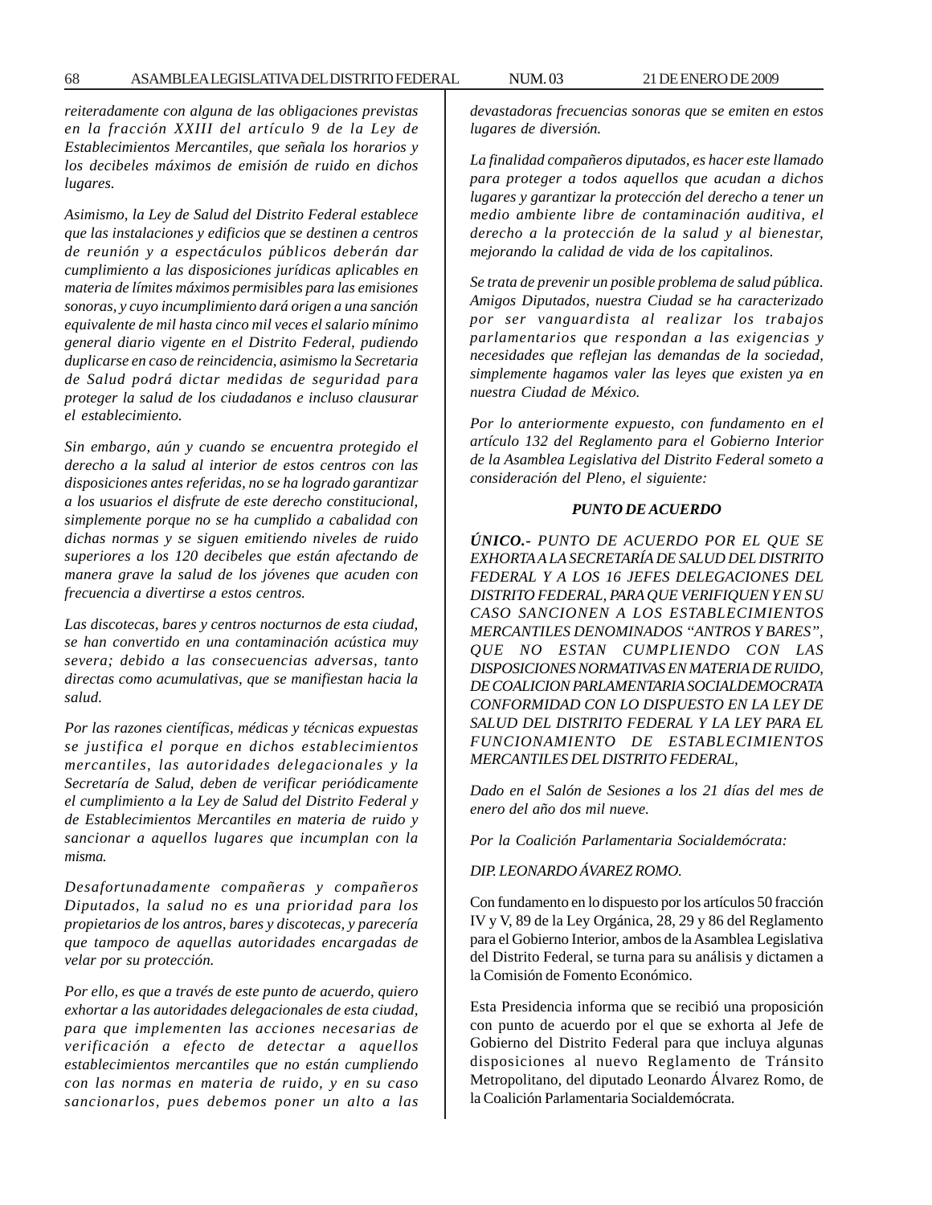*reiteradamente con alguna de las obligaciones previstas en la fracción XXIII del artículo 9 de la Ley de Establecimientos Mercantiles, que señala los horarios y los decibeles máximos de emisión de ruido en dichos lugares.*

*Asimismo, la Ley de Salud del Distrito Federal establece que las instalaciones y edificios que se destinen a centros de reunión y a espectáculos públicos deberán dar cumplimiento a las disposiciones jurídicas aplicables en materia de límites máximos permisibles para las emisiones sonoras, y cuyo incumplimiento dará origen a una sanción equivalente de mil hasta cinco mil veces el salario mínimo general diario vigente en el Distrito Federal, pudiendo duplicarse en caso de reincidencia, asimismo la Secretaria de Salud podrá dictar medidas de seguridad para proteger la salud de los ciudadanos e incluso clausurar el establecimiento.*

*Sin embargo, aún y cuando se encuentra protegido el derecho a la salud al interior de estos centros con las disposiciones antes referidas, no se ha logrado garantizar a los usuarios el disfrute de este derecho constitucional, simplemente porque no se ha cumplido a cabalidad con dichas normas y se siguen emitiendo niveles de ruido superiores a los 120 decibeles que están afectando de manera grave la salud de los jóvenes que acuden con frecuencia a divertirse a estos centros.*

*Las discotecas, bares y centros nocturnos de esta ciudad, se han convertido en una contaminación acústica muy severa; debido a las consecuencias adversas, tanto directas como acumulativas, que se manifiestan hacia la salud.*

*Por las razones científicas, médicas y técnicas expuestas se justifica el porque en dichos establecimientos mercantiles, las autoridades delegacionales y la Secretaría de Salud, deben de verificar periódicamente el cumplimiento a la Ley de Salud del Distrito Federal y de Establecimientos Mercantiles en materia de ruido y sancionar a aquellos lugares que incumplan con la misma.*

*Desafortunadamente compañeras y compañeros Diputados, la salud no es una prioridad para los propietarios de los antros, bares y discotecas, y parecería que tampoco de aquellas autoridades encargadas de velar por su protección.*

*Por ello, es que a través de este punto de acuerdo, quiero exhortar a las autoridades delegacionales de esta ciudad, para que implementen las acciones necesarias de verificación a efecto de detectar a aquellos establecimientos mercantiles que no están cumpliendo con las normas en materia de ruido, y en su caso sancionarlos, pues debemos poner un alto a las devastadoras frecuencias sonoras que se emiten en estos lugares de diversión.*

*La finalidad compañeros diputados, es hacer este llamado para proteger a todos aquellos que acudan a dichos lugares y garantizar la protección del derecho a tener un medio ambiente libre de contaminación auditiva, el derecho a la protección de la salud y al bienestar, mejorando la calidad de vida de los capitalinos.*

*Se trata de prevenir un posible problema de salud pública. Amigos Diputados, nuestra Ciudad se ha caracterizado por ser vanguardista al realizar los trabajos parlamentarios que respondan a las exigencias y necesidades que reflejan las demandas de la sociedad, simplemente hagamos valer las leyes que existen ya en nuestra Ciudad de México.*

*Por lo anteriormente expuesto, con fundamento en el artículo 132 del Reglamento para el Gobierno Interior de la Asamblea Legislativa del Distrito Federal someto a consideración del Pleno, el siguiente:*

***PUNTO DE ACUERDO***

***ÚNICO.-*** *PUNTO DE ACUERDO POR EL QUE SE EXHORTA A LA SECRETARÍA DE SALUD DEL DISTRITO FEDERAL Y A LOS 16 JEFES DELEGACIONES DEL DISTRITO FEDERAL, PARA QUE VERIFIQUEN Y EN SU CASO SANCIONEN A LOS ESTABLECIMIENTOS MERCANTILES DENOMINADOS "ANTROS Y BARES", QUE NO ESTAN CUMPLIENDO CON LAS DISPOSICIONES NORMATIVAS EN MATERIA DE RUIDO, DE COALICION PARLAMENTARIA SOCIALDEMOCRATA CONFORMIDAD CON LO DISPUESTO EN LA LEY DE SALUD DEL DISTRITO FEDERAL Y LA LEY PARA EL FUNCIONAMIENTO DE ESTABLECIMIENTOS MERCANTILES DEL DISTRITO FEDERAL,*

*Dado en el Salón de Sesiones a los 21 días del mes de enero del año dos mil nueve.*

*Por la Coalición Parlamentaria Socialdemócrata:*

*DIP. LEONARDO ÁVAREZ ROMO.*

Con fundamento en lo dispuesto por los artículos 50 fracción IV y V, 89 de la Ley Orgánica, 28, 29 y 86 del Reglamento para el Gobierno Interior, ambos de la Asamblea Legislativa del Distrito Federal, se turna para su análisis y dictamen a la Comisión de Fomento Económico.

Esta Presidencia informa que se recibió una proposición con punto de acuerdo por el que se exhorta al Jefe de Gobierno del Distrito Federal para que incluya algunas disposiciones al nuevo Reglamento de Tránsito Metropolitano, del diputado Leonardo Álvarez Romo, de la Coalición Parlamentaria Socialdemócrata.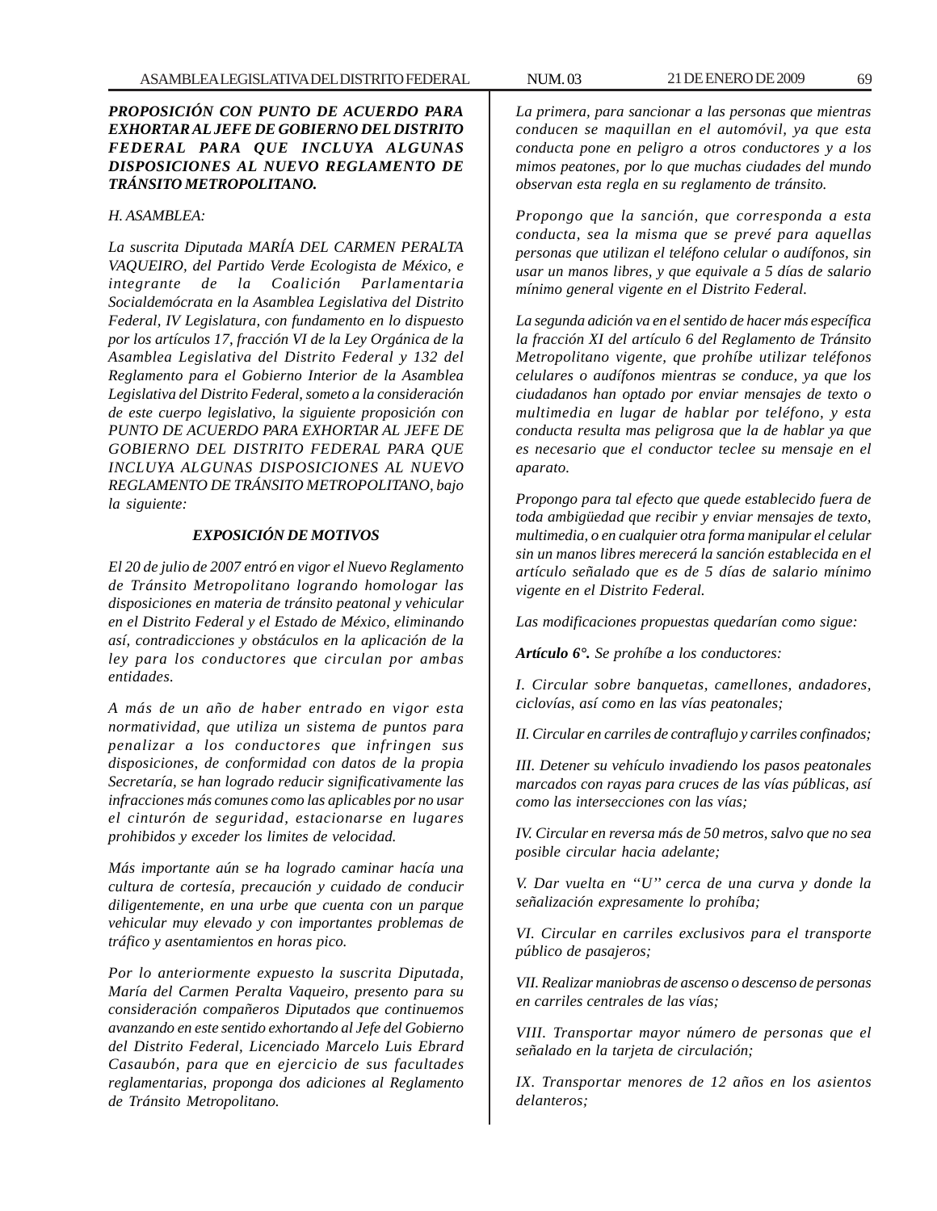***PROPOSICIÓN CON PUNTO DE ACUERDO PARA EXHORTAR AL JEFE DE GOBIERNO DEL DISTRITO FEDERAL PARA QUE INCLUYA ALGUNAS DISPOSICIONES AL NUEVO REGLAMENTO DE TRÁNSITO METROPOLITANO.***

*H. ASAMBLEA:*

*La suscrita Diputada MARÍA DEL CARMEN PERALTA VAQUEIRO, del Partido Verde Ecologista de México, e integrante de la Coalición Parlamentaria Socialdemócrata en la Asamblea Legislativa del Distrito Federal, IV Legislatura, con fundamento en lo dispuesto por los artículos 17, fracción VI de la Ley Orgánica de la Asamblea Legislativa del Distrito Federal y 132 del Reglamento para el Gobierno Interior de la Asamblea Legislativa del Distrito Federal, someto a la consideración de este cuerpo legislativo, la siguiente proposición con PUNTO DE ACUERDO PARA EXHORTAR AL JEFE DE GOBIERNO DEL DISTRITO FEDERAL PARA QUE INCLUYA ALGUNAS DISPOSICIONES AL NUEVO REGLAMENTO DE TRÁNSITO METROPOLITANO, bajo la siguiente:*

***EXPOSICIÓN DE MOTIVOS***

*El 20 de julio de 2007 entró en vigor el Nuevo Reglamento de Tránsito Metropolitano logrando homologar las disposiciones en materia de tránsito peatonal y vehicular en el Distrito Federal y el Estado de México, eliminando así, contradicciones y obstáculos en la aplicación de la ley para los conductores que circulan por ambas entidades.*

*A más de un año de haber entrado en vigor esta normatividad, que utiliza un sistema de puntos para penalizar a los conductores que infringen sus disposiciones, de conformidad con datos de la propia Secretaría, se han logrado reducir significativamente las infracciones más comunes como las aplicables por no usar el cinturón de seguridad, estacionarse en lugares prohibidos y exceder los limites de velocidad.*

*Más importante aún se ha logrado caminar hacía una cultura de cortesía, precaución y cuidado de conducir diligentemente, en una urbe que cuenta con un parque vehicular muy elevado y con importantes problemas de tráfico y asentamientos en horas pico.*

*Por lo anteriormente expuesto la suscrita Diputada, María del Carmen Peralta Vaqueiro, presento para su consideración compañeros Diputados que continuemos avanzando en este sentido exhortando al Jefe del Gobierno del Distrito Federal, Licenciado Marcelo Luis Ebrard Casaubón, para que en ejercicio de sus facultades reglamentarias, proponga dos adiciones al Reglamento de Tránsito Metropolitano.*

*La primera, para sancionar a las personas que mientras conducen se maquillan en el automóvil, ya que esta conducta pone en peligro a otros conductores y a los mimos peatones, por lo que muchas ciudades del mundo observan esta regla en su reglamento de tránsito.*

*Propongo que la sanción, que corresponda a esta conducta, sea la misma que se prevé para aquellas personas que utilizan el teléfono celular o audífonos, sin usar un manos libres, y que equivale a 5 días de salario mínimo general vigente en el Distrito Federal.*

*La segunda adición va en el sentido de hacer más específica la fracción XI del artículo 6 del Reglamento de Tránsito Metropolitano vigente, que prohíbe utilizar teléfonos celulares o audífonos mientras se conduce, ya que los ciudadanos han optado por enviar mensajes de texto o multimedia en lugar de hablar por teléfono, y esta conducta resulta mas peligrosa que la de hablar ya que es necesario que el conductor teclee su mensaje en el aparato.*

*Propongo para tal efecto que quede establecido fuera de toda ambigüedad que recibir y enviar mensajes de texto, multimedia, o en cualquier otra forma manipular el celular sin un manos libres merecerá la sanción establecida en el artículo señalado que es de 5 días de salario mínimo vigente en el Distrito Federal.*

*Las modificaciones propuestas quedarían como sigue:*

***Artículo 6°.*** *Se prohíbe a los conductores:*

*I. Circular sobre banquetas, camellones, andadores, ciclovías, así como en las vías peatonales;*

*II. Circular en carriles de contraflujo y carriles confinados;*

*III. Detener su vehículo invadiendo los pasos peatonales marcados con rayas para cruces de las vías públicas, así como las intersecciones con las vías;*

*IV. Circular en reversa más de 50 metros, salvo que no sea posible circular hacia adelante;*

*V. Dar vuelta en "U" cerca de una curva y donde la señalización expresamente lo prohíba;*

*VI. Circular en carriles exclusivos para el transporte público de pasajeros;*

*VII. Realizar maniobras de ascenso o descenso de personas en carriles centrales de las vías;*

*VIII. Transportar mayor número de personas que el señalado en la tarjeta de circulación;*

*IX. Transportar menores de 12 años en los asientos delanteros;*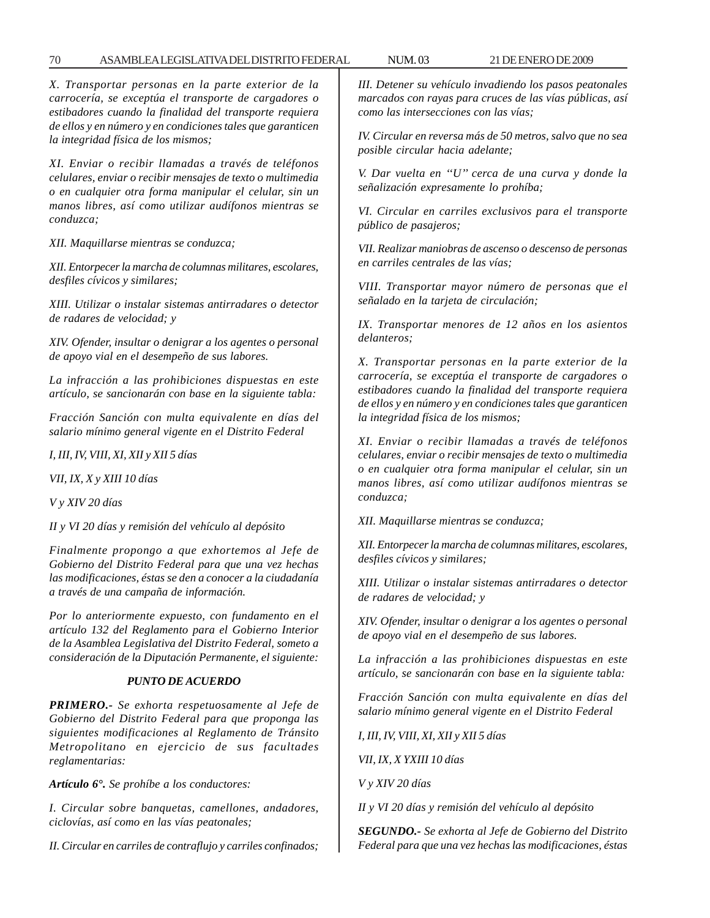*X. Transportar personas en la parte exterior de la carrocería, se exceptúa el transporte de cargadores o estibadores cuando la finalidad del transporte requiera de ellos y en número y en condiciones tales que garanticen la integridad física de los mismos;*

*XI. Enviar o recibir llamadas a través de teléfonos celulares, enviar o recibir mensajes de texto o multimedia o en cualquier otra forma manipular el celular, sin un manos libres, así como utilizar audífonos mientras se conduzca;*

*XII. Maquillarse mientras se conduzca;*

*XII. Entorpecer la marcha de columnas militares, escolares, desfiles cívicos y similares;*

*XIII. Utilizar o instalar sistemas antirradares o detector de radares de velocidad; y*

*XIV. Ofender, insultar o denigrar a los agentes o personal de apoyo vial en el desempeño de sus labores.*

*La infracción a las prohibiciones dispuestas en este artículo, se sancionarán con base en la siguiente tabla:*

*Fracción Sanción con multa equivalente en días del salario mínimo general vigente en el Distrito Federal*

*I, III, IV, VIII, XI, XII y XII 5 días*

*VII, IX, X y XIII 10 días*

*V y XIV 20 días*

*II y VI 20 días y remisión del vehículo al depósito*

*Finalmente propongo a que exhortemos al Jefe de Gobierno del Distrito Federal para que una vez hechas las modificaciones, éstas se den a conocer a la ciudadanía a través de una campaña de información.*

*Por lo anteriormente expuesto, con fundamento en el artículo 132 del Reglamento para el Gobierno Interior de la Asamblea Legislativa del Distrito Federal, someto a consideración de la Diputación Permanente, el siguiente:*

***PUNTO DE ACUERDO***

***PRIMERO.-*** *Se exhorta respetuosamente al Jefe de Gobierno del Distrito Federal para que proponga las siguientes modificaciones al Reglamento de Tránsito Metropolitano en ejercicio de sus facultades reglamentarias:*

***Artículo 6°.*** *Se prohíbe a los conductores:*

*I. Circular sobre banquetas, camellones, andadores, ciclovías, así como en las vías peatonales;*

*II. Circular en carriles de contraflujo y carriles confinados;*

*III. Detener su vehículo invadiendo los pasos peatonales marcados con rayas para cruces de las vías públicas, así como las intersecciones con las vías;*

*IV. Circular en reversa más de 50 metros, salvo que no sea posible circular hacia adelante;*

*V. Dar vuelta en "U" cerca de una curva y donde la señalización expresamente lo prohíba;*

*VI. Circular en carriles exclusivos para el transporte público de pasajeros;*

*VII. Realizar maniobras de ascenso o descenso de personas en carriles centrales de las vías;*

*VIII. Transportar mayor número de personas que el señalado en la tarjeta de circulación;*

*IX. Transportar menores de 12 años en los asientos delanteros;*

*X. Transportar personas en la parte exterior de la carrocería, se exceptúa el transporte de cargadores o estibadores cuando la finalidad del transporte requiera de ellos y en número y en condiciones tales que garanticen la integridad física de los mismos;*

*XI. Enviar o recibir llamadas a través de teléfonos celulares, enviar o recibir mensajes de texto o multimedia o en cualquier otra forma manipular el celular, sin un manos libres, así como utilizar audífonos mientras se conduzca;*

*XII. Maquillarse mientras se conduzca;*

*XII. Entorpecer la marcha de columnas militares, escolares, desfiles cívicos y similares;*

*XIII. Utilizar o instalar sistemas antirradares o detector de radares de velocidad; y*

*XIV. Ofender, insultar o denigrar a los agentes o personal de apoyo vial en el desempeño de sus labores.*

*La infracción a las prohibiciones dispuestas en este artículo, se sancionarán con base en la siguiente tabla:*

*Fracción Sanción con multa equivalente en días del salario mínimo general vigente en el Distrito Federal*

*I, III, IV, VIII, XI, XII y XII 5 días*

*VII, IX, X YXIII 10 días*

*V y XIV 20 días*

*II y VI 20 días y remisión del vehículo al depósito*

***SEGUNDO.-*** *Se exhorta al Jefe de Gobierno del Distrito Federal para que una vez hechas las modificaciones, éstas*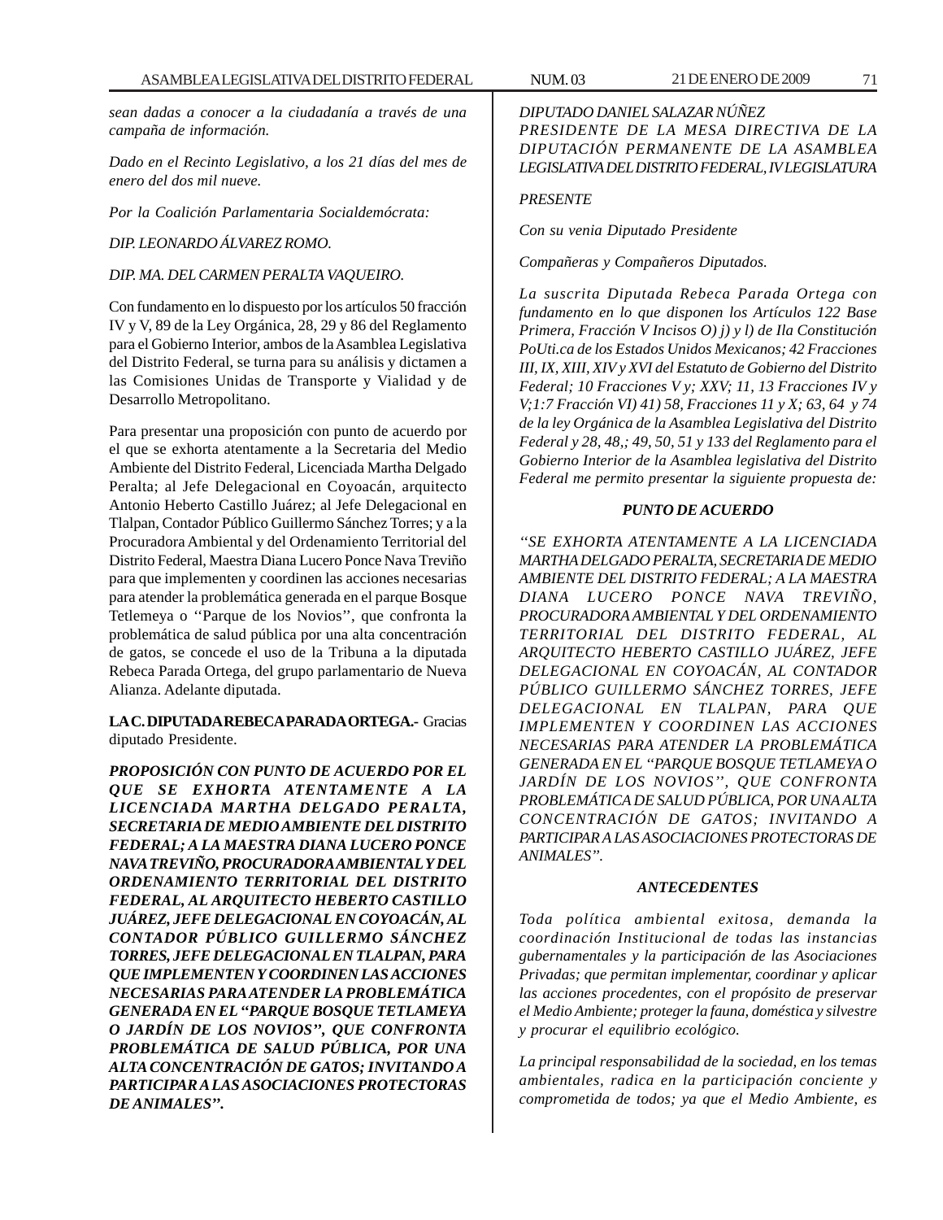*sean dadas a conocer a la ciudadanía a través de una campaña de información.*

*Dado en el Recinto Legislativo, a los 21 días del mes de enero del dos mil nueve.*

*Por la Coalición Parlamentaria Socialdemócrata:*

*DIP. LEONARDO ÁLVAREZ ROMO.*

*DIP. MA. DEL CARMEN PERALTA VAQUEIRO.*

Con fundamento en lo dispuesto por los artículos 50 fracción IV y V, 89 de la Ley Orgánica, 28, 29 y 86 del Reglamento para el Gobierno Interior, ambos de la Asamblea Legislativa del Distrito Federal, se turna para su análisis y dictamen a las Comisiones Unidas de Transporte y Vialidad y de Desarrollo Metropolitano.

Para presentar una proposición con punto de acuerdo por el que se exhorta atentamente a la Secretaria del Medio Ambiente del Distrito Federal, Licenciada Martha Delgado Peralta; al Jefe Delegacional en Coyoacán, arquitecto Antonio Heberto Castillo Juárez; al Jefe Delegacional en Tlalpan, Contador Público Guillermo Sánchez Torres; y a la Procuradora Ambiental y del Ordenamiento Territorial del Distrito Federal, Maestra Diana Lucero Ponce Nava Treviño para que implementen y coordinen las acciones necesarias para atender la problemática generada en el parque Bosque Tetlemeya o ''Parque de los Novios'', que confronta la problemática de salud pública por una alta concentración de gatos, se concede el uso de la Tribuna a la diputada Rebeca Parada Ortega, del grupo parlamentario de Nueva Alianza. Adelante diputada.

**LA C. DIPUTADA REBECA PARADA ORTEGA.-** Gracias diputado Presidente.

***PROPOSICIÓN CON PUNTO DE ACUERDO POR EL QUE SE EXHORTA ATENTAMENTE A LA LICENCIADA MARTHA DELGADO PERALTA, SECRETARIA DE MEDIO AMBIENTE DEL DISTRITO FEDERAL; A LA MAESTRA DIANA LUCERO PONCE NAVA TREVIÑO, PROCURADORA AMBIENTAL Y DEL ORDENAMIENTO TERRITORIAL DEL DISTRITO FEDERAL, AL ARQUITECTO HEBERTO CASTILLO JUÁREZ, JEFE DELEGACIONAL EN COYOACÁN, AL CONTADOR PÚBLICO GUILLERMO SÁNCHEZ TORRES, JEFE DELEGACIONAL EN TLALPAN, PARA QUE IMPLEMENTEN Y COORDINEN LAS ACCIONES NECESARIAS PARA ATENDER LA PROBLEMÁTICA GENERADA EN EL "PARQUE BOSQUE TETLAMEYA O JARDÍN DE LOS NOVIOS", QUE CONFRONTA PROBLEMÁTICA DE SALUD PÚBLICA, POR UNA ALTA CONCENTRACIÓN DE GATOS; INVITANDO A PARTICIPAR A LAS ASOCIACIONES PROTECTORAS DE ANIMALES".***

*DIPUTADO DANIEL SALAZAR NÚÑEZ*
*PRESIDENTE DE LA MESA DIRECTIVA DE LA DIPUTACIÓN PERMANENTE DE LA ASAMBLEA LEGISLATIVA DEL DISTRITO FEDERAL, IV LEGISLATURA*

*PRESENTE*

*Con su venia Diputado Presidente*

*Compañeras y Compañeros Diputados.*

*La suscrita Diputada Rebeca Parada Ortega con fundamento en lo que disponen los Artículos 122 Base Primera, Fracción V Incisos O) j) y l) de Ila Constitución PoUti.ca de los Estados Unidos Mexicanos; 42 Fracciones III, IX, XIII, XIV y XVI del Estatuto de Gobierno del Distrito Federal; 10 Fracciones V y; XXV; 11, 13 Fracciones IV y V;1:7 Fracción VI) 41) 58, Fracciones 11 y X; 63, 64 y 74 de la ley Orgánica de la Asamblea Legislativa del Distrito Federal y 28, 48,; 49, 50, 51 y 133 del Reglamento para el Gobierno Interior de la Asamblea legislativa del Distrito Federal me permito presentar la siguiente propuesta de:*

***PUNTO DE ACUERDO***

*''SE EXHORTA ATENTAMENTE A LA LICENCIADA MARTHA DELGADO PERALTA, SECRETARIA DE MEDIO AMBIENTE DEL DISTRITO FEDERAL; A LA MAESTRA DIANA LUCERO PONCE NAVA TREVIÑO, PROCURADORA AMBIENTAL Y DEL ORDENAMIENTO TERRITORIAL DEL DISTRITO FEDERAL, AL ARQUITECTO HEBERTO CASTILLO JUÁREZ, JEFE DELEGACIONAL EN COYOACÁN, AL CONTADOR PÚBLICO GUILLERMO SÁNCHEZ TORRES, JEFE DELEGACIONAL EN TLALPAN, PARA QUE IMPLEMENTEN Y COORDINEN LAS ACCIONES NECESARIAS PARA ATENDER LA PROBLEMÁTICA GENERADA EN EL ''PARQUE BOSQUE TETLAMEYA O JARDÍN DE LOS NOVIOS'', QUE CONFRONTA PROBLEMÁTICA DE SALUD PÚBLICA, POR UNA ALTA CONCENTRACIÓN DE GATOS; INVITANDO A PARTICIPAR A LAS ASOCIACIONES PROTECTORAS DE ANIMALES".*

***ANTECEDENTES***

*Toda política ambiental exitosa, demanda la coordinación Institucional de todas las instancias gubernamentales y la participación de las Asociaciones Privadas; que permitan implementar, coordinar y aplicar las acciones procedentes, con el propósito de preservar el Medio Ambiente; proteger la fauna, doméstica y silvestre y procurar el equilibrio ecológico.*

*La principal responsabilidad de la sociedad, en los temas ambientales, radica en la participación conciente y comprometida de todos; ya que el Medio Ambiente, es*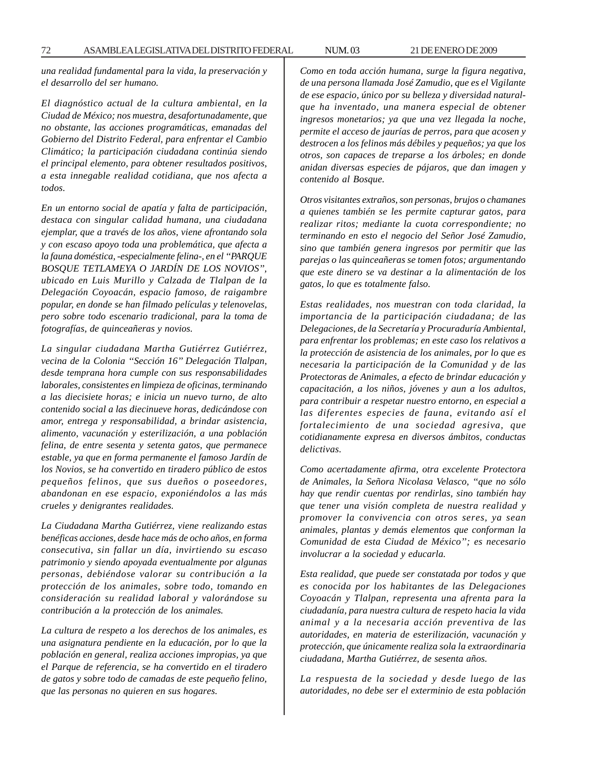*una realidad fundamental para la vida, la preservación y el desarrollo del ser humano.*

*El diagnóstico actual de la cultura ambiental, en la Ciudad de México; nos muestra, desafortunadamente, que no obstante, las acciones programáticas, emanadas del Gobierno del Distrito Federal, para enfrentar el Cambio Climático; la participación ciudadana continúa siendo el principal elemento, para obtener resultados positivos, a esta innegable realidad cotidiana, que nos afecta a todos.*

*En un entorno social de apatía y falta de participación, destaca con singular calidad humana, una ciudadana ejemplar, que a través de los años, viene afrontando sola y con escaso apoyo toda una problemática, que afecta a la fauna doméstica, -especialmente felina-, en el "PARQUE BOSQUE TETLAMEYA O JARDÍN DE LOS NOVIOS", ubicado en Luis Murillo y Calzada de Tlalpan de la Delegación Coyoacán, espacio famoso, de raigambre popular, en donde se han filmado películas y telenovelas, pero sobre todo escenario tradicional, para la toma de fotografías, de quinceañeras y novios.*

*La singular ciudadana Martha Gutiérrez Gutiérrez, vecina de la Colonia "Sección 16" Delegación Tlalpan, desde temprana hora cumple con sus responsabilidades laborales, consistentes en limpieza de oficinas, terminando a las diecisiete horas; e inicia un nuevo turno, de alto contenido social a las diecinueve horas, dedicándose con amor, entrega y responsabilidad, a brindar asistencia, alimento, vacunación y esterilización, a una población felina, de entre sesenta y setenta gatos, que permanece estable, ya que en forma permanente el famoso Jardín de los Novios, se ha convertido en tiradero público de estos pequeños felinos, que sus dueños o poseedores, abandonan en ese espacio, exponiéndolos a las más crueles y denigrantes realidades.*

*La Ciudadana Martha Gutiérrez, viene realizando estas benéficas acciones, desde hace más de ocho años, en forma consecutiva, sin fallar un día, invirtiendo su escaso patrimonio y siendo apoyada eventualmente por algunas personas, debiéndose valorar su contribución a la protección de los animales, sobre todo, tomando en consideración su realidad laboral y valorándose su contribución a la protección de los animales.*

*La cultura de respeto a los derechos de los animales, es una asignatura pendiente en la educación, por lo que la población en general, realiza acciones impropias, ya que el Parque de referencia, se ha convertido en el tiradero de gatos y sobre todo de camadas de este pequeño felino, que las personas no quieren en sus hogares.*

*Como en toda acción humana, surge la figura negativa, de una persona llamada José Zamudio, que es el Vigilante de ese espacio, único por su belleza y diversidad natural-que ha inventado, una manera especial de obtener ingresos monetarios; ya que una vez llegada la noche, permite el acceso de jaurías de perros, para que acosen y destrocen a los felinos más débiles y pequeños; ya que los otros, son capaces de treparse a los árboles; en donde anidan diversas especies de pájaros, que dan imagen y contenido al Bosque.*

*Otros visitantes extraños, son personas, brujos o chamanes a quienes también se les permite capturar gatos, para realizar ritos; mediante la cuota correspondiente; no terminando en esto el negocio del Señor José Zamudio, sino que también genera ingresos por permitir que las parejas o las quinceañeras se tomen fotos; argumentando que este dinero se va destinar a la alimentación de los gatos, lo que es totalmente falso.*

*Estas realidades, nos muestran con toda claridad, la importancia de la participación ciudadana; de las Delegaciones, de la Secretaría y Procuraduría Ambiental, para enfrentar los problemas; en este caso los relativos a la protección de asistencia de los animales, por lo que es necesaria la participación de la Comunidad y de las Protectoras de Animales, a efecto de brindar educación y capacitación, a los niños, jóvenes y aun a los adultos, para contribuir a respetar nuestro entorno, en especial a las diferentes especies de fauna, evitando así el fortalecimiento de una sociedad agresiva, que cotidianamente expresa en diversos ámbitos, conductas delictivas.*

*Como acertadamente afirma, otra excelente Protectora de Animales, la Señora Nicolasa Velasco, "que no sólo hay que rendir cuentas por rendirlas, sino también hay que tener una visión completa de nuestra realidad y promover la convivencia con otros seres, ya sean animales, plantas y demás elementos que conforman la Comunidad de esta Ciudad de México"; es necesario involucrar a la sociedad y educarla.*

*Esta realidad, que puede ser constatada por todos y que es conocida por los habitantes de las Delegaciones Coyoacán y Tlalpan, representa una afrenta para la ciudadanía, para nuestra cultura de respeto hacia la vida animal y a la necesaria acción preventiva de las autoridades, en materia de esterilización, vacunación y protección, que únicamente realiza sola la extraordinaria ciudadana, Martha Gutiérrez, de sesenta años.*

*La respuesta de la sociedad y desde luego de las autoridades, no debe ser el exterminio de esta población*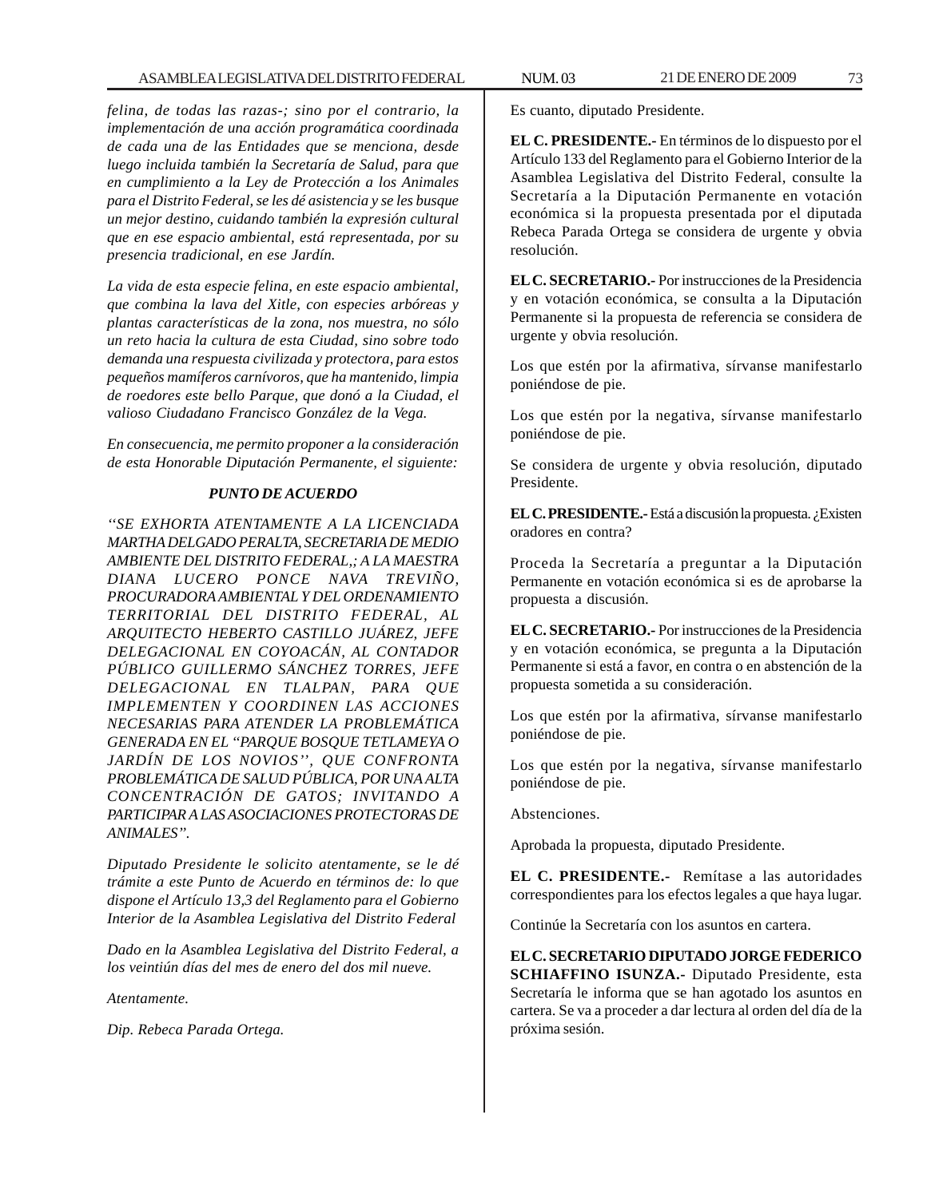*felina, de todas las razas-; sino por el contrario, la implementación de una acción programática coordinada de cada una de las Entidades que se menciona, desde luego incluida también la Secretaría de Salud, para que en cumplimiento a la Ley de Protección a los Animales para el Distrito Federal, se les dé asistencia y se les busque un mejor destino, cuidando también la expresión cultural que en ese espacio ambiental, está representada, por su presencia tradicional, en ese Jardín.*

*La vida de esta especie felina, en este espacio ambiental, que combina la lava del Xitle, con especies arbóreas y plantas características de la zona, nos muestra, no sólo un reto hacia la cultura de esta Ciudad, sino sobre todo demanda una respuesta civilizada y protectora, para estos pequeños mamíferos carnívoros, que ha mantenido, limpia de roedores este bello Parque, que donó a la Ciudad, el valioso Ciudadano Francisco González de la Vega.*

*En consecuencia, me permito proponer a la consideración de esta Honorable Diputación Permanente, el siguiente:*

***PUNTO DE ACUERDO***

*''SE EXHORTA ATENTAMENTE A LA LICENCIADA MARTHA DELGADO PERALTA, SECRETARIA DE MEDIO AMBIENTE DEL DISTRITO FEDERAL,; A LA MAESTRA DIANA LUCERO PONCE NAVA TREVIÑO, PROCURADORA AMBIENTAL Y DEL ORDENAMIENTO TERRITORIAL DEL DISTRITO FEDERAL, AL ARQUITECTO HEBERTO CASTILLO JUÁREZ, JEFE DELEGACIONAL EN COYOACÁN, AL CONTADOR PÚBLICO GUILLERMO SÁNCHEZ TORRES, JEFE DELEGACIONAL EN TLALPAN, PARA QUE IMPLEMENTEN Y COORDINEN LAS ACCIONES NECESARIAS PARA ATENDER LA PROBLEMÁTICA GENERADA EN EL "PARQUE BOSQUE TETLAMEYA O JARDÍN DE LOS NOVIOS'', QUE CONFRONTA PROBLEMÁTICA DE SALUD PÚBLICA, POR UNA ALTA CONCENTRACIÓN DE GATOS; INVITANDO A PARTICIPAR A LAS ASOCIACIONES PROTECTORAS DE ANIMALES".*

*Diputado Presidente le solicito atentamente, se le dé trámite a este Punto de Acuerdo en términos de: lo que dispone el Artículo 13,3 del Reglamento para el Gobierno Interior de la Asamblea Legislativa del Distrito Federal*

*Dado en la Asamblea Legislativa del Distrito Federal, a los veintiún días del mes de enero del dos mil nueve.*

*Atentamente.*

*Dip. Rebeca Parada Ortega.*

Es cuanto, diputado Presidente.

**EL C. PRESIDENTE.-** En términos de lo dispuesto por el Artículo 133 del Reglamento para el Gobierno Interior de la Asamblea Legislativa del Distrito Federal, consulte la Secretaría a la Diputación Permanente en votación económica si la propuesta presentada por el diputada Rebeca Parada Ortega se considera de urgente y obvia resolución.

**EL C. SECRETARIO.-** Por instrucciones de la Presidencia y en votación económica, se consulta a la Diputación Permanente si la propuesta de referencia se considera de urgente y obvia resolución.

Los que estén por la afirmativa, sírvanse manifestarlo poniéndose de pie.

Los que estén por la negativa, sírvanse manifestarlo poniéndose de pie.

Se considera de urgente y obvia resolución, diputado Presidente.

**EL C. PRESIDENTE.-** Está a discusión la propuesta. ¿Existen oradores en contra?

Proceda la Secretaría a preguntar a la Diputación Permanente en votación económica si es de aprobarse la propuesta a discusión.

**EL C. SECRETARIO.-** Por instrucciones de la Presidencia y en votación económica, se pregunta a la Diputación Permanente si está a favor, en contra o en abstención de la propuesta sometida a su consideración.

Los que estén por la afirmativa, sírvanse manifestarlo poniéndose de pie.

Los que estén por la negativa, sírvanse manifestarlo poniéndose de pie.

Abstenciones.

Aprobada la propuesta, diputado Presidente.

**EL C. PRESIDENTE.-** Remítase a las autoridades correspondientes para los efectos legales a que haya lugar.

Continúe la Secretaría con los asuntos en cartera.

**EL C. SECRETARIO DIPUTADO JORGE FEDERICO SCHIAFFINO ISUNZA.-** Diputado Presidente, esta Secretaría le informa que se han agotado los asuntos en cartera. Se va a proceder a dar lectura al orden del día de la próxima sesión.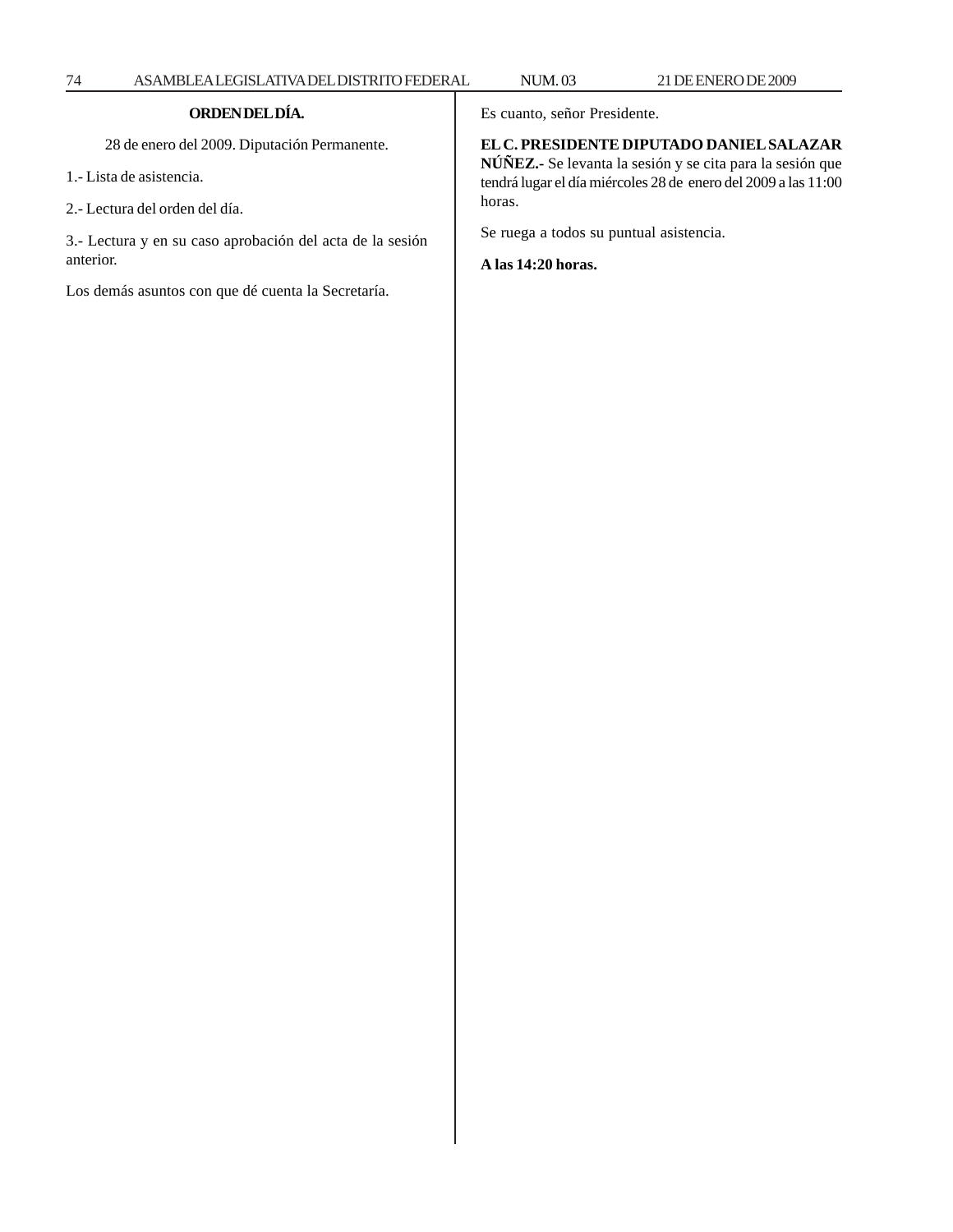**ORDEN DEL DÍA.**

28 de enero del 2009. Diputación Permanente.

1.- Lista de asistencia.

2.- Lectura del orden del día.

3.- Lectura y en su caso aprobación del acta de la sesión anterior.

Los demás asuntos con que dé cuenta la Secretaría.

Es cuanto, señor Presidente.

**EL C. PRESIDENTE DIPUTADO DANIEL SALAZAR NÚÑEZ.-** Se levanta la sesión y se cita para la sesión que tendrá lugar el día miércoles 28 de enero del 2009 a las 11:00 horas.

Se ruega a todos su puntual asistencia.

**A las 14:20 horas.**